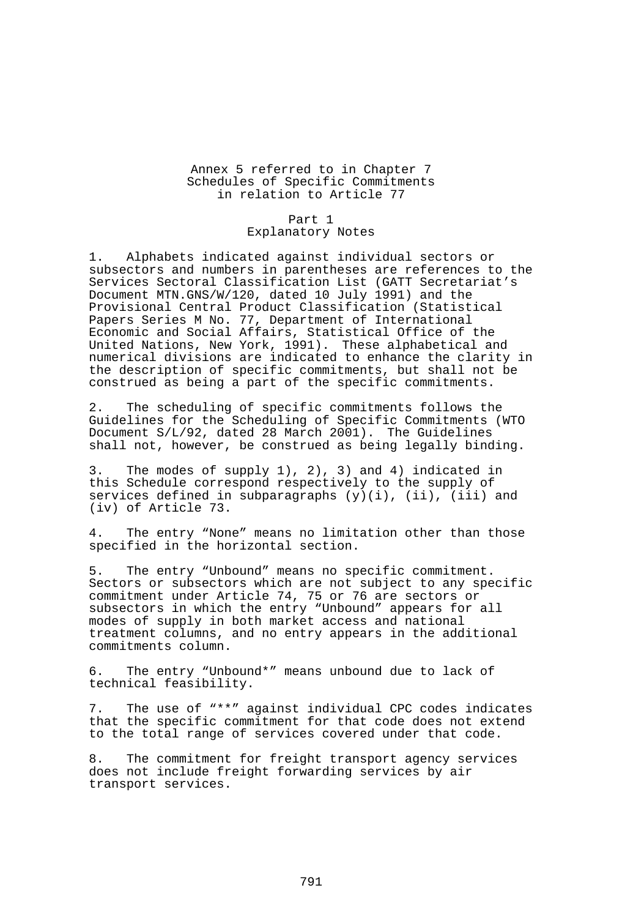# Annex 5 referred to in Chapter 7
# Schedules of Specific Commitments in relation to Article 77

## Part 1
## Explanatory Notes

1. Alphabets indicated against individual sectors or subsectors and numbers in parentheses are references to the Services Sectoral Classification List (GATT Secretariat's Document MTN.GNS/W/120, dated 10 July 1991) and the Provisional Central Product Classification (Statistical Papers Series M No. 77, Department of International Economic and Social Affairs, Statistical Office of the United Nations, New York, 1991). These alphabetical and numerical divisions are indicated to enhance the clarity in the description of specific commitments, but shall not be construed as being a part of the specific commitments.

2. The scheduling of specific commitments follows the Guidelines for the Scheduling of Specific Commitments (WTO Document S/L/92, dated 28 March 2001). The Guidelines shall not, however, be construed as being legally binding.

3. The modes of supply 1), 2), 3) and 4) indicated in this Schedule correspond respectively to the supply of services defined in subparagraphs (y)(i), (ii), (iii) and (iv) of Article 73.

4. The entry "None" means no limitation other than those specified in the horizontal section.

5. The entry "Unbound" means no specific commitment. Sectors or subsectors which are not subject to any specific commitment under Article 74, 75 or 76 are sectors or subsectors in which the entry "Unbound" appears for all modes of supply in both market access and national treatment columns, and no entry appears in the additional commitments column.

6. The entry "Unbound*" means unbound due to lack of technical feasibility.

7. The use of "**" against individual CPC codes indicates that the specific commitment for that code does not extend to the total range of services covered under that code.

8. The commitment for freight transport agency services does not include freight forwarding services by air transport services.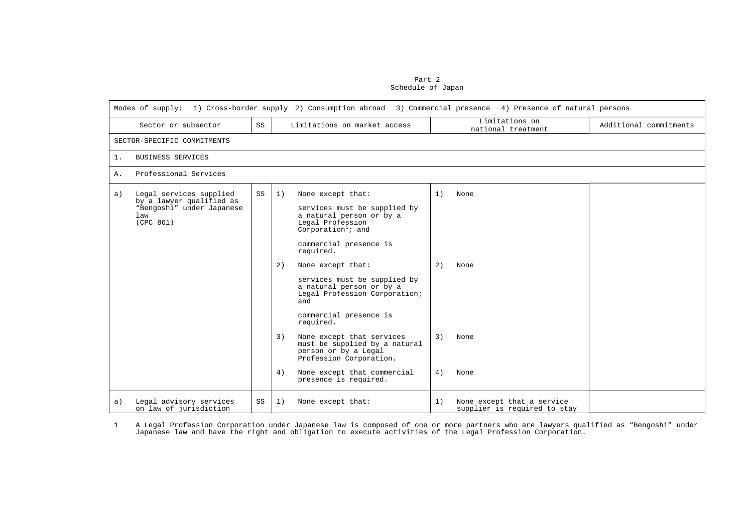Part 2
Schedule of Japan

| Modes of supply: 1) Cross-border supply 2) Consumption abroad 3) Commercial presence 4) Presence of natural persons | | | | |
|---|---|---|---|---|
| Sector or subsector | SS | Limitations on market access | Limitations on national treatment | Additional commitments |
| SECTOR-SPECIFIC COMMITMENTS | | | | |
| 1. BUSINESS SERVICES | | | | |
| A. Professional Services | | | | |
| a) Legal services supplied by a lawyer qualified as "Bengoshi" under Japanese law (CPC 861) | SS | 1) None except that:<br><br>services must be supplied by a natural person or by a Legal Profession Corporation[1]; and<br><br>commercial presence is required.<br><br>2) None except that:<br><br>services must be supplied by a natural person or by a Legal Profession Corporation; and<br><br>commercial presence is required.<br><br>3) None except that services must be supplied by a natural person or by a Legal Profession Corporation.<br><br>4) None except that commercial presence is required. | 1) None<br><br>2) None<br><br>3) None<br><br>4) None | |
| a) Legal advisory services on law of jurisdiction | SS | 1) None except that: | 1) None except that a service supplier is required to stay | |

1 A Legal Profession Corporation under Japanese law is composed of one or more partners who are lawyers qualified as "Bengoshi" under Japanese law and have the right and obligation to execute activities of the Legal Profession Corporation.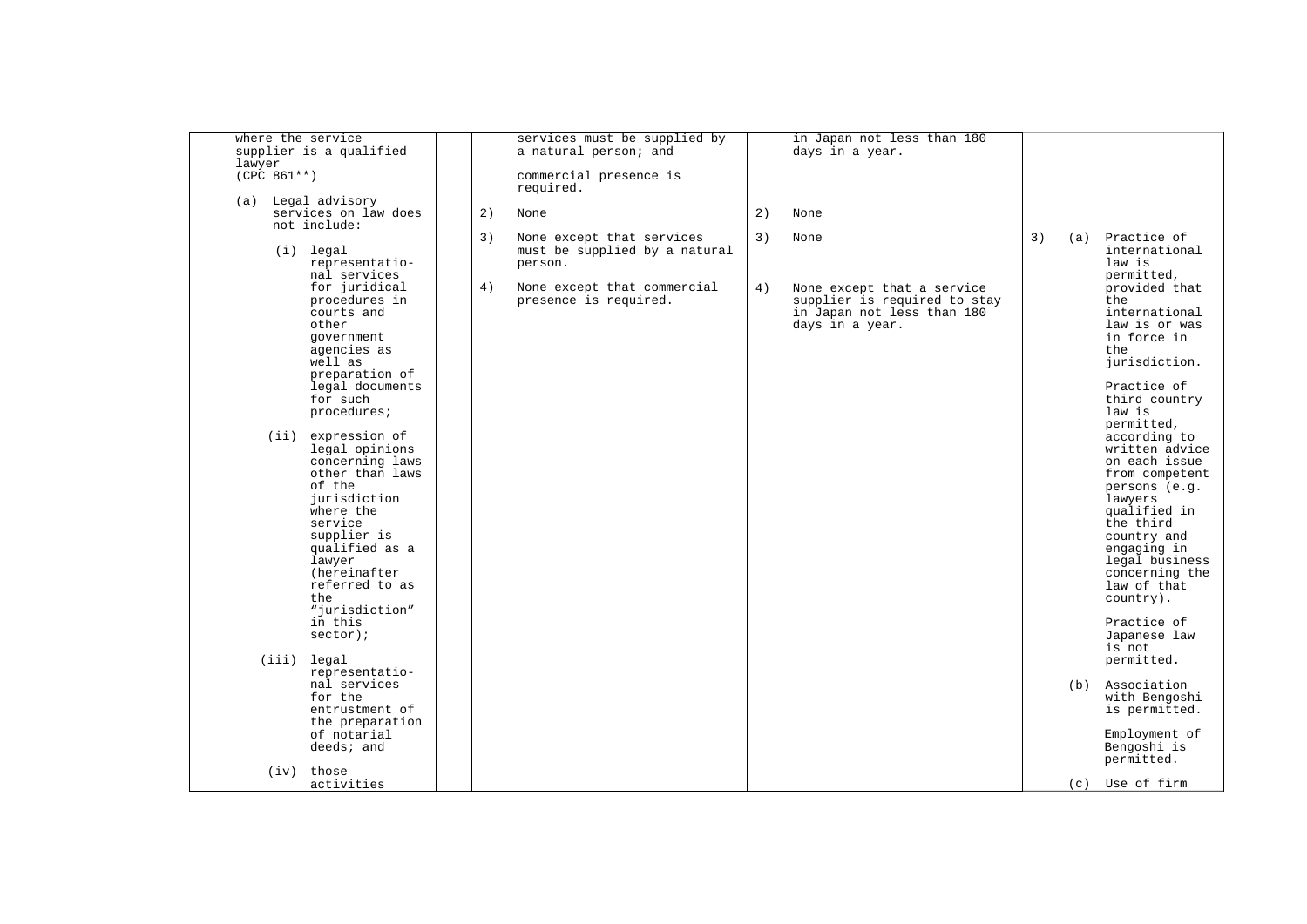| | | | | |
|---|---|---|---|---|
| where the service supplier is a qualified lawyer (CPC 861**)<br><br>(a) Legal advisory services on law does not include:<br><br>(i) legal representational services for juridical procedures in courts and other government agencies as well as preparation of legal documents for such procedures;<br><br>(ii) expression of legal opinions concerning laws other than laws of the jurisdiction where the service supplier is qualified as a lawyer (hereinafter referred to as the "jurisdiction" in this sector);<br><br>(iii) legal representational services for the entrustment of the preparation of notarial deeds; and<br><br>(iv) those activities | | services must be supplied by a natural person; and<br><br>commercial presence is required.<br><br>2) None<br><br>3) None except that services must be supplied by a natural person.<br><br>4) None except that commercial presence is required. | in Japan not less than 180 days in a year.<br><br>2) None<br><br>3) None<br><br>4) None except that a service supplier is required to stay in Japan not less than 180 days in a year. | 3) (a) Practice of international law is permitted, provided that the international law is or was in force in the jurisdiction.<br><br>Practice of third country law is permitted, according to written advice on each issue from competent persons (e.g. lawyers qualified in the third country and engaging in legal business concerning the law of that country).<br><br>Practice of Japanese law is not permitted.<br><br>(b) Association with Bengoshi is permitted.<br><br>Employment of Bengoshi is permitted.<br><br>(c) Use of firm |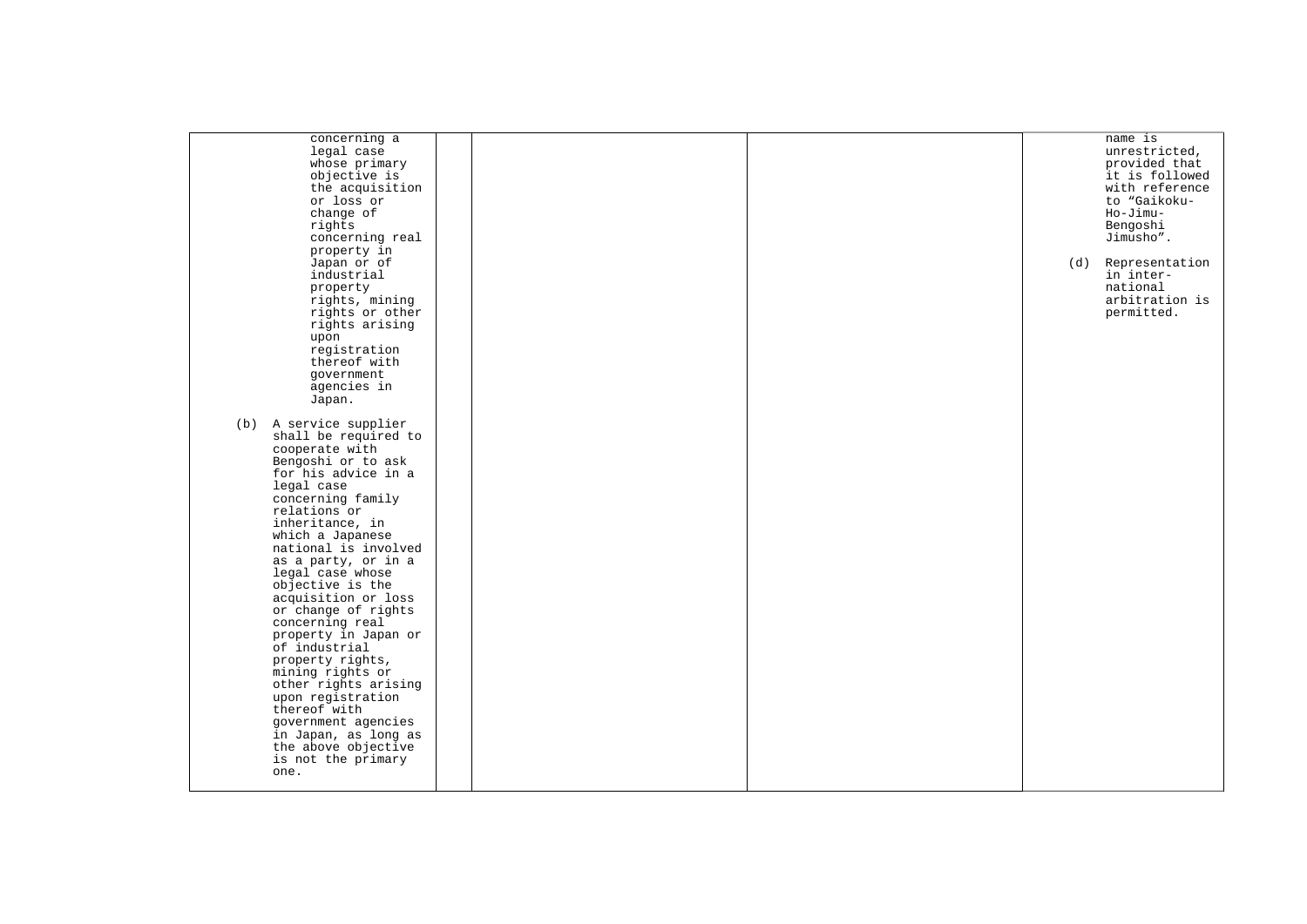| | | | | |
|---|---|---|---|---|
| concerning a legal case whose primary objective is the acquisition or loss or change of rights concerning real property in Japan or of industrial property rights, mining rights or other rights arising upon registration thereof with government agencies in Japan.<br><br>(b) A service supplier shall be required to cooperate with Bengoshi or to ask for his advice in a legal case concerning family relations or inheritance, in which a Japanese national is involved as a party, or in a legal case whose objective is the acquisition or loss or change of rights concerning real property in Japan or of industrial property rights, mining rights or other rights arising upon registration thereof with government agencies in Japan, as long as the above objective is not the primary one. | | | | name is unrestricted, provided that it is followed with reference to "Gaikoku-Ho-Jimu-Bengoshi Jimusho".<br><br>(d) Representation in inter-national arbitration is permitted. |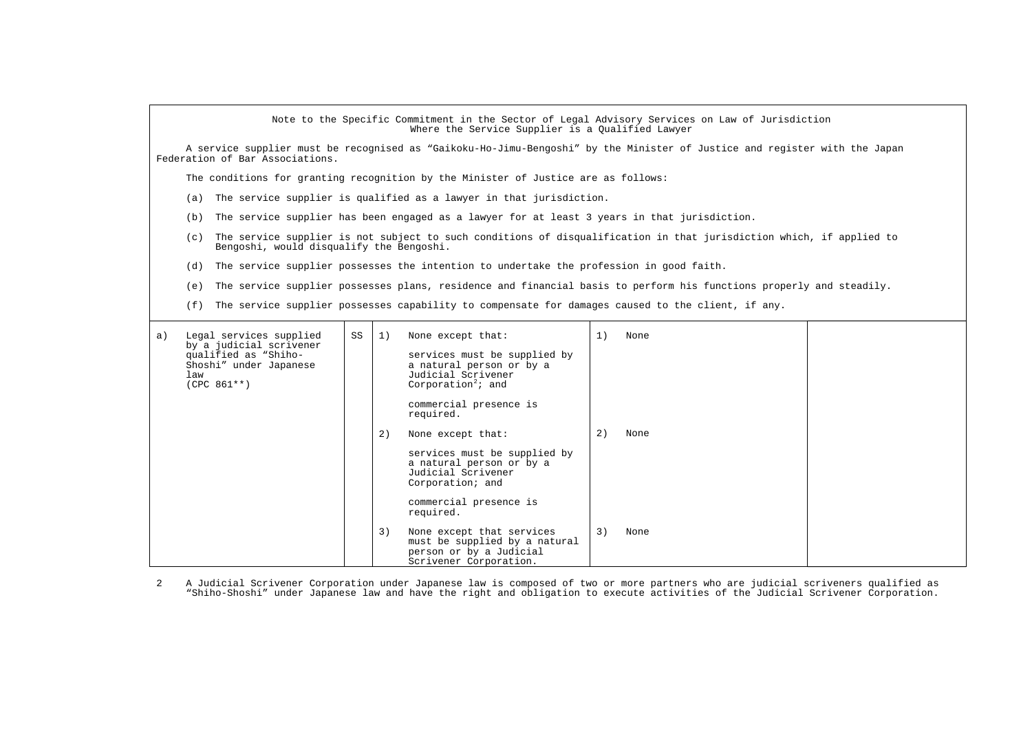Note to the Specific Commitment in the Sector of Legal Advisory Services on Law of Jurisdiction Where the Service Supplier is a Qualified Lawyer

A service supplier must be recognised as "Gaikoku-Ho-Jimu-Bengoshi" by the Minister of Justice and register with the Japan Federation of Bar Associations.

The conditions for granting recognition by the Minister of Justice are as follows:

(a) The service supplier is qualified as a lawyer in that jurisdiction.

(b) The service supplier has been engaged as a lawyer for at least 3 years in that jurisdiction.

(c) The service supplier is not subject to such conditions of disqualification in that jurisdiction which, if applied to Bengoshi, would disqualify the Bengoshi.

(d) The service supplier possesses the intention to undertake the profession in good faith.

(e) The service supplier possesses plans, residence and financial basis to perform his functions properly and steadily.

(f) The service supplier possesses capability to compensate for damages caused to the client, if any.

| | | | |
|---|---|---|---|
| a) Legal services supplied by a judicial scrivener qualified as "Shiho-Shoshi" under Japanese law (CPC 861**) | SS | 1) None except that: services must be supplied by a natural person or by a Judicial Scrivener Corporation[2]; and commercial presence is required. | 1) None | |
| | | 2) None except that: services must be supplied by a natural person or by a Judicial Scrivener Corporation; and commercial presence is required. | 2) None | |
| | | 3) None except that services must be supplied by a natural person or by a Judicial Scrivener Corporation. | 3) None | |

2 A Judicial Scrivener Corporation under Japanese law is composed of two or more partners who are judicial scriveners qualified as "Shiho-Shoshi" under Japanese law and have the right and obligation to execute activities of the Judicial Scrivener Corporation.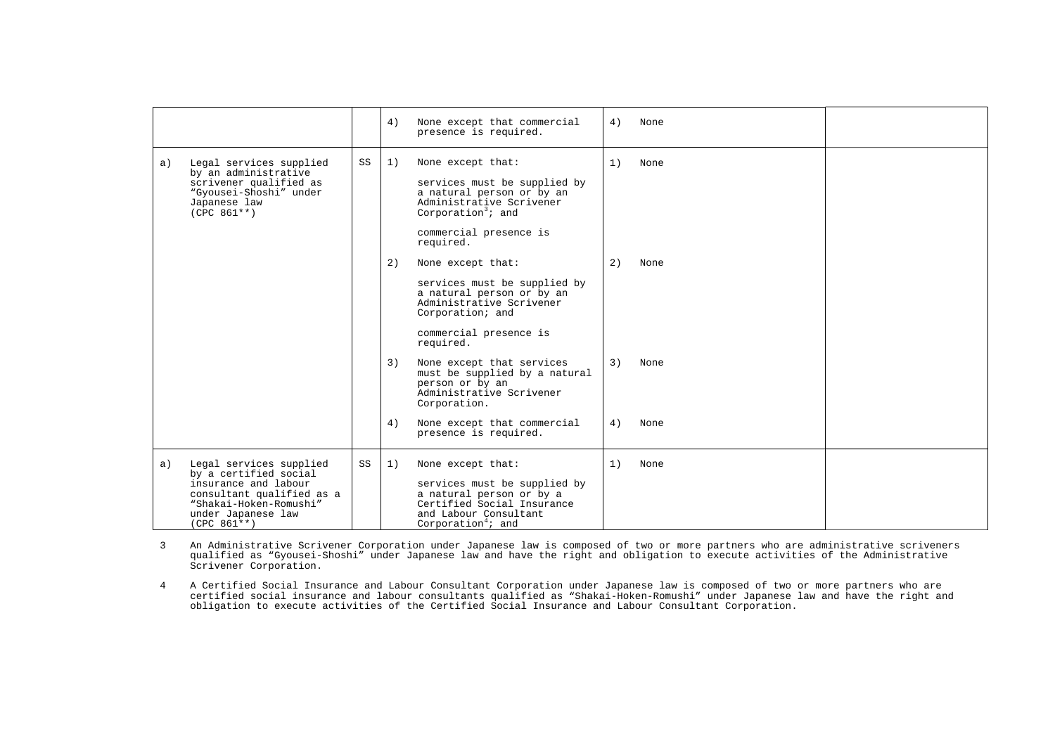| | | | |
|---|---|---|---|
| | | 4) None except that commercial presence is required. | 4) None | |
| a) Legal services supplied by an administrative scrivener qualified as "Gyousei-Shoshi" under Japanese law (CPC 861**) | SS | 1) None except that:<br><br>services must be supplied by a natural person or by an Administrative Scrivener Corporation[3]; and<br><br>commercial presence is required.<br><br>2) None except that:<br><br>services must be supplied by a natural person or by an Administrative Scrivener Corporation; and<br><br>commercial presence is required.<br><br>3) None except that services must be supplied by a natural person or by an Administrative Scrivener Corporation.<br><br>4) None except that commercial presence is required. | 1) None<br><br>2) None<br><br>3) None<br><br>4) None | |
| a) Legal services supplied by a certified social insurance and labour consultant qualified as a "Shakai-Hoken-Romushi" under Japanese law (CPC 861**) | SS | 1) None except that:<br><br>services must be supplied by a natural person or by a Certified Social Insurance and Labour Consultant Corporation[4]; and | 1) None | |

3 An Administrative Scrivener Corporation under Japanese law is composed of two or more partners who are administrative scriveners qualified as "Gyousei-Shoshi" under Japanese law and have the right and obligation to execute activities of the Administrative Scrivener Corporation.

4 A Certified Social Insurance and Labour Consultant Corporation under Japanese law is composed of two or more partners who are certified social insurance and labour consultants qualified as "Shakai-Hoken-Romushi" under Japanese law and have the right and obligation to execute activities of the Certified Social Insurance and Labour Consultant Corporation.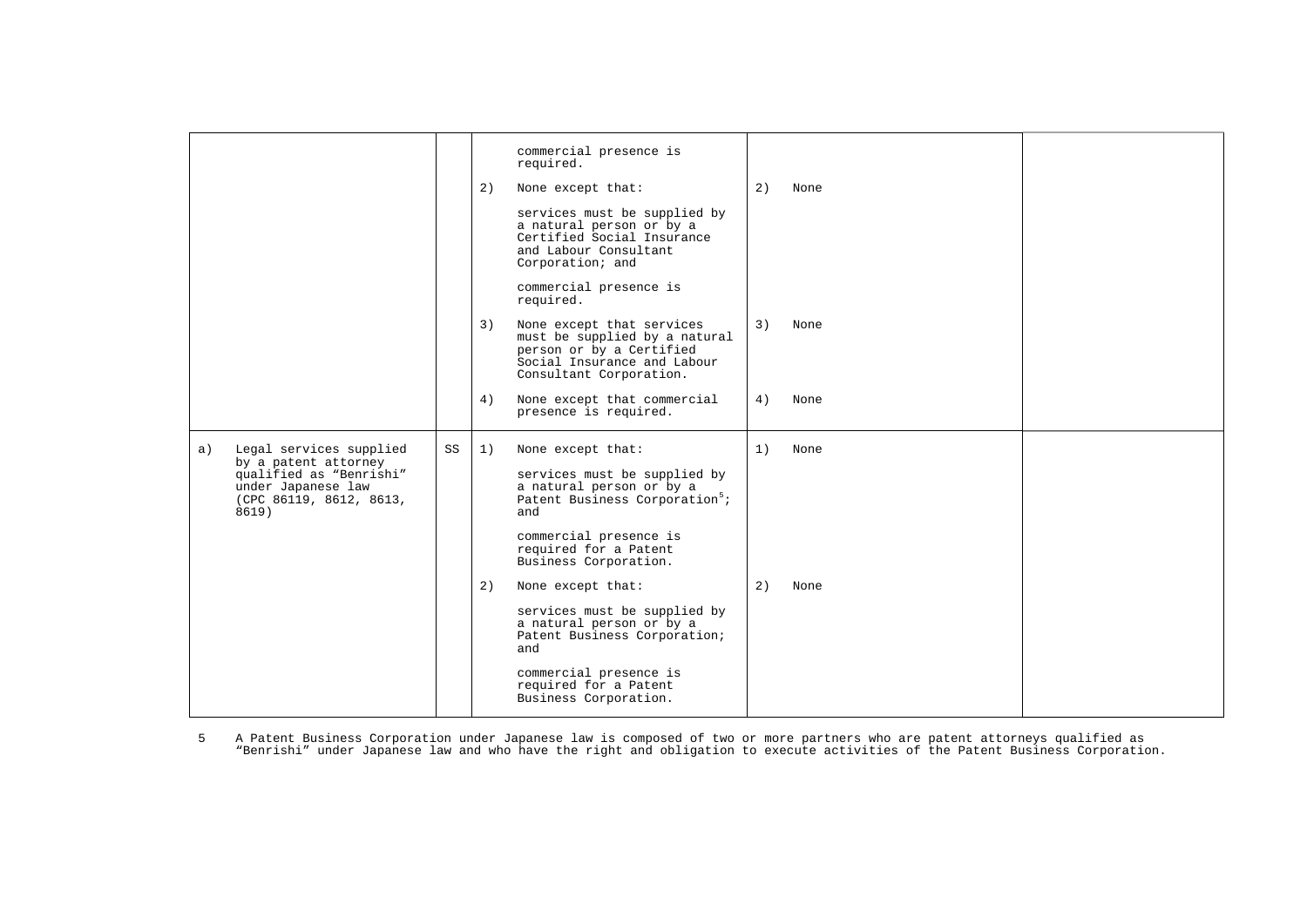| | | | | |
|---|---|---|---|---|
| | | commercial presence is required.<br><br>2) None except that:<br><br>services must be supplied by a natural person or by a Certified Social Insurance and Labour Consultant Corporation; and<br><br>commercial presence is required.<br><br>3) None except that services must be supplied by a natural person or by a Certified Social Insurance and Labour Consultant Corporation.<br><br>4) None except that commercial presence is required. | 2) None<br><br>3) None<br><br>4) None | |
| a) Legal services supplied by a patent attorney qualified as "Benrishi" under Japanese law (CPC 86119, 8612, 8613, 8619) | SS | 1) None except that:<br><br>services must be supplied by a natural person or by a Patent Business Corporation[5]; and<br><br>commercial presence is required for a Patent Business Corporation.<br><br>2) None except that:<br><br>services must be supplied by a natural person or by a Patent Business Corporation; and<br><br>commercial presence is required for a Patent Business Corporation. | 1) None<br><br>2) None | |

5 A Patent Business Corporation under Japanese law is composed of two or more partners who are patent attorneys qualified as "Benrishi" under Japanese law and who have the right and obligation to execute activities of the Patent Business Corporation.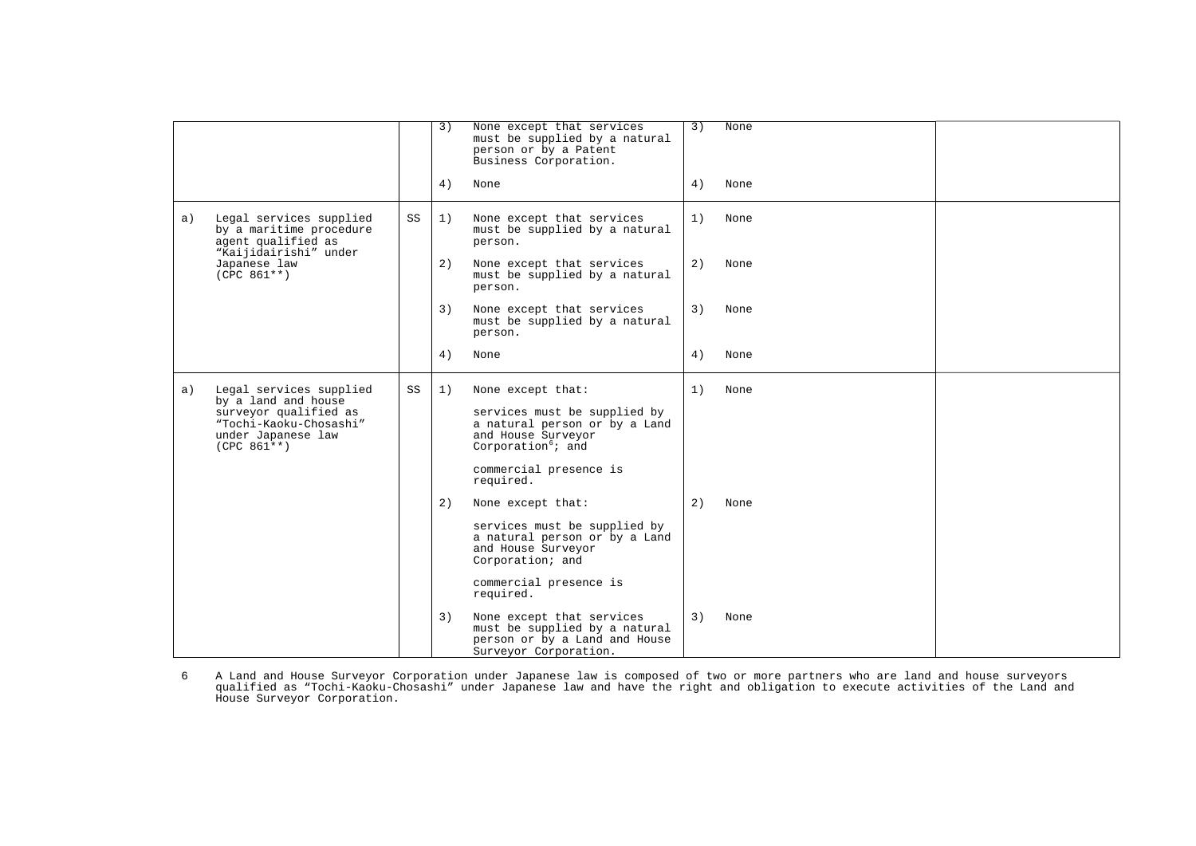| | | | | |
|---|---|---|---|---|
| | | 3) None except that services must be supplied by a natural person or by a Patent Business Corporation.<br><br>4) None | 3) None<br><br>4) None | |
| a) Legal services supplied by a maritime procedure agent qualified as "Kaijidairishi" under Japanese law (CPC 861**) | SS | 1) None except that services must be supplied by a natural person.<br><br>2) None except that services must be supplied by a natural person.<br><br>3) None except that services must be supplied by a natural person.<br><br>4) None | 1) None<br><br>2) None<br><br>3) None<br><br>4) None | |
| a) Legal services supplied by a land and house surveyor qualified as "Tochi-Kaoku-Chosashi" under Japanese law (CPC 861**) | SS | 1) None except that:<br><br>services must be supplied by a natural person or by a Land and House Surveyor Corporation[6]; and<br><br>commercial presence is required.<br><br>2) None except that:<br><br>services must be supplied by a natural person or by a Land and House Surveyor Corporation; and<br><br>commercial presence is required.<br><br>3) None except that services must be supplied by a natural person or by a Land and House Surveyor Corporation. | 1) None<br><br>2) None<br><br>3) None | |

6 A Land and House Surveyor Corporation under Japanese law is composed of two or more partners who are land and house surveyors qualified as "Tochi-Kaoku-Chosashi" under Japanese law and have the right and obligation to execute activities of the Land and House Surveyor Corporation.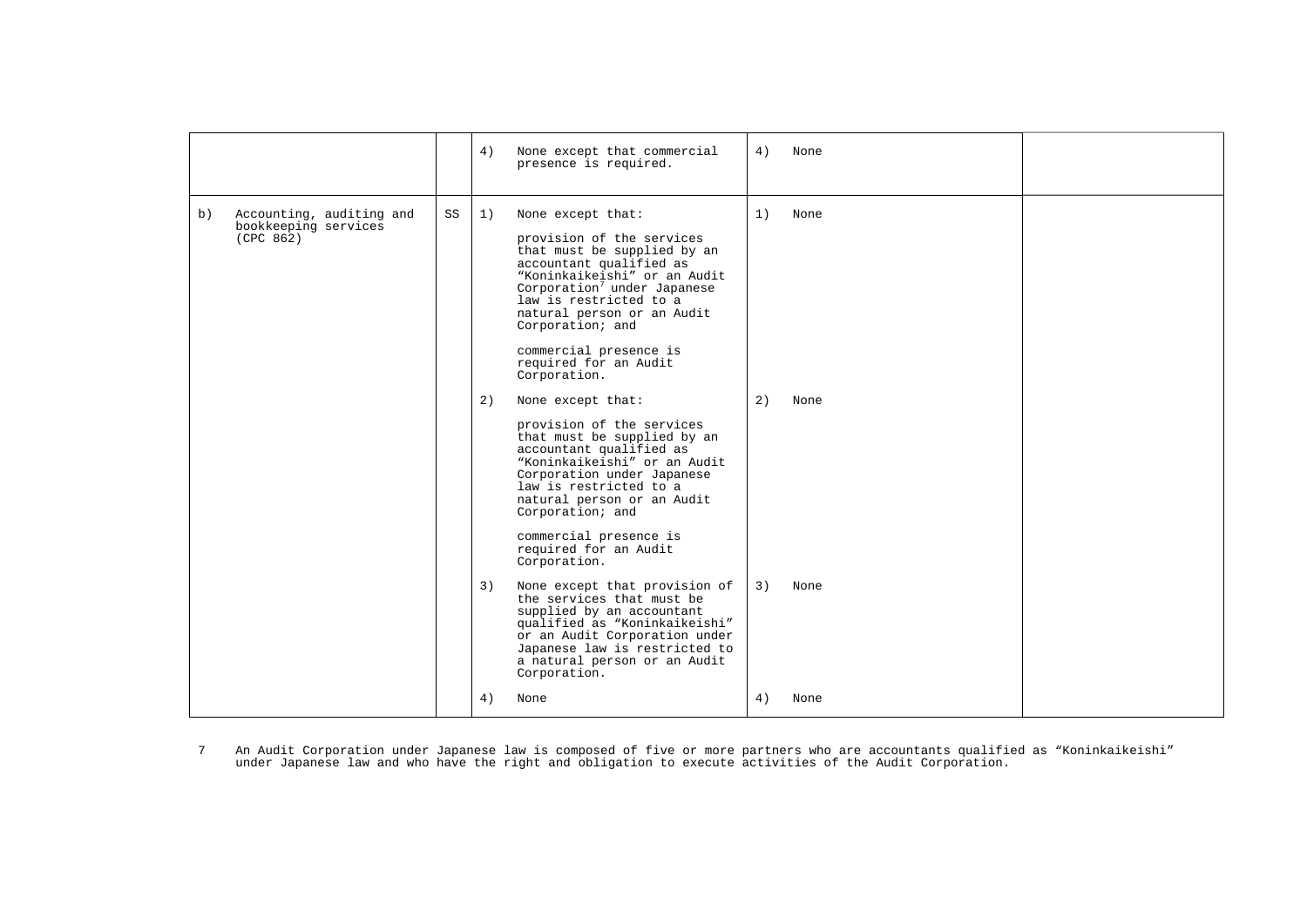| | | | | |
|---|---|---|---|---|
| | | 4) None except that commercial presence is required. | 4) None | |
| b) Accounting, auditing and bookkeeping services (CPC 862) | SS | 1) None except that:<br><br>provision of the services that must be supplied by an accountant qualified as "Koninkaikeishi" or an Audit Corporation[7] under Japanese law is restricted to a natural person or an Audit Corporation; and<br><br>commercial presence is required for an Audit Corporation.<br><br>2) None except that:<br><br>provision of the services that must be supplied by an accountant qualified as "Koninkaikeishi" or an Audit Corporation under Japanese law is restricted to a natural person or an Audit Corporation; and<br><br>commercial presence is required for an Audit Corporation.<br><br>3) None except that provision of the services that must be supplied by an accountant qualified as "Koninkaikeishi" or an Audit Corporation under Japanese law is restricted to a natural person or an Audit Corporation.<br><br>4) None | 1) None<br><br>2) None<br><br>3) None<br><br>4) None | |

7 An Audit Corporation under Japanese law is composed of five or more partners who are accountants qualified as "Koninkaikeishi" under Japanese law and who have the right and obligation to execute activities of the Audit Corporation.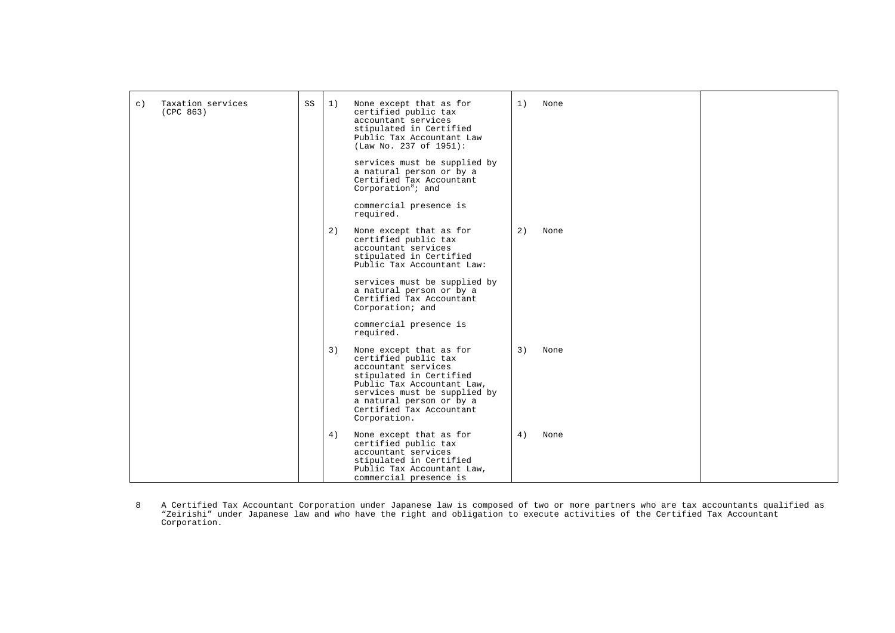| | | | | |
|---|---|---|---|---|
| c) Taxation services (CPC 863) | SS | 1) None except that as for certified public tax accountant services stipulated in Certified Public Tax Accountant Law (Law No. 237 of 1951):<br><br>services must be supplied by a natural person or by a Certified Tax Accountant Corporation[8]; and<br><br>commercial presence is required. | 1) None | |
| | | 2) None except that as for certified public tax accountant services stipulated in Certified Public Tax Accountant Law:<br><br>services must be supplied by a natural person or by a Certified Tax Accountant Corporation; and<br><br>commercial presence is required. | 2) None | |
| | | 3) None except that as for certified public tax accountant services stipulated in Certified Public Tax Accountant Law, services must be supplied by a natural person or by a Certified Tax Accountant Corporation. | 3) None | |
| | | 4) None except that as for certified public tax accountant services stipulated in Certified Public Tax Accountant Law, commercial presence is | 4) None | |

8 A Certified Tax Accountant Corporation under Japanese law is composed of two or more partners who are tax accountants qualified as "Zeirishi" under Japanese law and who have the right and obligation to execute activities of the Certified Tax Accountant Corporation.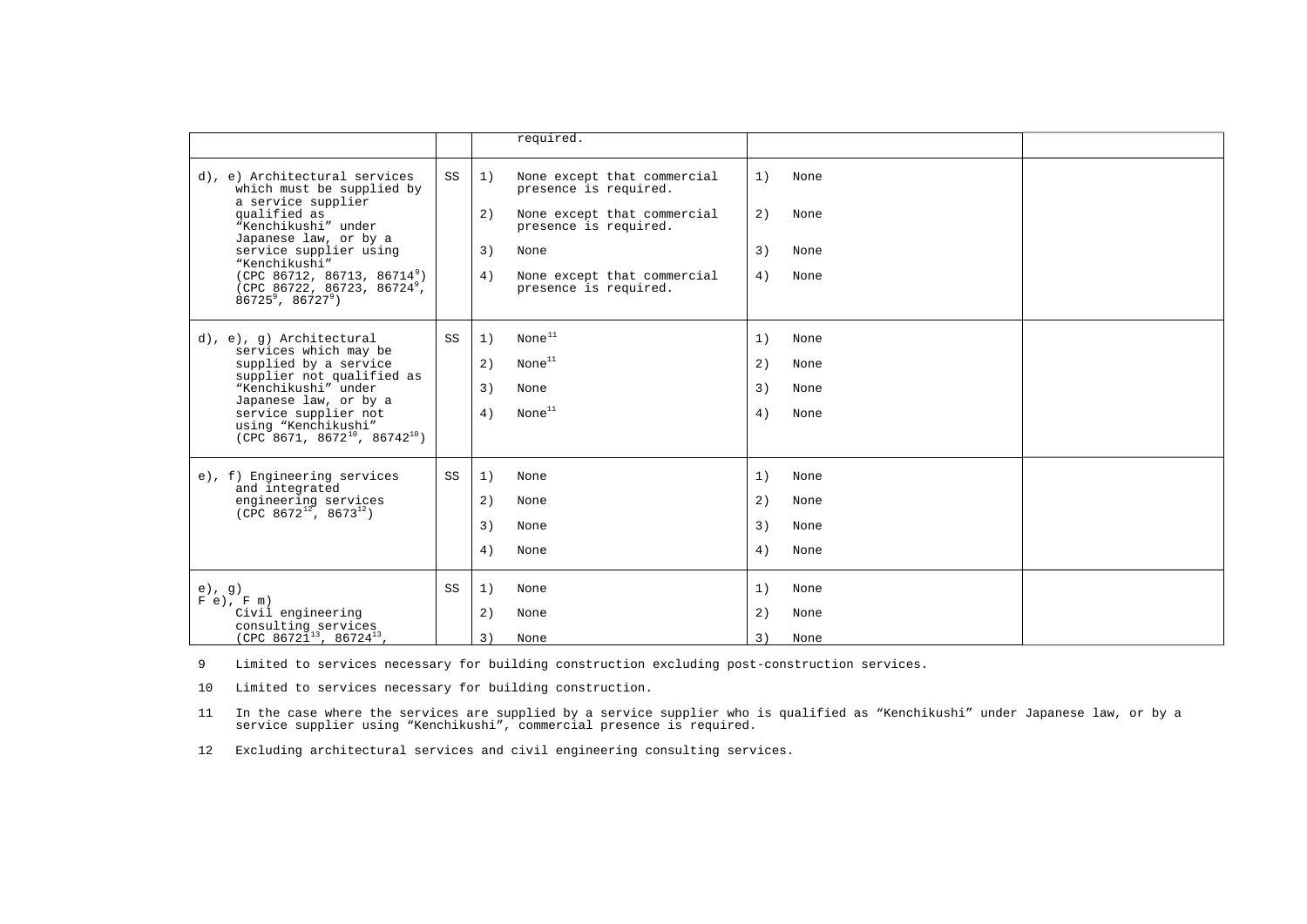| | | | | |
|---|---|---|---|---|
| | | required. | | |
| d), e) Architectural services which must be supplied by a service supplier qualified as "Kenchikushi" under Japanese law, or by a service supplier using "Kenchikushi" (CPC 86712, 86713, 86714[9]) (CPC 86722, 86723, 86724[9], 86725[9], 86727[9]) | SS | 1) None except that commercial presence is required.<br>2) None except that commercial presence is required.<br>3) None<br>4) None except that commercial presence is required. | 1) None<br>2) None<br>3) None<br>4) None | |
| d), e), g) Architectural services which may be supplied by a service supplier not qualified as "Kenchikushi" under Japanese law, or by a service supplier not using "Kenchikushi" (CPC 8671, 8672[10], 86742[10]) | SS | 1) None[11]<br>2) None[11]<br>3) None<br>4) None[11] | 1) None<br>2) None<br>3) None<br>4) None | |
| e), f) Engineering services and integrated engineering services (CPC 8672[12], 8673[12]) | SS | 1) None<br>2) None<br>3) None<br>4) None | 1) None<br>2) None<br>3) None<br>4) None | |
| e), g)<br>F e), F m)<br>Civil engineering consulting services (CPC 86721[13], 86724[13], | SS | 1) None<br>2) None<br>3) None | 1) None<br>2) None<br>3) None | |

9 Limited to services necessary for building construction excluding post-construction services.

10 Limited to services necessary for building construction.

11 In the case where the services are supplied by a service supplier who is qualified as "Kenchikushi" under Japanese law, or by a service supplier using "Kenchikushi", commercial presence is required.

12 Excluding architectural services and civil engineering consulting services.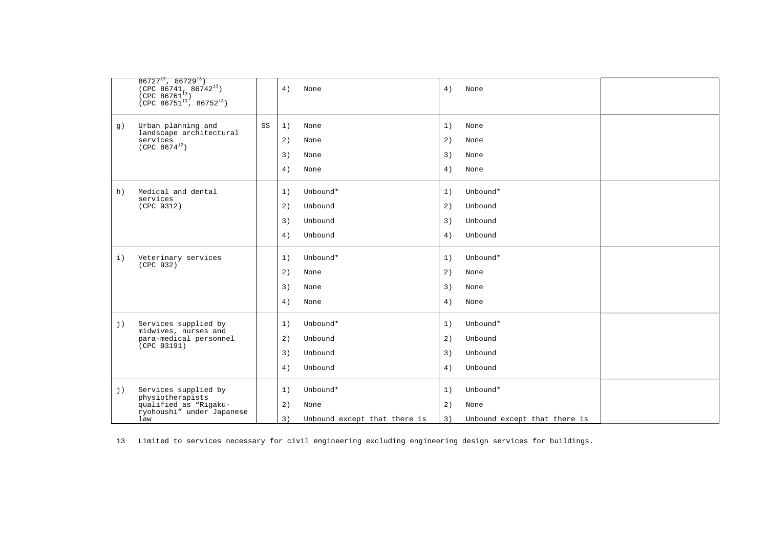| | | | | | |
|---|---|---|---|---|---|
| | 86727[13], 86729[13])<br>(CPC 86741, 86742[13])<br>(CPC 86761[13])<br>(CPC 86751[13], 86752[13]) | | 4) None | 4) None | |
| g) | Urban planning and landscape architectural services<br>(CPC 8674[12]) | SS | 1) None<br>2) None<br>3) None<br>4) None | 1) None<br>2) None<br>3) None<br>4) None | |
| h) | Medical and dental services<br>(CPC 9312) | | 1) Unbound*<br>2) Unbound<br>3) Unbound<br>4) Unbound | 1) Unbound*<br>2) Unbound<br>3) Unbound<br>4) Unbound | |
| i) | Veterinary services<br>(CPC 932) | | 1) Unbound*<br>2) None<br>3) None<br>4) None | 1) Unbound*<br>2) None<br>3) None<br>4) None | |
| j) | Services supplied by midwives, nurses and para-medical personnel<br>(CPC 93191) | | 1) Unbound*<br>2) Unbound<br>3) Unbound<br>4) Unbound | 1) Unbound*<br>2) Unbound<br>3) Unbound<br>4) Unbound | |
| j) | Services supplied by physiotherapists qualified as "Rigaku-ryohoushi" under Japanese law | | 1) Unbound*<br>2) None<br>3) Unbound except that there is | 1) Unbound*<br>2) None<br>3) Unbound except that there is | |

13 Limited to services necessary for civil engineering excluding engineering design services for buildings.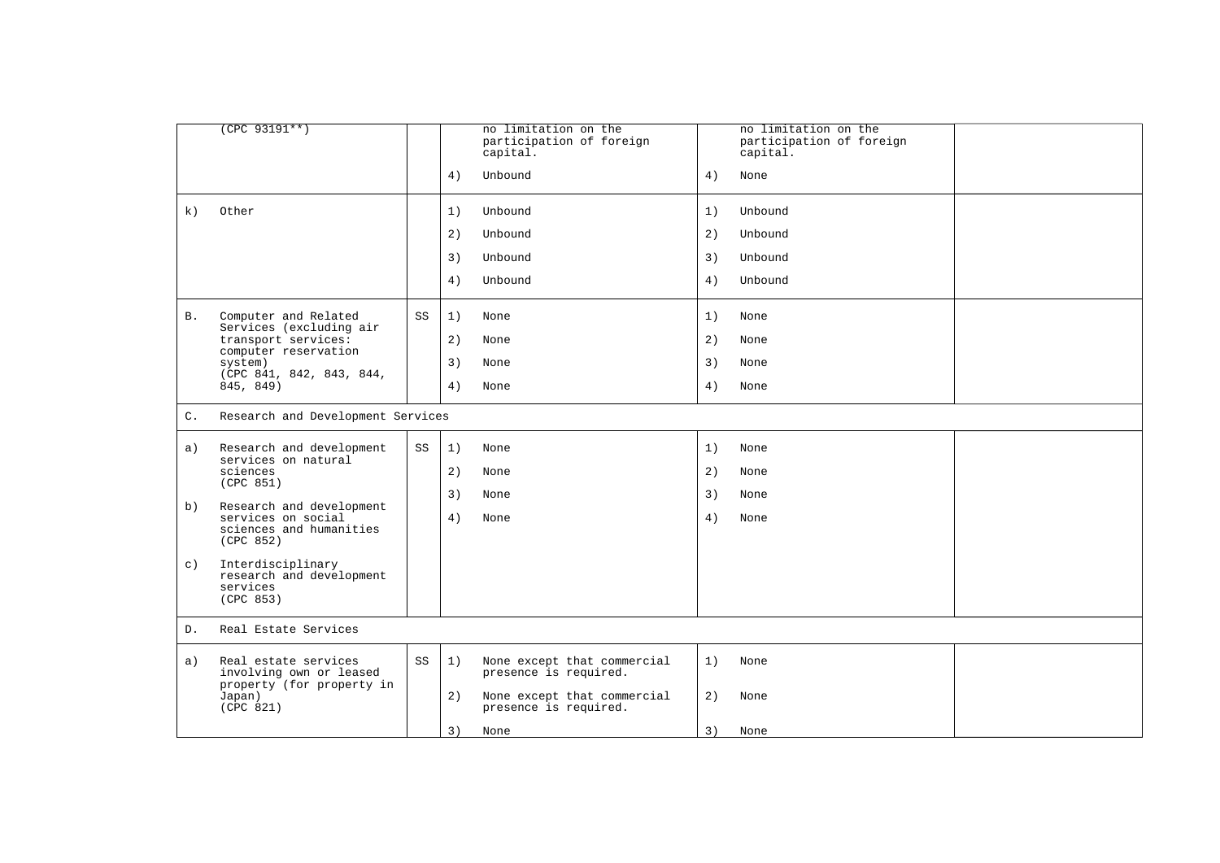| | | | | | |
|---|---|---|---|---|---|
| | (CPC 93191**) | | no limitation on the participation of foreign capital.<br><br>4) Unbound | no limitation on the participation of foreign capital.<br><br>4) None | |
| k) | Other | | 1) Unbound<br>2) Unbound<br>3) Unbound<br>4) Unbound | 1) Unbound<br>2) Unbound<br>3) Unbound<br>4) Unbound | |
| B. | Computer and Related Services (excluding air transport services: computer reservation system)<br>(CPC 841, 842, 843, 844, 845, 849) | SS | 1) None<br>2) None<br>3) None<br>4) None | 1) None<br>2) None<br>3) None<br>4) None | |
| C. | Research and Development Services | | | | |
| a) | Research and development services on natural sciences<br>(CPC 851) | SS | 1) None<br>2) None<br>3) None<br>4) None | 1) None<br>2) None<br>3) None<br>4) None | |
| b) | Research and development services on social sciences and humanities<br>(CPC 852) | | | | |
| c) | Interdisciplinary research and development services<br>(CPC 853) | | | | |
| D. | Real Estate Services | | | | |
| a) | Real estate services involving own or leased property (for property in Japan)<br>(CPC 821) | SS | 1) None except that commercial presence is required.<br>2) None except that commercial presence is required.<br>3) None | 1) None<br>2) None<br>3) None | |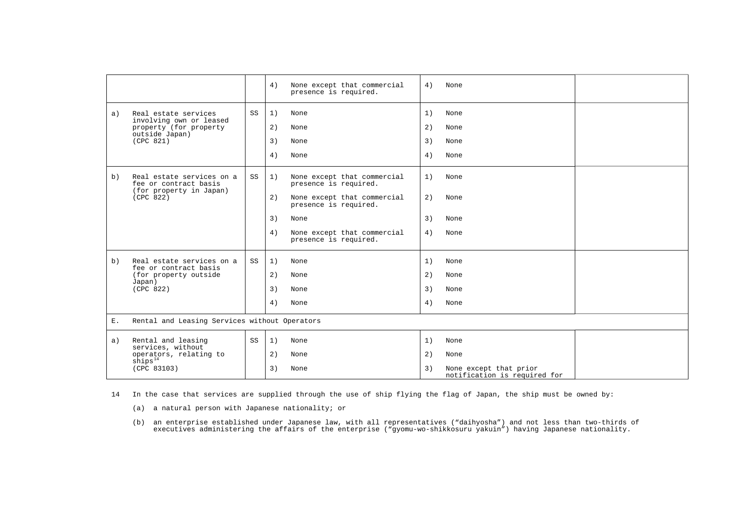| | | | |
|---|---|---|---|
| | | 4) None except that commercial presence is required. | 4) None | |
| a) Real estate services involving own or leased property (for property outside Japan) (CPC 821) | SS | 1) None<br>2) None<br>3) None<br>4) None | 1) None<br>2) None<br>3) None<br>4) None | |
| b) Real estate services on a fee or contract basis (for property in Japan) (CPC 822) | SS | 1) None except that commercial presence is required.<br>2) None except that commercial presence is required.<br>3) None<br>4) None except that commercial presence is required. | 1) None<br>2) None<br>3) None<br>4) None | |
| b) Real estate services on a fee or contract basis (for property outside Japan) (CPC 822) | SS | 1) None<br>2) None<br>3) None<br>4) None | 1) None<br>2) None<br>3) None<br>4) None | |
| E. Rental and Leasing Services without Operators | | | | |
| a) Rental and leasing services, without operators, relating to ships[14] (CPC 83103) | SS | 1) None<br>2) None<br>3) None | 1) None<br>2) None<br>3) None except that prior notification is required for | |

14 In the case that services are supplied through the use of ship flying the flag of Japan, the ship must be owned by:

(a) a natural person with Japanese nationality; or

(b) an enterprise established under Japanese law, with all representatives ("daihyosha") and not less than two-thirds of executives administering the affairs of the enterprise ("gyomu-wo-shikkosuru yakuin") having Japanese nationality.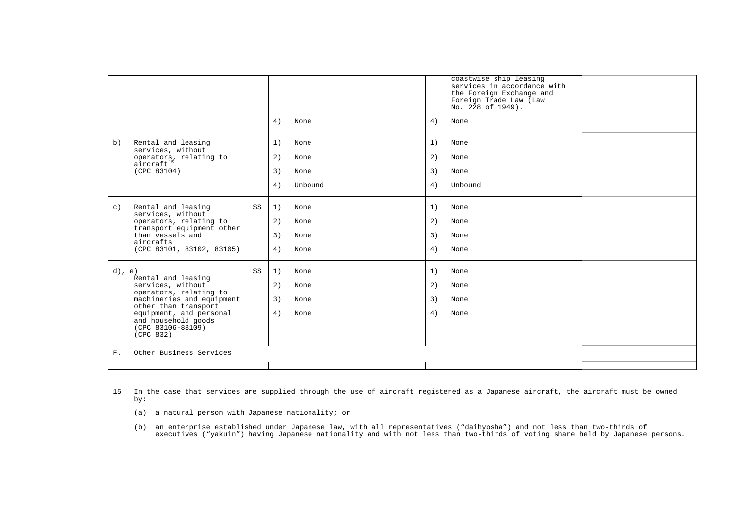| | | | | |
|---|---|---|---|---|
| | | | coastwise ship leasing services in accordance with the Foreign Exchange and Foreign Trade Law (Law No. 228 of 1949). | |
| | | 4) None | 4) None | |
| b) Rental and leasing services, without operators, relating to aircraft[15] (CPC 83104) | | 1) None<br>2) None<br>3) None<br>4) Unbound | 1) None<br>2) None<br>3) None<br>4) Unbound | |
| c) Rental and leasing services, without operators, relating to transport equipment other than vessels and aircrafts (CPC 83101, 83102, 83105) | SS | 1) None<br>2) None<br>3) None<br>4) None | 1) None<br>2) None<br>3) None<br>4) None | |
| d), e) Rental and leasing services, without operators, relating to machineries and equipment other than transport equipment, and personal and household goods (CPC 83106-83109) (CPC 832) | SS | 1) None<br>2) None<br>3) None<br>4) None | 1) None<br>2) None<br>3) None<br>4) None | |
| F. Other Business Services | | | | |
| | | | | |

15 In the case that services are supplied through the use of aircraft registered as a Japanese aircraft, the aircraft must be owned by:

(a) a natural person with Japanese nationality; or

(b) an enterprise established under Japanese law, with all representatives ("daihyosha") and not less than two-thirds of executives ("yakuin") having Japanese nationality and with not less than two-thirds of voting share held by Japanese persons.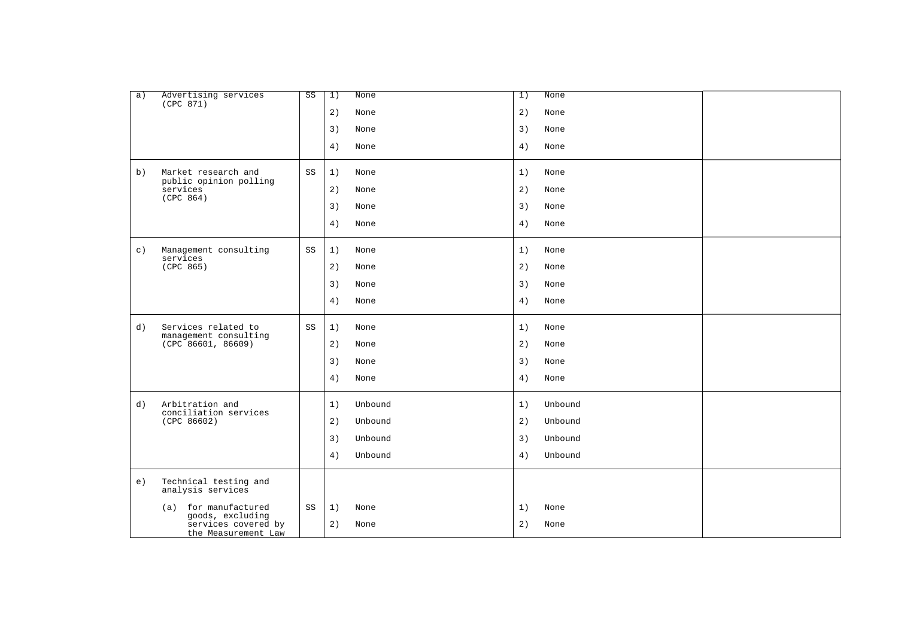| | | | | | |
|---|---|---|---|---|---|
| a) | Advertising services (CPC 871) | SS | 1) None<br>2) None<br>3) None<br>4) None | 1) None<br>2) None<br>3) None<br>4) None | |
| b) | Market research and public opinion polling services (CPC 864) | SS | 1) None<br>2) None<br>3) None<br>4) None | 1) None<br>2) None<br>3) None<br>4) None | |
| c) | Management consulting services (CPC 865) | SS | 1) None<br>2) None<br>3) None<br>4) None | 1) None<br>2) None<br>3) None<br>4) None | |
| d) | Services related to management consulting (CPC 86601, 86609) | SS | 1) None<br>2) None<br>3) None<br>4) None | 1) None<br>2) None<br>3) None<br>4) None | |
| d) | Arbitration and conciliation services (CPC 86602) | | 1) Unbound<br>2) Unbound<br>3) Unbound<br>4) Unbound | 1) Unbound<br>2) Unbound<br>3) Unbound<br>4) Unbound | |
| e) | Technical testing and analysis services | | | | |
| | (a) for manufactured goods, excluding services covered by the Measurement Law | SS | 1) None<br>2) None | 1) None<br>2) None | |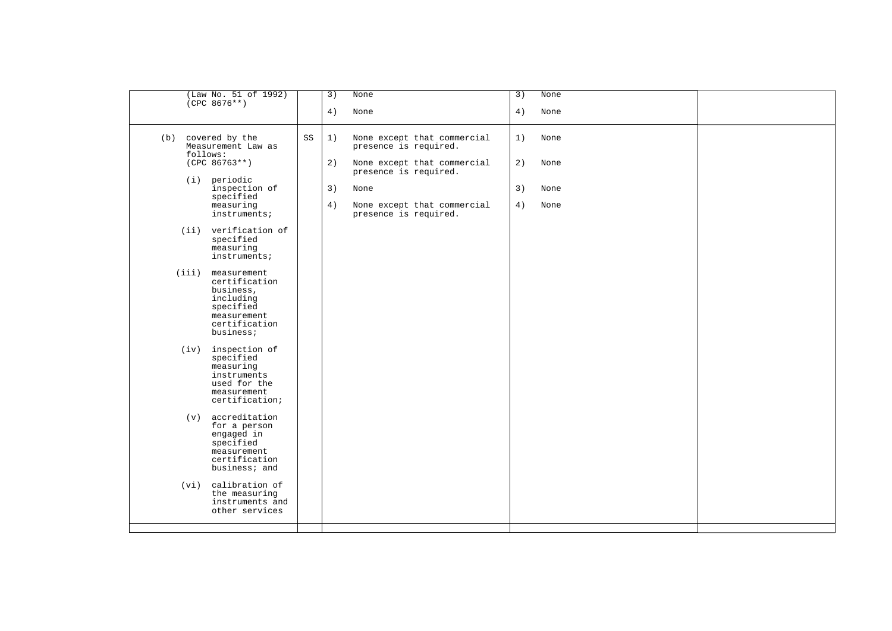| | | | | |
|---|---|---|---|---|
| (Law No. 51 of 1992) (CPC 8676**) | | 3) None<br><br>4) None | 3) None<br><br>4) None | |
| (b) covered by the Measurement Law as follows: (CPC 86763**)<br><br>(i) periodic inspection of specified measuring instruments;<br><br>(ii) verification of specified measuring instruments;<br><br>(iii) measurement certification business, including specified measurement certification business;<br><br>(iv) inspection of specified measuring instruments used for the measurement certification;<br><br>(v) accreditation for a person engaged in specified measurement certification business; and<br><br>(vi) calibration of the measuring instruments and other services | SS | 1) None except that commercial presence is required.<br><br>2) None except that commercial presence is required.<br><br>3) None<br><br>4) None except that commercial presence is required. | 1) None<br><br>2) None<br><br>3) None<br><br>4) None | |
| | | | | |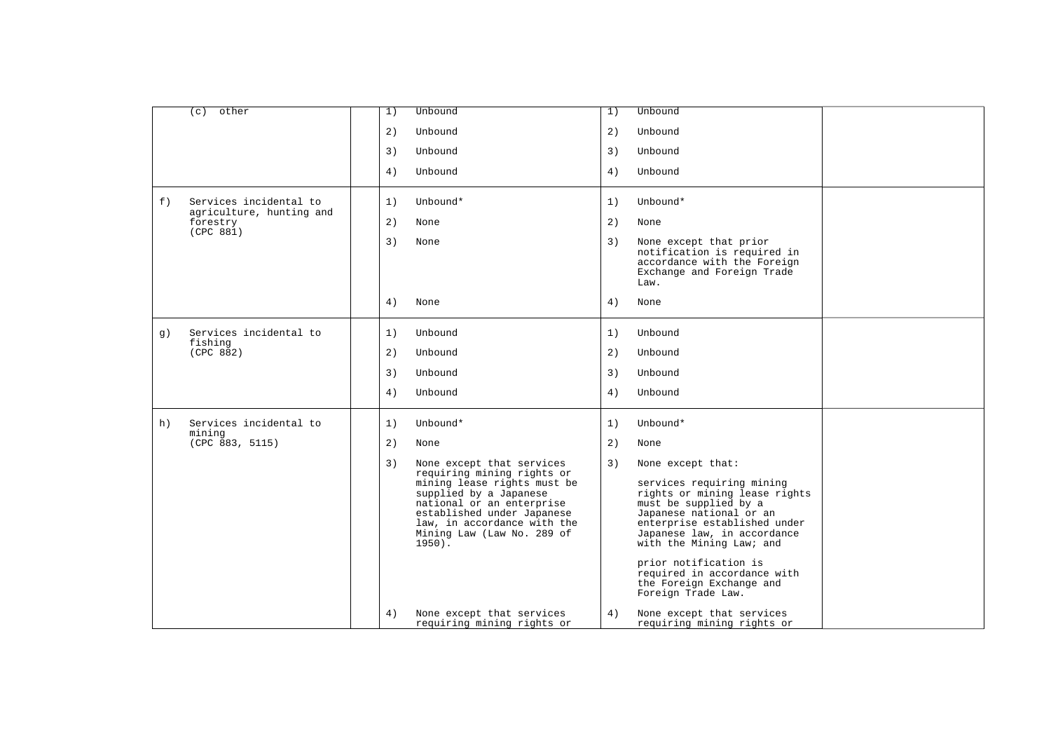| | | | |
|---|---|---|---|
| (c) other | 1) Unbound<br>2) Unbound<br>3) Unbound<br>4) Unbound | 1) Unbound<br>2) Unbound<br>3) Unbound<br>4) Unbound | |
| f) Services incidental to agriculture, hunting and forestry (CPC 881) | 1) Unbound*<br>2) None<br>3) None<br>4) None | 1) Unbound*<br>2) None<br>3) None except that prior notification is required in accordance with the Foreign Exchange and Foreign Trade Law.<br>4) None | |
| g) Services incidental to fishing (CPC 882) | 1) Unbound<br>2) Unbound<br>3) Unbound<br>4) Unbound | 1) Unbound<br>2) Unbound<br>3) Unbound<br>4) Unbound | |
| h) Services incidental to mining (CPC 883, 5115) | 1) Unbound*<br>2) None<br>3) None except that services requiring mining rights or mining lease rights must be supplied by a Japanese national or an enterprise established under Japanese law, in accordance with the Mining Law (Law No. 289 of 1950).<br>4) None except that services requiring mining rights or | 1) Unbound*<br>2) None<br>3) None except that:<br>services requiring mining rights or mining lease rights must be supplied by a Japanese national or an enterprise established under Japanese law, in accordance with the Mining Law; and<br>prior notification is required in accordance with the Foreign Exchange and Foreign Trade Law.<br>4) None except that services requiring mining rights or | |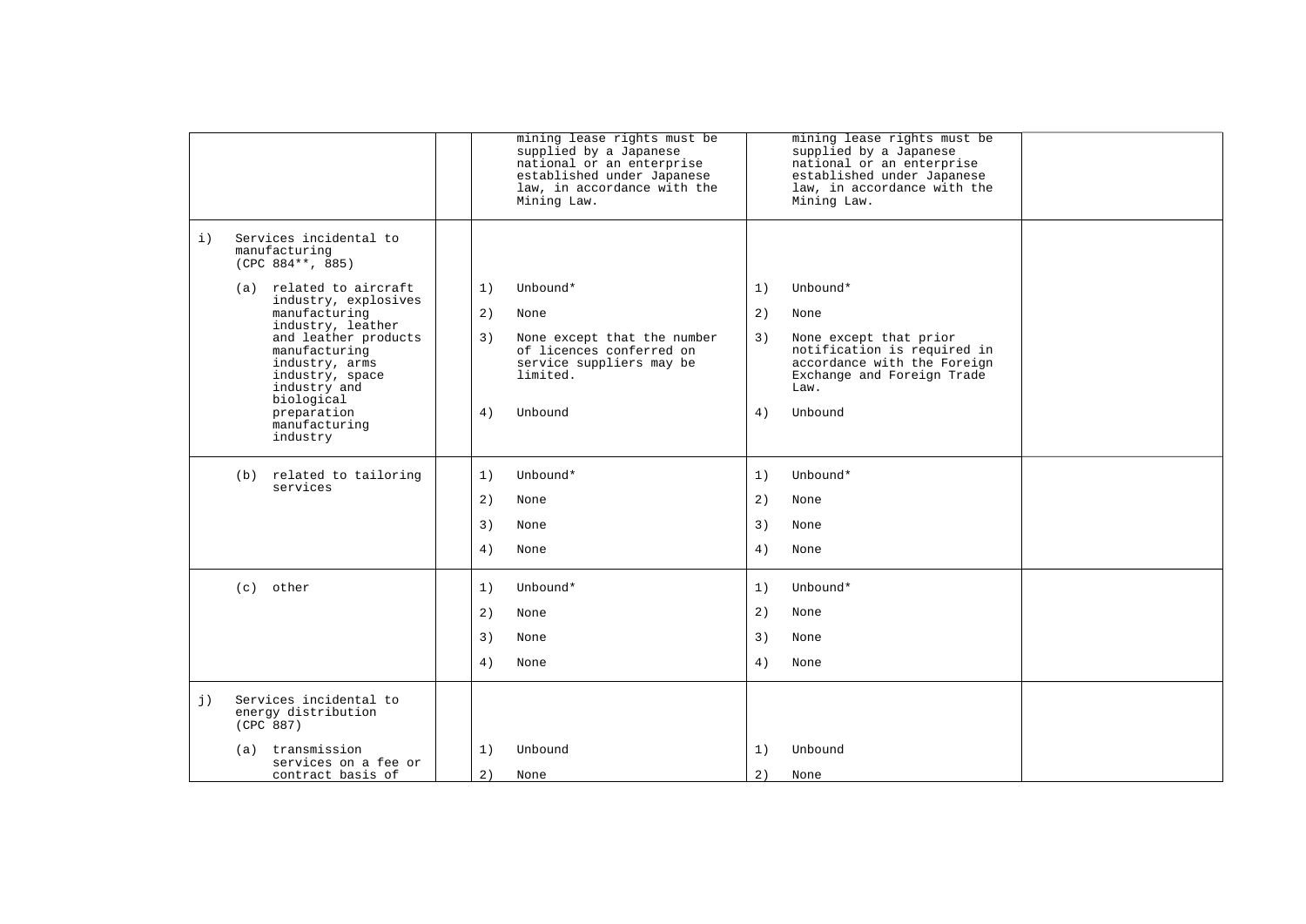| | | | | |
|---|---|---|---|---|
| | | mining lease rights must be supplied by a Japanese national or an enterprise established under Japanese law, in accordance with the Mining Law. | mining lease rights must be supplied by a Japanese national or an enterprise established under Japanese law, in accordance with the Mining Law. | |
| i) Services incidental to manufacturing (CPC 884**, 885) | | | | |
| (a) related to aircraft industry, explosives manufacturing industry, leather and leather products manufacturing industry, arms industry, space industry and biological preparation manufacturing industry | | 1) Unbound*<br>2) None<br>3) None except that the number of licences conferred on service suppliers may be limited.<br>4) Unbound | 1) Unbound*<br>2) None<br>3) None except that prior notification is required in accordance with the Foreign Exchange and Foreign Trade Law.<br>4) Unbound | |
| (b) related to tailoring services | | 1) Unbound*<br>2) None<br>3) None<br>4) None | 1) Unbound*<br>2) None<br>3) None<br>4) None | |
| (c) other | | 1) Unbound*<br>2) None<br>3) None<br>4) None | 1) Unbound*<br>2) None<br>3) None<br>4) None | |
| j) Services incidental to energy distribution (CPC 887) | | | | |
| (a) transmission services on a fee or contract basis of | | 1) Unbound<br>2) None | 1) Unbound<br>2) None | |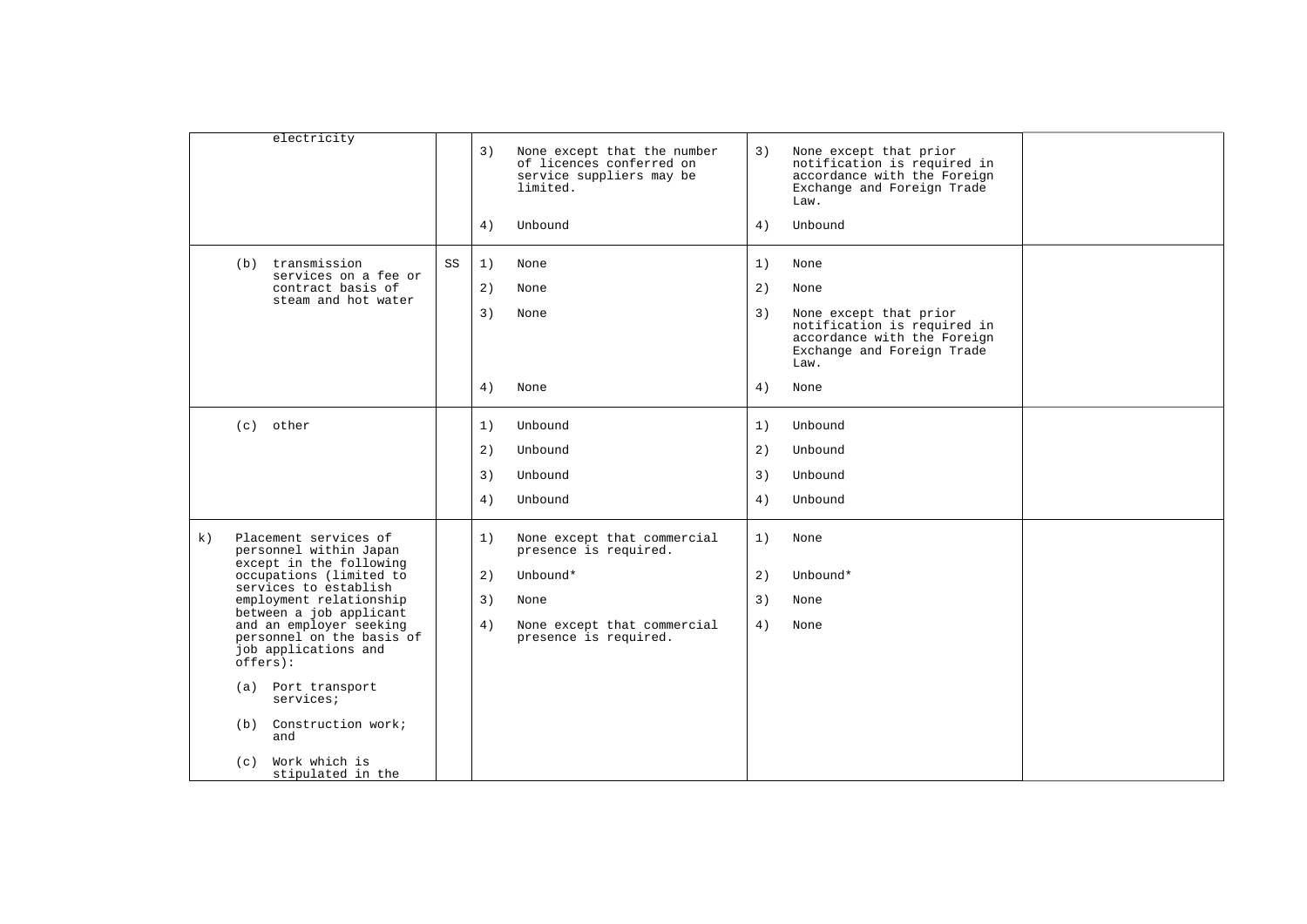| | | | | |
|---|---|---|---|---|
| electricity | | 3) None except that the number of licences conferred on service suppliers may be limited.<br><br>4) Unbound | 3) None except that prior notification is required in accordance with the Foreign Exchange and Foreign Trade Law.<br><br>4) Unbound | |
| (b) transmission services on a fee or contract basis of steam and hot water | SS | 1) None<br><br>2) None<br><br>3) None<br><br>4) None | 1) None<br><br>2) None<br><br>3) None except that prior notification is required in accordance with the Foreign Exchange and Foreign Trade Law.<br><br>4) None | |
| (c) other | | 1) Unbound<br><br>2) Unbound<br><br>3) Unbound<br><br>4) Unbound | 1) Unbound<br><br>2) Unbound<br><br>3) Unbound<br><br>4) Unbound | |
| k) Placement services of personnel within Japan except in the following occupations (limited to services to establish employment relationship between a job applicant and an employer seeking personnel on the basis of job applications and offers):<br><br>(a) Port transport services;<br><br>(b) Construction work; and<br><br>(c) Work which is stipulated in the | | 1) None except that commercial presence is required.<br><br>2) Unbound*<br><br>3) None<br><br>4) None except that commercial presence is required. | 1) None<br><br>2) Unbound*<br><br>3) None<br><br>4) None | |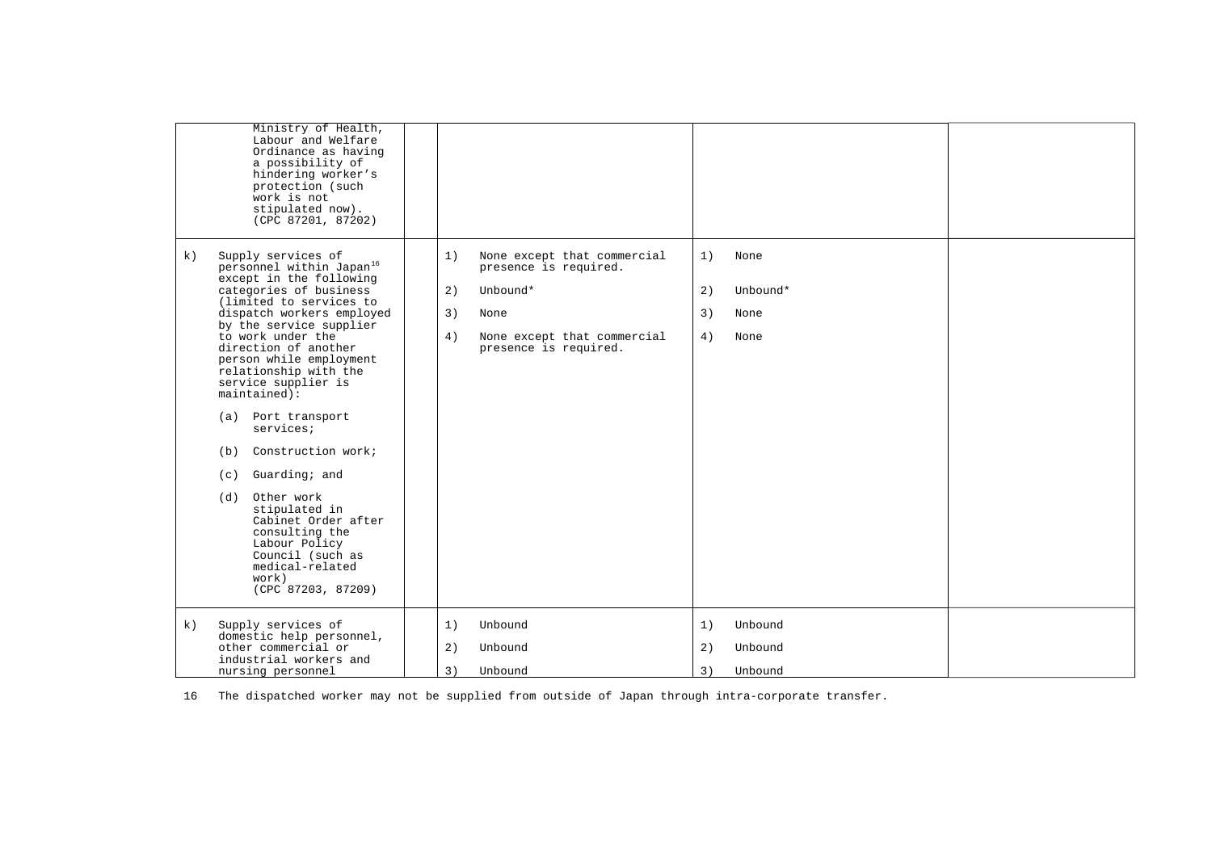| | | | |
|---|---|---|---|
| Ministry of Health, Labour and Welfare Ordinance as having a possibility of hindering worker's protection (such work is not stipulated now). (CPC 87201, 87202) | | | |
| k) Supply services of personnel within Japan[16] except in the following categories of business (limited to services to dispatch workers employed by the service supplier to work under the direction of another person while employment relationship with the service supplier is maintained):<br><br>(a) Port transport services;<br><br>(b) Construction work;<br><br>(c) Guarding; and<br><br>(d) Other work stipulated in Cabinet Order after consulting the Labour Policy Council (such as medical-related work) (CPC 87203, 87209) | 1) None except that commercial presence is required.<br><br>2) Unbound*<br><br>3) None<br><br>4) None except that commercial presence is required. | 1) None<br><br>2) Unbound*<br><br>3) None<br><br>4) None | |
| k) Supply services of domestic help personnel, other commercial or industrial workers and nursing personnel | 1) Unbound<br><br>2) Unbound<br><br>3) Unbound | 1) Unbound<br><br>2) Unbound<br><br>3) Unbound | |

16 The dispatched worker may not be supplied from outside of Japan through intra-corporate transfer.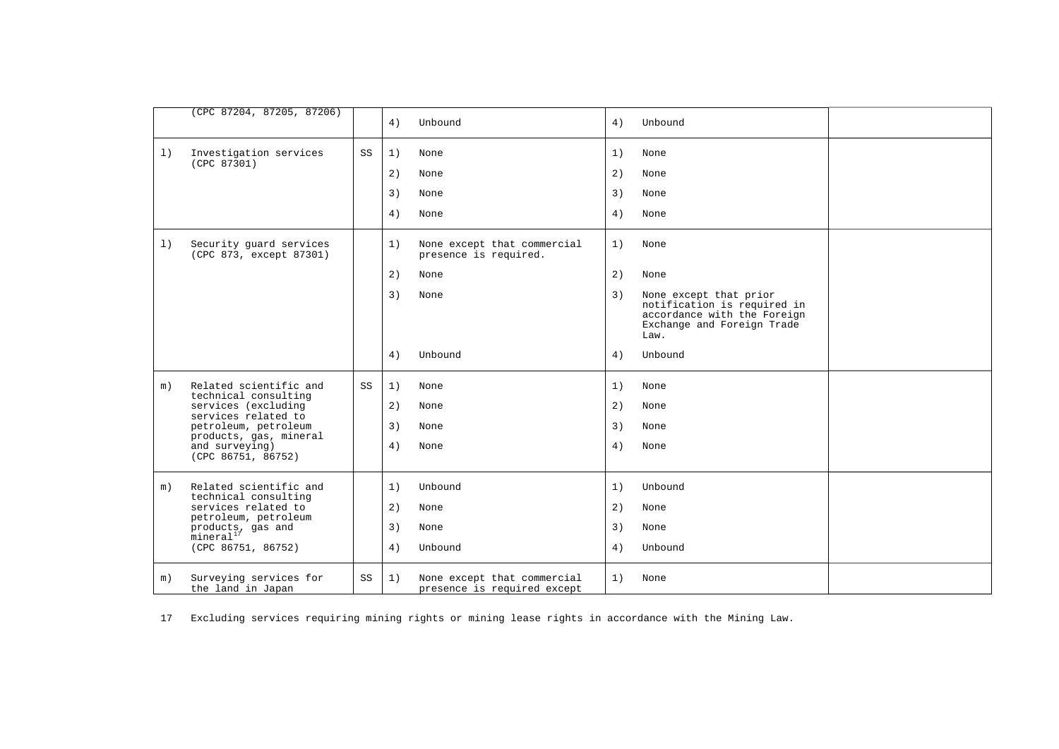| | | | | | |
|---|---|---|---|---|---|
| | (CPC 87204, 87205, 87206) | | 4) Unbound | 4) Unbound | |
| l) | Investigation services (CPC 87301) | SS | 1) None<br>2) None<br>3) None<br>4) None | 1) None<br>2) None<br>3) None<br>4) None | |
| l) | Security guard services (CPC 873, except 87301) | | 1) None except that commercial presence is required.<br>2) None<br>3) None<br>4) Unbound | 1) None<br>2) None<br>3) None except that prior notification is required in accordance with the Foreign Exchange and Foreign Trade Law.<br>4) Unbound | |
| m) | Related scientific and technical consulting services (excluding services related to petroleum, petroleum products, gas, mineral and surveying) (CPC 86751, 86752) | SS | 1) None<br>2) None<br>3) None<br>4) None | 1) None<br>2) None<br>3) None<br>4) None | |
| m) | Related scientific and technical consulting services related to petroleum, petroleum products, gas and mineral[17] (CPC 86751, 86752) | | 1) Unbound<br>2) None<br>3) None<br>4) Unbound | 1) Unbound<br>2) None<br>3) None<br>4) Unbound | |
| m) | Surveying services for the land in Japan | SS | 1) None except that commercial presence is required except | 1) None | |

17 Excluding services requiring mining rights or mining lease rights in accordance with the Mining Law.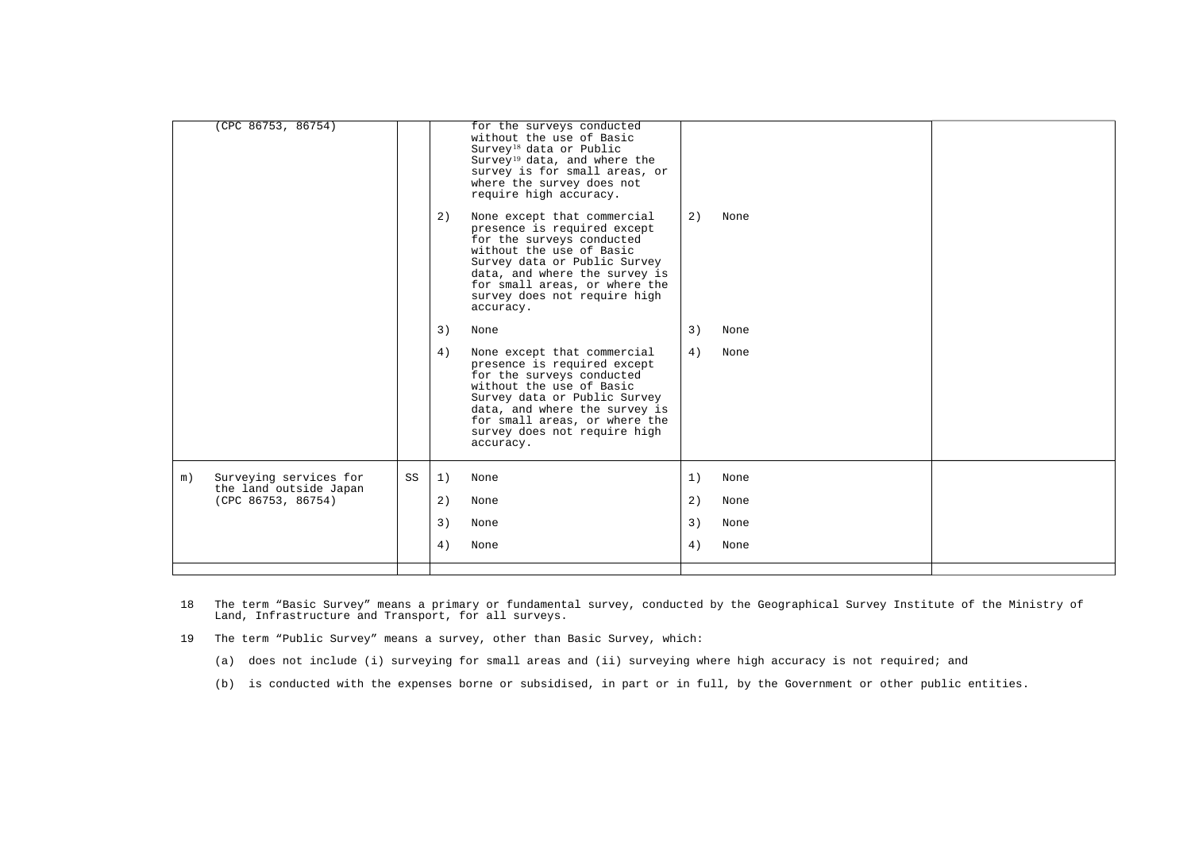| | | | | |
|---|---|---|---|---|
| (CPC 86753, 86754) | | for the surveys conducted without the use of Basic Survey[18] data or Public Survey[19] data, and where the survey is for small areas, or where the survey does not require high accuracy.<br><br>2) None except that commercial presence is required except for the surveys conducted without the use of Basic Survey data or Public Survey data, and where the survey is for small areas, or where the survey does not require high accuracy.<br><br>3) None<br><br>4) None except that commercial presence is required except for the surveys conducted without the use of Basic Survey data or Public Survey data, and where the survey is for small areas, or where the survey does not require high accuracy. | <br><br><br><br><br><br><br>2) None<br><br><br><br><br><br><br><br>3) None<br><br>4) None | |
| m) Surveying services for the land outside Japan (CPC 86753, 86754) | SS | 1) None<br>2) None<br>3) None<br>4) None | 1) None<br>2) None<br>3) None<br>4) None | |
| | | | | |

18 The term "Basic Survey" means a primary or fundamental survey, conducted by the Geographical Survey Institute of the Ministry of Land, Infrastructure and Transport, for all surveys.

19 The term "Public Survey" means a survey, other than Basic Survey, which:

(a) does not include (i) surveying for small areas and (ii) surveying where high accuracy is not required; and

(b) is conducted with the expenses borne or subsidised, in part or in full, by the Government or other public entities.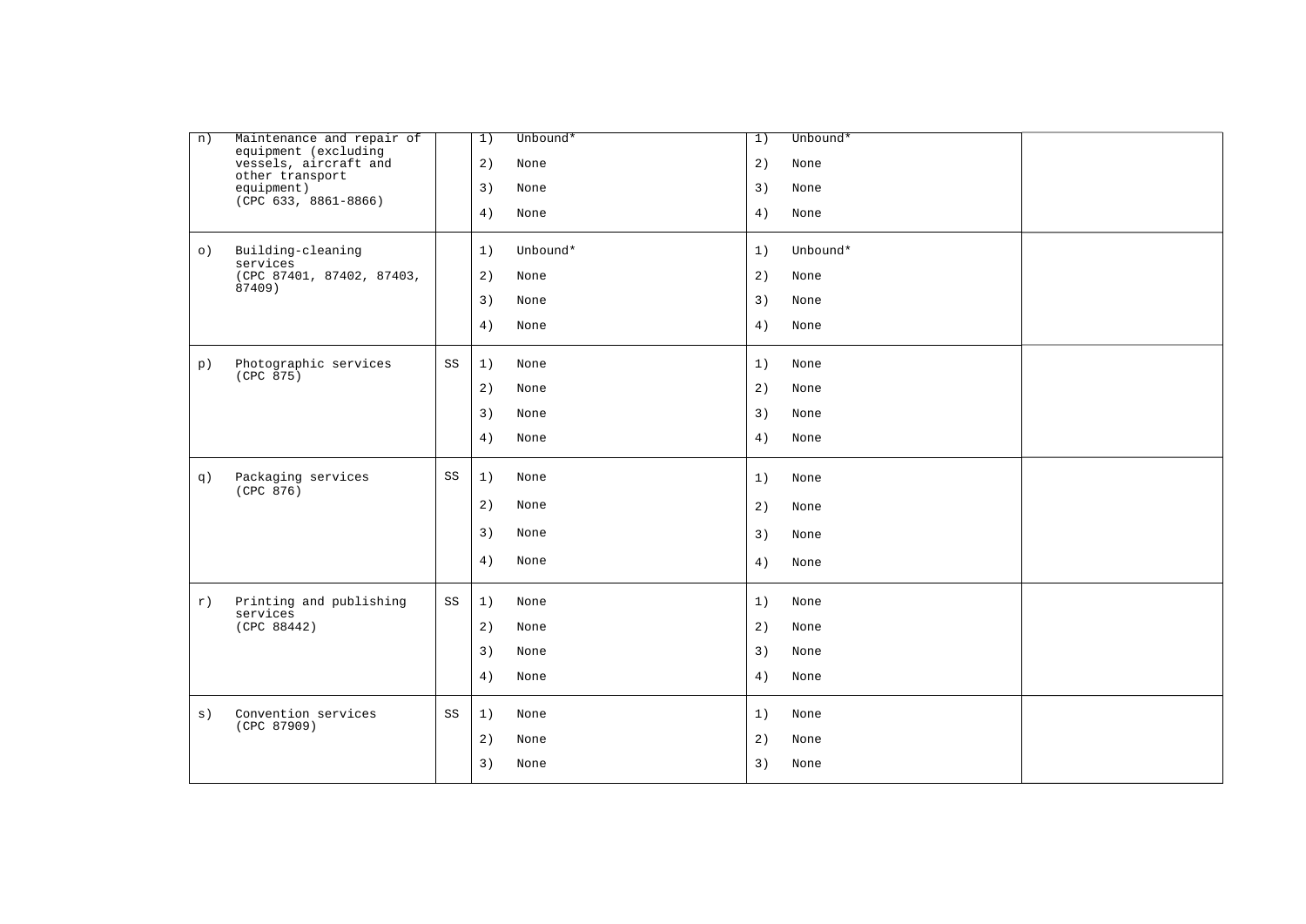| | | | | |
|---|---|---|---|---|
| n) Maintenance and repair of equipment (excluding vessels, aircraft and other transport equipment) (CPC 633, 8861-8866) | | 1) Unbound*<br>2) None<br>3) None<br>4) None | 1) Unbound*<br>2) None<br>3) None<br>4) None | |
| o) Building-cleaning services (CPC 87401, 87402, 87403, 87409) | | 1) Unbound*<br>2) None<br>3) None<br>4) None | 1) Unbound*<br>2) None<br>3) None<br>4) None | |
| p) Photographic services (CPC 875) | SS | 1) None<br>2) None<br>3) None<br>4) None | 1) None<br>2) None<br>3) None<br>4) None | |
| q) Packaging services (CPC 876) | SS | 1) None<br>2) None<br>3) None<br>4) None | 1) None<br>2) None<br>3) None<br>4) None | |
| r) Printing and publishing services (CPC 88442) | SS | 1) None<br>2) None<br>3) None<br>4) None | 1) None<br>2) None<br>3) None<br>4) None | |
| s) Convention services (CPC 87909) | SS | 1) None<br>2) None<br>3) None | 1) None<br>2) None<br>3) None | |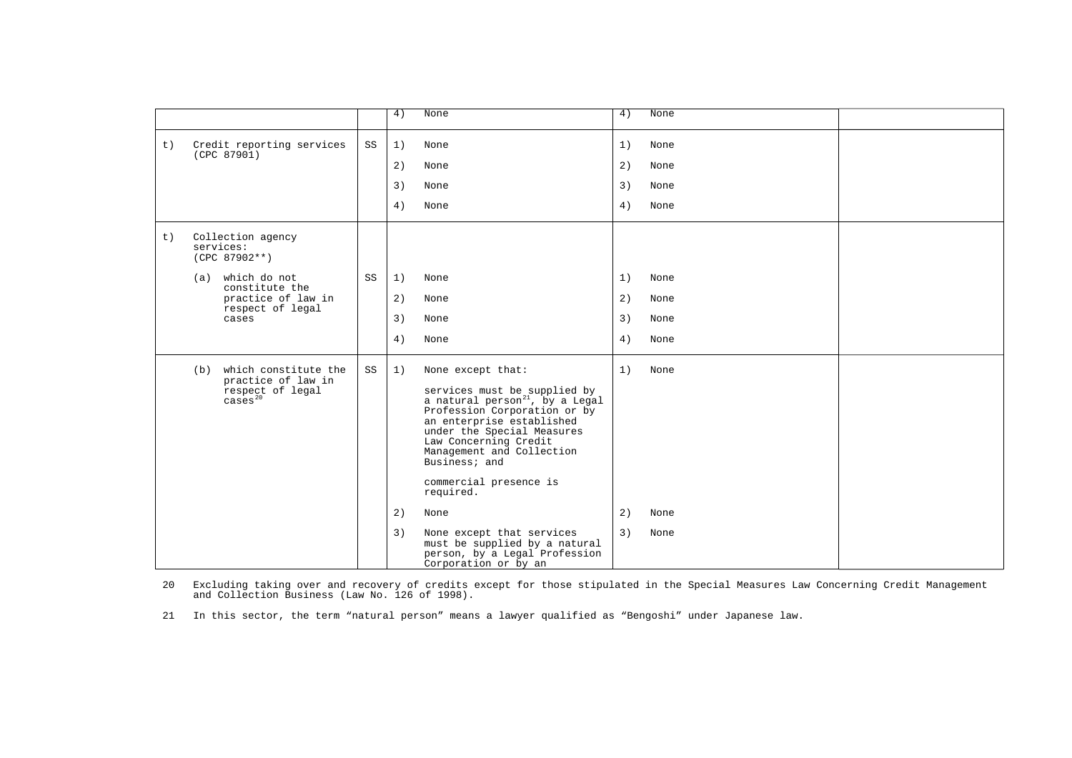| | | | | |
|---|---|---|---|---|
| | | 4) None | 4) None | |
| t) Credit reporting services (CPC 87901) | SS | 1) None<br>2) None<br>3) None<br>4) None | 1) None<br>2) None<br>3) None<br>4) None | |
| t) Collection agency services: (CPC 87902**) | | | | |
| (a) which do not constitute the practice of law in respect of legal cases | SS | 1) None<br>2) None<br>3) None<br>4) None | 1) None<br>2) None<br>3) None<br>4) None | |
| (b) which constitute the practice of law in respect of legal cases[20] | SS | 1) None except that:<br>services must be supplied by a natural person[21], by a Legal Profession Corporation or by an enterprise established under the Special Measures Law Concerning Credit Management and Collection Business; and<br>commercial presence is required.<br>2) None<br>3) None except that services must be supplied by a natural person, by a Legal Profession Corporation or by an | 1) None<br>2) None<br>3) None | |

20 Excluding taking over and recovery of credits except for those stipulated in the Special Measures Law Concerning Credit Management and Collection Business (Law No. 126 of 1998).

21 In this sector, the term "natural person" means a lawyer qualified as "Bengoshi" under Japanese law.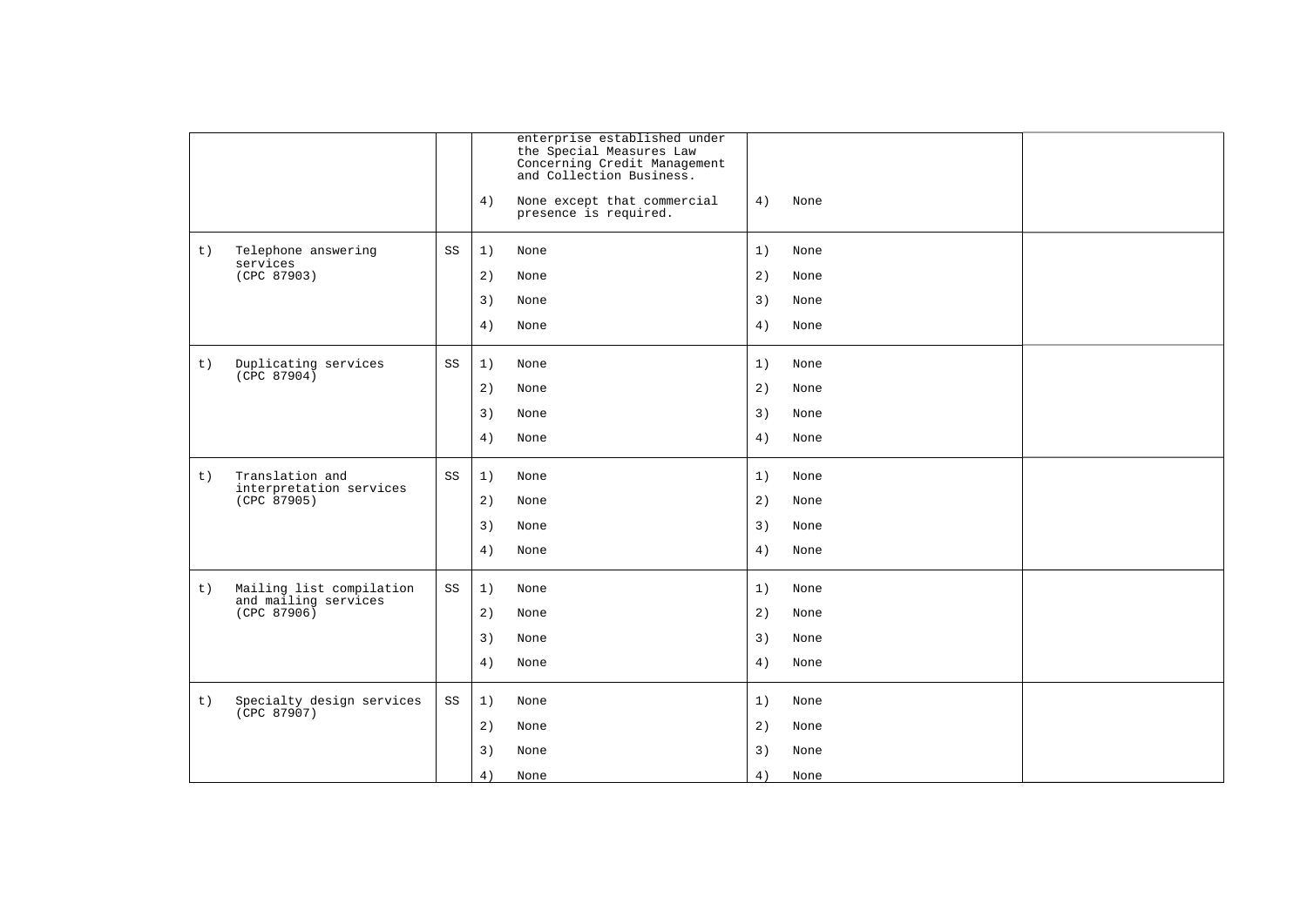| | | | | |
|---|---|---|---|---|
| | | enterprise established under the Special Measures Law Concerning Credit Management and Collection Business.<br><br>4) None except that commercial presence is required. | 4) None | |
| t) Telephone answering services (CPC 87903) | SS | 1) None<br>2) None<br>3) None<br>4) None | 1) None<br>2) None<br>3) None<br>4) None | |
| t) Duplicating services (CPC 87904) | SS | 1) None<br>2) None<br>3) None<br>4) None | 1) None<br>2) None<br>3) None<br>4) None | |
| t) Translation and interpretation services (CPC 87905) | SS | 1) None<br>2) None<br>3) None<br>4) None | 1) None<br>2) None<br>3) None<br>4) None | |
| t) Mailing list compilation and mailing services (CPC 87906) | SS | 1) None<br>2) None<br>3) None<br>4) None | 1) None<br>2) None<br>3) None<br>4) None | |
| t) Specialty design services (CPC 87907) | SS | 1) None<br>2) None<br>3) None<br>4) None | 1) None<br>2) None<br>3) None<br>4) None | |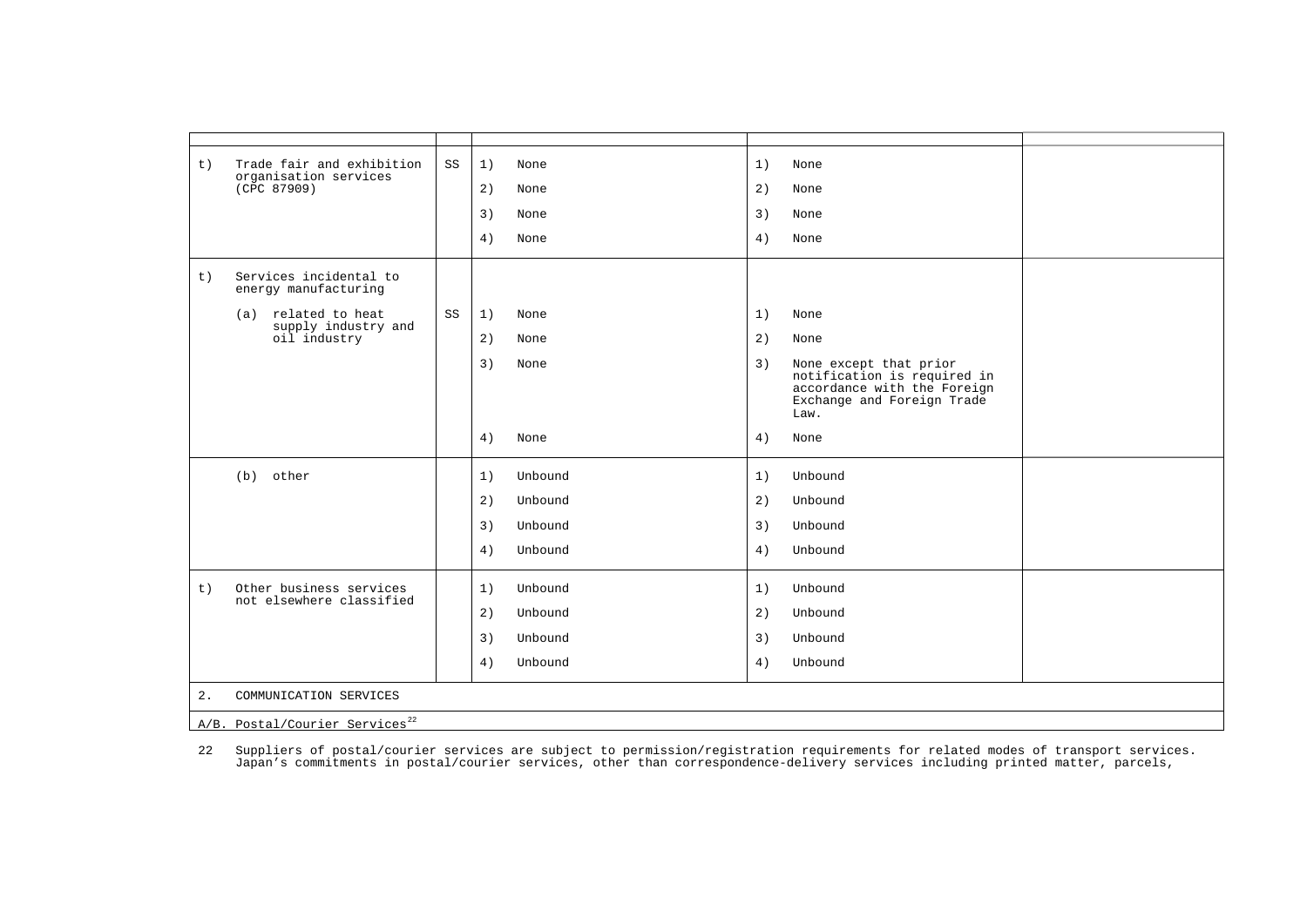| | | | | |
|---|---|---|---|---|
| t) Trade fair and exhibition organisation services (CPC 87909) | SS | 1) None<br>2) None<br>3) None<br>4) None | 1) None<br>2) None<br>3) None<br>4) None | |
| t) Services incidental to energy manufacturing<br>(a) related to heat supply industry and oil industry | SS | 1) None<br>2) None<br>3) None<br>4) None | 1) None<br>2) None<br>3) None except that prior notification is required in accordance with the Foreign Exchange and Foreign Trade Law.<br>4) None | |
| (b) other | | 1) Unbound<br>2) Unbound<br>3) Unbound<br>4) Unbound | 1) Unbound<br>2) Unbound<br>3) Unbound<br>4) Unbound | |
| t) Other business services not elsewhere classified | | 1) Unbound<br>2) Unbound<br>3) Unbound<br>4) Unbound | 1) Unbound<br>2) Unbound<br>3) Unbound<br>4) Unbound | |
| 2. COMMUNICATION SERVICES | | | | |
| A/B. Postal/Courier Services[22] | | | | |

22 Suppliers of postal/courier services are subject to permission/registration requirements for related modes of transport services. Japan's commitments in postal/courier services, other than correspondence-delivery services including printed matter, parcels,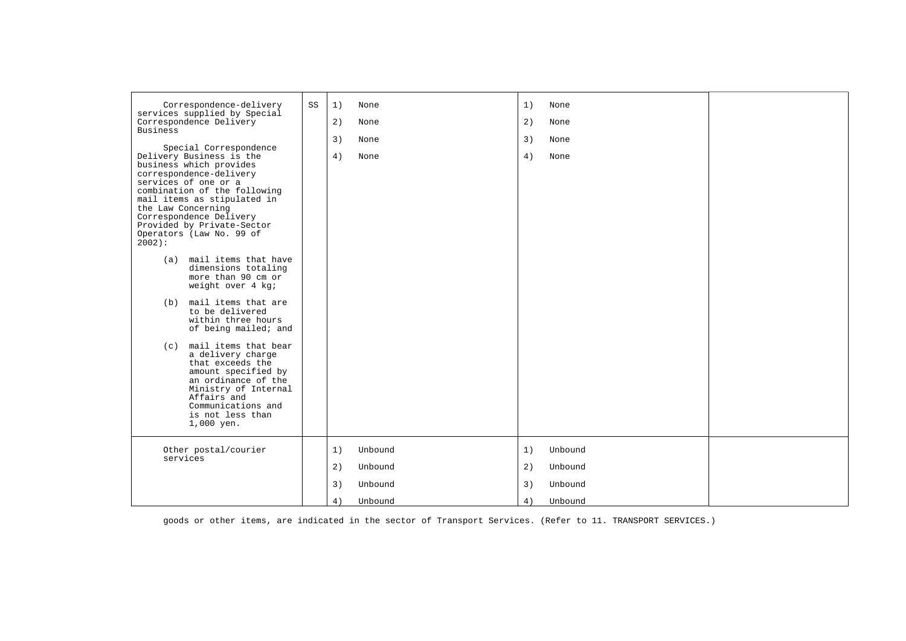| | | | | |
|---|---|---|---|---|
| Correspondence-delivery services supplied by Special Correspondence Delivery Business<br><br>Special Correspondence Delivery Business is the business which provides correspondence-delivery services of one or a combination of the following mail items as stipulated in the Law Concerning Correspondence Delivery Provided by Private-Sector Operators (Law No. 99 of 2002):<br><br>(a) mail items that have dimensions totaling more than 90 cm or weight over 4 kg;<br><br>(b) mail items that are to be delivered within three hours of being mailed; and<br><br>(c) mail items that bear a delivery charge that exceeds the amount specified by an ordinance of the Ministry of Internal Affairs and Communications and is not less than 1,000 yen. | SS | 1) None<br>2) None<br>3) None<br>4) None | 1) None<br>2) None<br>3) None<br>4) None | |
| Other postal/courier services | | 1) Unbound<br>2) Unbound<br>3) Unbound<br>4) Unbound | 1) Unbound<br>2) Unbound<br>3) Unbound<br>4) Unbound | |

goods or other items, are indicated in the sector of Transport Services. (Refer to 11. TRANSPORT SERVICES.)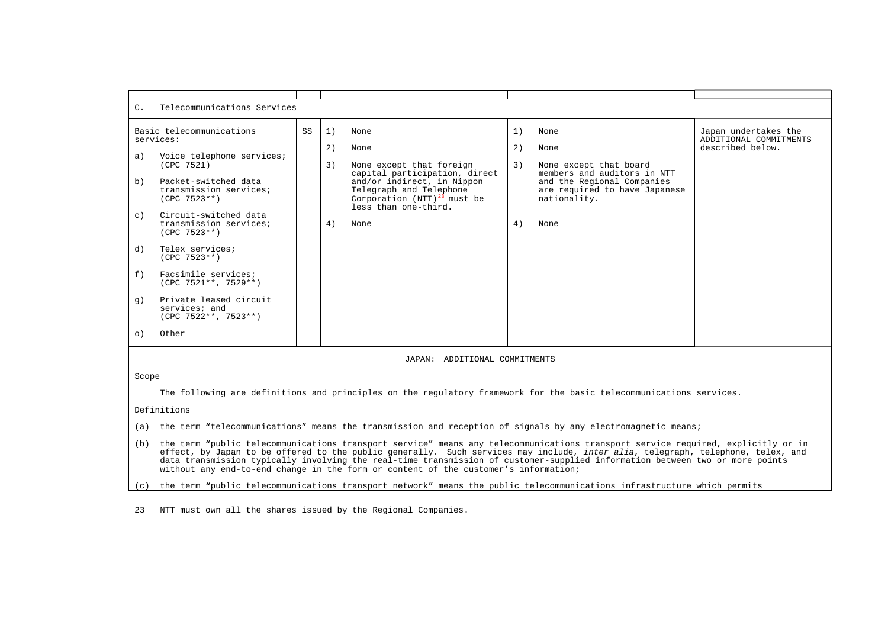| | | | | |
|---|---|---|---|---|
| C. Telecommunications Services | | | | |
| Basic telecommunications services:<br><br>a) Voice telephone services; (CPC 7521)<br><br>b) Packet-switched data transmission services; (CPC 7523**)<br><br>c) Circuit-switched data transmission services; (CPC 7523**)<br><br>d) Telex services; (CPC 7523**)<br><br>f) Facsimile services; (CPC 7521**, 7529**)<br><br>g) Private leased circuit services; and (CPC 7522**, 7523**)<br><br>o) Other | SS | 1) None<br><br>2) None<br><br>3) None except that foreign capital participation, direct and/or indirect, in Nippon Telegraph and Telephone Corporation (NTT)[23] must be less than one-third.<br><br>4) None | 1) None<br><br>2) None<br><br>3) None except that board members and auditors in NTT and the Regional Companies are required to have Japanese nationality.<br><br>4) None | Japan undertakes the ADDITIONAL COMMITMENTS described below. |

JAPAN: ADDITIONAL COMMITMENTS

Scope

The following are definitions and principles on the regulatory framework for the basic telecommunications services.

Definitions

(a) the term "telecommunications" means the transmission and reception of signals by any electromagnetic means;

(b) the term "public telecommunications transport service" means any telecommunications transport service required, explicitly or in effect, by Japan to be offered to the public generally. Such services may include, *inter alia*, telegraph, telephone, telex, and data transmission typically involving the real-time transmission of customer-supplied information between two or more points without any end-to-end change in the form or content of the customer's information;

(c) the term "public telecommunications transport network" means the public telecommunications infrastructure which permits

23 NTT must own all the shares issued by the Regional Companies.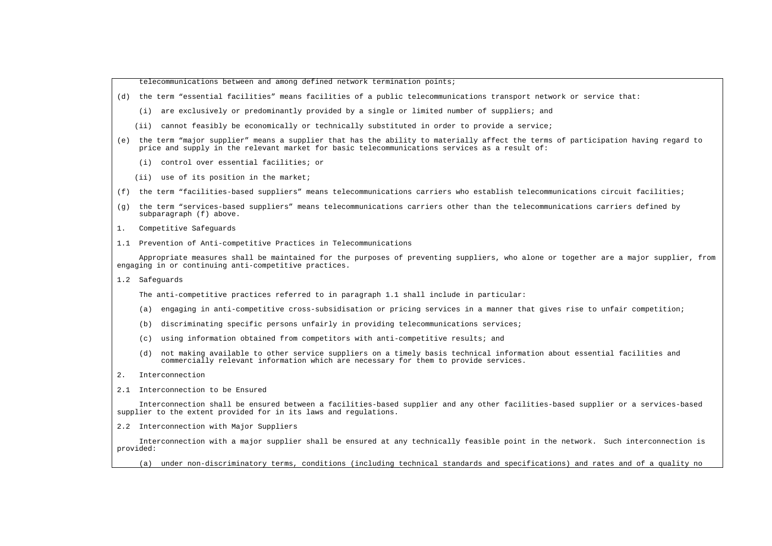telecommunications between and among defined network termination points;

(d) the term "essential facilities" means facilities of a public telecommunications transport network or service that:

(i) are exclusively or predominantly provided by a single or limited number of suppliers; and

(ii) cannot feasibly be economically or technically substituted in order to provide a service;

(e) the term "major supplier" means a supplier that has the ability to materially affect the terms of participation having regard to price and supply in the relevant market for basic telecommunications services as a result of:

(i) control over essential facilities; or

(ii) use of its position in the market;

(f) the term "facilities-based suppliers" means telecommunications carriers who establish telecommunications circuit facilities;

(g) the term "services-based suppliers" means telecommunications carriers other than the telecommunications carriers defined by subparagraph (f) above.

1. Competitive Safeguards

1.1 Prevention of Anti-competitive Practices in Telecommunications

Appropriate measures shall be maintained for the purposes of preventing suppliers, who alone or together are a major supplier, from engaging in or continuing anti-competitive practices.

1.2 Safeguards

The anti-competitive practices referred to in paragraph 1.1 shall include in particular:

(a) engaging in anti-competitive cross-subsidisation or pricing services in a manner that gives rise to unfair competition;

(b) discriminating specific persons unfairly in providing telecommunications services;

(c) using information obtained from competitors with anti-competitive results; and

(d) not making available to other service suppliers on a timely basis technical information about essential facilities and commercially relevant information which are necessary for them to provide services.

2. Interconnection

2.1 Interconnection to be Ensured

Interconnection shall be ensured between a facilities-based supplier and any other facilities-based supplier or a services-based supplier to the extent provided for in its laws and regulations.

2.2 Interconnection with Major Suppliers

Interconnection with a major supplier shall be ensured at any technically feasible point in the network. Such interconnection is provided:

(a) under non-discriminatory terms, conditions (including technical standards and specifications) and rates and of a quality no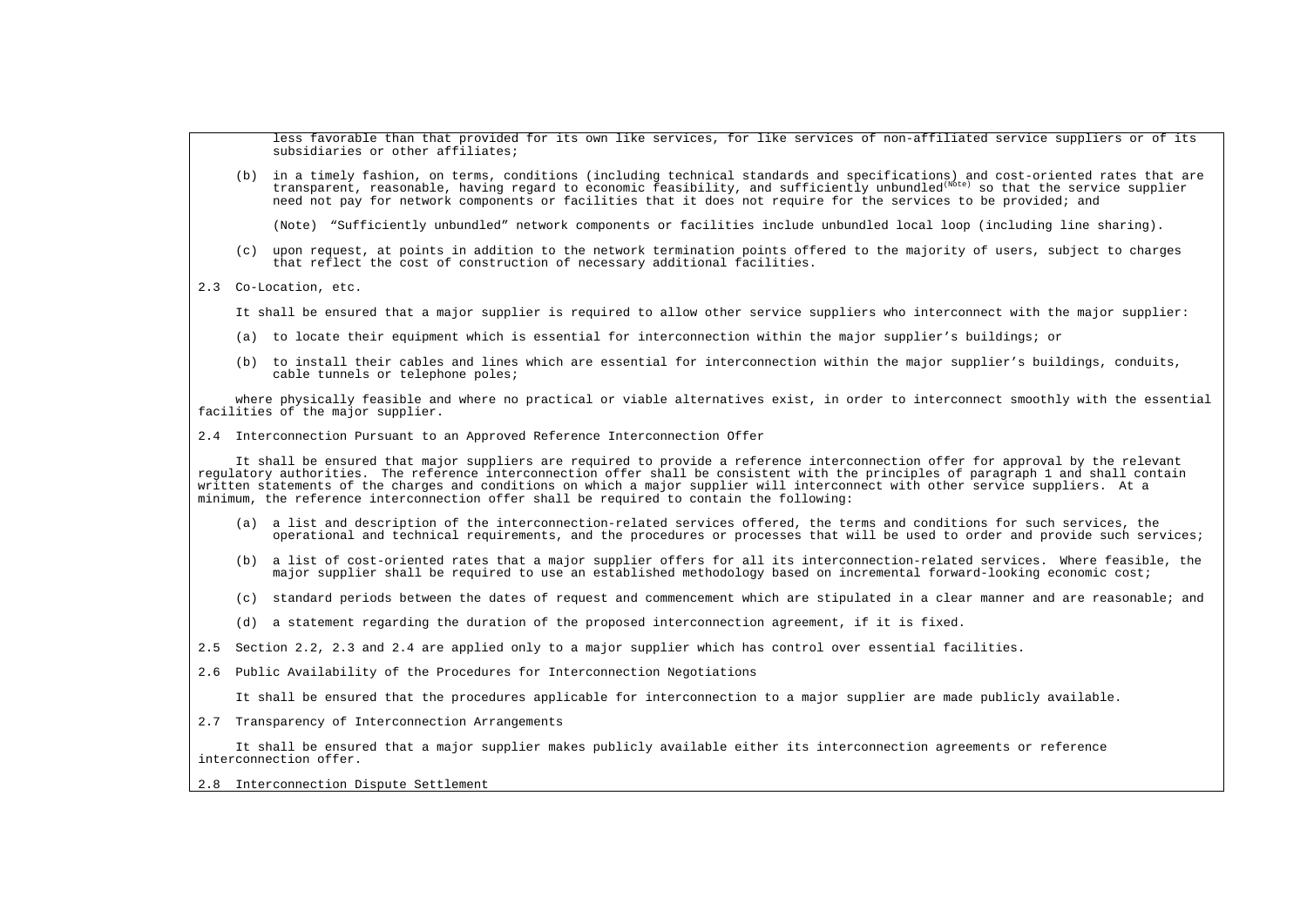less favorable than that provided for its own like services, for like services of non-affiliated service suppliers or of its subsidiaries or other affiliates;

(b) in a timely fashion, on terms, conditions (including technical standards and specifications) and cost-oriented rates that are transparent, reasonable, having regard to economic feasibility, and sufficiently unbundled[(Note)] so that the service supplier need not pay for network components or facilities that it does not require for the services to be provided; and

(Note) "Sufficiently unbundled" network components or facilities include unbundled local loop (including line sharing).

(c) upon request, at points in addition to the network termination points offered to the majority of users, subject to charges that reflect the cost of construction of necessary additional facilities.

2.3 Co-Location, etc.

It shall be ensured that a major supplier is required to allow other service suppliers who interconnect with the major supplier:

(a) to locate their equipment which is essential for interconnection within the major supplier's buildings; or

(b) to install their cables and lines which are essential for interconnection within the major supplier's buildings, conduits, cable tunnels or telephone poles;

where physically feasible and where no practical or viable alternatives exist, in order to interconnect smoothly with the essential facilities of the major supplier.

2.4 Interconnection Pursuant to an Approved Reference Interconnection Offer

It shall be ensured that major suppliers are required to provide a reference interconnection offer for approval by the relevant regulatory authorities. The reference interconnection offer shall be consistent with the principles of paragraph 1 and shall contain written statements of the charges and conditions on which a major supplier will interconnect with other service suppliers. At a minimum, the reference interconnection offer shall be required to contain the following:

(a) a list and description of the interconnection-related services offered, the terms and conditions for such services, the operational and technical requirements, and the procedures or processes that will be used to order and provide such services;

(b) a list of cost-oriented rates that a major supplier offers for all its interconnection-related services. Where feasible, the major supplier shall be required to use an established methodology based on incremental forward-looking economic cost;

(c) standard periods between the dates of request and commencement which are stipulated in a clear manner and are reasonable; and

(d) a statement regarding the duration of the proposed interconnection agreement, if it is fixed.

2.5 Section 2.2, 2.3 and 2.4 are applied only to a major supplier which has control over essential facilities.

2.6 Public Availability of the Procedures for Interconnection Negotiations

It shall be ensured that the procedures applicable for interconnection to a major supplier are made publicly available.

2.7 Transparency of Interconnection Arrangements

It shall be ensured that a major supplier makes publicly available either its interconnection agreements or reference interconnection offer.

2.8 Interconnection Dispute Settlement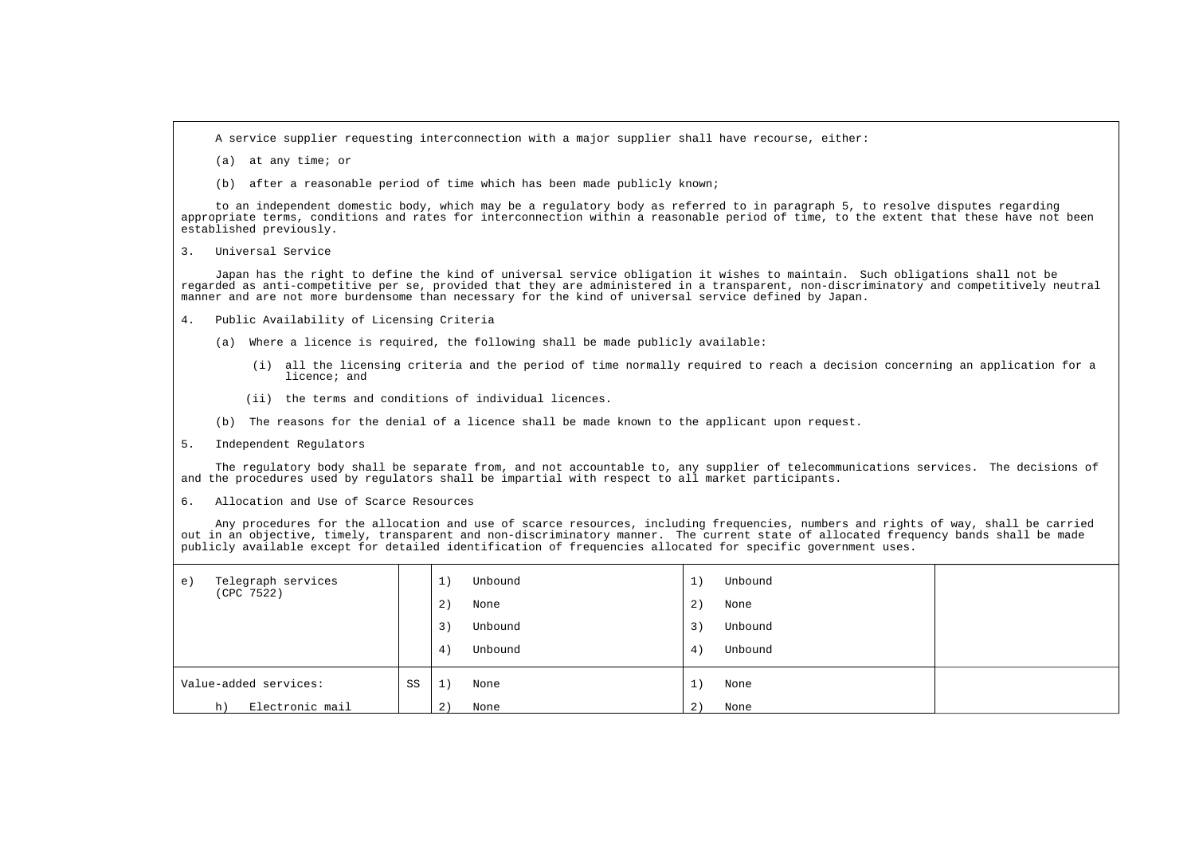A service supplier requesting interconnection with a major supplier shall have recourse, either:

(a) at any time; or

(b) after a reasonable period of time which has been made publicly known;

to an independent domestic body, which may be a regulatory body as referred to in paragraph 5, to resolve disputes regarding appropriate terms, conditions and rates for interconnection within a reasonable period of time, to the extent that these have not been established previously.

3. Universal Service

Japan has the right to define the kind of universal service obligation it wishes to maintain. Such obligations shall not be regarded as anti-competitive per se, provided that they are administered in a transparent, non-discriminatory and competitively neutral manner and are not more burdensome than necessary for the kind of universal service defined by Japan.

4. Public Availability of Licensing Criteria

(a) Where a licence is required, the following shall be made publicly available:

(i) all the licensing criteria and the period of time normally required to reach a decision concerning an application for a licence; and

(ii) the terms and conditions of individual licences.

(b) The reasons for the denial of a licence shall be made known to the applicant upon request.

5. Independent Regulators

The regulatory body shall be separate from, and not accountable to, any supplier of telecommunications services. The decisions of and the procedures used by regulators shall be impartial with respect to all market participants.

6. Allocation and Use of Scarce Resources

Any procedures for the allocation and use of scarce resources, including frequencies, numbers and rights of way, shall be carried out in an objective, timely, transparent and non-discriminatory manner. The current state of allocated frequency bands shall be made publicly available except for detailed identification of frequencies allocated for specific government uses.

| | | | | |
|---|---|---|---|---|
| e) Telegraph services (CPC 7522) | | 1) Unbound<br>2) None<br>3) Unbound<br>4) Unbound | 1) Unbound<br>2) None<br>3) Unbound<br>4) Unbound | |
| Value-added services:<br>h) Electronic mail | SS | 1) None<br>2) None | 1) None<br>2) None | |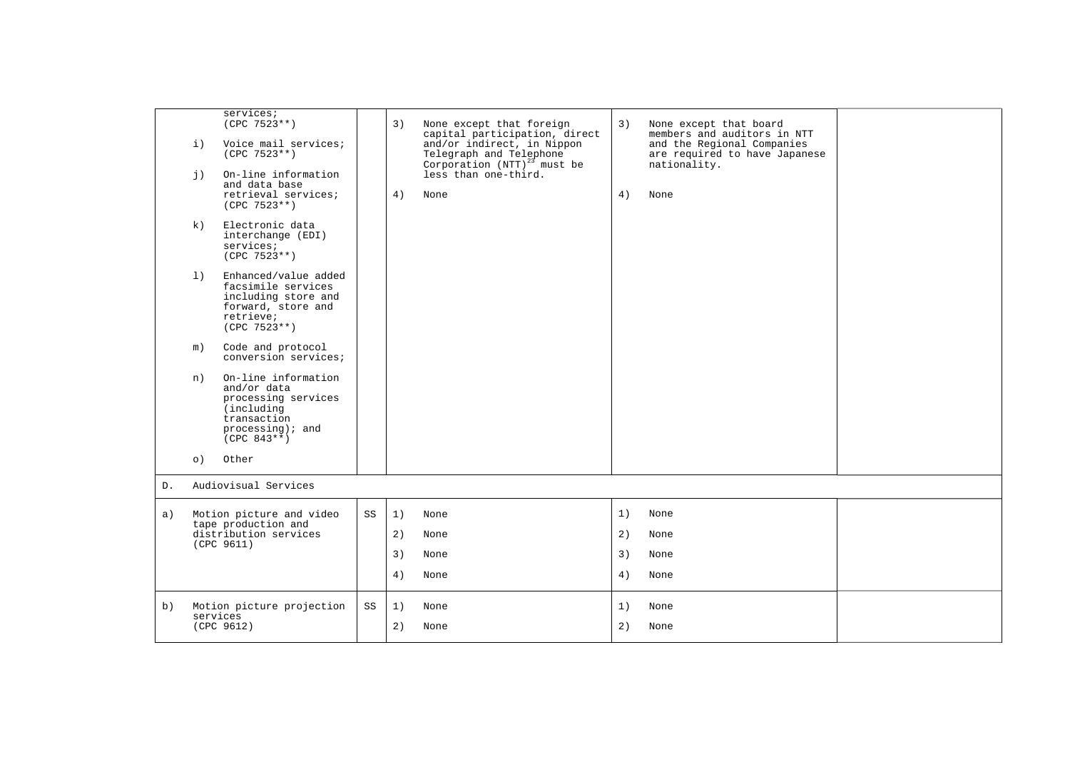| | | | | |
|---|---|---|---|---|
| services; (CPC 7523**)<br><br>i) Voice mail services; (CPC 7523**)<br><br>j) On-line information and data base retrieval services; (CPC 7523**)<br><br>k) Electronic data interchange (EDI) services; (CPC 7523**)<br><br>l) Enhanced/value added facsimile services including store and forward, store and retrieve; (CPC 7523**)<br><br>m) Code and protocol conversion services;<br><br>n) On-line information and/or data processing services (including transaction processing); and (CPC 843**)<br><br>o) Other | | 3) None except that foreign capital participation, direct and/or indirect, in Nippon Telegraph and Telephone Corporation (NTT)[23] must be less than one-third.<br><br>4) None | 3) None except that board members and auditors in NTT and the Regional Companies are required to have Japanese nationality.<br><br>4) None | |
| D. Audiovisual Services | | | | |
| a) Motion picture and video tape production and distribution services (CPC 9611) | SS | 1) None<br><br>2) None<br><br>3) None<br><br>4) None | 1) None<br><br>2) None<br><br>3) None<br><br>4) None | |
| b) Motion picture projection services (CPC 9612) | SS | 1) None<br><br>2) None | 1) None<br><br>2) None | |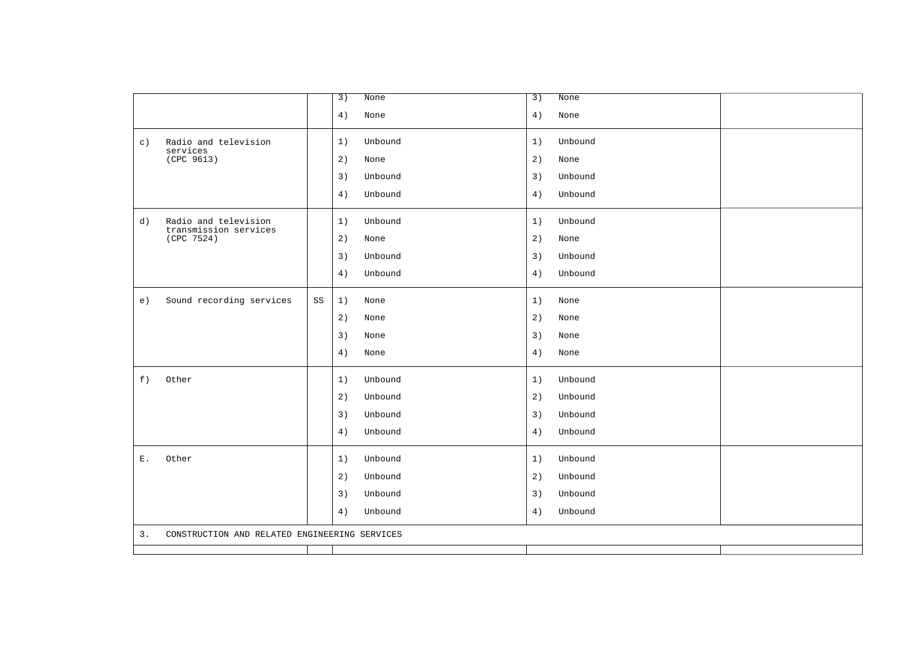| | | | | |
|---|---|---|---|---|
| | | 3) None<br>4) None | 3) None<br>4) None | |
| c) Radio and television services (CPC 9613) | | 1) Unbound<br>2) None<br>3) Unbound<br>4) Unbound | 1) Unbound<br>2) None<br>3) Unbound<br>4) Unbound | |
| d) Radio and television transmission services (CPC 7524) | | 1) Unbound<br>2) None<br>3) Unbound<br>4) Unbound | 1) Unbound<br>2) None<br>3) Unbound<br>4) Unbound | |
| e) Sound recording services | SS | 1) None<br>2) None<br>3) None<br>4) None | 1) None<br>2) None<br>3) None<br>4) None | |
| f) Other | | 1) Unbound<br>2) Unbound<br>3) Unbound<br>4) Unbound | 1) Unbound<br>2) Unbound<br>3) Unbound<br>4) Unbound | |
| E. Other | | 1) Unbound<br>2) Unbound<br>3) Unbound<br>4) Unbound | 1) Unbound<br>2) Unbound<br>3) Unbound<br>4) Unbound | |
| 3. CONSTRUCTION AND RELATED ENGINEERING SERVICES | | | | |
| | | | | |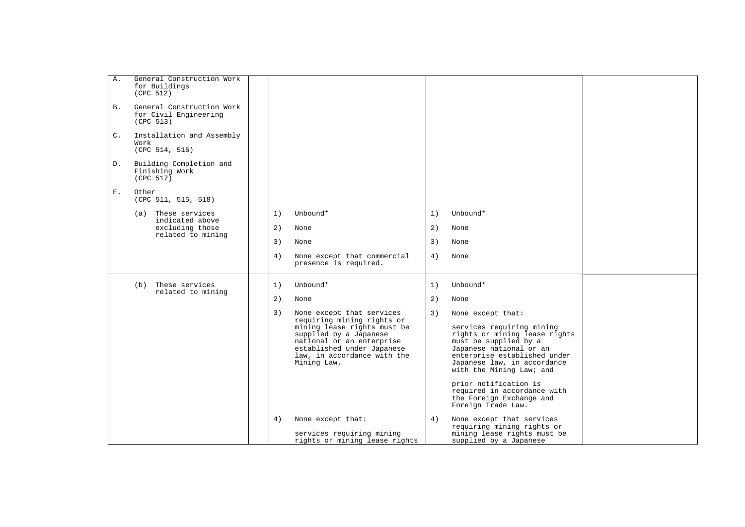| | | | |
|---|---|---|---|
| A. General Construction Work for Buildings (CPC 512)<br><br>B. General Construction Work for Civil Engineering (CPC 513)<br><br>C. Installation and Assembly Work (CPC 514, 516)<br><br>D. Building Completion and Finishing Work (CPC 517)<br><br>E. Other (CPC 511, 515, 518)<br><br>(a) These services indicated above excluding those related to mining | 1) Unbound*<br><br>2) None<br><br>3) None<br><br>4) None except that commercial presence is required. | 1) Unbound*<br><br>2) None<br><br>3) None<br><br>4) None | |
| (b) These services related to mining | 1) Unbound*<br><br>2) None<br><br>3) None except that services requiring mining rights or mining lease rights must be supplied by a Japanese national or an enterprise established under Japanese law, in accordance with the Mining Law.<br><br>4) None except that:<br><br>services requiring mining rights or mining lease rights | 1) Unbound*<br><br>2) None<br><br>3) None except that:<br><br>services requiring mining rights or mining lease rights must be supplied by a Japanese national or an enterprise established under Japanese law, in accordance with the Mining Law; and<br><br>prior notification is required in accordance with the Foreign Exchange and Foreign Trade Law.<br><br>4) None except that services requiring mining rights or mining lease rights must be supplied by a Japanese | |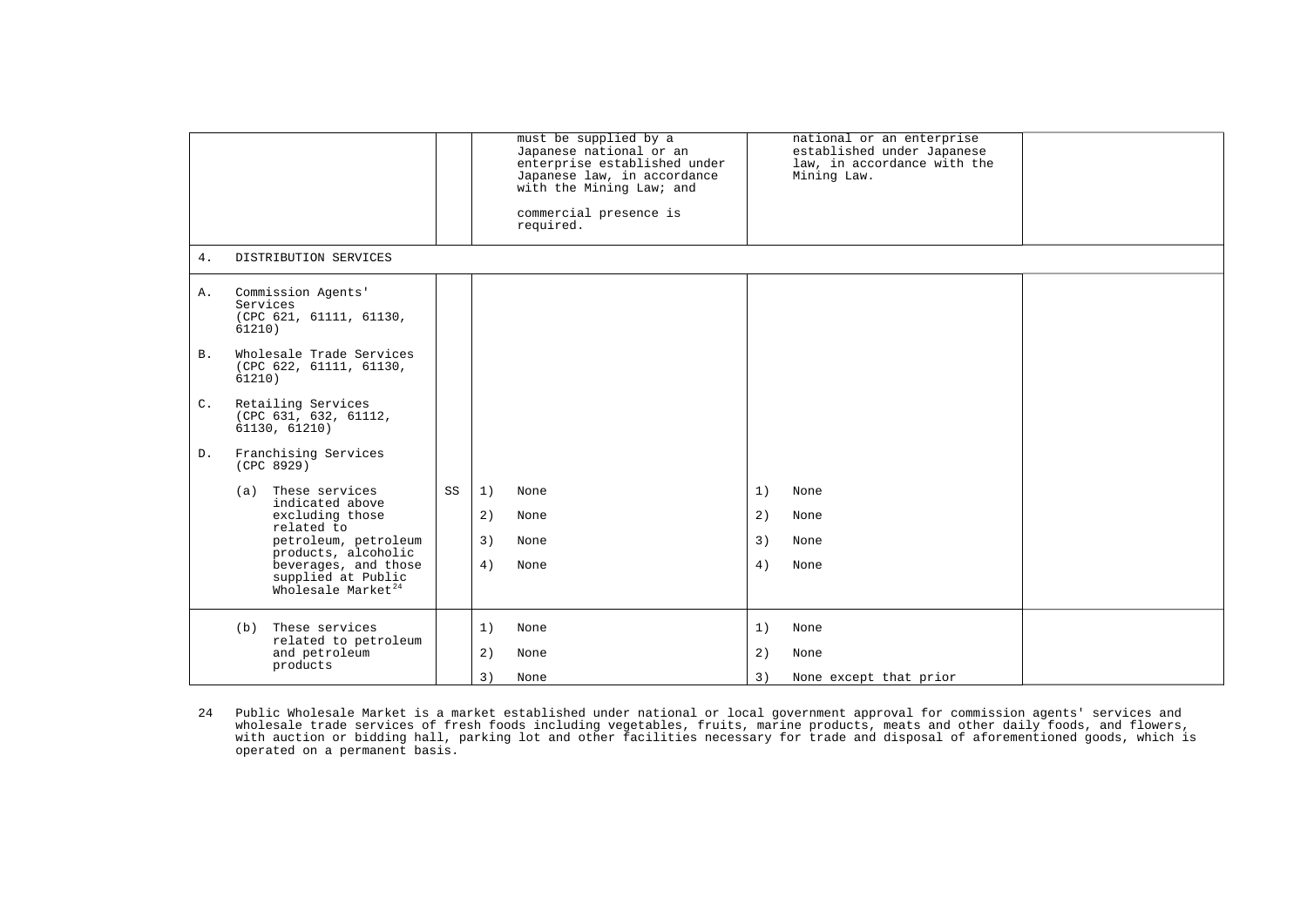| | | | | |
|---|---|---|---|---|
| | | must be supplied by a Japanese national or an enterprise established under Japanese law, in accordance with the Mining Law; and<br><br>commercial presence is required. | national or an enterprise established under Japanese law, in accordance with the Mining Law. | |
| 4. DISTRIBUTION SERVICES | | | | |
| A. Commission Agents' Services (CPC 621, 61111, 61130, 61210)<br><br>B. Wholesale Trade Services (CPC 622, 61111, 61130, 61210)<br><br>C. Retailing Services (CPC 631, 632, 61112, 61130, 61210)<br><br>D. Franchising Services (CPC 8929)<br><br>(a) These services indicated above excluding those related to petroleum, petroleum products, alcoholic beverages, and those supplied at Public Wholesale Market[24] | SS | 1) None<br>2) None<br>3) None<br>4) None | 1) None<br>2) None<br>3) None<br>4) None | |
| (b) These services related to petroleum and petroleum products | | 1) None<br>2) None<br>3) None | 1) None<br>2) None<br>3) None except that prior | |

24 Public Wholesale Market is a market established under national or local government approval for commission agents' services and wholesale trade services of fresh foods including vegetables, fruits, marine products, meats and other daily foods, and flowers, with auction or bidding hall, parking lot and other facilities necessary for trade and disposal of aforementioned goods, which is operated on a permanent basis.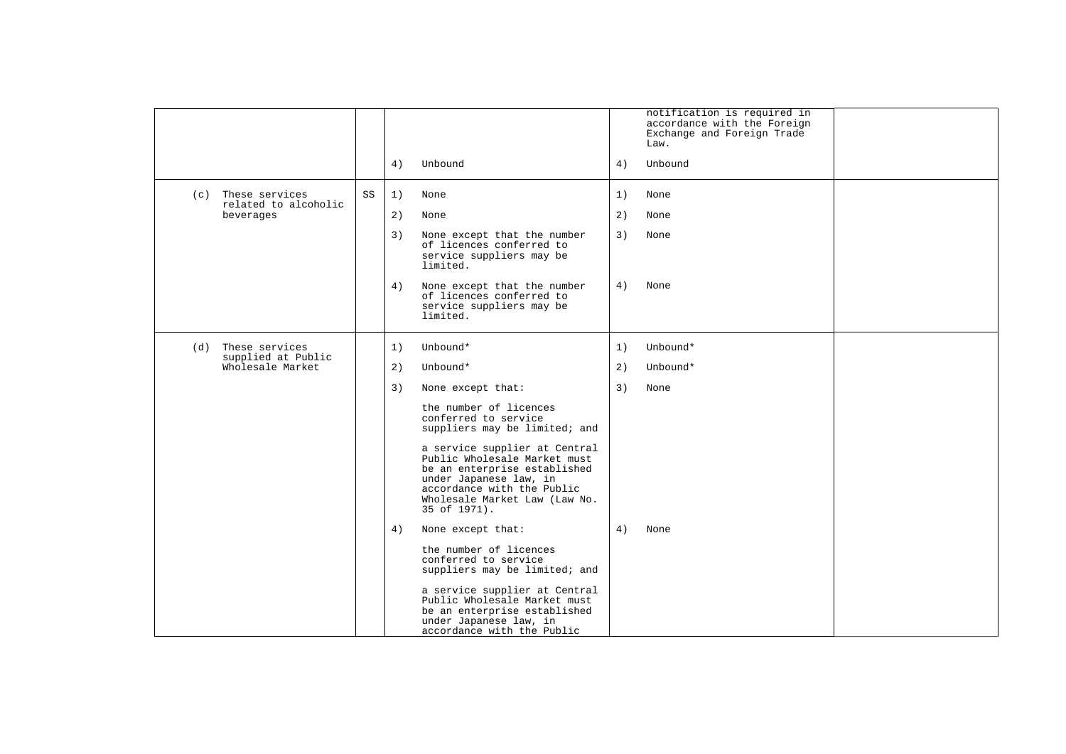| | | | | |
|---|---|---|---|---|
| | | 4) Unbound | notification is required in accordance with the Foreign Exchange and Foreign Trade Law.<br><br>4) Unbound | |
| (c) These services related to alcoholic beverages | SS | 1) None<br><br>2) None<br><br>3) None except that the number of licences conferred to service suppliers may be limited.<br><br>4) None except that the number of licences conferred to service suppliers may be limited. | 1) None<br><br>2) None<br><br>3) None<br><br>4) None | |
| (d) These services supplied at Public Wholesale Market | | 1) Unbound*<br><br>2) Unbound*<br><br>3) None except that:<br><br>the number of licences conferred to service suppliers may be limited; and<br><br>a service supplier at Central Public Wholesale Market must be an enterprise established under Japanese law, in accordance with the Public Wholesale Market Law (Law No. 35 of 1971).<br><br>4) None except that:<br><br>the number of licences conferred to service suppliers may be limited; and<br><br>a service supplier at Central Public Wholesale Market must be an enterprise established under Japanese law, in accordance with the Public | 1) Unbound*<br><br>2) Unbound*<br><br>3) None<br><br>4) None | |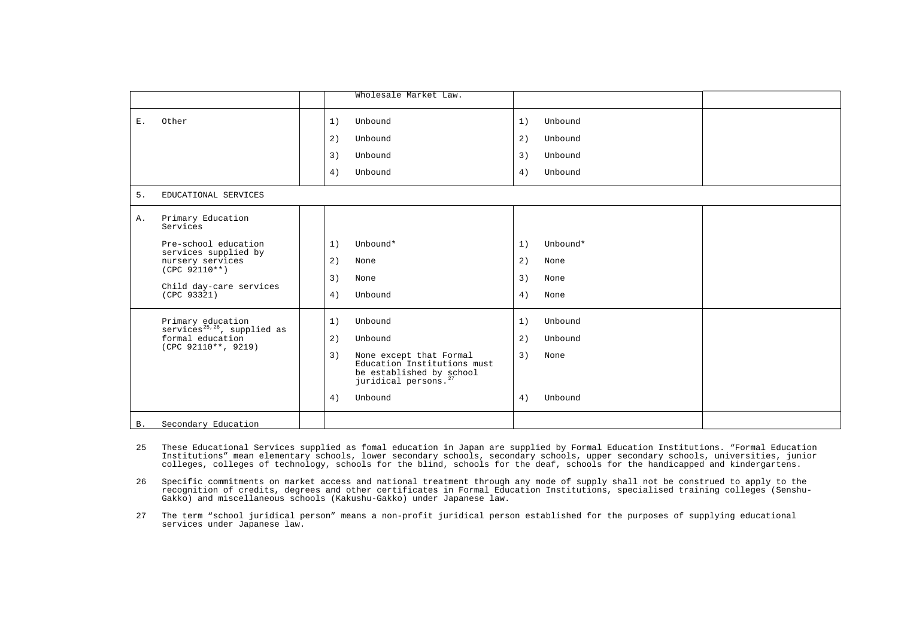| | | | | |
|---|---|---|---|---|
| | | Wholesale Market Law. | | |
| E. Other | | 1) Unbound<br>2) Unbound<br>3) Unbound<br>4) Unbound | 1) Unbound<br>2) Unbound<br>3) Unbound<br>4) Unbound | |
| 5. EDUCATIONAL SERVICES | | | | |
| A. Primary Education Services<br><br>Pre-school education services supplied by nursery services (CPC 92110**)<br><br>Child day-care services (CPC 93321) | | 1) Unbound*<br>2) None<br>3) None<br>4) Unbound | 1) Unbound*<br>2) None<br>3) None<br>4) None | |
| Primary education services[25,26], supplied as formal education (CPC 92110**, 9219) | | 1) Unbound<br>2) Unbound<br>3) None except that Formal Education Institutions must be established by school juridical persons.[27]<br>4) Unbound | 1) Unbound<br>2) Unbound<br>3) None<br>4) Unbound | |
| B. Secondary Education | | | | |

25 These Educational Services supplied as fomal education in Japan are supplied by Formal Education Institutions. "Formal Education Institutions" mean elementary schools, lower secondary schools, secondary schools, upper secondary schools, universities, junior colleges, colleges of technology, schools for the blind, schools for the deaf, schools for the handicapped and kindergartens.

26 Specific commitments on market access and national treatment through any mode of supply shall not be construed to apply to the recognition of credits, degrees and other certificates in Formal Education Institutions, specialised training colleges (Senshu-Gakko) and miscellaneous schools (Kakushu-Gakko) under Japanese law.

27 The term "school juridical person" means a non-profit juridical person established for the purposes of supplying educational services under Japanese law.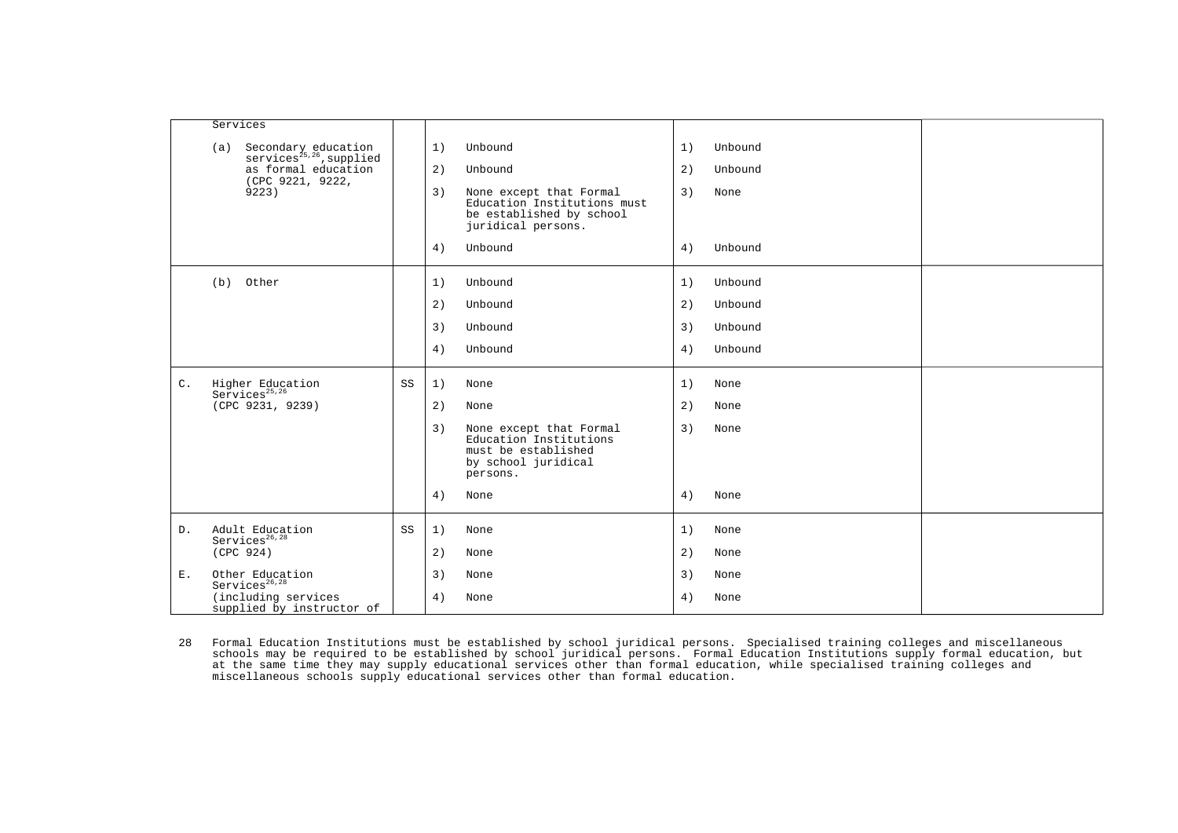| Sector or sub-sector | | Limitations on market access | Limitations on national treatment | Additional commitments |
|---|---|---|---|---|
| Services | | | | |
| (a) Secondary education services[25,26], supplied as formal education (CPC 9221, 9222, 9223) | | 1) Unbound<br>2) Unbound<br>3) None except that Formal Education Institutions must be established by school juridical persons.<br>4) Unbound | 1) Unbound<br>2) Unbound<br>3) None<br>4) Unbound | |
| (b) Other | | 1) Unbound<br>2) Unbound<br>3) Unbound<br>4) Unbound | 1) Unbound<br>2) Unbound<br>3) Unbound<br>4) Unbound | |
| C. Higher Education Services[25,26] (CPC 9231, 9239) | SS | 1) None<br>2) None<br>3) None except that Formal Education Institutions must be established by school juridical persons.<br>4) None | 1) None<br>2) None<br>3) None<br>4) None | |
| D. Adult Education Services[26,28] (CPC 924)<br>E. Other Education Services[26,28] (including services supplied by instructor of | SS | 1) None<br>2) None<br>3) None<br>4) None | 1) None<br>2) None<br>3) None<br>4) None | |

28 Formal Education Institutions must be established by school juridical persons. Specialised training colleges and miscellaneous schools may be required to be established by school juridical persons. Formal Education Institutions supply formal education, but at the same time they may supply educational services other than formal education, while specialised training colleges and miscellaneous schools supply educational services other than formal education.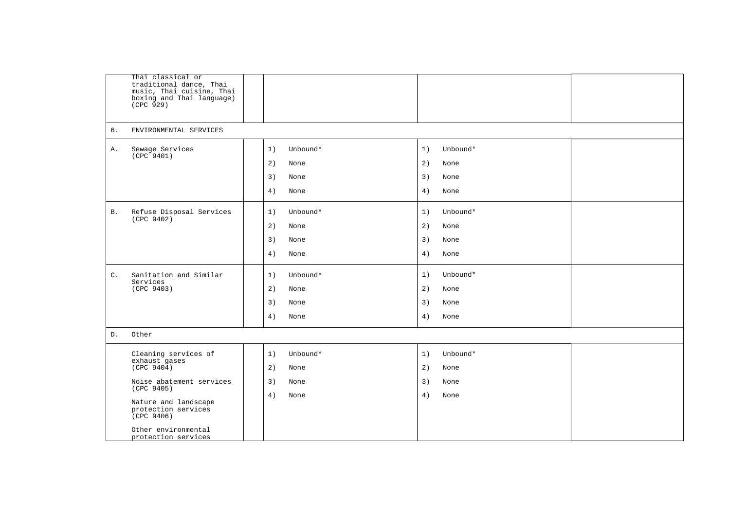| | | | | |
|---|---|---|---|---|
| | Thai classical or traditional dance, Thai music, Thai cuisine, Thai boxing and Thai language) (CPC 929) | | | |
| 6. | ENVIRONMENTAL SERVICES | | | |
| A. | Sewage Services (CPC 9401) | 1) Unbound*<br>2) None<br>3) None<br>4) None | 1) Unbound*<br>2) None<br>3) None<br>4) None | |
| B. | Refuse Disposal Services (CPC 9402) | 1) Unbound*<br>2) None<br>3) None<br>4) None | 1) Unbound*<br>2) None<br>3) None<br>4) None | |
| C. | Sanitation and Similar Services (CPC 9403) | 1) Unbound*<br>2) None<br>3) None<br>4) None | 1) Unbound*<br>2) None<br>3) None<br>4) None | |
| D. | Other | | | |
| | Cleaning services of exhaust gases (CPC 9404)<br><br>Noise abatement services (CPC 9405)<br><br>Nature and landscape protection services (CPC 9406)<br><br>Other environmental protection services | 1) Unbound*<br>2) None<br>3) None<br>4) None | 1) Unbound*<br>2) None<br>3) None<br>4) None | |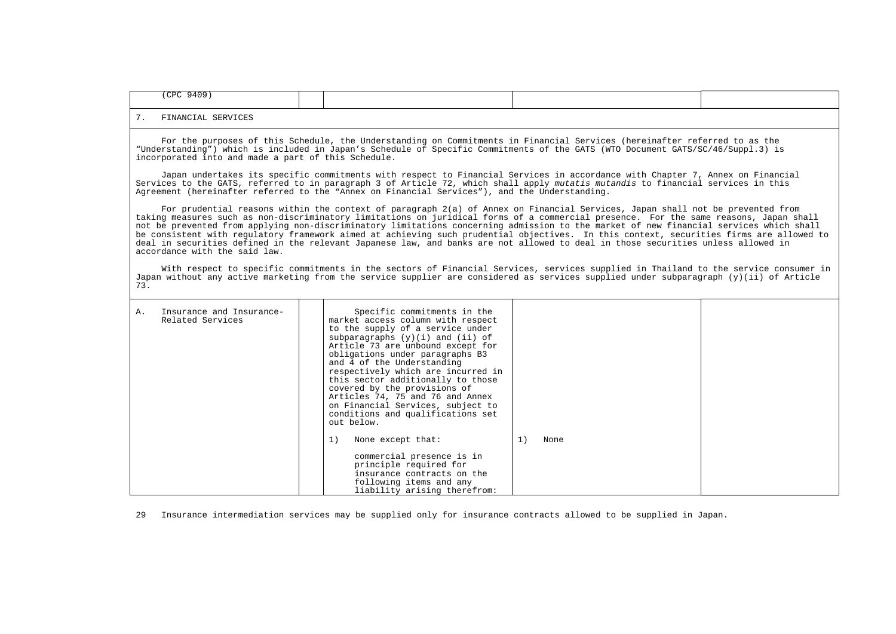| (CPC 9409) | | | | |
|---|---|---|---|---|

7. FINANCIAL SERVICES

For the purposes of this Schedule, the Understanding on Commitments in Financial Services (hereinafter referred to as the "Understanding") which is included in Japan's Schedule of Specific Commitments of the GATS (WTO Document GATS/SC/46/Suppl.3) is incorporated into and made a part of this Schedule.

Japan undertakes its specific commitments with respect to Financial Services in accordance with Chapter 7, Annex on Financial Services to the GATS, referred to in paragraph 3 of Article 72, which shall apply *mutatis mutandis* to financial services in this Agreement (hereinafter referred to the "Annex on Financial Services"), and the Understanding.

For prudential reasons within the context of paragraph 2(a) of Annex on Financial Services, Japan shall not be prevented from taking measures such as non-discriminatory limitations on juridical forms of a commercial presence. For the same reasons, Japan shall not be prevented from applying non-discriminatory limitations concerning admission to the market of new financial services which shall be consistent with regulatory framework aimed at achieving such prudential objectives. In this context, securities firms are allowed to deal in securities defined in the relevant Japanese law, and banks are not allowed to deal in those securities unless allowed in accordance with the said law.

With respect to specific commitments in the sectors of Financial Services, services supplied in Thailand to the service consumer in Japan without any active marketing from the service supplier are considered as services supplied under subparagraph (y)(ii) of Article 73.

| | | | | |
|---|---|---|---|---|
| A. Insurance and Insurance-Related Services | | Specific commitments in the market access column with respect to the supply of a service under subparagraphs (y)(i) and (ii) of Article 73 are unbound except for obligations under paragraphs B3 and 4 of the Understanding respectively which are incurred in this sector additionally to those covered by the provisions of Articles 74, 75 and 76 and Annex on Financial Services, subject to conditions and qualifications set out below.<br><br>1) None except that:<br><br>commercial presence is in principle required for insurance contracts on the following items and any liability arising therefrom: | 1) None | |

29 Insurance intermediation services may be supplied only for insurance contracts allowed to be supplied in Japan.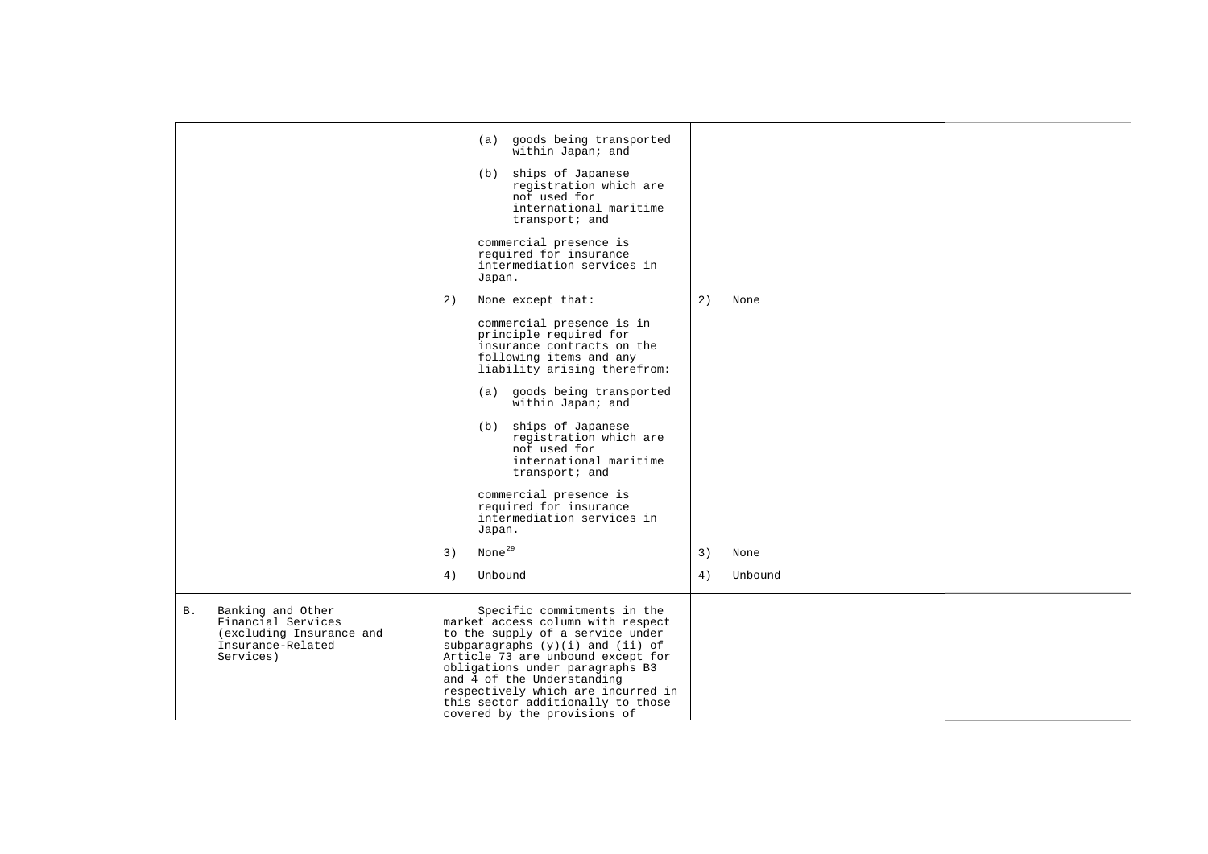| | | | | |
|---|---|---|---|---|
| | | (a) goods being transported within Japan; and<br><br>(b) ships of Japanese registration which are not used for international maritime transport; and<br><br>commercial presence is required for insurance intermediation services in Japan.<br><br>2) None except that:<br><br>commercial presence is in principle required for insurance contracts on the following items and any liability arising therefrom:<br><br>(a) goods being transported within Japan; and<br><br>(b) ships of Japanese registration which are not used for international maritime transport; and<br><br>commercial presence is required for insurance intermediation services in Japan.<br><br>3) None[29]<br><br>4) Unbound | 2) None<br><br>3) None<br><br>4) Unbound | |
| B. Banking and Other Financial Services (excluding Insurance and Insurance-Related Services) | | Specific commitments in the market access column with respect to the supply of a service under subparagraphs (y)(i) and (ii) of Article 73 are unbound except for obligations under paragraphs B3 and 4 of the Understanding respectively which are incurred in this sector additionally to those covered by the provisions of | | |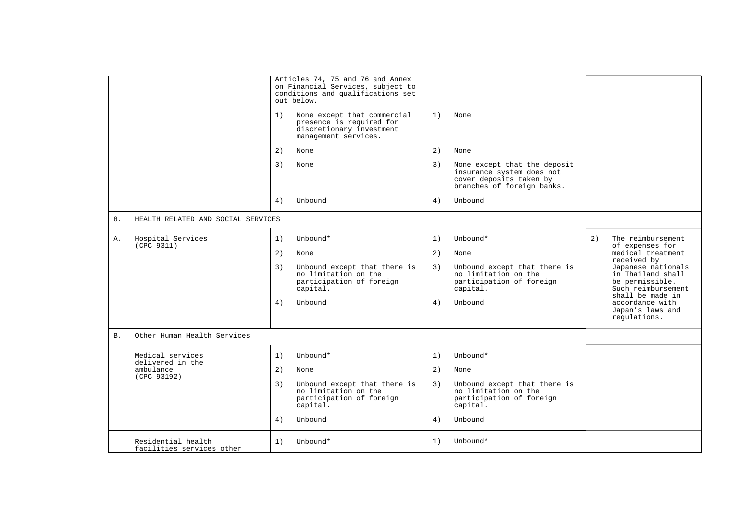| Sector or subsector | | Limitations on market access | Limitations on national treatment | Additional commitments |
|---|---|---|---|---|
| | | Articles 74, 75 and 76 and Annex on Financial Services, subject to conditions and qualifications set out below.<br><br>1) None except that commercial presence is required for discretionary investment management services.<br><br>2) None<br><br>3) None<br><br>4) Unbound | 1) None<br><br>2) None<br><br>3) None except that the deposit insurance system does not cover deposits taken by branches of foreign banks.<br><br>4) Unbound | |
| 8. HEALTH RELATED AND SOCIAL SERVICES | | | | |
| A. Hospital Services (CPC 9311) | | 1) Unbound*<br><br>2) None<br><br>3) Unbound except that there is no limitation on the participation of foreign capital.<br><br>4) Unbound | 1) Unbound*<br><br>2) None<br><br>3) Unbound except that there is no limitation on the participation of foreign capital.<br><br>4) Unbound | 2) The reimbursement of expenses for medical treatment received by Japanese nationals in Thailand shall be permissible. Such reimbursement shall be made in accordance with Japan's laws and regulations. |
| B. Other Human Health Services | | | | |
| Medical services delivered in the ambulance (CPC 93192) | | 1) Unbound*<br><br>2) None<br><br>3) Unbound except that there is no limitation on the participation of foreign capital.<br><br>4) Unbound | 1) Unbound*<br><br>2) None<br><br>3) Unbound except that there is no limitation on the participation of foreign capital.<br><br>4) Unbound | |
| Residential health facilities services other | | 1) Unbound* | 1) Unbound* | |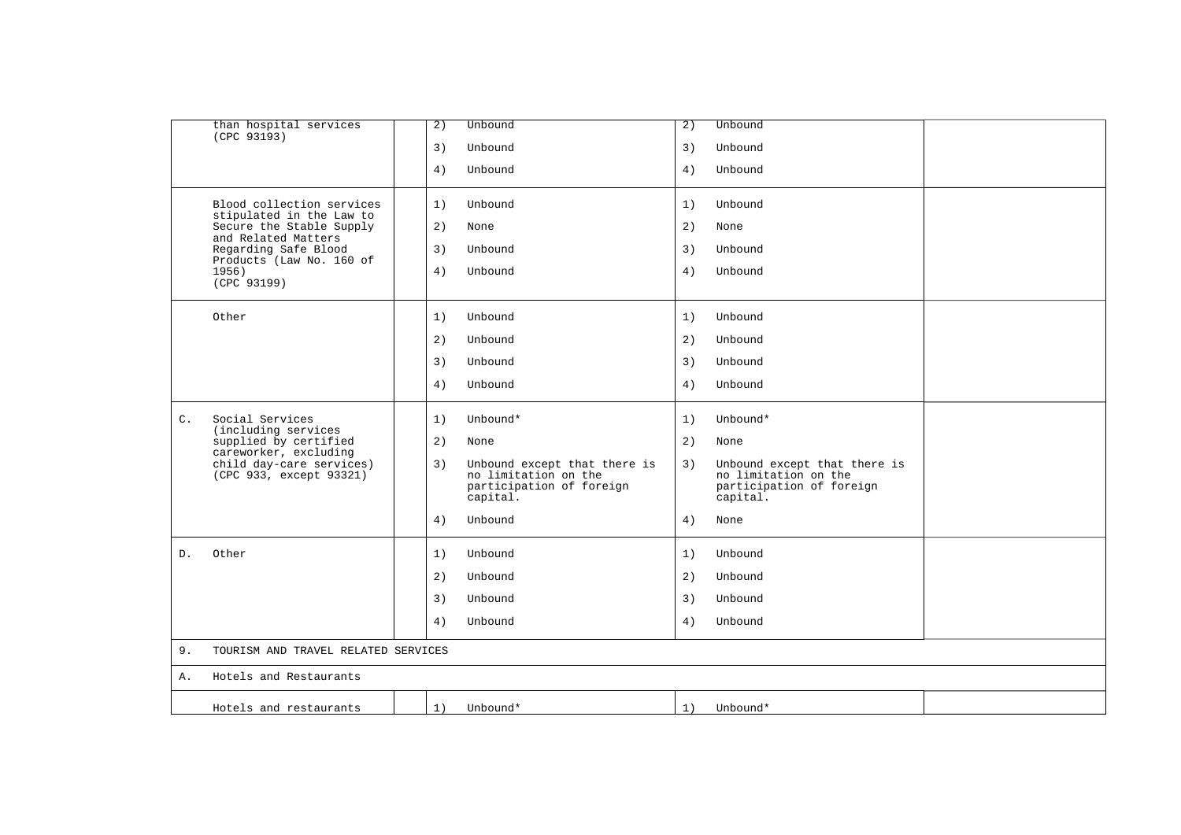| | Sector or sub-sector | | Limitations on market access | Limitations on national treatment | Additional commitments |
|---|---|---|---|---|---|
| | than hospital services (CPC 93193) | | 2) Unbound<br>3) Unbound<br>4) Unbound | 2) Unbound<br>3) Unbound<br>4) Unbound | |
| | Blood collection services stipulated in the Law to Secure the Stable Supply and Related Matters Regarding Safe Blood Products (Law No. 160 of 1956) (CPC 93199) | | 1) Unbound<br>2) None<br>3) Unbound<br>4) Unbound | 1) Unbound<br>2) None<br>3) Unbound<br>4) Unbound | |
| | Other | | 1) Unbound<br>2) Unbound<br>3) Unbound<br>4) Unbound | 1) Unbound<br>2) Unbound<br>3) Unbound<br>4) Unbound | |
| C. | Social Services (including services supplied by certified careworker, excluding child day-care services) (CPC 933, except 93321) | | 1) Unbound*<br>2) None<br>3) Unbound except that there is no limitation on the participation of foreign capital.<br>4) Unbound | 1) Unbound*<br>2) None<br>3) Unbound except that there is no limitation on the participation of foreign capital.<br>4) None | |
| D. | Other | | 1) Unbound<br>2) Unbound<br>3) Unbound<br>4) Unbound | 1) Unbound<br>2) Unbound<br>3) Unbound<br>4) Unbound | |
| 9. | TOURISM AND TRAVEL RELATED SERVICES | | | | |
| A. | Hotels and Restaurants | | | | |
| | Hotels and restaurants | | 1) Unbound* | 1) Unbound* | |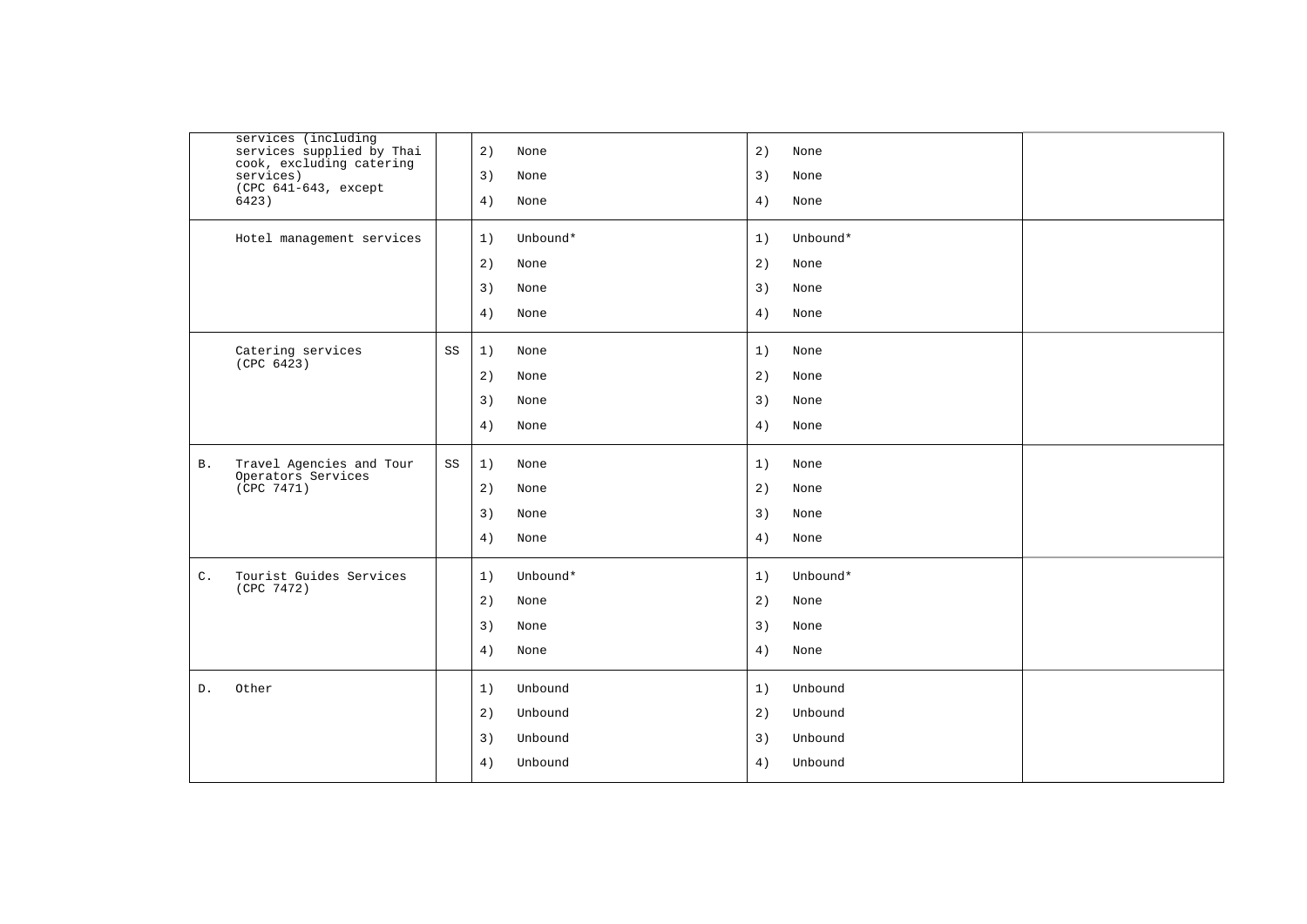| | | | | | |
|---|---|---|---|---|---|
| | services (including services supplied by Thai cook, excluding catering services) (CPC 641-643, except 6423) | | 2) None<br>3) None<br>4) None | 2) None<br>3) None<br>4) None | |
| | Hotel management services | | 1) Unbound*<br>2) None<br>3) None<br>4) None | 1) Unbound*<br>2) None<br>3) None<br>4) None | |
| | Catering services (CPC 6423) | SS | 1) None<br>2) None<br>3) None<br>4) None | 1) None<br>2) None<br>3) None<br>4) None | |
| B. | Travel Agencies and Tour Operators Services (CPC 7471) | SS | 1) None<br>2) None<br>3) None<br>4) None | 1) None<br>2) None<br>3) None<br>4) None | |
| C. | Tourist Guides Services (CPC 7472) | | 1) Unbound*<br>2) None<br>3) None<br>4) None | 1) Unbound*<br>2) None<br>3) None<br>4) None | |
| D. | Other | | 1) Unbound<br>2) Unbound<br>3) Unbound<br>4) Unbound | 1) Unbound<br>2) Unbound<br>3) Unbound<br>4) Unbound | |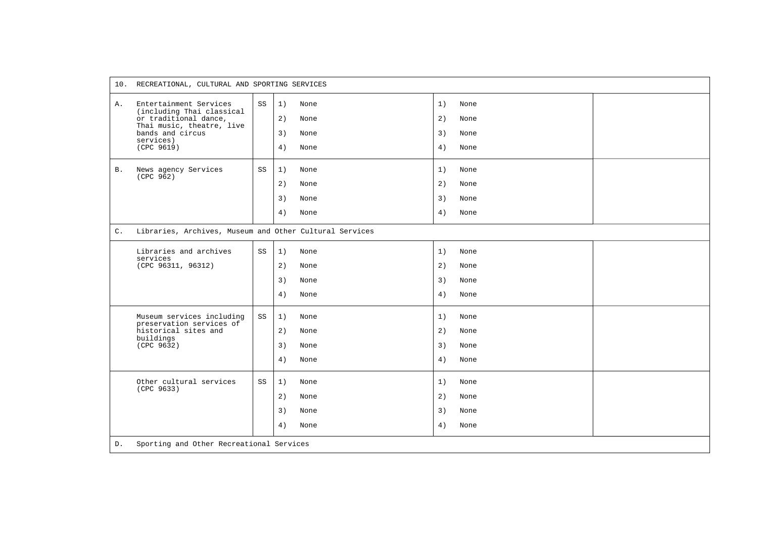| 10. RECREATIONAL, CULTURAL AND SPORTING SERVICES | | | | |
|---|---|---|---|---|
| A. Entertainment Services (including Thai classical or traditional dance, Thai music, theatre, live bands and circus services) (CPC 9619) | SS | 1) None<br>2) None<br>3) None<br>4) None | 1) None<br>2) None<br>3) None<br>4) None | |
| B. News agency Services (CPC 962) | SS | 1) None<br>2) None<br>3) None<br>4) None | 1) None<br>2) None<br>3) None<br>4) None | |
| C. Libraries, Archives, Museum and Other Cultural Services | | | | |
| Libraries and archives services (CPC 96311, 96312) | SS | 1) None<br>2) None<br>3) None<br>4) None | 1) None<br>2) None<br>3) None<br>4) None | |
| Museum services including preservation services of historical sites and buildings (CPC 9632) | SS | 1) None<br>2) None<br>3) None<br>4) None | 1) None<br>2) None<br>3) None<br>4) None | |
| Other cultural services (CPC 9633) | SS | 1) None<br>2) None<br>3) None<br>4) None | 1) None<br>2) None<br>3) None<br>4) None | |
| D. Sporting and Other Recreational Services | | | | |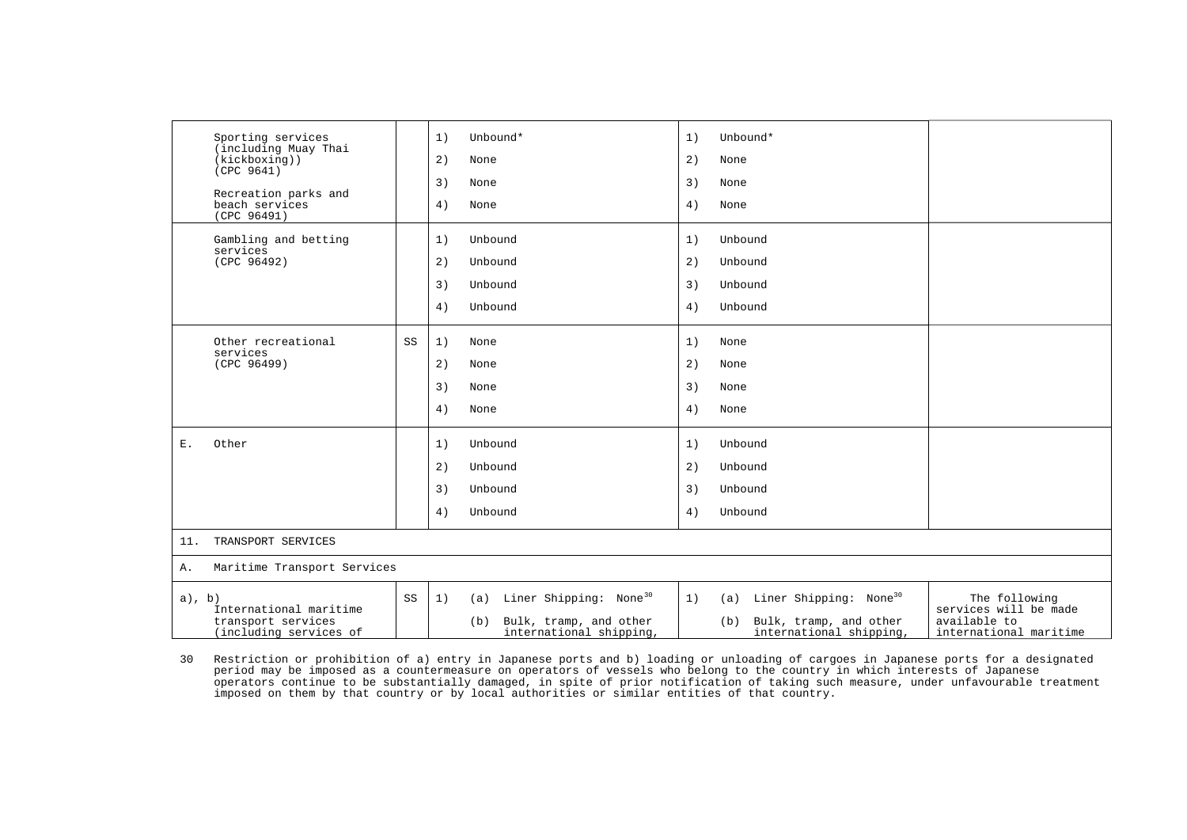| | | | | |
|---|---|---|---|---|
| Sporting services (including Muay Thai (kickboxing)) (CPC 9641)<br><br>Recreation parks and beach services (CPC 96491) | | 1) Unbound*<br>2) None<br>3) None<br>4) None | 1) Unbound*<br>2) None<br>3) None<br>4) None | |
| Gambling and betting services (CPC 96492) | | 1) Unbound<br>2) Unbound<br>3) Unbound<br>4) Unbound | 1) Unbound<br>2) Unbound<br>3) Unbound<br>4) Unbound | |
| Other recreational services (CPC 96499) | SS | 1) None<br>2) None<br>3) None<br>4) None | 1) None<br>2) None<br>3) None<br>4) None | |
| E. Other | | 1) Unbound<br>2) Unbound<br>3) Unbound<br>4) Unbound | 1) Unbound<br>2) Unbound<br>3) Unbound<br>4) Unbound | |
| 11. TRANSPORT SERVICES | | | | |
| A. Maritime Transport Services | | | | |
| a), b) International maritime transport services (including services of | SS | 1) (a) Liner Shipping: None[30]<br>(b) Bulk, tramp, and other international shipping, | 1) (a) Liner Shipping: None[30]<br>(b) Bulk, tramp, and other international shipping, | The following services will be made available to international maritime |

30 Restriction or prohibition of a) entry in Japanese ports and b) loading or unloading of cargoes in Japanese ports for a designated period may be imposed as a countermeasure on operators of vessels who belong to the country in which interests of Japanese operators continue to be substantially damaged, in spite of prior notification of taking such measure, under unfavourable treatment imposed on them by that country or by local authorities or similar entities of that country.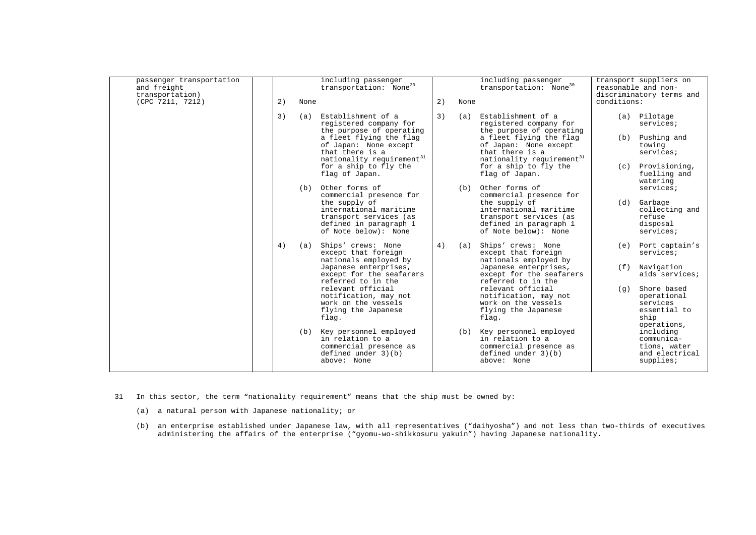| | | | | |
|---|---|---|---|---|
| passenger transportation and freight transportation) (CPC 7211, 7212) | | including passenger transportation: None[30]<br><br>2) None<br><br>3) (a) Establishment of a registered company for the purpose of operating a fleet flying the flag of Japan: None except that there is a nationality requirement[31] for a ship to fly the flag of Japan.<br><br>(b) Other forms of commercial presence for the supply of international maritime transport services (as defined in paragraph 1 of Note below): None<br><br>4) (a) Ships' crews: None except that foreign nationals employed by Japanese enterprises, except for the seafarers referred to in the relevant official notification, may not work on the vessels flying the Japanese flag.<br><br>(b) Key personnel employed in relation to a commercial presence as defined under 3)(b) above: None | including passenger transportation: None[30]<br><br>2) None<br><br>3) (a) Establishment of a registered company for the purpose of operating a fleet flying the flag of Japan: None except that there is a nationality requirement[31] for a ship to fly the flag of Japan.<br><br>(b) Other forms of commercial presence for the supply of international maritime transport services (as defined in paragraph 1 of Note below): None<br><br>4) (a) Ships' crews: None except that foreign nationals employed by Japanese enterprises, except for the seafarers referred to in the relevant official notification, may not work on the vessels flying the Japanese flag.<br><br>(b) Key personnel employed in relation to a commercial presence as defined under 3)(b) above: None | transport suppliers on reasonable and non-discriminatory terms and conditions:<br><br>(a) Pilotage services;<br><br>(b) Pushing and towing services;<br><br>(c) Provisioning, fuelling and watering services;<br><br>(d) Garbage collecting and refuse disposal services;<br><br>(e) Port captain's services;<br><br>(f) Navigation aids services;<br><br>(g) Shore based operational services essential to ship operations, including communica-tions, water and electrical supplies; |

31 In this sector, the term "nationality requirement" means that the ship must be owned by:

(a) a natural person with Japanese nationality; or

(b) an enterprise established under Japanese law, with all representatives ("daihyosha") and not less than two-thirds of executives administering the affairs of the enterprise ("gyomu-wo-shikkosuru yakuin") having Japanese nationality.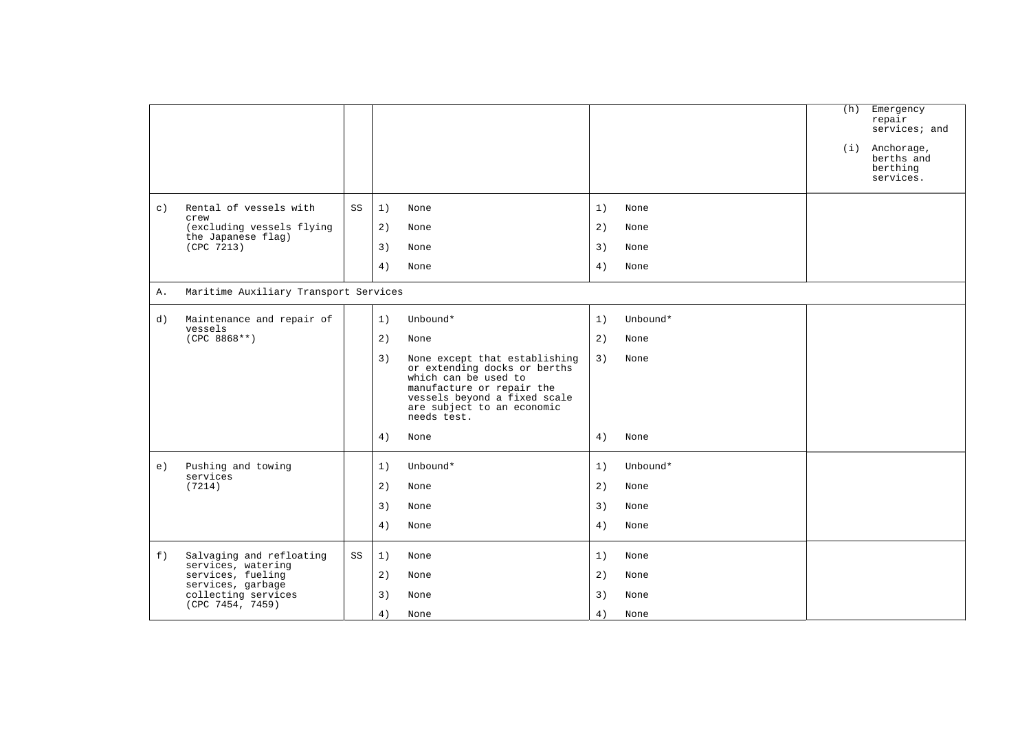| | | | | |
|---|---|---|---|---|
| | | | | (h) Emergency repair services; and<br><br>(i) Anchorage, berths and berthing services. |
| c) Rental of vessels with crew (excluding vessels flying the Japanese flag) (CPC 7213) | SS | 1) None<br>2) None<br>3) None<br>4) None | 1) None<br>2) None<br>3) None<br>4) None | |
| A. Maritime Auxiliary Transport Services | | | | |
| d) Maintenance and repair of vessels (CPC 8868**) | | 1) Unbound*<br>2) None<br>3) None except that establishing or extending docks or berths which can be used to manufacture or repair the vessels beyond a fixed scale are subject to an economic needs test.<br>4) None | 1) Unbound*<br>2) None<br>3) None<br>4) None | |
| e) Pushing and towing services (7214) | | 1) Unbound*<br>2) None<br>3) None<br>4) None | 1) Unbound*<br>2) None<br>3) None<br>4) None | |
| f) Salvaging and refloating services, watering services, fueling services, garbage collecting services (CPC 7454, 7459) | SS | 1) None<br>2) None<br>3) None<br>4) None | 1) None<br>2) None<br>3) None<br>4) None | |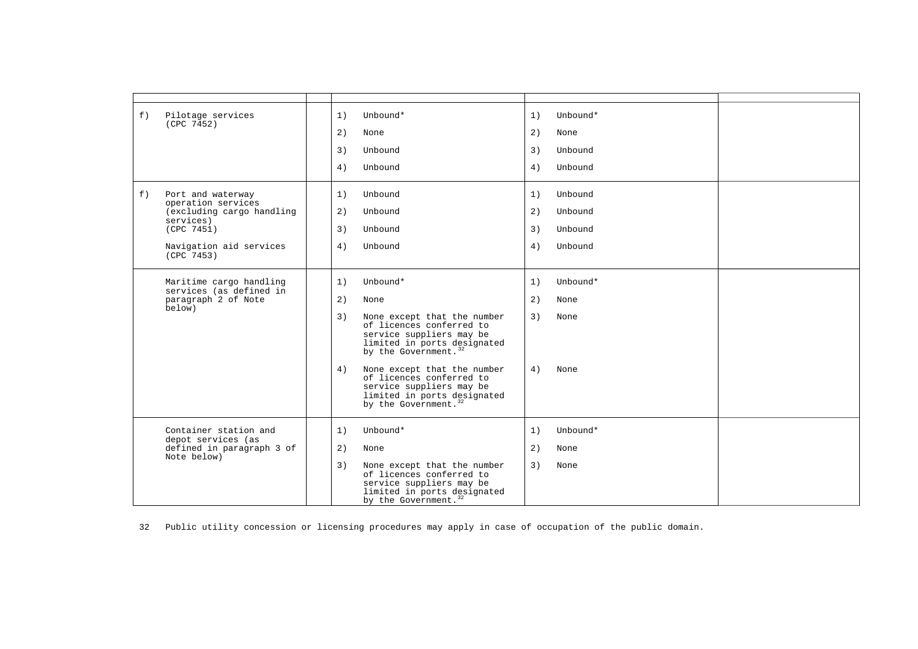| | | | | |
|---|---|---|---|---|
| | | | | |
| f) Pilotage services (CPC 7452) | | 1) Unbound*<br>2) None<br>3) Unbound<br>4) Unbound | 1) Unbound*<br>2) None<br>3) Unbound<br>4) Unbound | |
| f) Port and waterway operation services (excluding cargo handling services) (CPC 7451)<br><br>Navigation aid services (CPC 7453) | | 1) Unbound<br>2) Unbound<br>3) Unbound<br>4) Unbound | 1) Unbound<br>2) Unbound<br>3) Unbound<br>4) Unbound | |
| Maritime cargo handling services (as defined in paragraph 2 of Note below) | | 1) Unbound*<br>2) None<br>3) None except that the number of licences conferred to service suppliers may be limited in ports designated by the Government.[32]<br>4) None except that the number of licences conferred to service suppliers may be limited in ports designated by the Government.[32] | 1) Unbound*<br>2) None<br>3) None<br>4) None | |
| Container station and depot services (as defined in paragraph 3 of Note below) | | 1) Unbound*<br>2) None<br>3) None except that the number of licences conferred to service suppliers may be limited in ports designated by the Government.[32] | 1) Unbound*<br>2) None<br>3) None | |

32 Public utility concession or licensing procedures may apply in case of occupation of the public domain.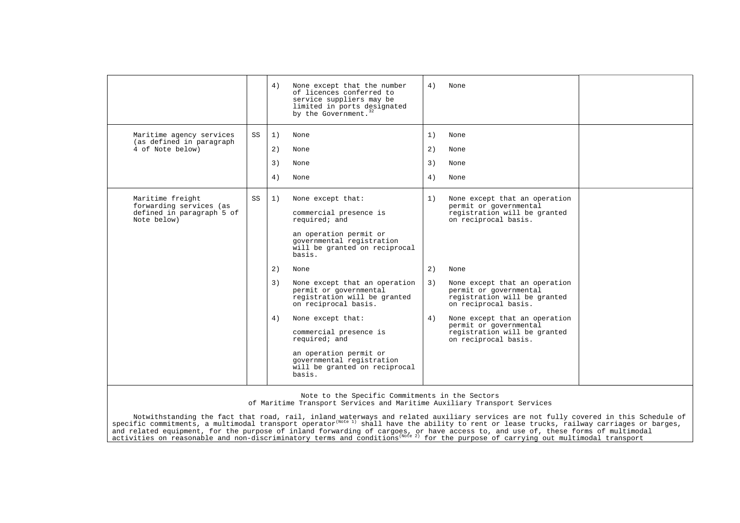| | | | | |
|---|---|---|---|---|
| | | 4) None except that the number of licences conferred to service suppliers may be limited in ports designated by the Government.[32] | 4) None | |
| Maritime agency services (as defined in paragraph 4 of Note below) | SS | 1) None<br>2) None<br>3) None<br>4) None | 1) None<br>2) None<br>3) None<br>4) None | |
| Maritime freight forwarding services (as defined in paragraph 5 of Note below) | SS | 1) None except that:<br>commercial presence is required; and<br>an operation permit or governmental registration will be granted on reciprocal basis.<br>2) None<br>3) None except that an operation permit or governmental registration will be granted on reciprocal basis.<br>4) None except that:<br>commercial presence is required; and<br>an operation permit or governmental registration will be granted on reciprocal basis. | 1) None except that an operation permit or governmental registration will be granted on reciprocal basis.<br>2) None<br>3) None except that an operation permit or governmental registration will be granted on reciprocal basis.<br>4) None except that an operation permit or governmental registration will be granted on reciprocal basis. | |

Note to the Specific Commitments in the Sectors
of Maritime Transport Services and Maritime Auxiliary Transport Services

Notwithstanding the fact that road, rail, inland waterways and related auxiliary services are not fully covered in this Schedule of specific commitments, a multimodal transport operator[(Note 1)] shall have the ability to rent or lease trucks, railway carriages or barges, and related equipment, for the purpose of inland forwarding of cargoes, or have access to, and use of, these forms of multimodal activities on reasonable and non-discriminatory terms and conditions[(Note 2)] for the purpose of carrying out multimodal transport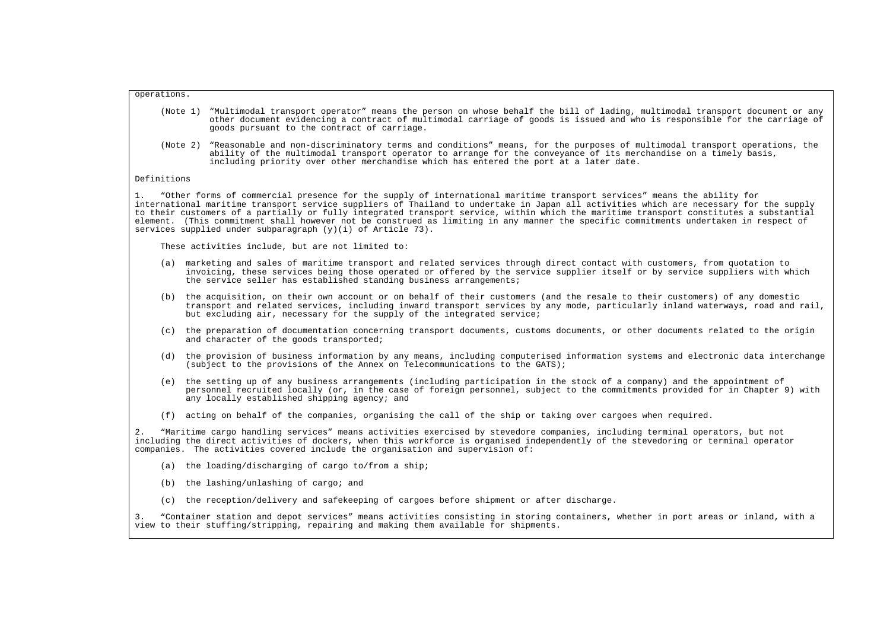operations.

(Note 1) "Multimodal transport operator" means the person on whose behalf the bill of lading, multimodal transport document or any other document evidencing a contract of multimodal carriage of goods is issued and who is responsible for the carriage of goods pursuant to the contract of carriage.

(Note 2) "Reasonable and non-discriminatory terms and conditions" means, for the purposes of multimodal transport operations, the ability of the multimodal transport operator to arrange for the conveyance of its merchandise on a timely basis, including priority over other merchandise which has entered the port at a later date.

Definitions

1. "Other forms of commercial presence for the supply of international maritime transport services" means the ability for international maritime transport service suppliers of Thailand to undertake in Japan all activities which are necessary for the supply to their customers of a partially or fully integrated transport service, within which the maritime transport constitutes a substantial element. (This commitment shall however not be construed as limiting in any manner the specific commitments undertaken in respect of services supplied under subparagraph (y)(i) of Article 73).

These activities include, but are not limited to:

(a) marketing and sales of maritime transport and related services through direct contact with customers, from quotation to invoicing, these services being those operated or offered by the service supplier itself or by service suppliers with which the service seller has established standing business arrangements;

(b) the acquisition, on their own account or on behalf of their customers (and the resale to their customers) of any domestic transport and related services, including inward transport services by any mode, particularly inland waterways, road and rail, but excluding air, necessary for the supply of the integrated service;

(c) the preparation of documentation concerning transport documents, customs documents, or other documents related to the origin and character of the goods transported;

(d) the provision of business information by any means, including computerised information systems and electronic data interchange (subject to the provisions of the Annex on Telecommunications to the GATS);

(e) the setting up of any business arrangements (including participation in the stock of a company) and the appointment of personnel recruited locally (or, in the case of foreign personnel, subject to the commitments provided for in Chapter 9) with any locally established shipping agency; and

(f) acting on behalf of the companies, organising the call of the ship or taking over cargoes when required.

2. "Maritime cargo handling services" means activities exercised by stevedore companies, including terminal operators, but not including the direct activities of dockers, when this workforce is organised independently of the stevedoring or terminal operator companies. The activities covered include the organisation and supervision of:

(a) the loading/discharging of cargo to/from a ship;

(b) the lashing/unlashing of cargo; and

(c) the reception/delivery and safekeeping of cargoes before shipment or after discharge.

3. "Container station and depot services" means activities consisting in storing containers, whether in port areas or inland, with a view to their stuffing/stripping, repairing and making them available for shipments.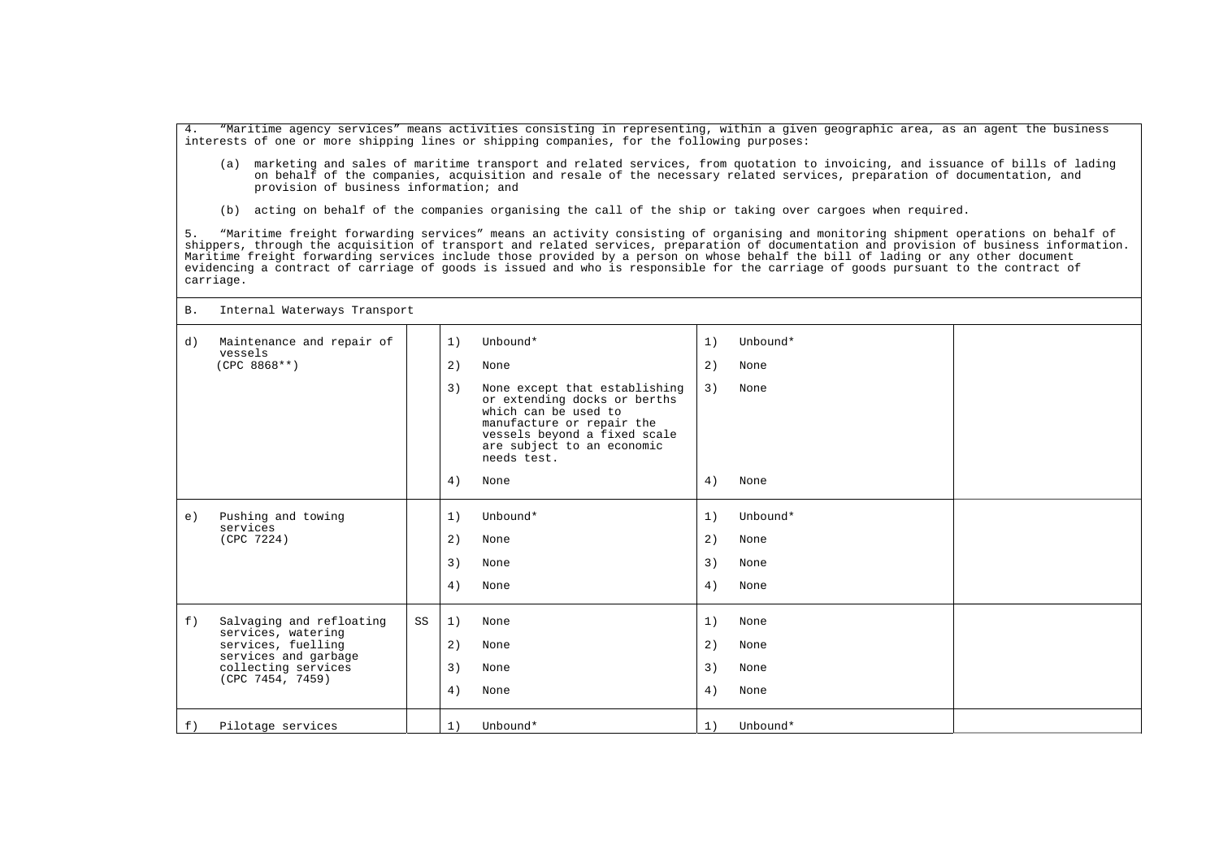4. "Maritime agency services" means activities consisting in representing, within a given geographic area, as an agent the business interests of one or more shipping lines or shipping companies, for the following purposes:

(a) marketing and sales of maritime transport and related services, from quotation to invoicing, and issuance of bills of lading on behalf of the companies, acquisition and resale of the necessary related services, preparation of documentation, and provision of business information; and

(b) acting on behalf of the companies organising the call of the ship or taking over cargoes when required.

5. "Maritime freight forwarding services" means an activity consisting of organising and monitoring shipment operations on behalf of shippers, through the acquisition of transport and related services, preparation of documentation and provision of business information. Maritime freight forwarding services include those provided by a person on whose behalf the bill of lading or any other document evidencing a contract of carriage of goods is issued and who is responsible for the carriage of goods pursuant to the contract of carriage.

B. Internal Waterways Transport

| | | | | |
|---|---|---|---|---|
| d) Maintenance and repair of vessels (CPC 8868**) | | 1) Unbound*<br>2) None<br>3) None except that establishing or extending docks or berths which can be used to manufacture or repair the vessels beyond a fixed scale are subject to an economic needs test.<br>4) None | 1) Unbound*<br>2) None<br>3) None<br>4) None | |
| e) Pushing and towing services (CPC 7224) | | 1) Unbound*<br>2) None<br>3) None<br>4) None | 1) Unbound*<br>2) None<br>3) None<br>4) None | |
| f) Salvaging and refloating services, watering services, fuelling services and garbage collecting services (CPC 7454, 7459) | SS | 1) None<br>2) None<br>3) None<br>4) None | 1) None<br>2) None<br>3) None<br>4) None | |
| f) Pilotage services | | 1) Unbound* | 1) Unbound* | |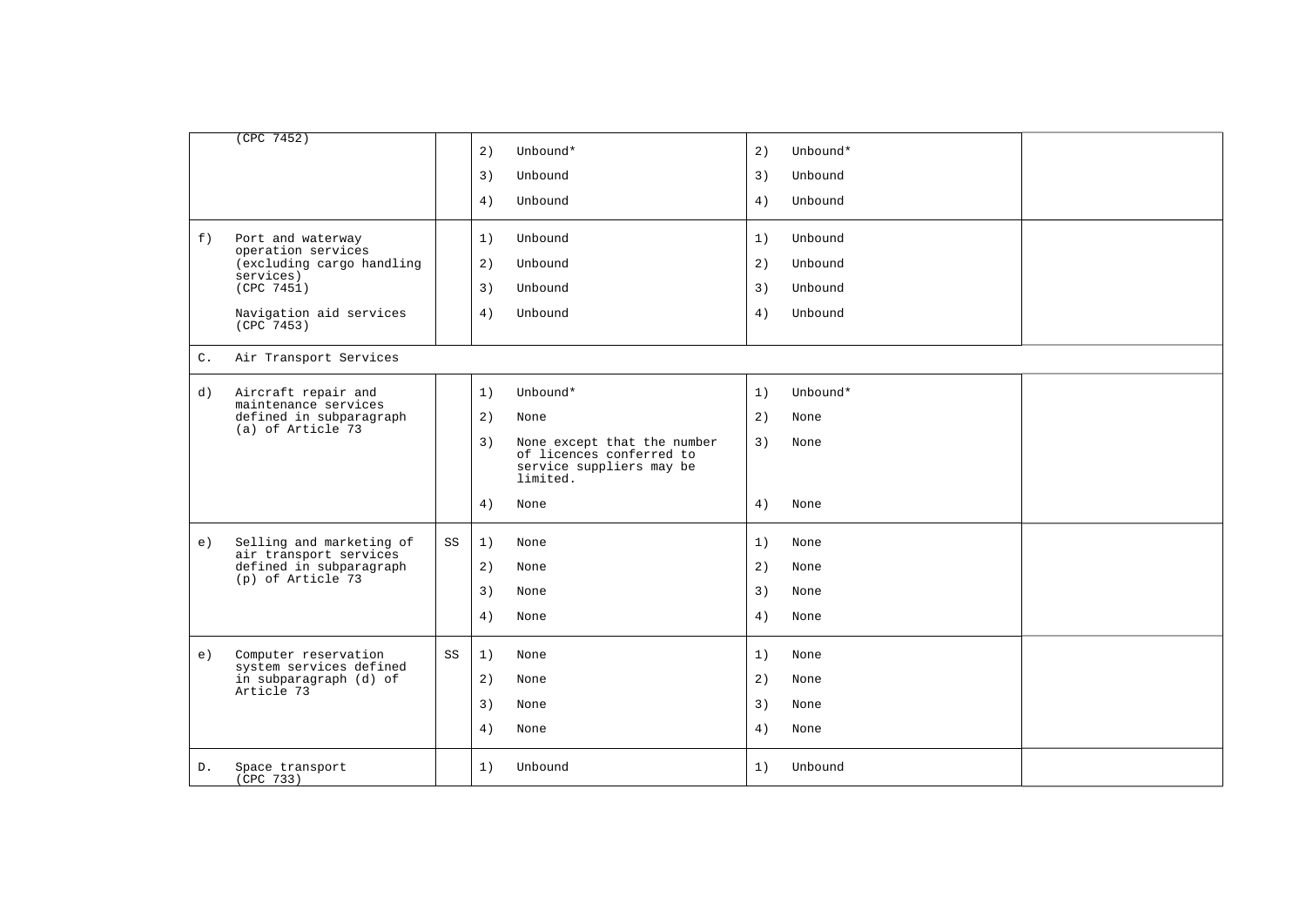| | | | | |
|---|---|---|---|---|
| (CPC 7452) | | 2) Unbound*<br>3) Unbound<br>4) Unbound | 2) Unbound*<br>3) Unbound<br>4) Unbound | |
| f) Port and waterway operation services (excluding cargo handling services) (CPC 7451)<br><br>Navigation aid services (CPC 7453) | | 1) Unbound<br>2) Unbound<br>3) Unbound<br>4) Unbound | 1) Unbound<br>2) Unbound<br>3) Unbound<br>4) Unbound | |
| C. Air Transport Services | | | | |
| d) Aircraft repair and maintenance services defined in subparagraph (a) of Article 73 | | 1) Unbound*<br>2) None<br>3) None except that the number of licences conferred to service suppliers may be limited.<br>4) None | 1) Unbound*<br>2) None<br>3) None<br>4) None | |
| e) Selling and marketing of air transport services defined in subparagraph (p) of Article 73 | SS | 1) None<br>2) None<br>3) None<br>4) None | 1) None<br>2) None<br>3) None<br>4) None | |
| e) Computer reservation system services defined in subparagraph (d) of Article 73 | SS | 1) None<br>2) None<br>3) None<br>4) None | 1) None<br>2) None<br>3) None<br>4) None | |
| D. Space transport (CPC 733) | | 1) Unbound | 1) Unbound | |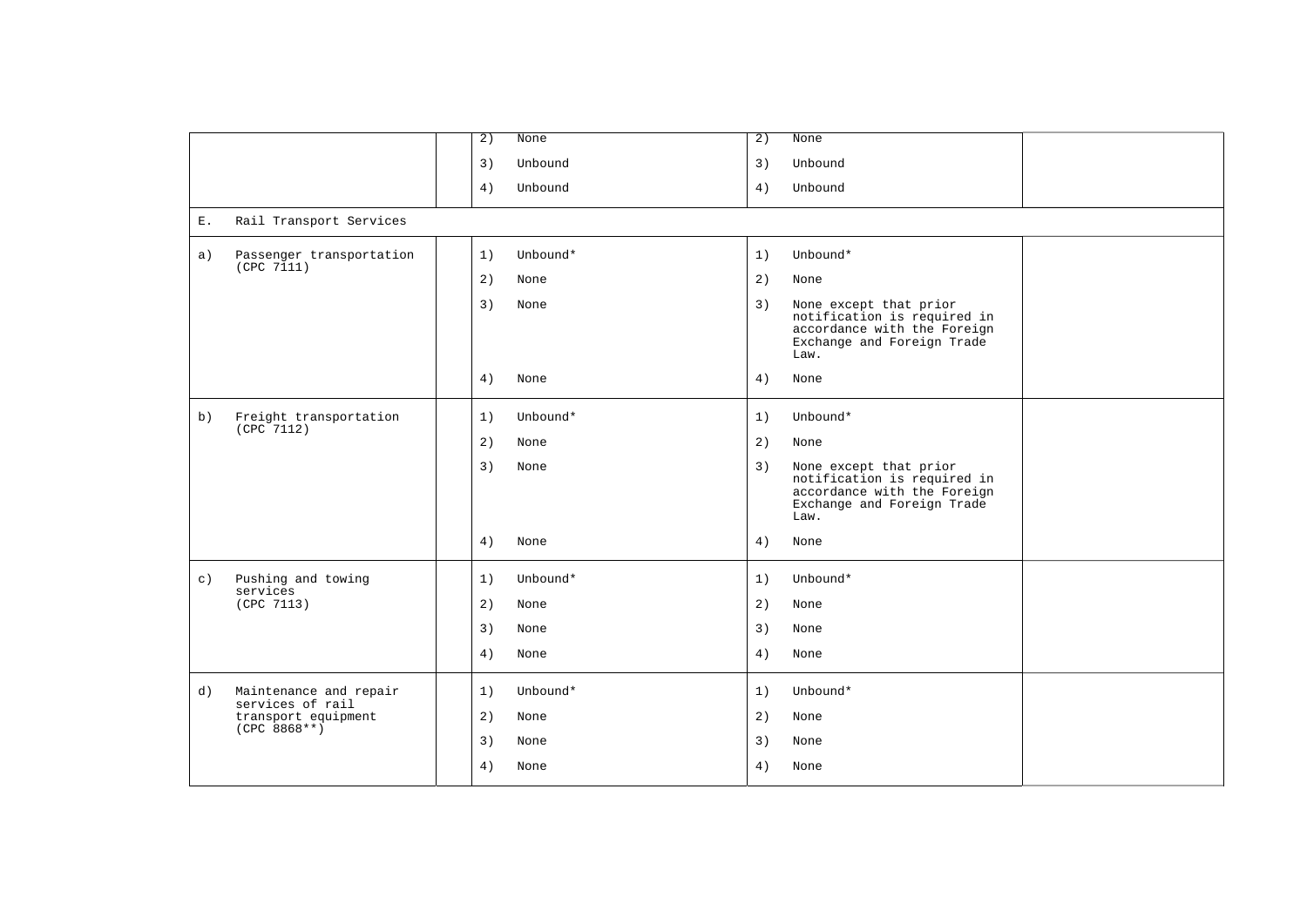| | | | | |
|---|---|---|---|---|
| | | 2) None<br>3) Unbound<br>4) Unbound | 2) None<br>3) Unbound<br>4) Unbound | |
| E. Rail Transport Services | | | | |
| a) Passenger transportation (CPC 7111) | | 1) Unbound*<br>2) None<br>3) None<br>4) None | 1) Unbound*<br>2) None<br>3) None except that prior notification is required in accordance with the Foreign Exchange and Foreign Trade Law.<br>4) None | |
| b) Freight transportation (CPC 7112) | | 1) Unbound*<br>2) None<br>3) None<br>4) None | 1) Unbound*<br>2) None<br>3) None except that prior notification is required in accordance with the Foreign Exchange and Foreign Trade Law.<br>4) None | |
| c) Pushing and towing services (CPC 7113) | | 1) Unbound*<br>2) None<br>3) None<br>4) None | 1) Unbound*<br>2) None<br>3) None<br>4) None | |
| d) Maintenance and repair services of rail transport equipment (CPC 8868**) | | 1) Unbound*<br>2) None<br>3) None<br>4) None | 1) Unbound*<br>2) None<br>3) None<br>4) None | |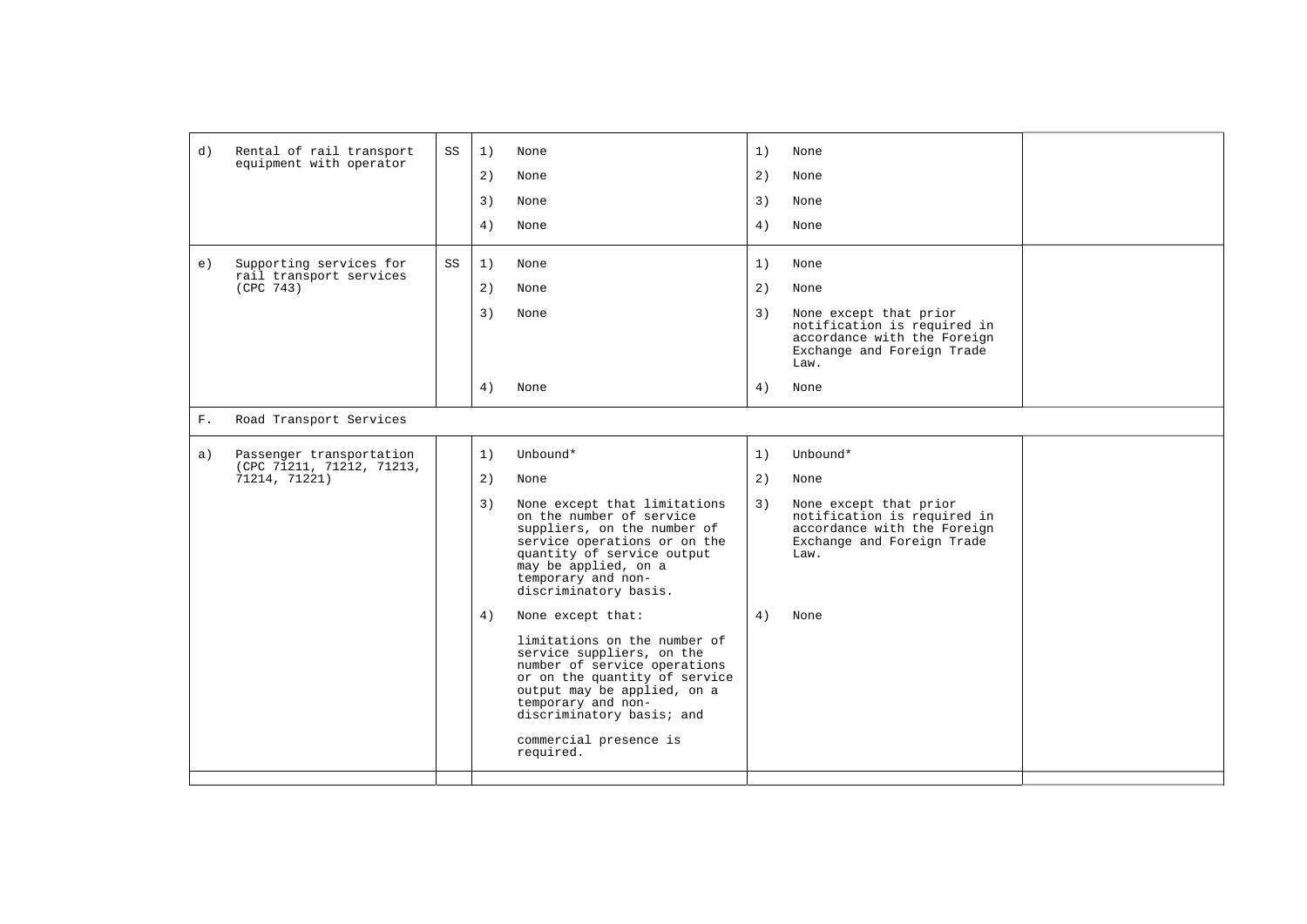| | | | | |
|---|---|---|---|---|
| d) Rental of rail transport equipment with operator | SS | 1) None<br>2) None<br>3) None<br>4) None | 1) None<br>2) None<br>3) None<br>4) None | |
| e) Supporting services for rail transport services (CPC 743) | SS | 1) None<br>2) None<br>3) None<br>4) None | 1) None<br>2) None<br>3) None except that prior notification is required in accordance with the Foreign Exchange and Foreign Trade Law.<br>4) None | |
| F. Road Transport Services | | | | |
| a) Passenger transportation (CPC 71211, 71212, 71213, 71214, 71221) | | 1) Unbound*<br>2) None<br>3) None except that limitations on the number of service suppliers, on the number of service operations or on the quantity of service output may be applied, on a temporary and non-discriminatory basis.<br>4) None except that:<br>limitations on the number of service suppliers, on the number of service operations or on the quantity of service output may be applied, on a temporary and non-discriminatory basis; and<br>commercial presence is required. | 1) Unbound*<br>2) None<br>3) None except that prior notification is required in accordance with the Foreign Exchange and Foreign Trade Law.<br>4) None | |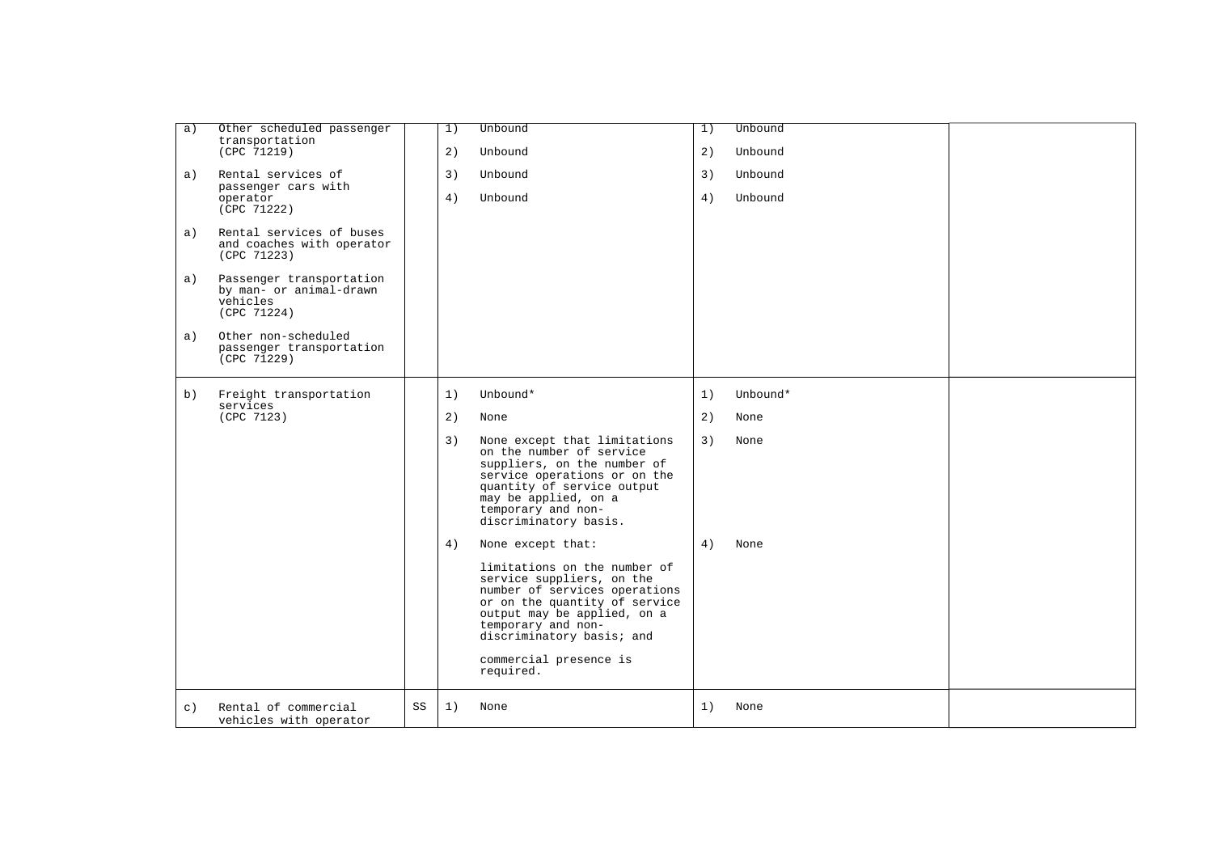| | | | | |
|---|---|---|---|---|
| a) Other scheduled passenger transportation (CPC 71219)<br><br>a) Rental services of passenger cars with operator (CPC 71222)<br><br>a) Rental services of buses and coaches with operator (CPC 71223)<br><br>a) Passenger transportation by man- or animal-drawn vehicles (CPC 71224)<br><br>a) Other non-scheduled passenger transportation (CPC 71229) | | 1) Unbound<br><br>2) Unbound<br><br>3) Unbound<br><br>4) Unbound | 1) Unbound<br><br>2) Unbound<br><br>3) Unbound<br><br>4) Unbound | |
| b) Freight transportation services (CPC 7123) | | 1) Unbound*<br><br>2) None<br><br>3) None except that limitations on the number of service suppliers, on the number of service operations or on the quantity of service output may be applied, on a temporary and non-discriminatory basis.<br><br>4) None except that:<br><br>limitations on the number of service suppliers, on the number of services operations or on the quantity of service output may be applied, on a temporary and non-discriminatory basis; and<br><br>commercial presence is required. | 1) Unbound*<br><br>2) None<br><br>3) None<br><br>4) None | |
| c) Rental of commercial vehicles with operator | SS | 1) None | 1) None | |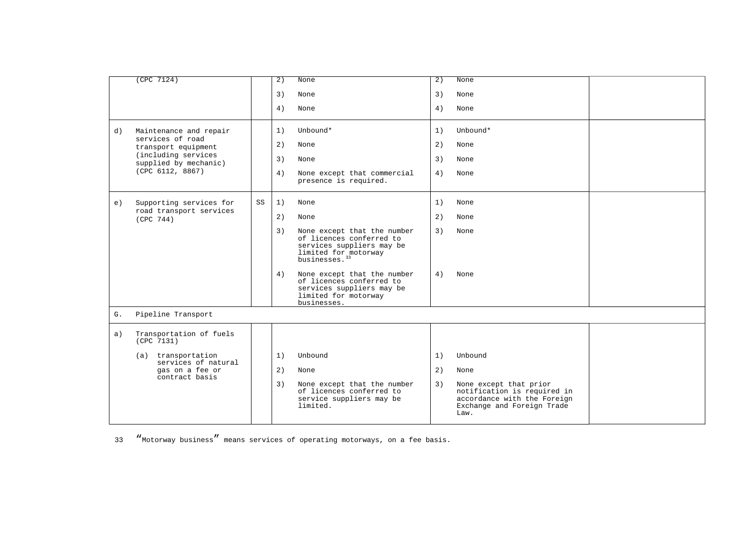| | | | | |
|---|---|---|---|---|
| (CPC 7124) | | 2) None<br>3) None<br>4) None | 2) None<br>3) None<br>4) None | |
| d) Maintenance and repair services of road transport equipment (including services supplied by mechanic) (CPC 6112, 8867) | | 1) Unbound*<br>2) None<br>3) None<br>4) None except that commercial presence is required. | 1) Unbound*<br>2) None<br>3) None<br>4) None | |
| e) Supporting services for road transport services (CPC 744) | SS | 1) None<br>2) None<br>3) None except that the number of licences conferred to services suppliers may be limited for motorway businesses.[33]<br>4) None except that the number of licences conferred to services suppliers may be limited for motorway businesses. | 1) None<br>2) None<br>3) None<br>4) None | |
| G. Pipeline Transport | | | | |
| a) Transportation of fuels (CPC 7131)<br>(a) transportation services of natural gas on a fee or contract basis | | 1) Unbound<br>2) None<br>3) None except that the number of licences conferred to service suppliers may be limited. | 1) Unbound<br>2) None<br>3) None except that prior notification is required in accordance with the Foreign Exchange and Foreign Trade Law. | |

33 "Motorway business" means services of operating motorways, on a fee basis.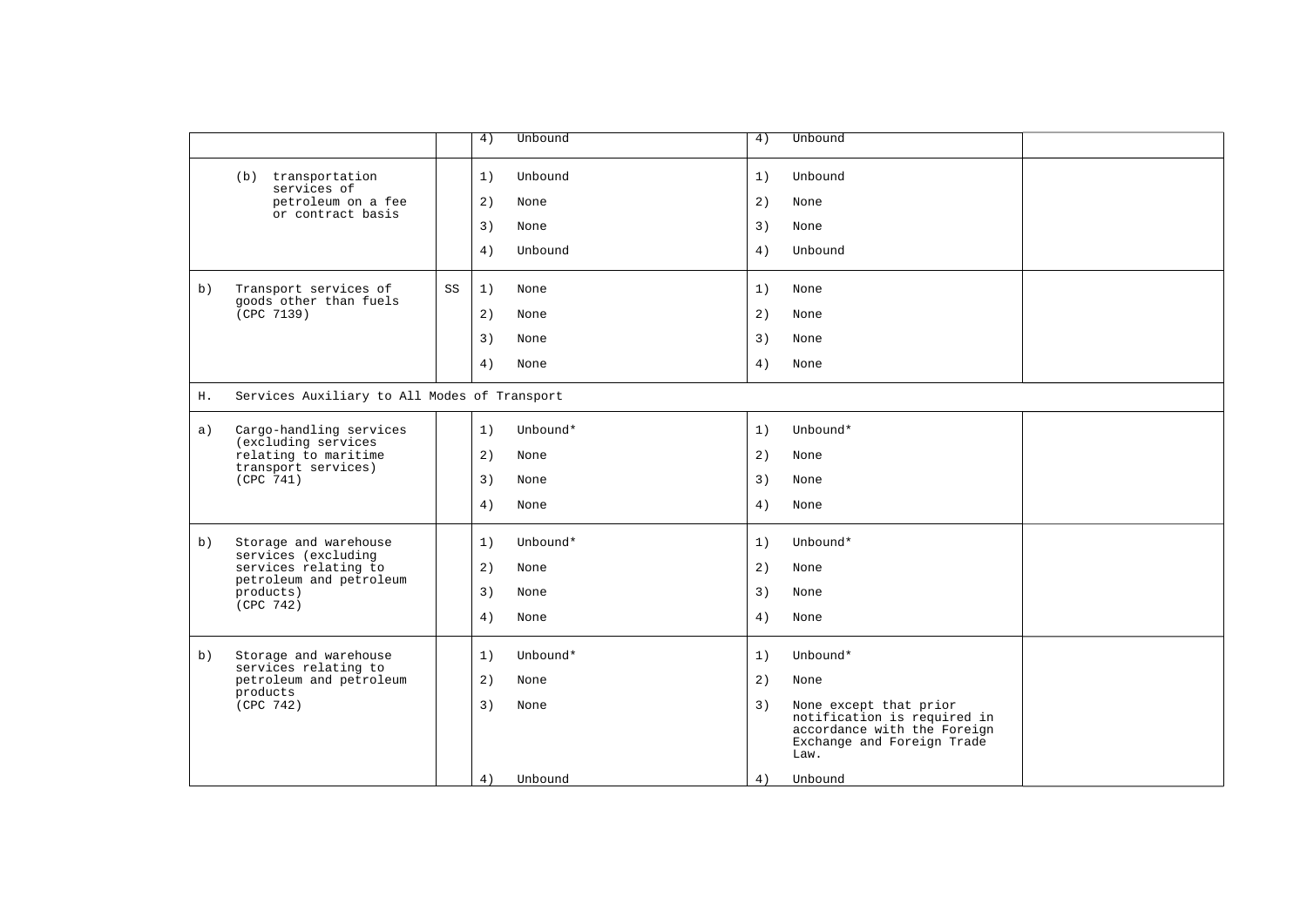| | | | | |
|---|---|---|---|---|
| | | 4) Unbound | 4) Unbound | |
| (b) transportation services of petroleum on a fee or contract basis | | 1) Unbound<br>2) None<br>3) None<br>4) Unbound | 1) Unbound<br>2) None<br>3) None<br>4) Unbound | |
| b) Transport services of goods other than fuels (CPC 7139) | SS | 1) None<br>2) None<br>3) None<br>4) None | 1) None<br>2) None<br>3) None<br>4) None | |
| H. Services Auxiliary to All Modes of Transport | | | | |
| a) Cargo-handling services (excluding services relating to maritime transport services) (CPC 741) | | 1) Unbound*<br>2) None<br>3) None<br>4) None | 1) Unbound*<br>2) None<br>3) None<br>4) None | |
| b) Storage and warehouse services (excluding services relating to petroleum and petroleum products) (CPC 742) | | 1) Unbound*<br>2) None<br>3) None<br>4) None | 1) Unbound*<br>2) None<br>3) None<br>4) None | |
| b) Storage and warehouse services relating to petroleum and petroleum products (CPC 742) | | 1) Unbound*<br>2) None<br>3) None<br>4) Unbound | 1) Unbound*<br>2) None<br>3) None except that prior notification is required in accordance with the Foreign Exchange and Foreign Trade Law.<br>4) Unbound | |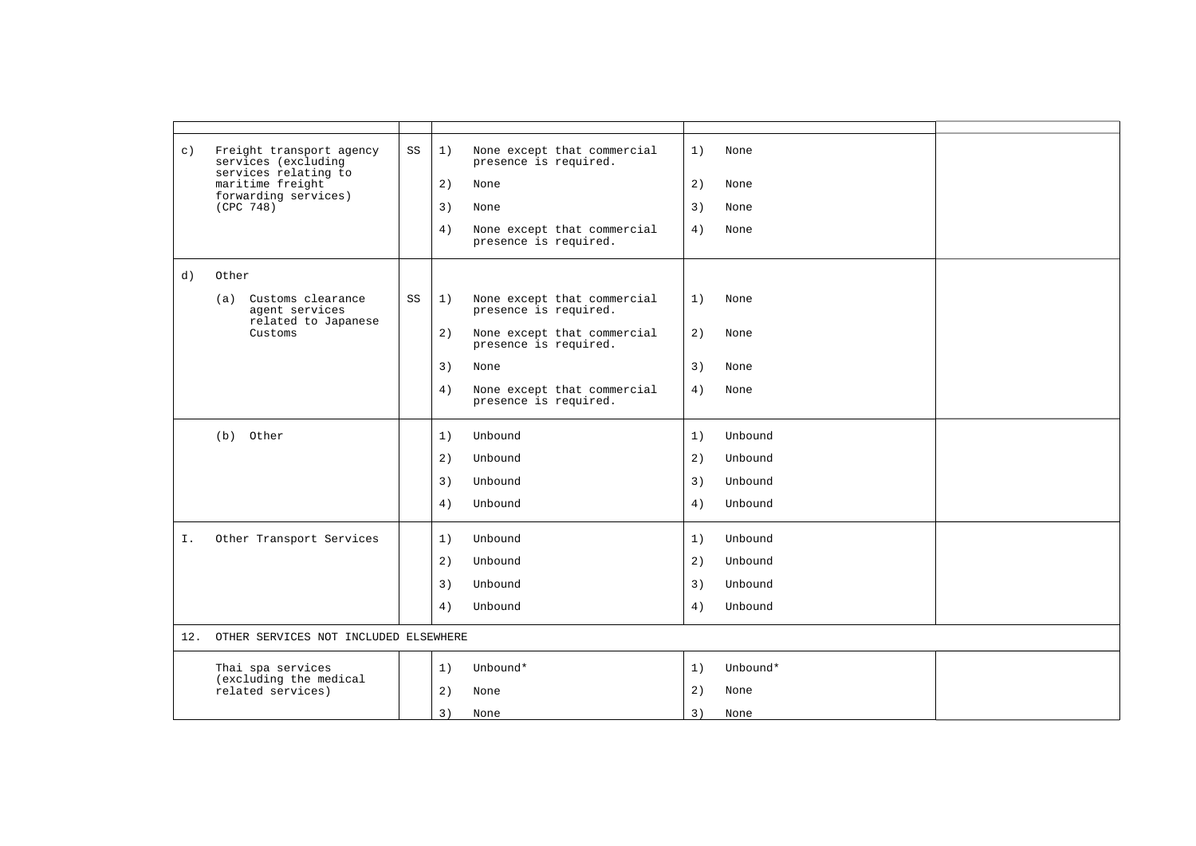| | | | | |
|---|---|---|---|---|
| c) Freight transport agency services (excluding services relating to maritime freight forwarding services) (CPC 748) | SS | 1) None except that commercial presence is required.<br><br>2) None<br><br>3) None<br><br>4) None except that commercial presence is required. | 1) None<br><br>2) None<br><br>3) None<br><br>4) None | |
| d) Other<br><br>(a) Customs clearance agent services related to Japanese Customs | SS | 1) None except that commercial presence is required.<br><br>2) None except that commercial presence is required.<br><br>3) None<br><br>4) None except that commercial presence is required. | 1) None<br><br>2) None<br><br>3) None<br><br>4) None | |
| (b) Other | | 1) Unbound<br><br>2) Unbound<br><br>3) Unbound<br><br>4) Unbound | 1) Unbound<br><br>2) Unbound<br><br>3) Unbound<br><br>4) Unbound | |
| I. Other Transport Services | | 1) Unbound<br><br>2) Unbound<br><br>3) Unbound<br><br>4) Unbound | 1) Unbound<br><br>2) Unbound<br><br>3) Unbound<br><br>4) Unbound | |
| 12. OTHER SERVICES NOT INCLUDED ELSEWHERE | | | | |
| Thai spa services (excluding the medical related services) | | 1) Unbound*<br><br>2) None<br><br>3) None | 1) Unbound*<br><br>2) None<br><br>3) None | |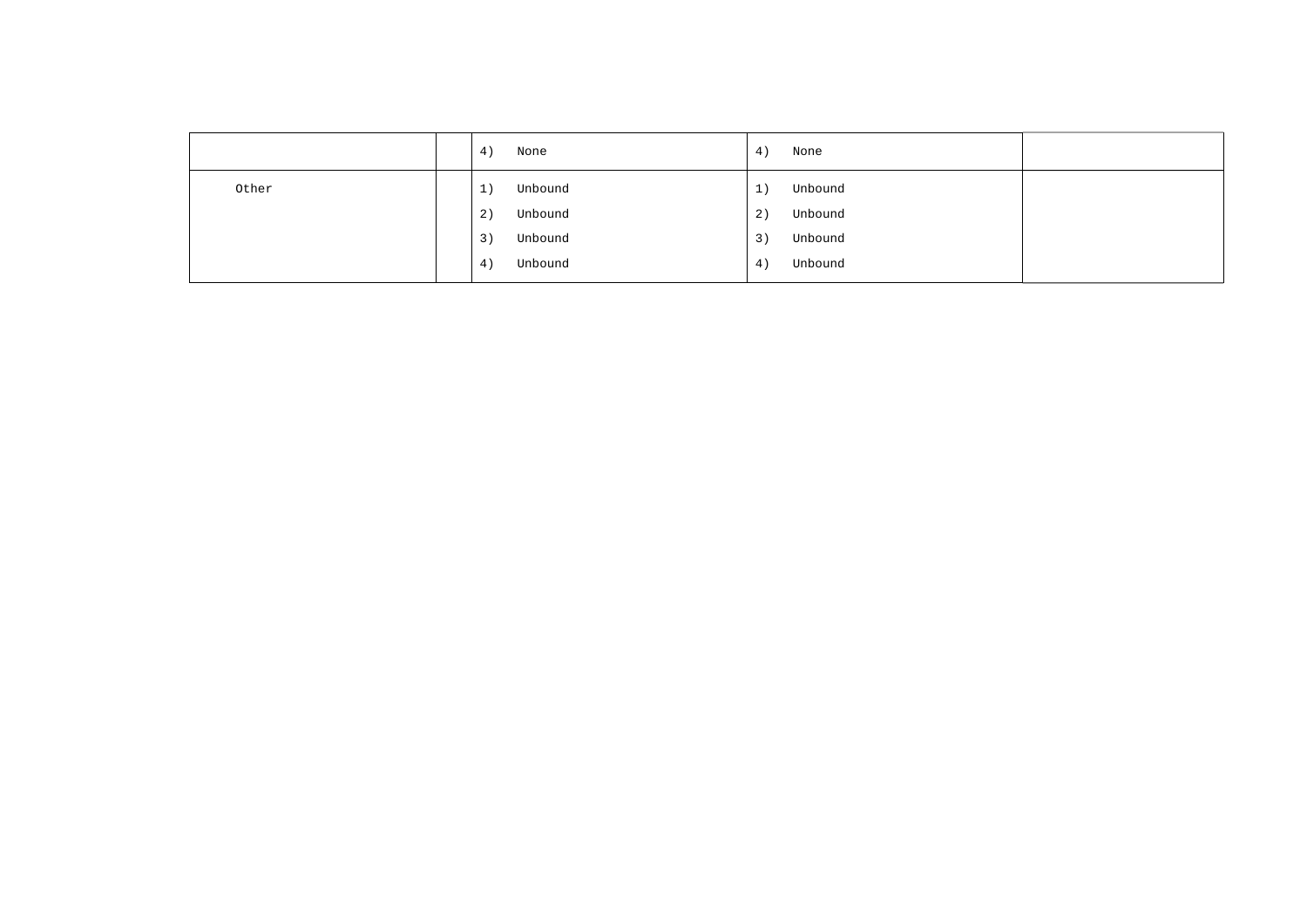| | | | | |
|---|---|---|---|---|
| | | 4) None | 4) None | |
| Other | | 1) Unbound<br>2) Unbound<br>3) Unbound<br>4) Unbound | 1) Unbound<br>2) Unbound<br>3) Unbound<br>4) Unbound | |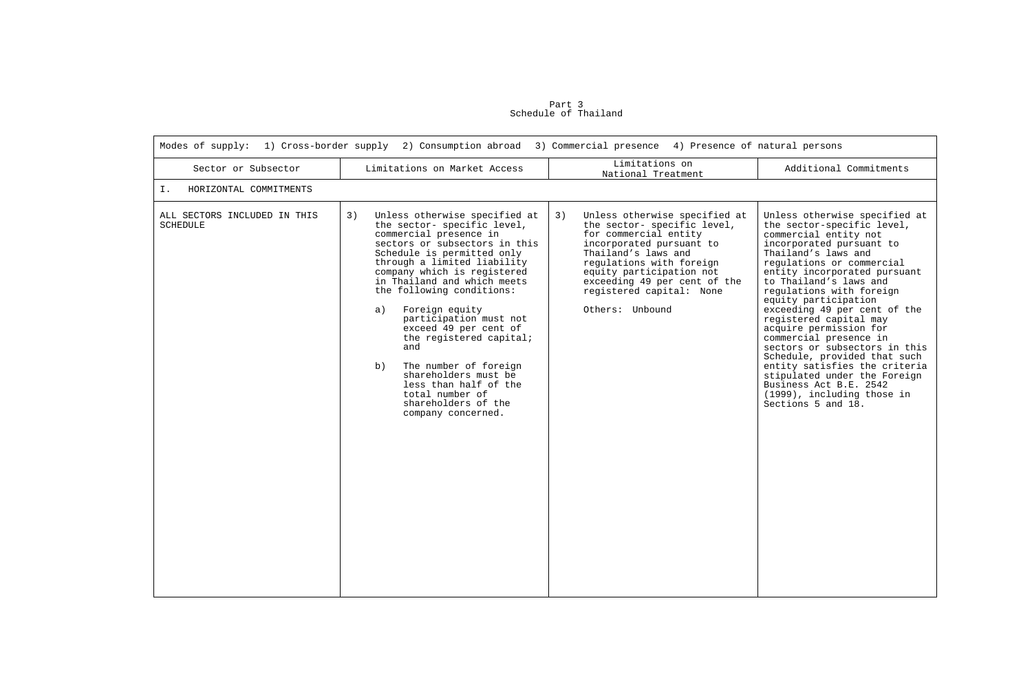Part 3
Schedule of Thailand

| Modes of supply: 1) Cross-border supply 2) Consumption abroad 3) Commercial presence 4) Presence of natural persons | | | |
|---|---|---|---|
| Sector or Subsector | Limitations on Market Access | Limitations on National Treatment | Additional Commitments |
| I. HORIZONTAL COMMITMENTS | | | |
| ALL SECTORS INCLUDED IN THIS SCHEDULE | 3) Unless otherwise specified at the sector- specific level, commercial presence in sectors or subsectors in this Schedule is permitted only through a limited liability company which is registered in Thailand and which meets the following conditions:<br><br>a) Foreign equity participation must not exceed 49 per cent of the registered capital; and<br><br>b) The number of foreign shareholders must be less than half of the total number of shareholders of the company concerned. | 3) Unless otherwise specified at the sector- specific level, for commercial entity incorporated pursuant to Thailand's laws and regulations with foreign equity participation not exceeding 49 per cent of the registered capital: None<br><br>Others: Unbound | Unless otherwise specified at the sector-specific level, commercial entity not incorporated pursuant to Thailand's laws and regulations or commercial entity incorporated pursuant to Thailand's laws and regulations with foreign equity participation exceeding 49 per cent of the registered capital may acquire permission for commercial presence in sectors or subsectors in this Schedule, provided that such entity satisfies the criteria stipulated under the Foreign Business Act B.E. 2542 (1999), including those in Sections 5 and 18. |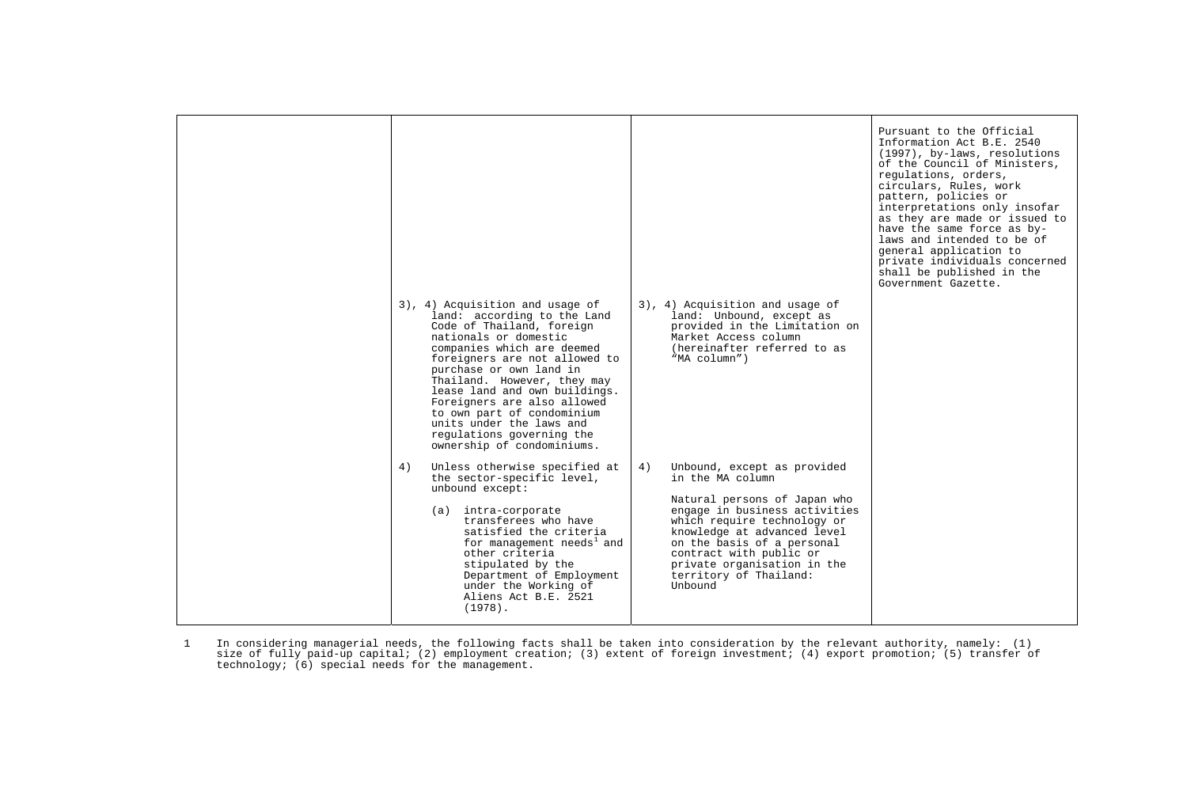| | | | |
|---|---|---|---|
| | | | Pursuant to the Official Information Act B.E. 2540 (1997), by-laws, resolutions of the Council of Ministers, regulations, orders, circulars, Rules, work pattern, policies or interpretations only insofar as they are made or issued to have the same force as by-laws and intended to be of general application to private individuals concerned shall be published in the Government Gazette. |
| | 3), 4) Acquisition and usage of land: according to the Land Code of Thailand, foreign nationals or domestic companies which are deemed foreigners are not allowed to purchase or own land in Thailand. However, they may lease land and own buildings. Foreigners are also allowed to own part of condominium units under the laws and regulations governing the ownership of condominiums. | 3), 4) Acquisition and usage of land: Unbound, except as provided in the Limitation on Market Access column (hereinafter referred to as "MA column") | |
| | 4) Unless otherwise specified at the sector-specific level, unbound except:<br><br>(a) intra-corporate transferees who have satisfied the criteria for management needs[1] and other criteria stipulated by the Department of Employment under the Working of Aliens Act B.E. 2521 (1978). | 4) Unbound, except as provided in the MA column<br><br>Natural persons of Japan who engage in business activities which require technology or knowledge at advanced level on the basis of a personal contract with public or private organisation in the territory of Thailand: Unbound | |

1 In considering managerial needs, the following facts shall be taken into consideration by the relevant authority, namely: (1) size of fully paid-up capital; (2) employment creation; (3) extent of foreign investment; (4) export promotion; (5) transfer of technology; (6) special needs for the management.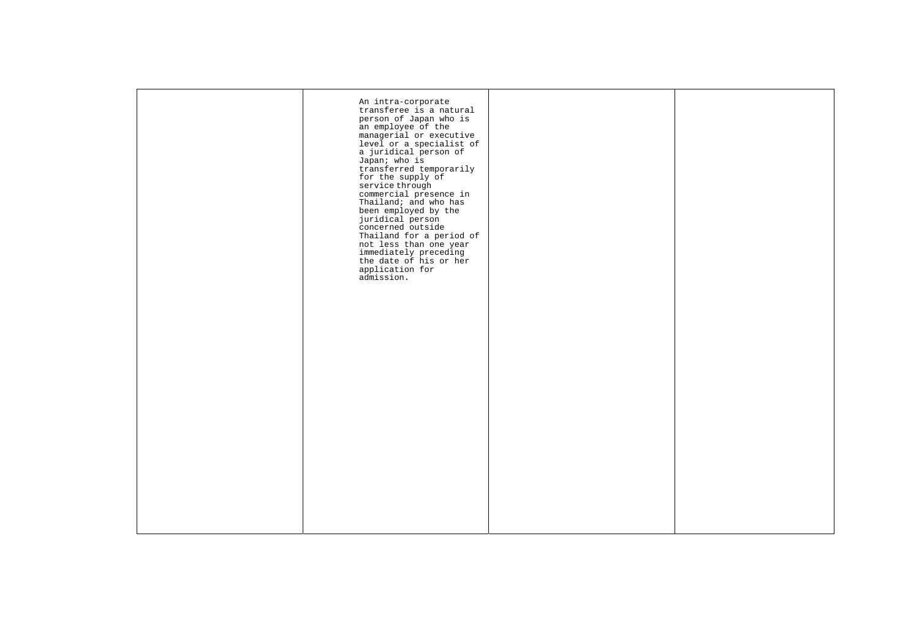| | | | |
|---|---|---|---|
| | An intra-corporate transferee is a natural person of Japan who is an employee of the managerial or executive level or a specialist of a juridical person of Japan; who is transferred temporarily for the supply of service through commercial presence in Thailand; and who has been employed by the juridical person concerned outside Thailand for a period of not less than one year immediately preceding the date of his or her application for admission. | | |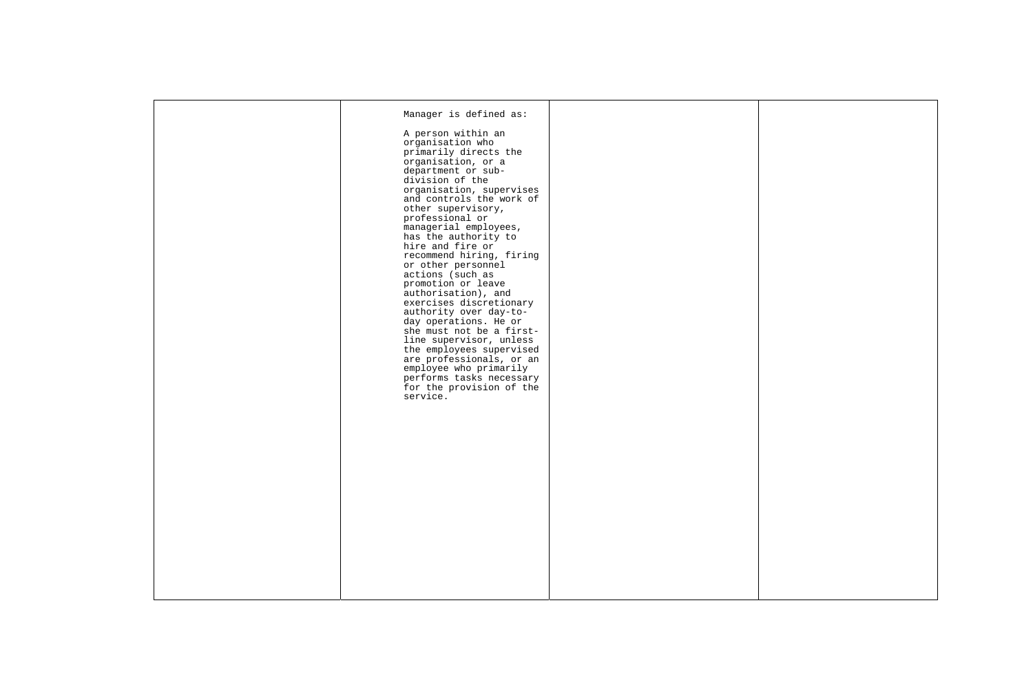|  | Manager is defined as:<br><br>A person within an organisation who primarily directs the organisation, or a department or sub-division of the organisation, supervises and controls the work of other supervisory, professional or managerial employees, has the authority to hire and fire or recommend hiring, firing or other personnel actions (such as promotion or leave authorisation), and exercises discretionary authority over day-to-day operations. He or she must not be a first-line supervisor, unless the employees supervised are professionals, or an employee who primarily performs tasks necessary for the provision of the service. |  |  |
|---|---|---|---|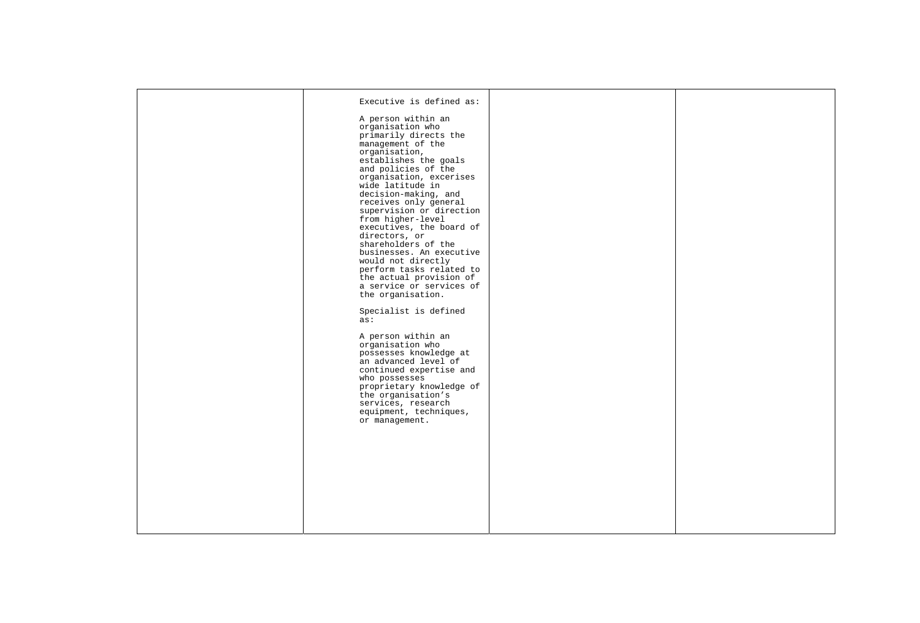|  | Executive is defined as:<br><br>A person within an organisation who primarily directs the management of the organisation, establishes the goals and policies of the organisation, excerises wide latitude in decision-making, and receives only general supervision or direction from higher-level executives, the board of directors, or shareholders of the businesses. An executive would not directly perform tasks related to the actual provision of a service or services of the organisation.<br><br>Specialist is defined as:<br><br>A person within an organisation who possesses knowledge at an advanced level of continued expertise and who possesses proprietary knowledge of the organisation's services, research equipment, techniques, or management. |  |  |
| --- | --- | --- | --- |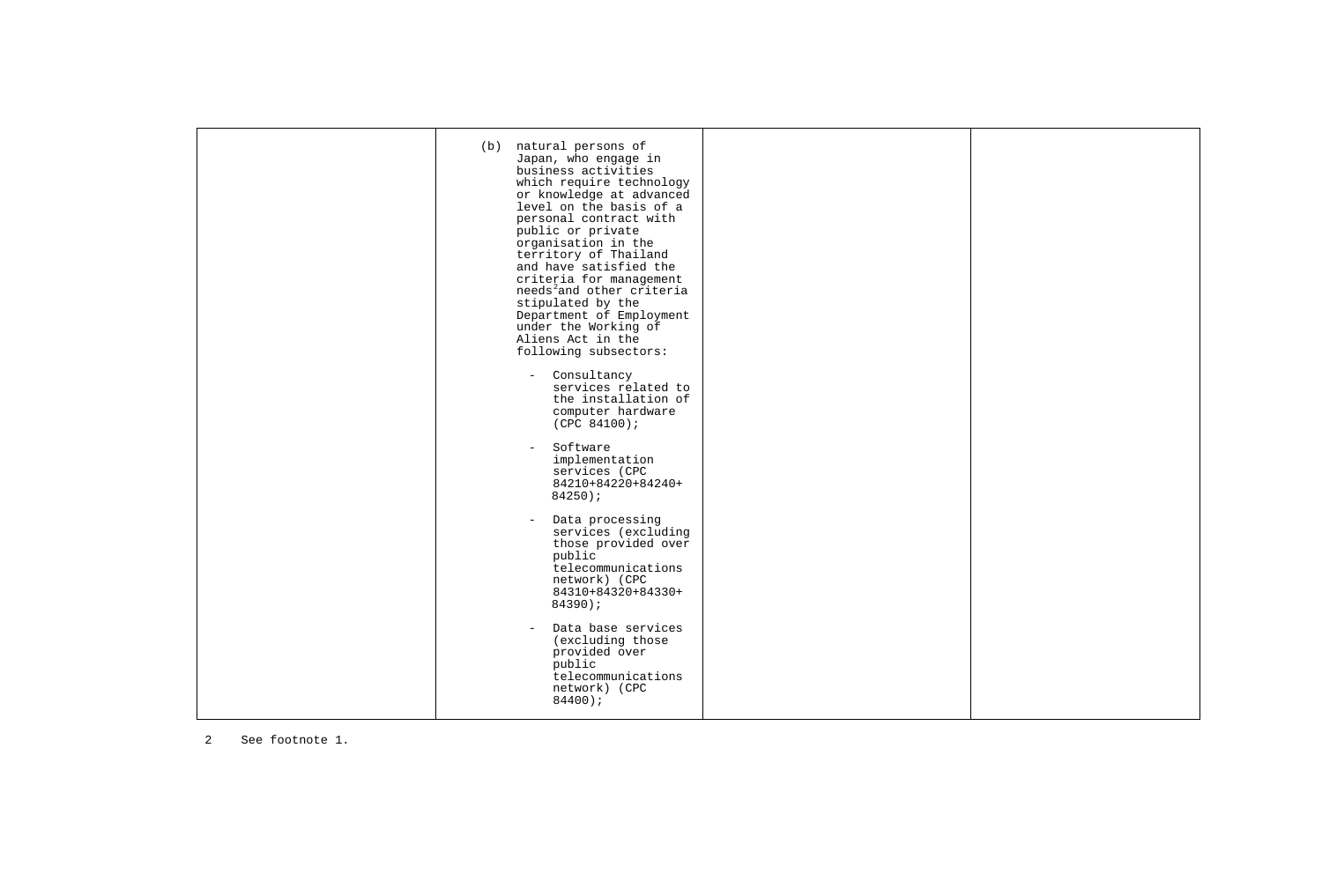| | | | |
|---|---|---|---|
| | (b) natural persons of Japan, who engage in business activities which require technology or knowledge at advanced level on the basis of a personal contract with public or private organisation in the territory of Thailand and have satisfied the criteria for management needs[2] and other criteria stipulated by the Department of Employment under the Working of Aliens Act in the following subsectors:<br><br>- Consultancy services related to the installation of computer hardware (CPC 84100);<br><br>- Software implementation services (CPC 84210+84220+84240+ 84250);<br><br>- Data processing services (excluding those provided over public telecommunications network) (CPC 84310+84320+84330+ 84390);<br><br>- Data base services (excluding those provided over public telecommunications network) (CPC 84400); | | |

2 See footnote 1.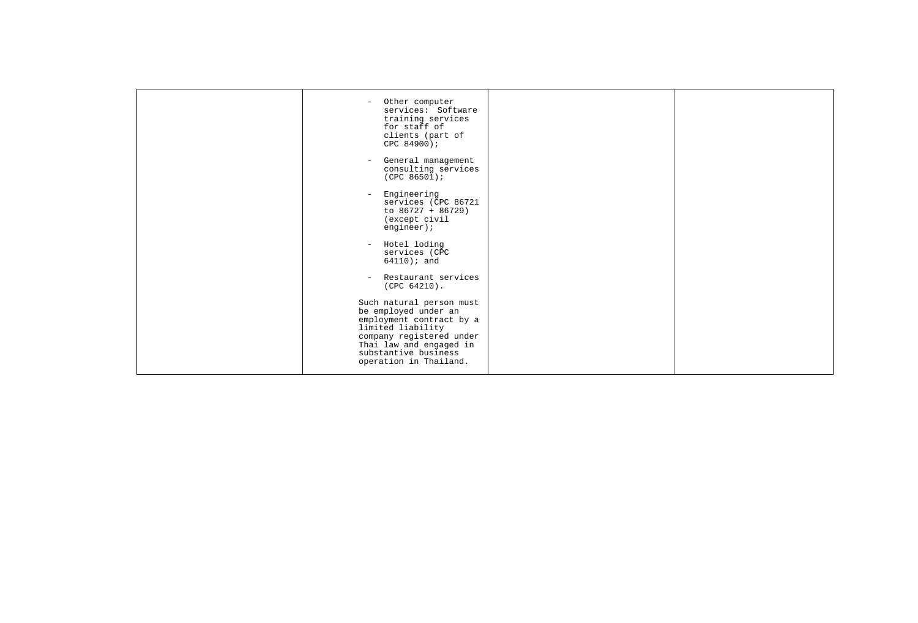|  |  |  |  |
|---|---|---|---|
|  | - Other computer services: Software training services for staff of clients (part of CPC 84900);<br><br>- General management consulting services (CPC 86501);<br><br>- Engineering services (CPC 86721 to 86727 + 86729) (except civil engineer);<br><br>- Hotel loding services (CPC 64110); and<br><br>- Restaurant services (CPC 64210).<br><br>Such natural person must be employed under an employment contract by a limited liability company registered under Thai law and engaged in substantive business operation in Thailand. |  |  |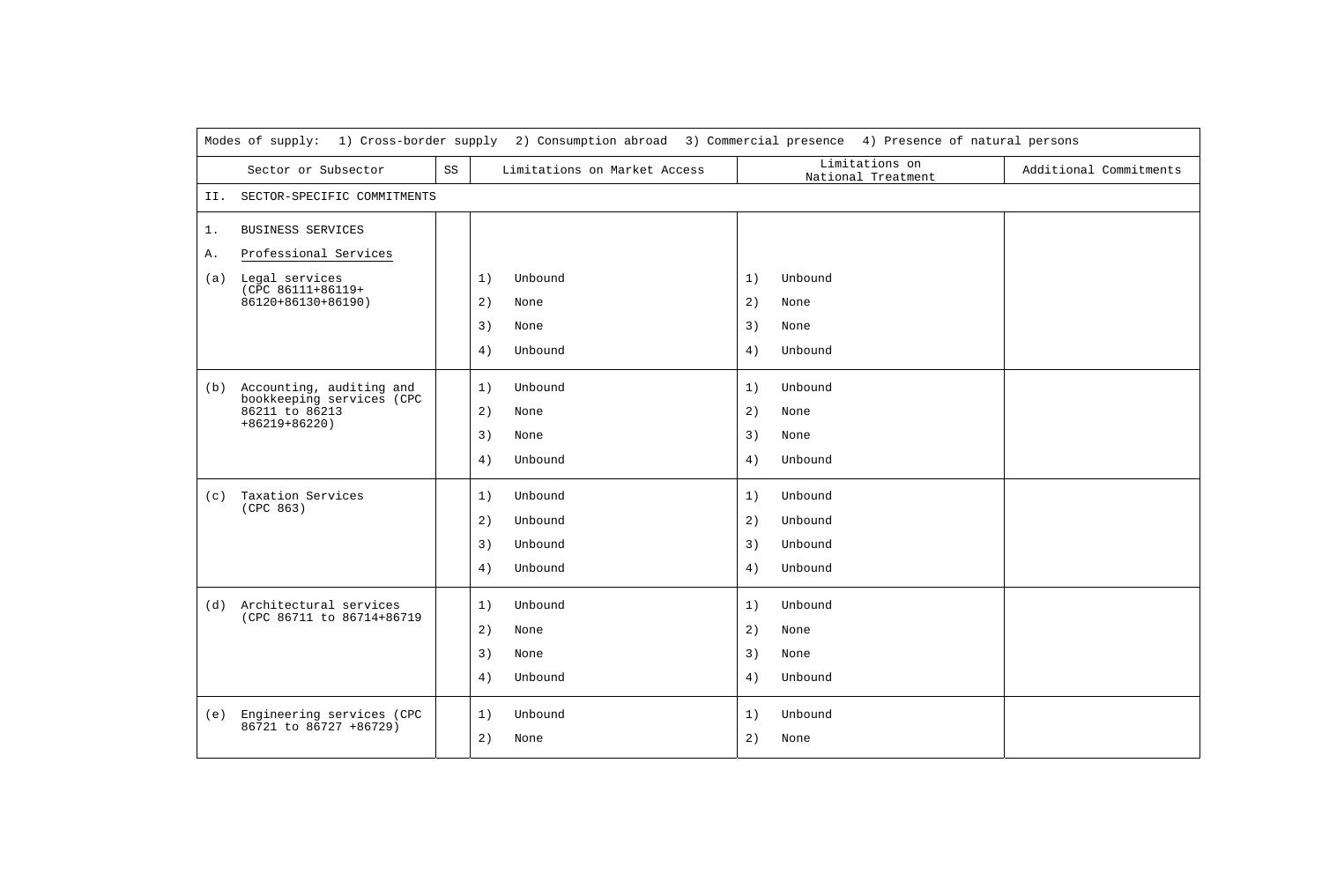| Modes of supply: 1) Cross-border supply 2) Consumption abroad 3) Commercial presence 4) Presence of natural persons | | | | |
|---|---|---|---|---|
| Sector or Subsector | SS | Limitations on Market Access | Limitations on National Treatment | Additional Commitments |
| II. SECTOR-SPECIFIC COMMITMENTS | | | | |
| 1. BUSINESS SERVICES<br>A. Professional Services<br>(a) Legal services (CPC 86111+86119+ 86120+86130+86190) | | 1) Unbound<br>2) None<br>3) None<br>4) Unbound | 1) Unbound<br>2) None<br>3) None<br>4) Unbound | |
| (b) Accounting, auditing and bookkeeping services (CPC 86211 to 86213 +86219+86220) | | 1) Unbound<br>2) None<br>3) None<br>4) Unbound | 1) Unbound<br>2) None<br>3) None<br>4) Unbound | |
| (c) Taxation Services (CPC 863) | | 1) Unbound<br>2) Unbound<br>3) Unbound<br>4) Unbound | 1) Unbound<br>2) Unbound<br>3) Unbound<br>4) Unbound | |
| (d) Architectural services (CPC 86711 to 86714+86719 | | 1) Unbound<br>2) None<br>3) None<br>4) Unbound | 1) Unbound<br>2) None<br>3) None<br>4) Unbound | |
| (e) Engineering services (CPC 86721 to 86727 +86729) | | 1) Unbound<br>2) None | 1) Unbound<br>2) None | |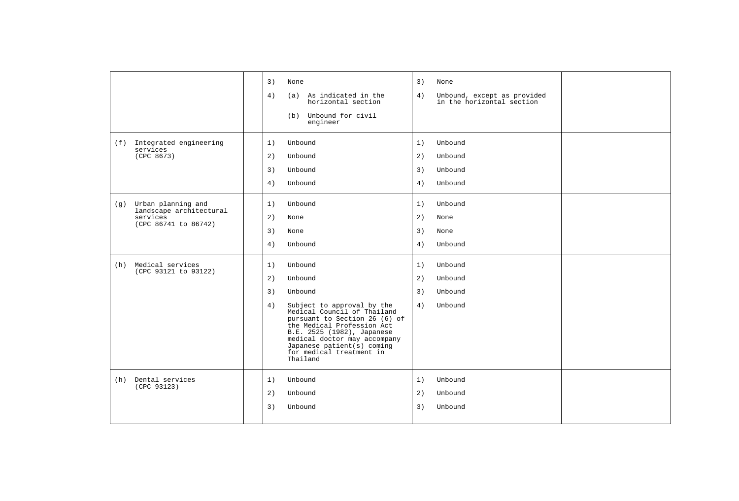| | | | | |
|---|---|---|---|---|
| | | 3) None<br>4) (a) As indicated in the horizontal section<br>(b) Unbound for civil engineer | 3) None<br>4) Unbound, except as provided in the horizontal section | |
| (f) Integrated engineering services (CPC 8673) | | 1) Unbound<br>2) Unbound<br>3) Unbound<br>4) Unbound | 1) Unbound<br>2) Unbound<br>3) Unbound<br>4) Unbound | |
| (g) Urban planning and landscape architectural services (CPC 86741 to 86742) | | 1) Unbound<br>2) None<br>3) None<br>4) Unbound | 1) Unbound<br>2) None<br>3) None<br>4) Unbound | |
| (h) Medical services (CPC 93121 to 93122) | | 1) Unbound<br>2) Unbound<br>3) Unbound<br>4) Subject to approval by the Medical Council of Thailand pursuant to Section 26 (6) of the Medical Profession Act B.E. 2525 (1982), Japanese medical doctor may accompany Japanese patient(s) coming for medical treatment in Thailand | 1) Unbound<br>2) Unbound<br>3) Unbound<br>4) Unbound | |
| (h) Dental services (CPC 93123) | | 1) Unbound<br>2) Unbound<br>3) Unbound | 1) Unbound<br>2) Unbound<br>3) Unbound | |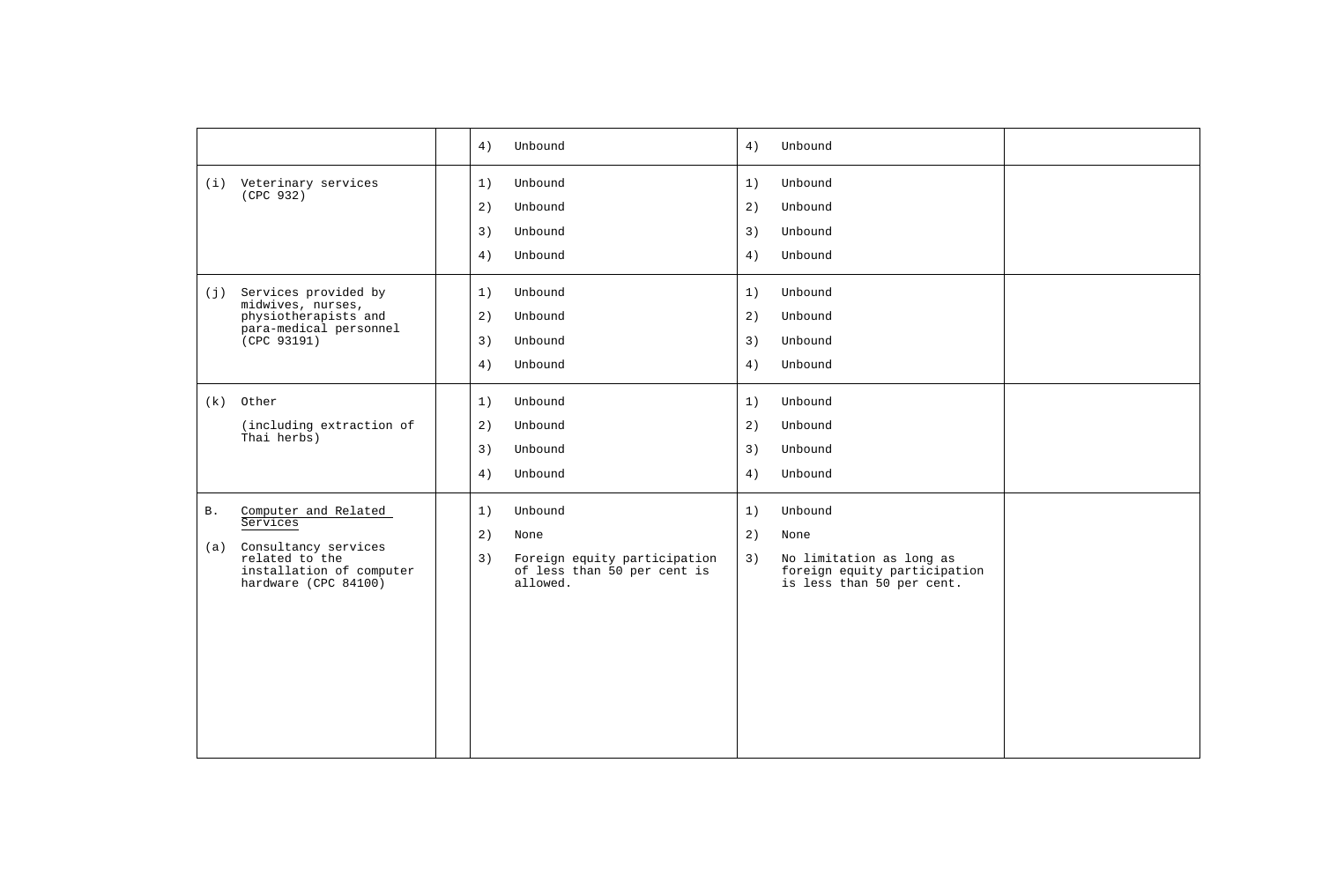| | | | | |
|---|---|---|---|---|
| | | 4) Unbound | 4) Unbound | |
| (i) Veterinary services (CPC 932) | | 1) Unbound<br>2) Unbound<br>3) Unbound<br>4) Unbound | 1) Unbound<br>2) Unbound<br>3) Unbound<br>4) Unbound | |
| (j) Services provided by midwives, nurses, physiotherapists and para-medical personnel (CPC 93191) | | 1) Unbound<br>2) Unbound<br>3) Unbound<br>4) Unbound | 1) Unbound<br>2) Unbound<br>3) Unbound<br>4) Unbound | |
| (k) Other<br>(including extraction of Thai herbs) | | 1) Unbound<br>2) Unbound<br>3) Unbound<br>4) Unbound | 1) Unbound<br>2) Unbound<br>3) Unbound<br>4) Unbound | |
| B. Computer and Related Services<br>(a) Consultancy services related to the installation of computer hardware (CPC 84100) | | 1) Unbound<br>2) None<br>3) Foreign equity participation of less than 50 per cent is allowed. | 1) Unbound<br>2) None<br>3) No limitation as long as foreign equity participation is less than 50 per cent. | |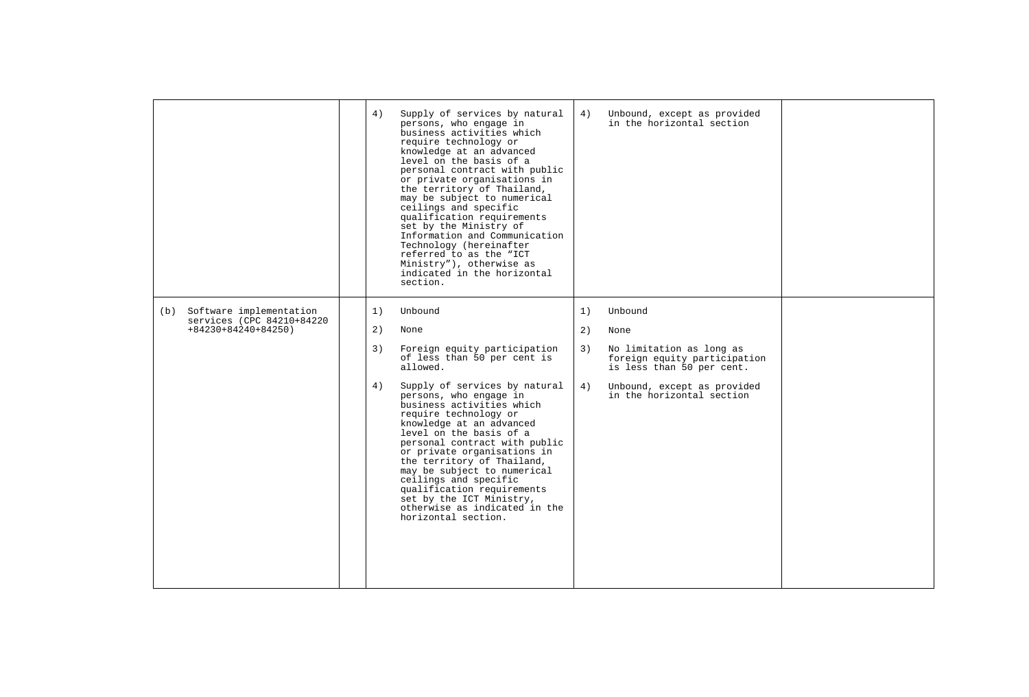| | | | | |
|---|---|---|---|---|
| | | 4) Supply of services by natural persons, who engage in business activities which require technology or knowledge at an advanced level on the basis of a personal contract with public or private organisations in the territory of Thailand, may be subject to numerical ceilings and specific qualification requirements set by the Ministry of Information and Communication Technology (hereinafter referred to as the "ICT Ministry"), otherwise as indicated in the horizontal section. | 4) Unbound, except as provided in the horizontal section | |
| (b) Software implementation services (CPC 84210+84220 +84230+84240+84250) | | 1) Unbound<br><br>2) None<br><br>3) Foreign equity participation of less than 50 per cent is allowed.<br><br>4) Supply of services by natural persons, who engage in business activities which require technology or knowledge at an advanced level on the basis of a personal contract with public or private organisations in the territory of Thailand, may be subject to numerical ceilings and specific qualification requirements set by the ICT Ministry, otherwise as indicated in the horizontal section. | 1) Unbound<br><br>2) None<br><br>3) No limitation as long as foreign equity participation is less than 50 per cent.<br><br>4) Unbound, except as provided in the horizontal section | |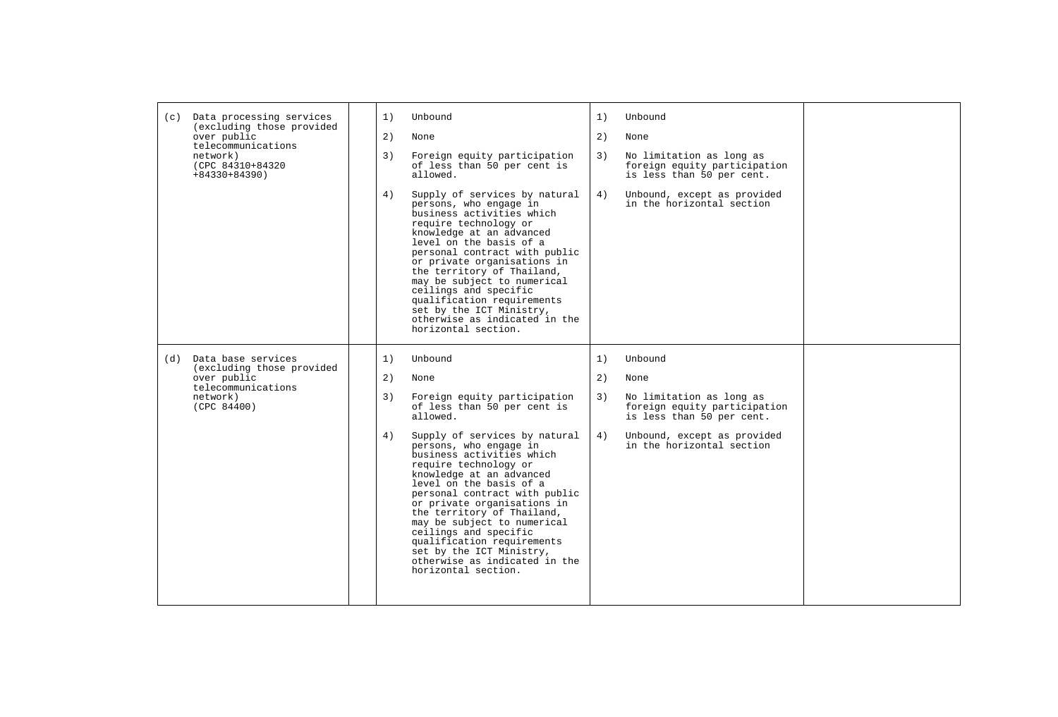| | | | | |
|---|---|---|---|---|
| (c) Data processing services (excluding those provided over public telecommunications network) (CPC 84310+84320 +84330+84390) | | 1) Unbound<br><br>2) None<br><br>3) Foreign equity participation of less than 50 per cent is allowed.<br><br>4) Supply of services by natural persons, who engage in business activities which require technology or knowledge at an advanced level on the basis of a personal contract with public or private organisations in the territory of Thailand, may be subject to numerical ceilings and specific qualification requirements set by the ICT Ministry, otherwise as indicated in the horizontal section. | 1) Unbound<br><br>2) None<br><br>3) No limitation as long as foreign equity participation is less than 50 per cent.<br><br>4) Unbound, except as provided in the horizontal section | |
| (d) Data base services (excluding those provided over public telecommunications network) (CPC 84400) | | 1) Unbound<br><br>2) None<br><br>3) Foreign equity participation of less than 50 per cent is allowed.<br><br>4) Supply of services by natural persons, who engage in business activities which require technology or knowledge at an advanced level on the basis of a personal contract with public or private organisations in the territory of Thailand, may be subject to numerical ceilings and specific qualification requirements set by the ICT Ministry, otherwise as indicated in the horizontal section. | 1) Unbound<br><br>2) None<br><br>3) No limitation as long as foreign equity participation is less than 50 per cent.<br><br>4) Unbound, except as provided in the horizontal section | |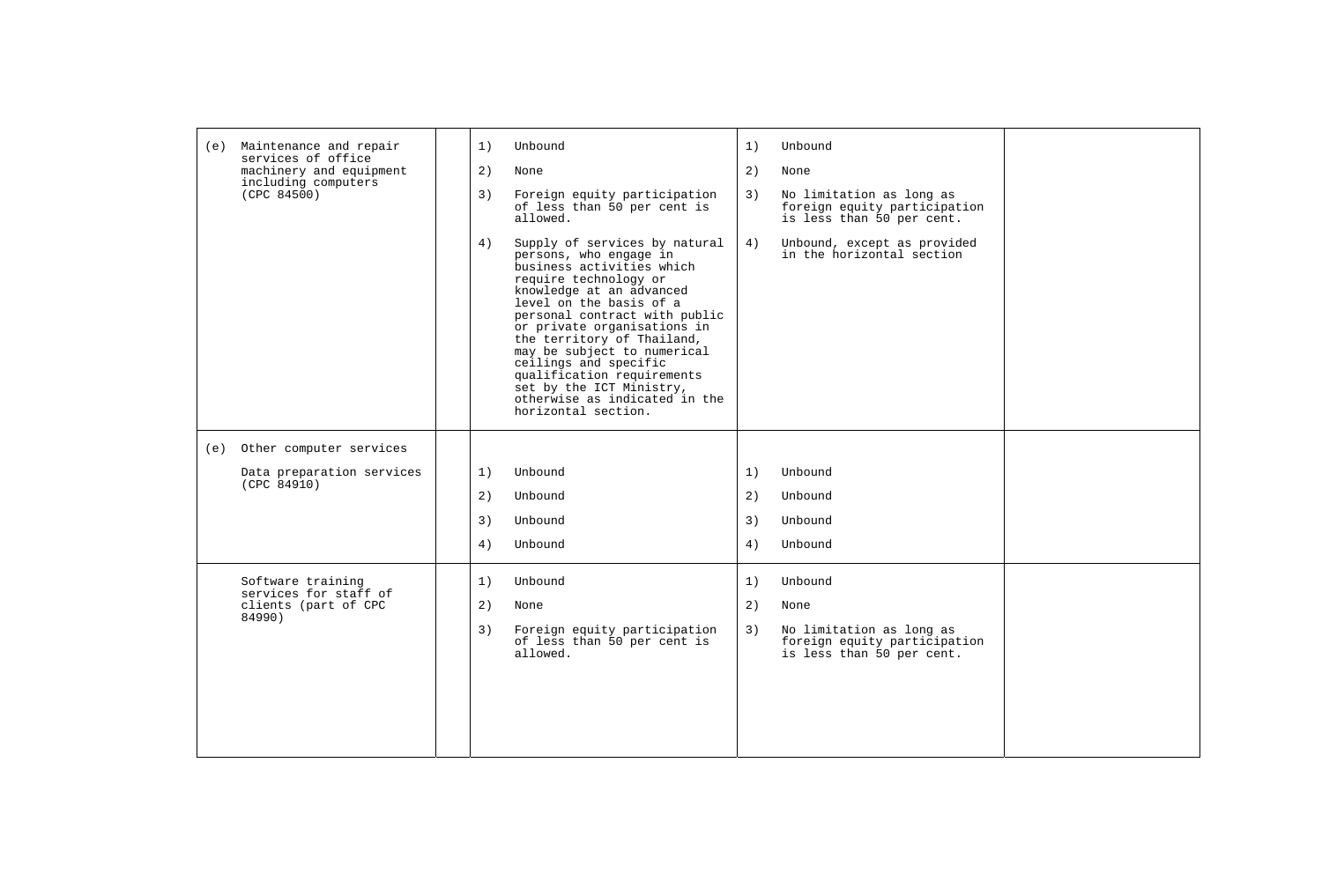| | | | | |
|---|---|---|---|---|
| (e) Maintenance and repair services of office machinery and equipment including computers (CPC 84500) | | 1) Unbound<br><br>2) None<br><br>3) Foreign equity participation of less than 50 per cent is allowed.<br><br>4) Supply of services by natural persons, who engage in business activities which require technology or knowledge at an advanced level on the basis of a personal contract with public or private organisations in the territory of Thailand, may be subject to numerical ceilings and specific qualification requirements set by the ICT Ministry, otherwise as indicated in the horizontal section. | 1) Unbound<br><br>2) None<br><br>3) No limitation as long as foreign equity participation is less than 50 per cent.<br><br>4) Unbound, except as provided in the horizontal section | |
| (e) Other computer services<br><br>Data preparation services (CPC 84910) | | 1) Unbound<br><br>2) Unbound<br><br>3) Unbound<br><br>4) Unbound | 1) Unbound<br><br>2) Unbound<br><br>3) Unbound<br><br>4) Unbound | |
| Software training services for staff of clients (part of CPC 84990) | | 1) Unbound<br><br>2) None<br><br>3) Foreign equity participation of less than 50 per cent is allowed. | 1) Unbound<br><br>2) None<br><br>3) No limitation as long as foreign equity participation is less than 50 per cent. | |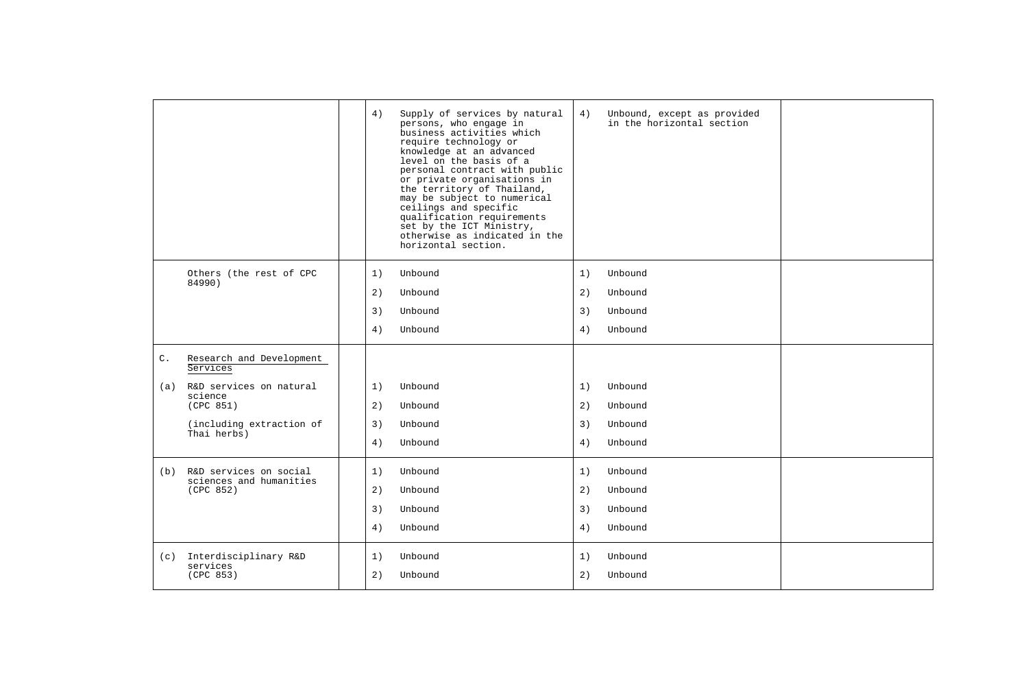| | | | | |
|---|---|---|---|---|
| | | 4) Supply of services by natural persons, who engage in business activities which require technology or knowledge at an advanced level on the basis of a personal contract with public or private organisations in the territory of Thailand, may be subject to numerical ceilings and specific qualification requirements set by the ICT Ministry, otherwise as indicated in the horizontal section. | 4) Unbound, except as provided in the horizontal section | |
| Others (the rest of CPC 84990) | | 1) Unbound<br>2) Unbound<br>3) Unbound<br>4) Unbound | 1) Unbound<br>2) Unbound<br>3) Unbound<br>4) Unbound | |
| C. Research and Development Services<br><br>(a) R&D services on natural science (CPC 851)<br><br>(including extraction of Thai herbs) | | 1) Unbound<br>2) Unbound<br>3) Unbound<br>4) Unbound | 1) Unbound<br>2) Unbound<br>3) Unbound<br>4) Unbound | |
| (b) R&D services on social sciences and humanities (CPC 852) | | 1) Unbound<br>2) Unbound<br>3) Unbound<br>4) Unbound | 1) Unbound<br>2) Unbound<br>3) Unbound<br>4) Unbound | |
| (c) Interdisciplinary R&D services (CPC 853) | | 1) Unbound<br>2) Unbound | 1) Unbound<br>2) Unbound | |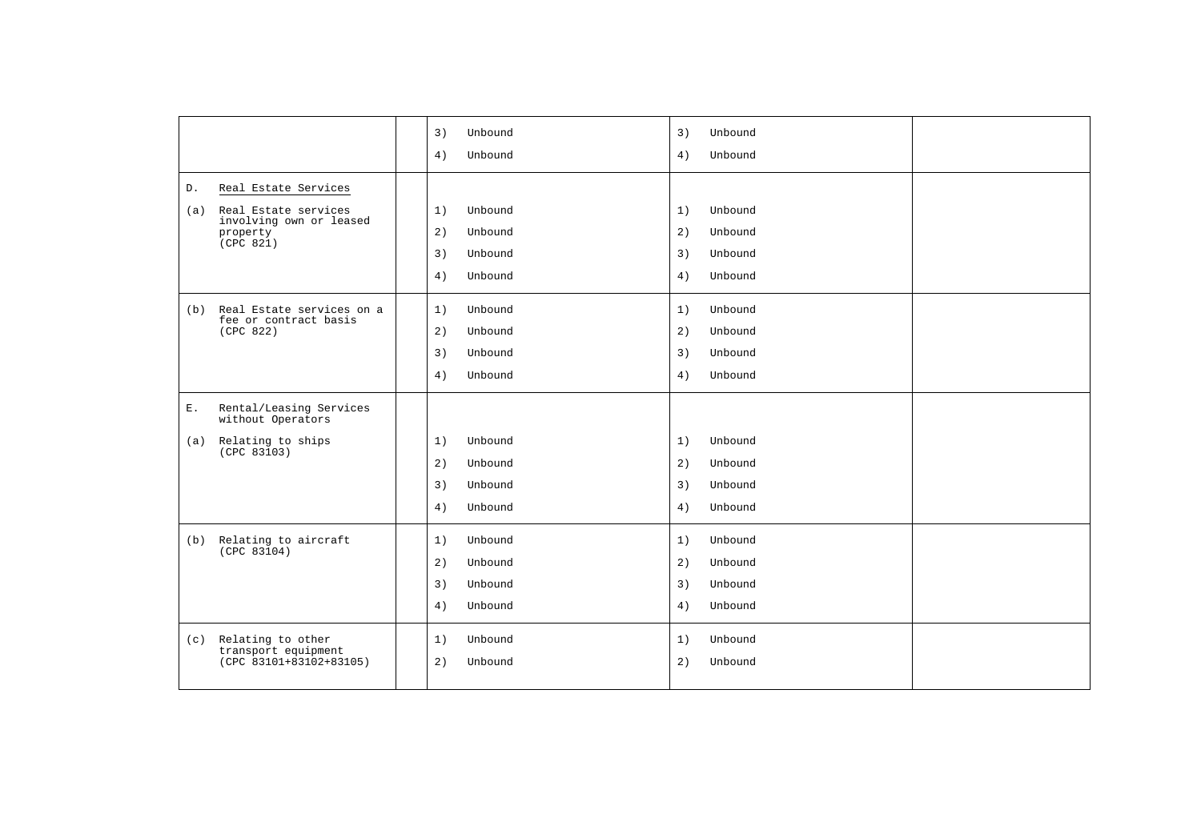| | | | | |
|---|---|---|---|---|
| | | 3) Unbound<br>4) Unbound | 3) Unbound<br>4) Unbound | |
| D. Real Estate Services<br>(a) Real Estate services involving own or leased property (CPC 821) | | 1) Unbound<br>2) Unbound<br>3) Unbound<br>4) Unbound | 1) Unbound<br>2) Unbound<br>3) Unbound<br>4) Unbound | |
| (b) Real Estate services on a fee or contract basis (CPC 822) | | 1) Unbound<br>2) Unbound<br>3) Unbound<br>4) Unbound | 1) Unbound<br>2) Unbound<br>3) Unbound<br>4) Unbound | |
| E. Rental/Leasing Services without Operators<br>(a) Relating to ships (CPC 83103) | | 1) Unbound<br>2) Unbound<br>3) Unbound<br>4) Unbound | 1) Unbound<br>2) Unbound<br>3) Unbound<br>4) Unbound | |
| (b) Relating to aircraft (CPC 83104) | | 1) Unbound<br>2) Unbound<br>3) Unbound<br>4) Unbound | 1) Unbound<br>2) Unbound<br>3) Unbound<br>4) Unbound | |
| (c) Relating to other transport equipment (CPC 83101+83102+83105) | | 1) Unbound<br>2) Unbound | 1) Unbound<br>2) Unbound | |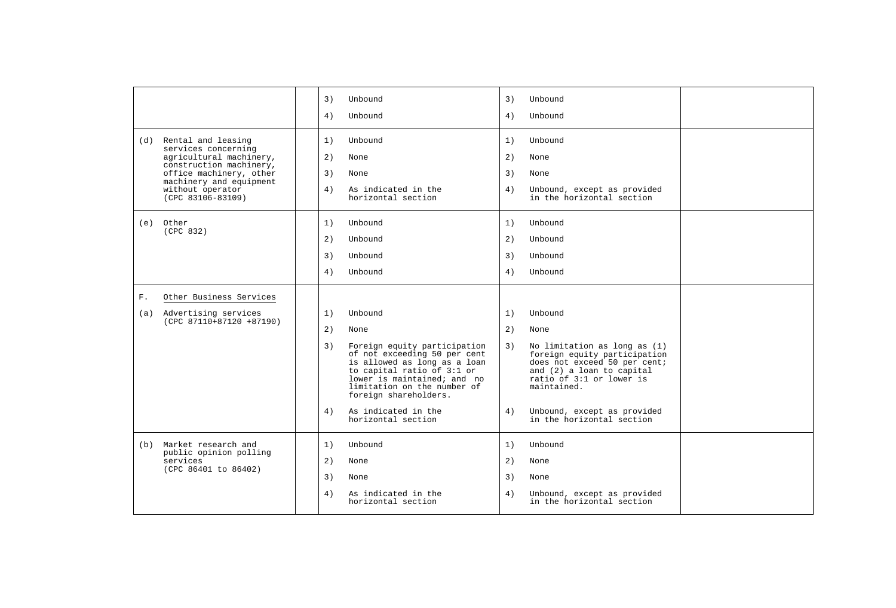| | | | | |
|---|---|---|---|---|
| | | 3) Unbound<br>4) Unbound | 3) Unbound<br>4) Unbound | |
| (d) Rental and leasing services concerning agricultural machinery, construction machinery, office machinery, other machinery and equipment without operator (CPC 83106-83109) | | 1) Unbound<br>2) None<br>3) None<br>4) As indicated in the horizontal section | 1) Unbound<br>2) None<br>3) None<br>4) Unbound, except as provided in the horizontal section | |
| (e) Other (CPC 832) | | 1) Unbound<br>2) Unbound<br>3) Unbound<br>4) Unbound | 1) Unbound<br>2) Unbound<br>3) Unbound<br>4) Unbound | |
| F. Other Business Services<br>(a) Advertising services (CPC 87110+87120 +87190) | | 1) Unbound<br>2) None<br>3) Foreign equity participation of not exceeding 50 per cent is allowed as long as a loan to capital ratio of 3:1 or lower is maintained; and no limitation on the number of foreign shareholders.<br>4) As indicated in the horizontal section | 1) Unbound<br>2) None<br>3) No limitation as long as (1) foreign equity participation does not exceed 50 per cent; and (2) a loan to capital ratio of 3:1 or lower is maintained.<br>4) Unbound, except as provided in the horizontal section | |
| (b) Market research and public opinion polling services (CPC 86401 to 86402) | | 1) Unbound<br>2) None<br>3) None<br>4) As indicated in the horizontal section | 1) Unbound<br>2) None<br>3) None<br>4) Unbound, except as provided in the horizontal section | |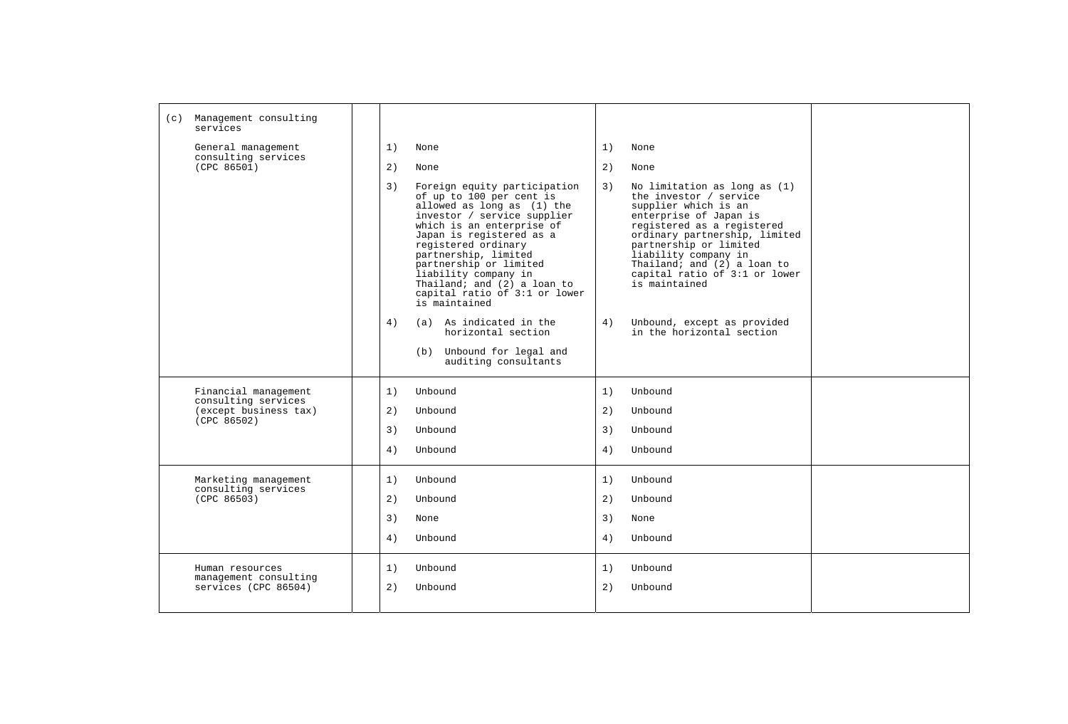| | | | | |
|---|---|---|---|---|
| (c) Management consulting services | | | | |
| General management consulting services (CPC 86501) | | 1) None<br><br>2) None<br><br>3) Foreign equity participation of up to 100 per cent is allowed as long as (1) the investor / service supplier which is an enterprise of Japan is registered as a registered ordinary partnership, limited partnership or limited liability company in Thailand; and (2) a loan to capital ratio of 3:1 or lower is maintained<br><br>4) (a) As indicated in the horizontal section<br>(b) Unbound for legal and auditing consultants | 1) None<br><br>2) None<br><br>3) No limitation as long as (1) the investor / service supplier which is an enterprise of Japan is registered as a registered ordinary partnership, limited partnership or limited liability company in Thailand; and (2) a loan to capital ratio of 3:1 or lower is maintained<br><br>4) Unbound, except as provided in the horizontal section | |
| Financial management consulting services (except business tax) (CPC 86502) | | 1) Unbound<br>2) Unbound<br>3) Unbound<br>4) Unbound | 1) Unbound<br>2) Unbound<br>3) Unbound<br>4) Unbound | |
| Marketing management consulting services (CPC 86503) | | 1) Unbound<br>2) Unbound<br>3) None<br>4) Unbound | 1) Unbound<br>2) Unbound<br>3) None<br>4) Unbound | |
| Human resources management consulting services (CPC 86504) | | 1) Unbound<br>2) Unbound | 1) Unbound<br>2) Unbound | |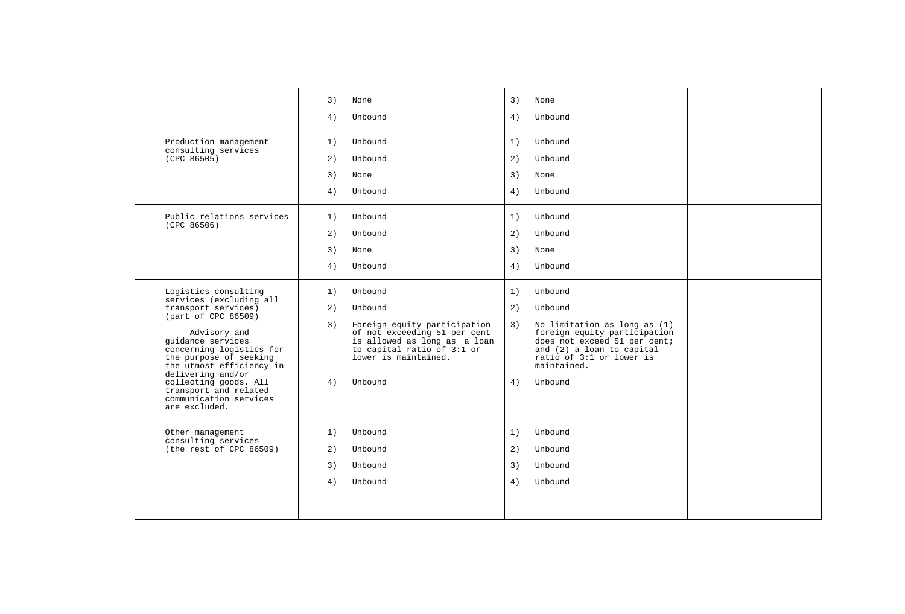| | | | | |
|---|---|---|---|---|
| | | 3) None<br>4) Unbound | 3) None<br>4) Unbound | |
| Production management consulting services (CPC 86505) | | 1) Unbound<br>2) Unbound<br>3) None<br>4) Unbound | 1) Unbound<br>2) Unbound<br>3) None<br>4) Unbound | |
| Public relations services (CPC 86506) | | 1) Unbound<br>2) Unbound<br>3) None<br>4) Unbound | 1) Unbound<br>2) Unbound<br>3) None<br>4) Unbound | |
| Logistics consulting services (excluding all transport services) (part of CPC 86509)<br><br>Advisory and guidance services concerning logistics for the purpose of seeking the utmost efficiency in delivering and/or collecting goods. All transport and related communication services are excluded. | | 1) Unbound<br>2) Unbound<br>3) Foreign equity participation of not exceeding 51 per cent is allowed as long as a loan to capital ratio of 3:1 or lower is maintained.<br>4) Unbound | 1) Unbound<br>2) Unbound<br>3) No limitation as long as (1) foreign equity participation does not exceed 51 per cent; and (2) a loan to capital ratio of 3:1 or lower is maintained.<br>4) Unbound | |
| Other management consulting services (the rest of CPC 86509) | | 1) Unbound<br>2) Unbound<br>3) Unbound<br>4) Unbound | 1) Unbound<br>2) Unbound<br>3) Unbound<br>4) Unbound | |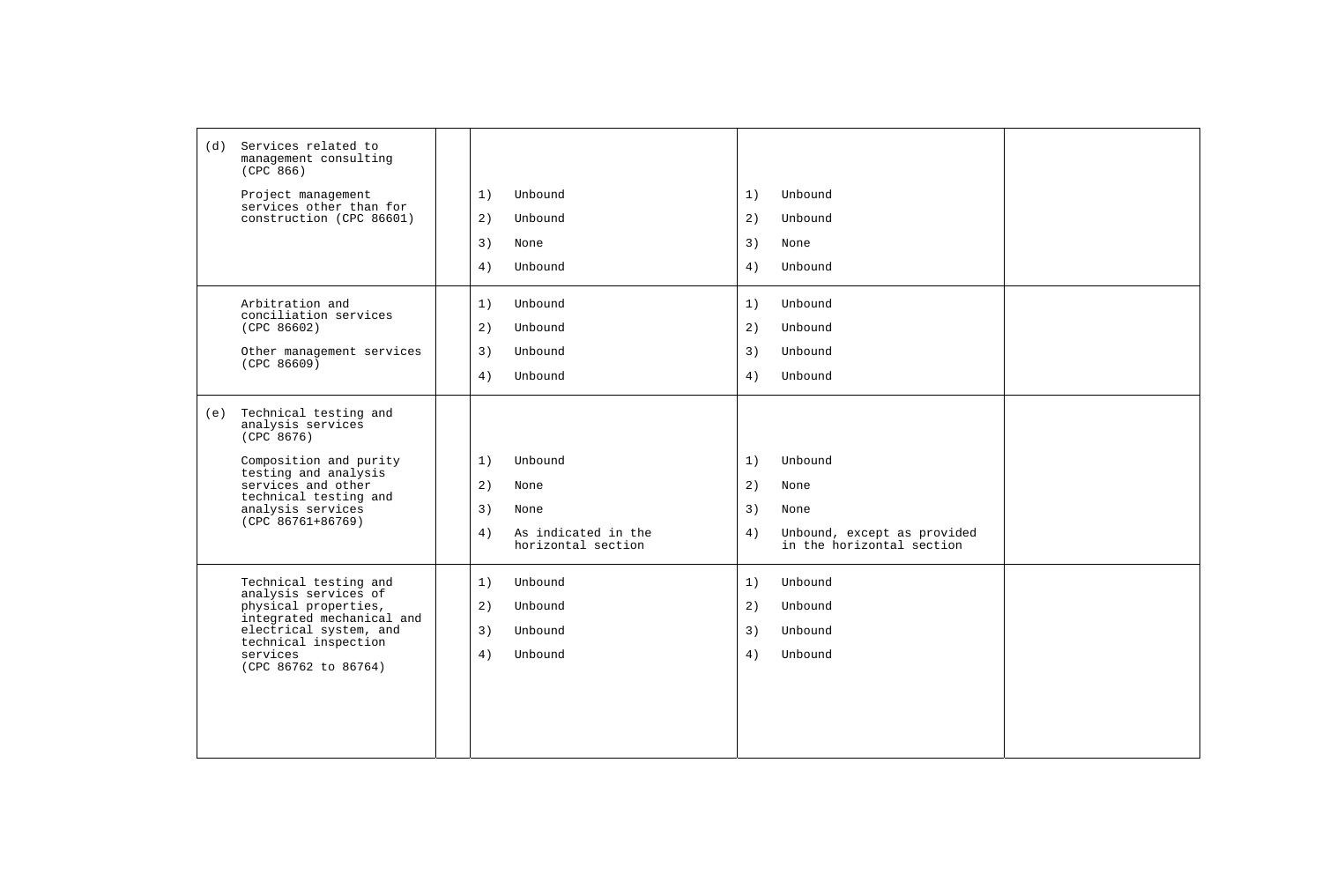| | | | | |
|---|---|---|---|---|
| (d) Services related to management consulting (CPC 866) | | | | |
| Project management services other than for construction (CPC 86601) | | 1) Unbound<br>2) Unbound<br>3) None<br>4) Unbound | 1) Unbound<br>2) Unbound<br>3) None<br>4) Unbound | |
| Arbitration and conciliation services (CPC 86602)<br><br>Other management services (CPC 86609) | | 1) Unbound<br>2) Unbound<br>3) Unbound<br>4) Unbound | 1) Unbound<br>2) Unbound<br>3) Unbound<br>4) Unbound | |
| (e) Technical testing and analysis services (CPC 8676) | | | | |
| Composition and purity testing and analysis services and other technical testing and analysis services (CPC 86761+86769) | | 1) Unbound<br>2) None<br>3) None<br>4) As indicated in the horizontal section | 1) Unbound<br>2) None<br>3) None<br>4) Unbound, except as provided in the horizontal section | |
| Technical testing and analysis services of physical properties, integrated mechanical and electrical system, and technical inspection services (CPC 86762 to 86764) | | 1) Unbound<br>2) Unbound<br>3) Unbound<br>4) Unbound | 1) Unbound<br>2) Unbound<br>3) Unbound<br>4) Unbound | |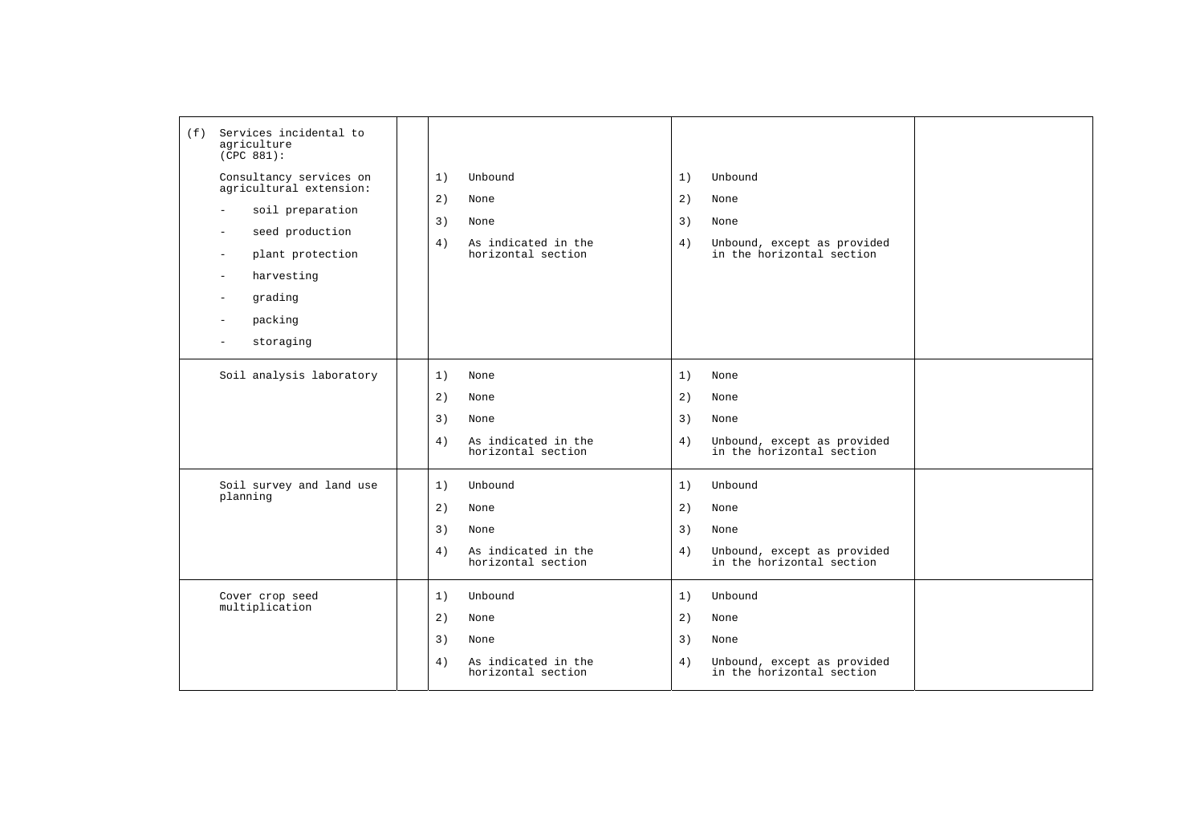| | | | | |
|---|---|---|---|---|
| (f) Services incidental to agriculture (CPC 881):<br><br>Consultancy services on agricultural extension:<br>- soil preparation<br>- seed production<br>- plant protection<br>- harvesting<br>- grading<br>- packing<br>- storaging | | 1) Unbound<br>2) None<br>3) None<br>4) As indicated in the horizontal section | 1) Unbound<br>2) None<br>3) None<br>4) Unbound, except as provided in the horizontal section | |
| Soil analysis laboratory | | 1) None<br>2) None<br>3) None<br>4) As indicated in the horizontal section | 1) None<br>2) None<br>3) None<br>4) Unbound, except as provided in the horizontal section | |
| Soil survey and land use planning | | 1) Unbound<br>2) None<br>3) None<br>4) As indicated in the horizontal section | 1) Unbound<br>2) None<br>3) None<br>4) Unbound, except as provided in the horizontal section | |
| Cover crop seed multiplication | | 1) Unbound<br>2) None<br>3) None<br>4) As indicated in the horizontal section | 1) Unbound<br>2) None<br>3) None<br>4) Unbound, except as provided in the horizontal section | |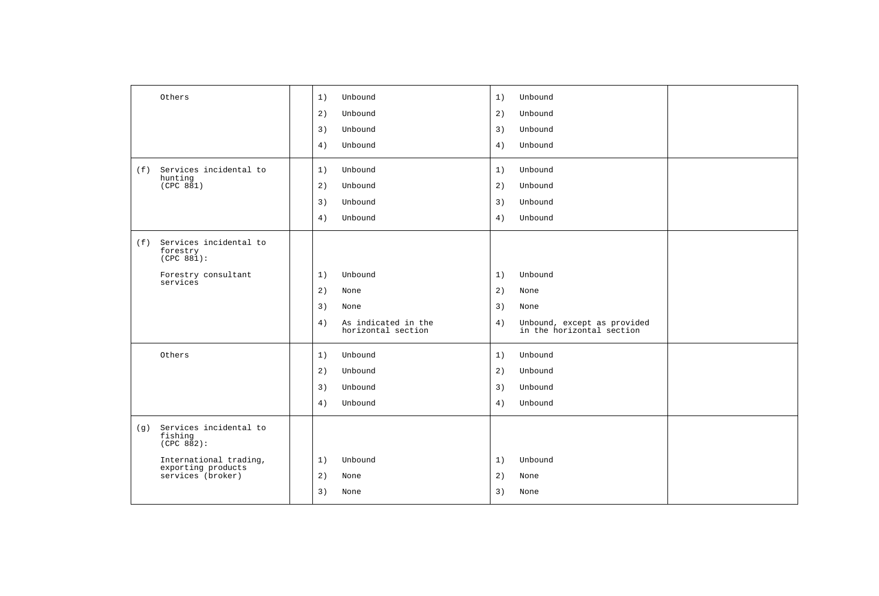| | | | | |
|---|---|---|---|---|
| Others | | 1) Unbound<br>2) Unbound<br>3) Unbound<br>4) Unbound | 1) Unbound<br>2) Unbound<br>3) Unbound<br>4) Unbound | |
| (f) Services incidental to hunting (CPC 881) | | 1) Unbound<br>2) Unbound<br>3) Unbound<br>4) Unbound | 1) Unbound<br>2) Unbound<br>3) Unbound<br>4) Unbound | |
| (f) Services incidental to forestry (CPC 881):<br><br>Forestry consultant services | | 1) Unbound<br>2) None<br>3) None<br>4) As indicated in the horizontal section | 1) Unbound<br>2) None<br>3) None<br>4) Unbound, except as provided in the horizontal section | |
| Others | | 1) Unbound<br>2) Unbound<br>3) Unbound<br>4) Unbound | 1) Unbound<br>2) Unbound<br>3) Unbound<br>4) Unbound | |
| (g) Services incidental to fishing (CPC 882):<br><br>International trading, exporting products services (broker) | | 1) Unbound<br>2) None<br>3) None | 1) Unbound<br>2) None<br>3) None | |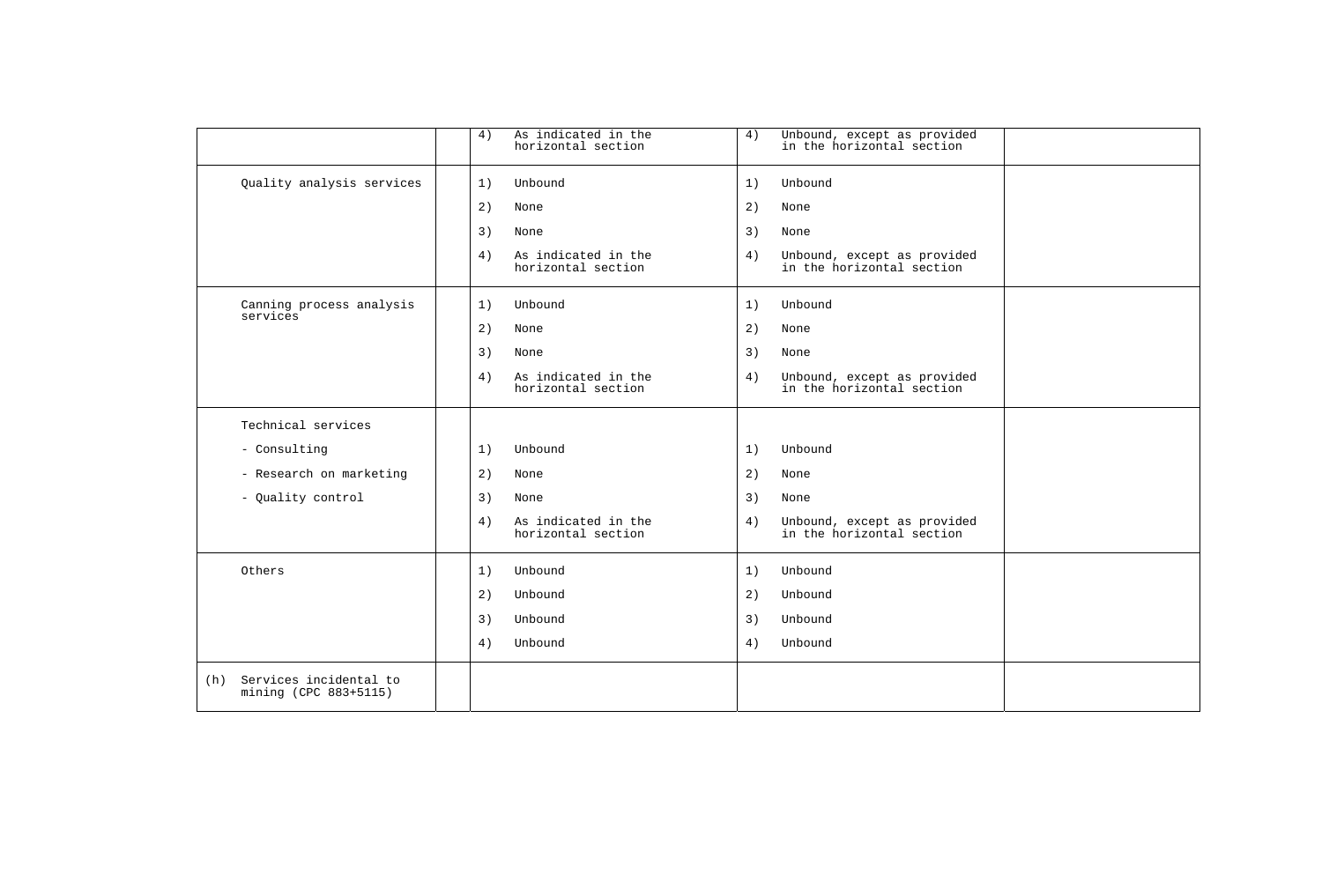| | | | | |
|---|---|---|---|---|
| | | 4) As indicated in the horizontal section | 4) Unbound, except as provided in the horizontal section | |
| Quality analysis services | | 1) Unbound<br>2) None<br>3) None<br>4) As indicated in the horizontal section | 1) Unbound<br>2) None<br>3) None<br>4) Unbound, except as provided in the horizontal section | |
| Canning process analysis services | | 1) Unbound<br>2) None<br>3) None<br>4) As indicated in the horizontal section | 1) Unbound<br>2) None<br>3) None<br>4) Unbound, except as provided in the horizontal section | |
| Technical services<br>- Consulting<br>- Research on marketing<br>- Quality control | | 1) Unbound<br>2) None<br>3) None<br>4) As indicated in the horizontal section | 1) Unbound<br>2) None<br>3) None<br>4) Unbound, except as provided in the horizontal section | |
| Others | | 1) Unbound<br>2) Unbound<br>3) Unbound<br>4) Unbound | 1) Unbound<br>2) Unbound<br>3) Unbound<br>4) Unbound | |
| (h) Services incidental to mining (CPC 883+5115) | | | | |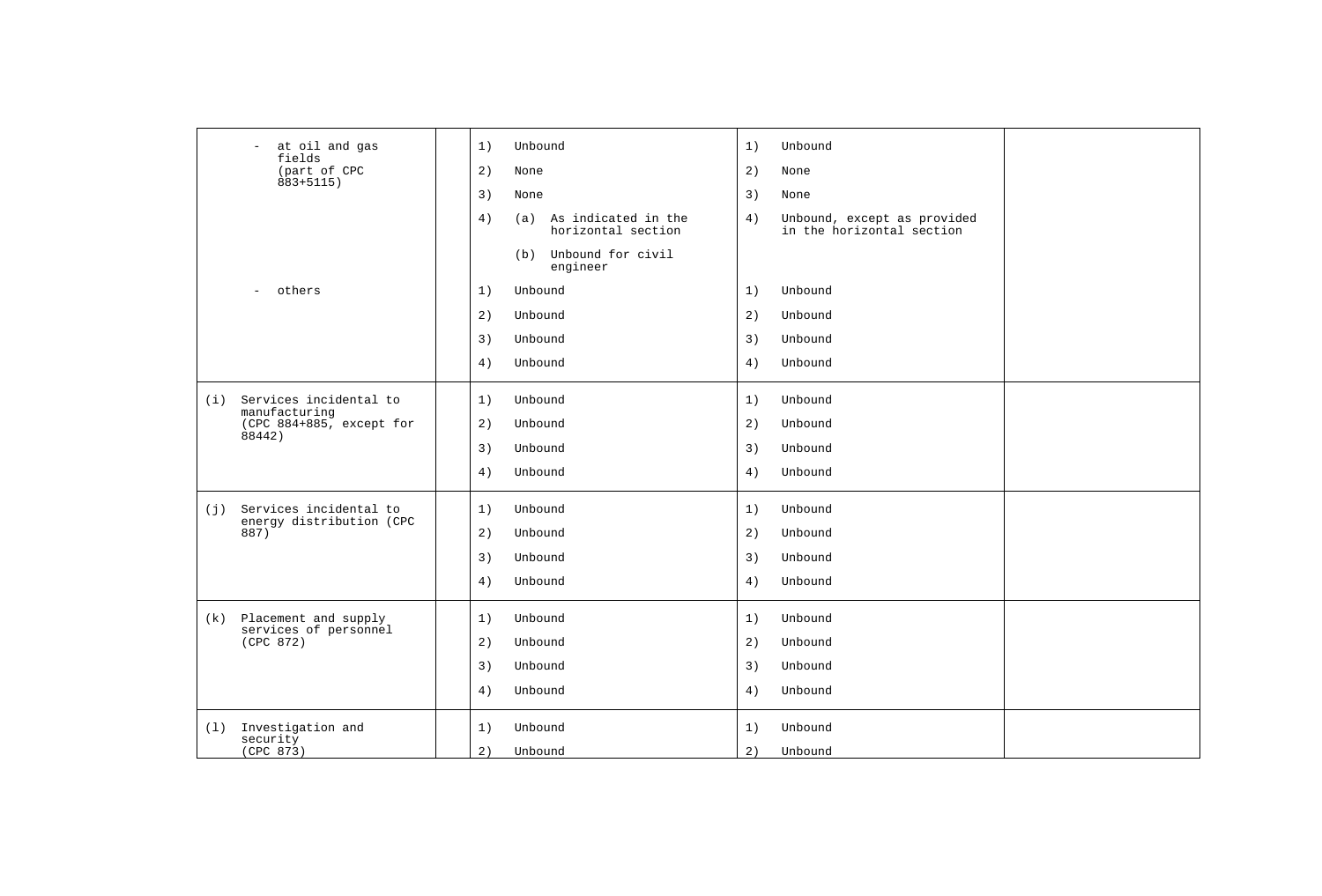| | | | | |
|---|---|---|---|---|
| - at oil and gas fields (part of CPC 883+5115) | | 1) Unbound<br>2) None<br>3) None<br>4) (a) As indicated in the horizontal section<br>(b) Unbound for civil engineer | 1) Unbound<br>2) None<br>3) None<br>4) Unbound, except as provided in the horizontal section | |
| - others | | 1) Unbound<br>2) Unbound<br>3) Unbound<br>4) Unbound | 1) Unbound<br>2) Unbound<br>3) Unbound<br>4) Unbound | |
| (i) Services incidental to manufacturing (CPC 884+885, except for 88442) | | 1) Unbound<br>2) Unbound<br>3) Unbound<br>4) Unbound | 1) Unbound<br>2) Unbound<br>3) Unbound<br>4) Unbound | |
| (j) Services incidental to energy distribution (CPC 887) | | 1) Unbound<br>2) Unbound<br>3) Unbound<br>4) Unbound | 1) Unbound<br>2) Unbound<br>3) Unbound<br>4) Unbound | |
| (k) Placement and supply services of personnel (CPC 872) | | 1) Unbound<br>2) Unbound<br>3) Unbound<br>4) Unbound | 1) Unbound<br>2) Unbound<br>3) Unbound<br>4) Unbound | |
| (l) Investigation and security (CPC 873) | | 1) Unbound<br>2) Unbound | 1) Unbound<br>2) Unbound | |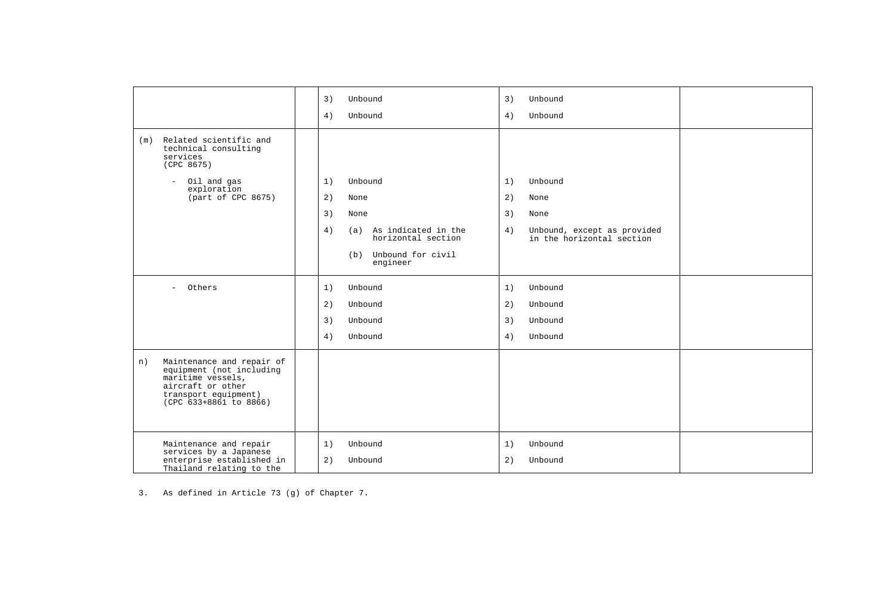| | | | | |
|---|---|---|---|---|
| | | 3) Unbound<br>4) Unbound | 3) Unbound<br>4) Unbound | |
| (m) Related scientific and technical consulting services (CPC 8675) | | | | |
| - Oil and gas exploration (part of CPC 8675) | | 1) Unbound<br>2) None<br>3) None<br>4) (a) As indicated in the horizontal section<br>(b) Unbound for civil engineer | 1) Unbound<br>2) None<br>3) None<br>4) Unbound, except as provided in the horizontal section | |
| - Others | | 1) Unbound<br>2) Unbound<br>3) Unbound<br>4) Unbound | 1) Unbound<br>2) Unbound<br>3) Unbound<br>4) Unbound | |
| n) Maintenance and repair of equipment (not including maritime vessels, aircraft or other transport equipment) (CPC 633+8861 to 8866) | | | | |
| Maintenance and repair services by a Japanese enterprise established in Thailand relating to the | | 1) Unbound<br>2) Unbound | 1) Unbound<br>2) Unbound | |

3. As defined in Article 73 (g) of Chapter 7.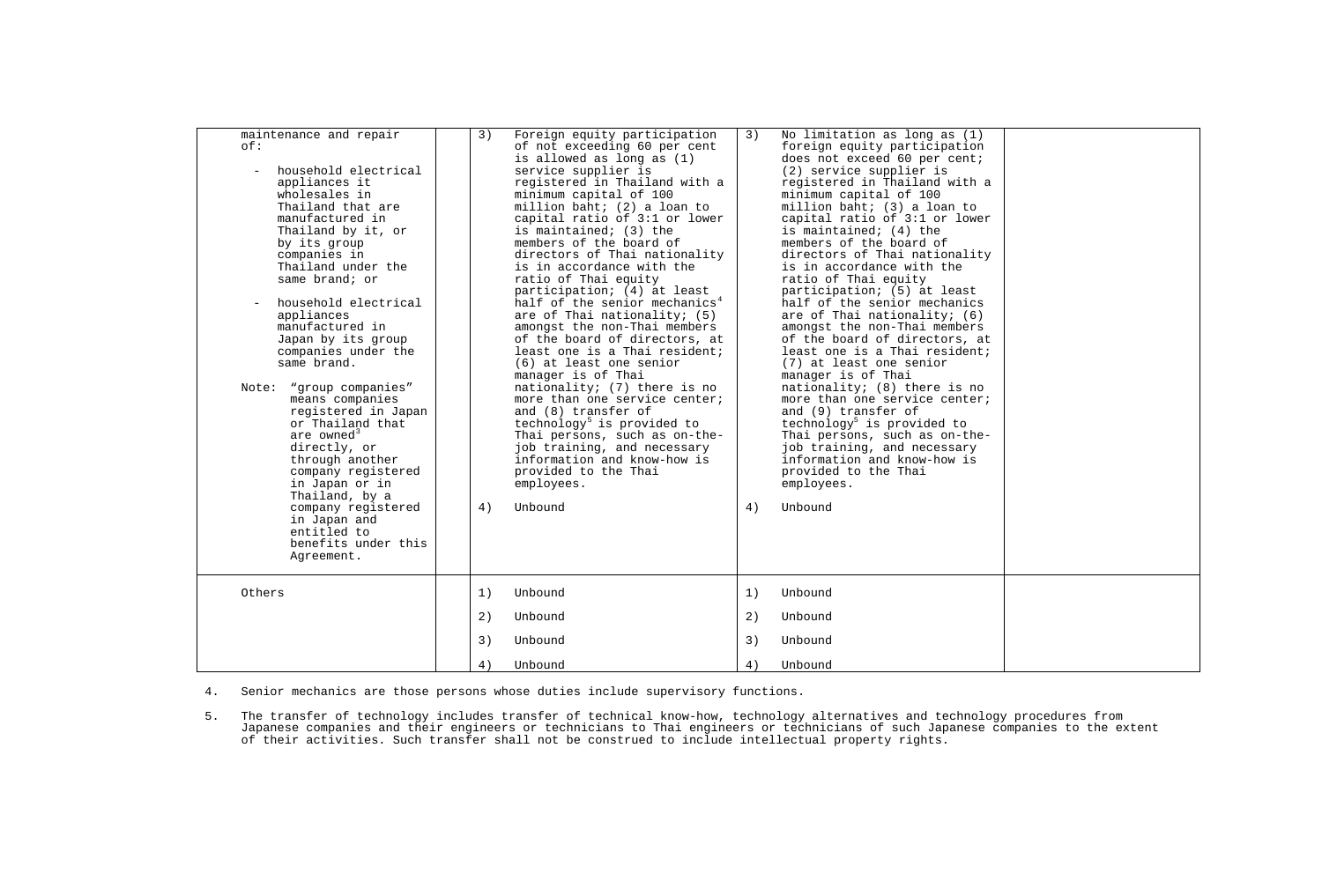| | | | | |
|---|---|---|---|---|
| maintenance and repair of:<br><br>- household electrical appliances it wholesales in Thailand that are manufactured in Thailand by it, or by its group companies in Thailand under the same brand; or<br><br>- household electrical appliances manufactured in Japan by its group companies under the same brand.<br><br>Note: "group companies" means companies registered in Japan or Thailand that are owned[3] directly, or through another company registered in Japan or in Thailand, by a company registered in Japan and entitled to benefits under this Agreement. | | 3) Foreign equity participation of not exceeding 60 per cent is allowed as long as (1) service supplier is registered in Thailand with a minimum capital of 100 million baht; (2) a loan to capital ratio of 3:1 or lower is maintained; (3) the members of the board of directors of Thai nationality is in accordance with the ratio of Thai equity participation; (4) at least half of the senior mechanics[4] are of Thai nationality; (5) amongst the non-Thai members of the board of directors, at least one is a Thai resident; (6) at least one senior manager is of Thai nationality; (7) there is no more than one service center; and (8) transfer of technology[5] is provided to Thai persons, such as on-the-job training, and necessary information and know-how is provided to the Thai employees.<br><br>4) Unbound | 3) No limitation as long as (1) foreign equity participation does not exceed 60 per cent; (2) service supplier is registered in Thailand with a minimum capital of 100 million baht; (3) a loan to capital ratio of 3:1 or lower is maintained; (4) the members of the board of directors of Thai nationality is in accordance with the ratio of Thai equity participation; (5) at least half of the senior mechanics are of Thai nationality; (6) amongst the non-Thai members of the board of directors, at least one is a Thai resident; (7) at least one senior manager is of Thai nationality; (8) there is no more than one service center; and (9) transfer of technology[5] is provided to Thai persons, such as on-the-job training, and necessary information and know-how is provided to the Thai employees.<br><br>4) Unbound | |
| Others | | 1) Unbound<br><br>2) Unbound<br><br>3) Unbound<br><br>4) Unbound | 1) Unbound<br><br>2) Unbound<br><br>3) Unbound<br><br>4) Unbound | |

4. Senior mechanics are those persons whose duties include supervisory functions.

5. The transfer of technology includes transfer of technical know-how, technology alternatives and technology procedures from Japanese companies and their engineers or technicians to Thai engineers or technicians of such Japanese companies to the extent of their activities. Such transfer shall not be construed to include intellectual property rights.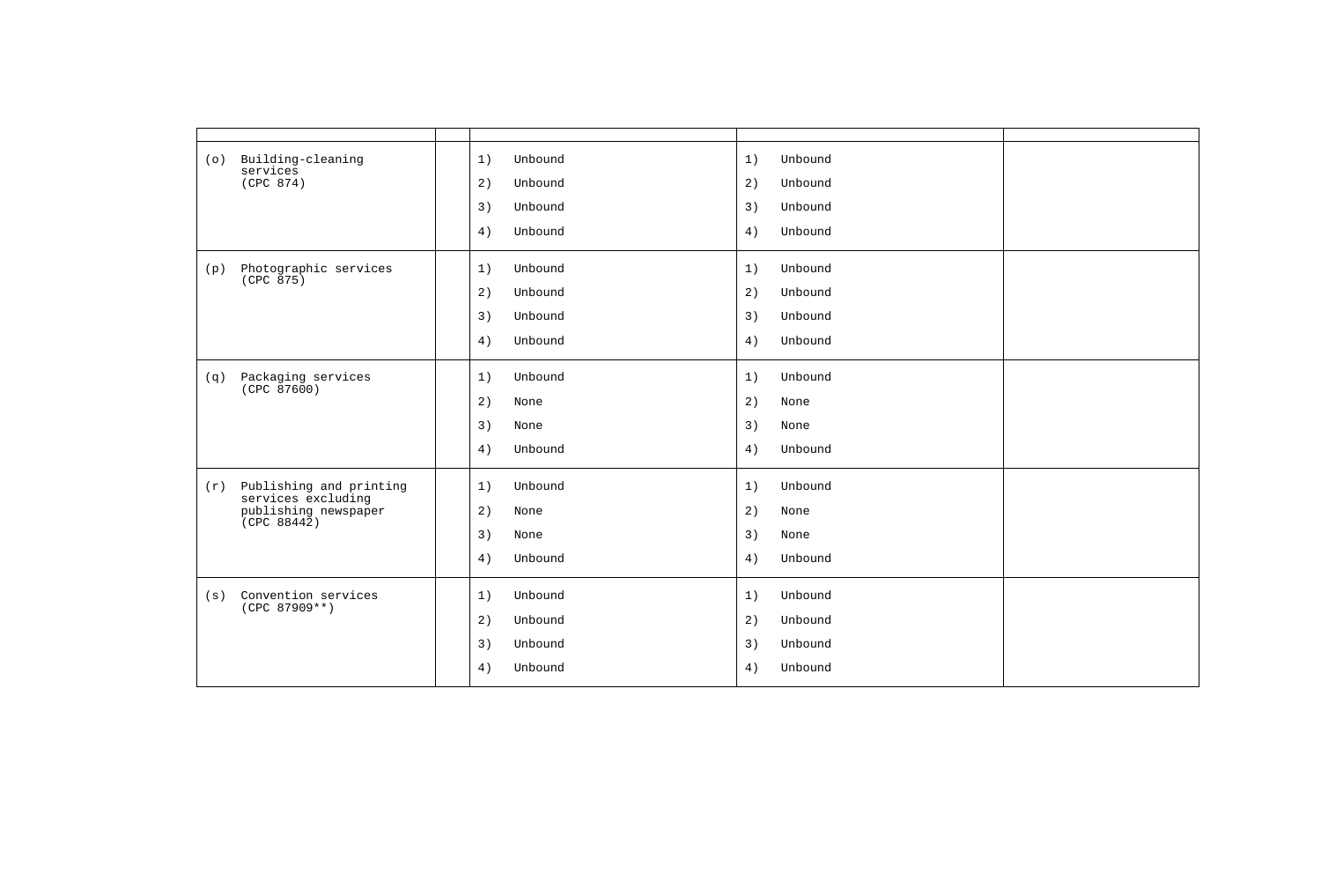| | | | | |
|---|---|---|---|---|
| (o) Building-cleaning services (CPC 874) | | 1) Unbound<br>2) Unbound<br>3) Unbound<br>4) Unbound | 1) Unbound<br>2) Unbound<br>3) Unbound<br>4) Unbound | |
| (p) Photographic services (CPC 875) | | 1) Unbound<br>2) Unbound<br>3) Unbound<br>4) Unbound | 1) Unbound<br>2) Unbound<br>3) Unbound<br>4) Unbound | |
| (q) Packaging services (CPC 87600) | | 1) Unbound<br>2) None<br>3) None<br>4) Unbound | 1) Unbound<br>2) None<br>3) None<br>4) Unbound | |
| (r) Publishing and printing services excluding publishing newspaper (CPC 88442) | | 1) Unbound<br>2) None<br>3) None<br>4) Unbound | 1) Unbound<br>2) None<br>3) None<br>4) Unbound | |
| (s) Convention services (CPC 87909**) | | 1) Unbound<br>2) Unbound<br>3) Unbound<br>4) Unbound | 1) Unbound<br>2) Unbound<br>3) Unbound<br>4) Unbound | |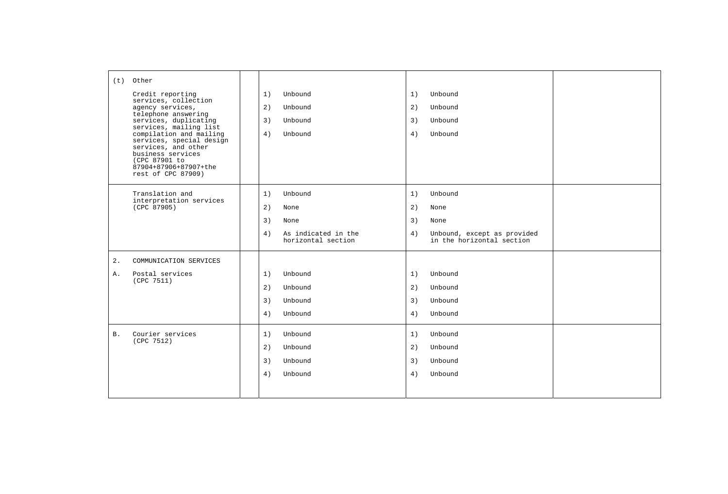| | | | | |
|---|---|---|---|---|
| (t) Other<br><br>Credit reporting services, collection agency services, telephone answering services, duplicating services, mailing list compilation and mailing services, special design services, and other business services (CPC 87901 to 87904+87906+87907+the rest of CPC 87909) | | 1) Unbound<br>2) Unbound<br>3) Unbound<br>4) Unbound | 1) Unbound<br>2) Unbound<br>3) Unbound<br>4) Unbound | |
| Translation and interpretation services (CPC 87905) | | 1) Unbound<br>2) None<br>3) None<br>4) As indicated in the horizontal section | 1) Unbound<br>2) None<br>3) None<br>4) Unbound, except as provided in the horizontal section | |
| 2. COMMUNICATION SERVICES<br><br>A. Postal services (CPC 7511) | | 1) Unbound<br>2) Unbound<br>3) Unbound<br>4) Unbound | 1) Unbound<br>2) Unbound<br>3) Unbound<br>4) Unbound | |
| B. Courier services (CPC 7512) | | 1) Unbound<br>2) Unbound<br>3) Unbound<br>4) Unbound | 1) Unbound<br>2) Unbound<br>3) Unbound<br>4) Unbound | |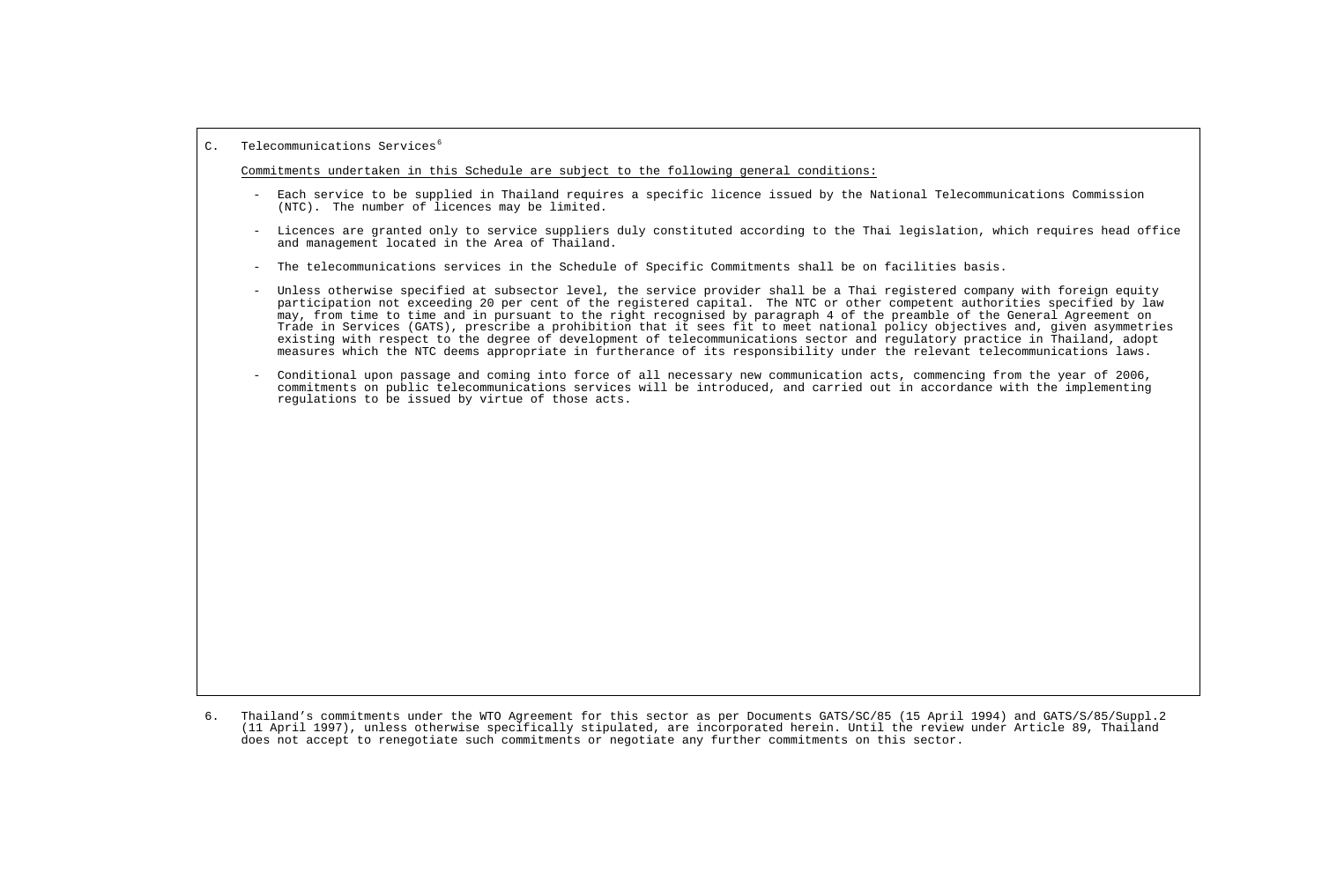C. Telecommunications Services[6]

Commitments undertaken in this Schedule are subject to the following general conditions:

- Each service to be supplied in Thailand requires a specific licence issued by the National Telecommunications Commission (NTC). The number of licences may be limited.
- Licences are granted only to service suppliers duly constituted according to the Thai legislation, which requires head office and management located in the Area of Thailand.
- The telecommunications services in the Schedule of Specific Commitments shall be on facilities basis.
- Unless otherwise specified at subsector level, the service provider shall be a Thai registered company with foreign equity participation not exceeding 20 per cent of the registered capital. The NTC or other competent authorities specified by law may, from time to time and in pursuant to the right recognised by paragraph 4 of the preamble of the General Agreement on Trade in Services (GATS), prescribe a prohibition that it sees fit to meet national policy objectives and, given asymmetries existing with respect to the degree of development of telecommunications sector and regulatory practice in Thailand, adopt measures which the NTC deems appropriate in furtherance of its responsibility under the relevant telecommunications laws.
- Conditional upon passage and coming into force of all necessary new communication acts, commencing from the year of 2006, commitments on public telecommunications services will be introduced, and carried out in accordance with the implementing regulations to be issued by virtue of those acts.

6. Thailand's commitments under the WTO Agreement for this sector as per Documents GATS/SC/85 (15 April 1994) and GATS/S/85/Suppl.2 (11 April 1997), unless otherwise specifically stipulated, are incorporated herein. Until the review under Article 89, Thailand does not accept to renegotiate such commitments or negotiate any further commitments on this sector.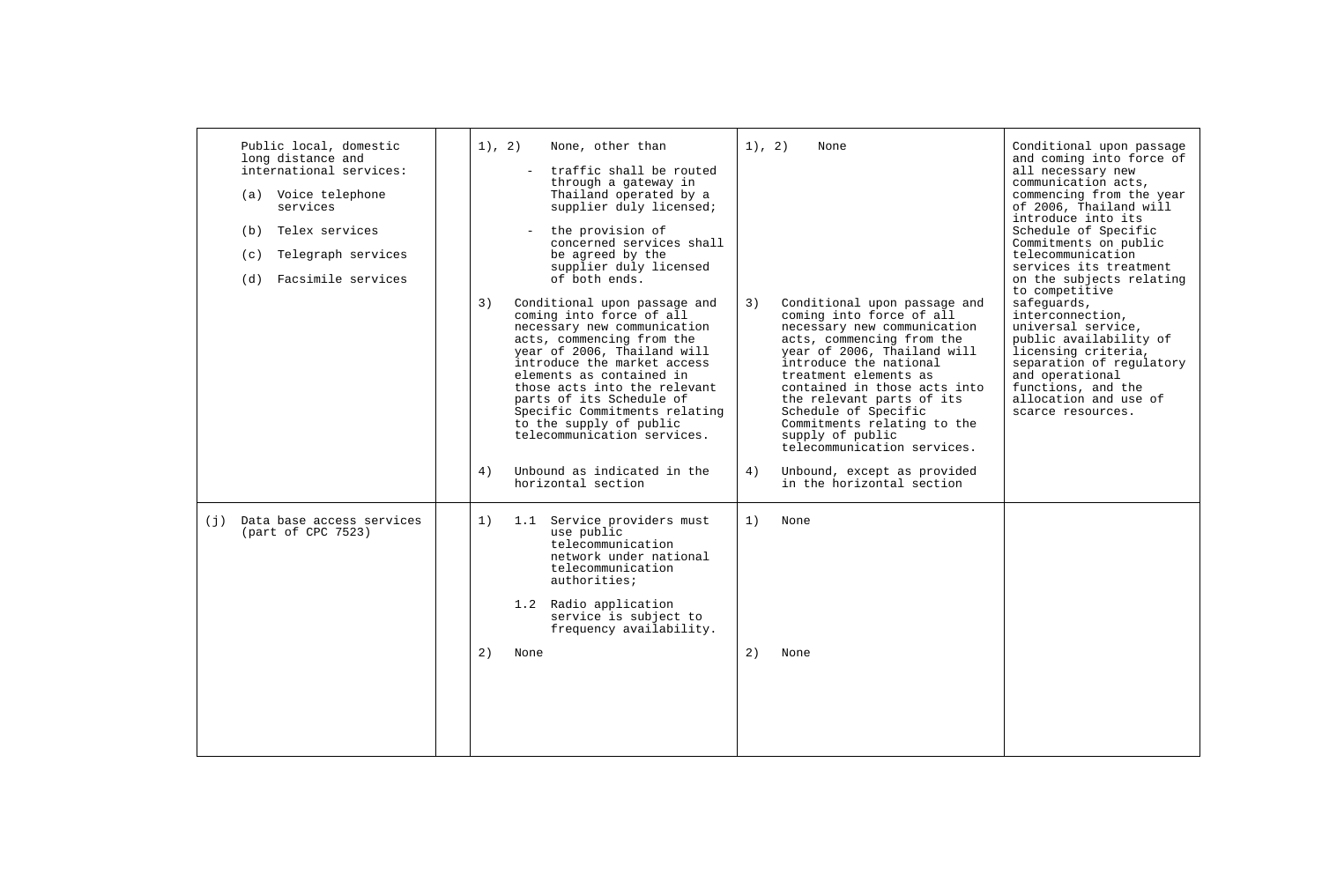| | | | | |
|---|---|---|---|---|
| Public local, domestic long distance and international services:<br><br>(a) Voice telephone services<br><br>(b) Telex services<br><br>(c) Telegraph services<br><br>(d) Facsimile services | | 1), 2) None, other than<br><br>- traffic shall be routed through a gateway in Thailand operated by a supplier duly licensed;<br><br>- the provision of concerned services shall be agreed by the supplier duly licensed of both ends.<br><br>3) Conditional upon passage and coming into force of all necessary new communication acts, commencing from the year of 2006, Thailand will introduce the market access elements as contained in those acts into the relevant parts of its Schedule of Specific Commitments relating to the supply of public telecommunication services.<br><br>4) Unbound as indicated in the horizontal section | 1), 2) None<br><br>3) Conditional upon passage and coming into force of all necessary new communication acts, commencing from the year of 2006, Thailand will introduce the national treatment elements as contained in those acts into the relevant parts of its Schedule of Specific Commitments relating to the supply of public telecommunication services.<br><br>4) Unbound, except as provided in the horizontal section | Conditional upon passage and coming into force of all necessary new communication acts, commencing from the year of 2006, Thailand will introduce into its Schedule of Specific Commitments on public telecommunication services its treatment on the subjects relating to competitive safeguards, interconnection, universal service, public availability of licensing criteria, separation of regulatory and operational functions, and the allocation and use of scarce resources. |
| (j) Data base access services (part of CPC 7523) | | 1) 1.1 Service providers must use public telecommunication network under national telecommunication authorities;<br><br>1.2 Radio application service is subject to frequency availability.<br><br>2) None | 1) None<br><br>2) None | |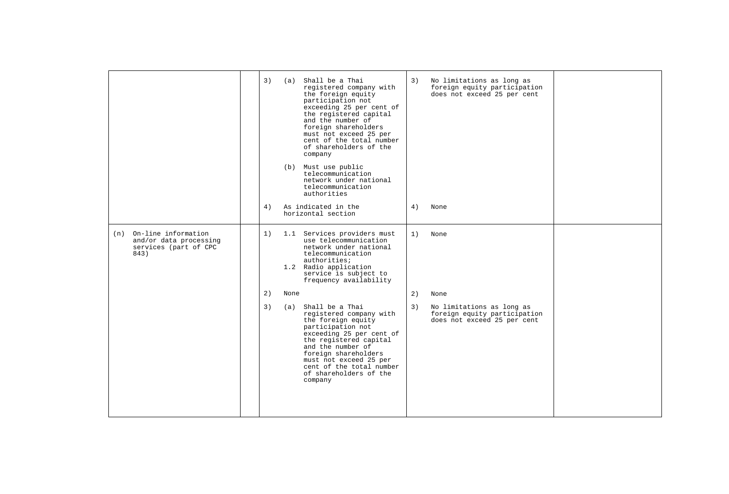| | | | | |
|---|---|---|---|---|
| | | 3) (a) Shall be a Thai registered company with the foreign equity participation not exceeding 25 per cent of the registered capital and the number of foreign shareholders must not exceed 25 per cent of the total number of shareholders of the company<br><br>(b) Must use public telecommunication network under national telecommunication authorities<br><br>4) As indicated in the horizontal section | 3) No limitations as long as foreign equity participation does not exceed 25 per cent<br><br>4) None | |
| (n) On-line information and/or data processing services (part of CPC 843) | | 1) 1.1 Services providers must use telecommunication network under national telecommunication authorities;<br>1.2 Radio application service is subject to frequency availability<br><br>2) None<br><br>3) (a) Shall be a Thai registered company with the foreign equity participation not exceeding 25 per cent of the registered capital and the number of foreign shareholders must not exceed 25 per cent of the total number of shareholders of the company | 1) None<br><br>2) None<br><br>3) No limitations as long as foreign equity participation does not exceed 25 per cent | |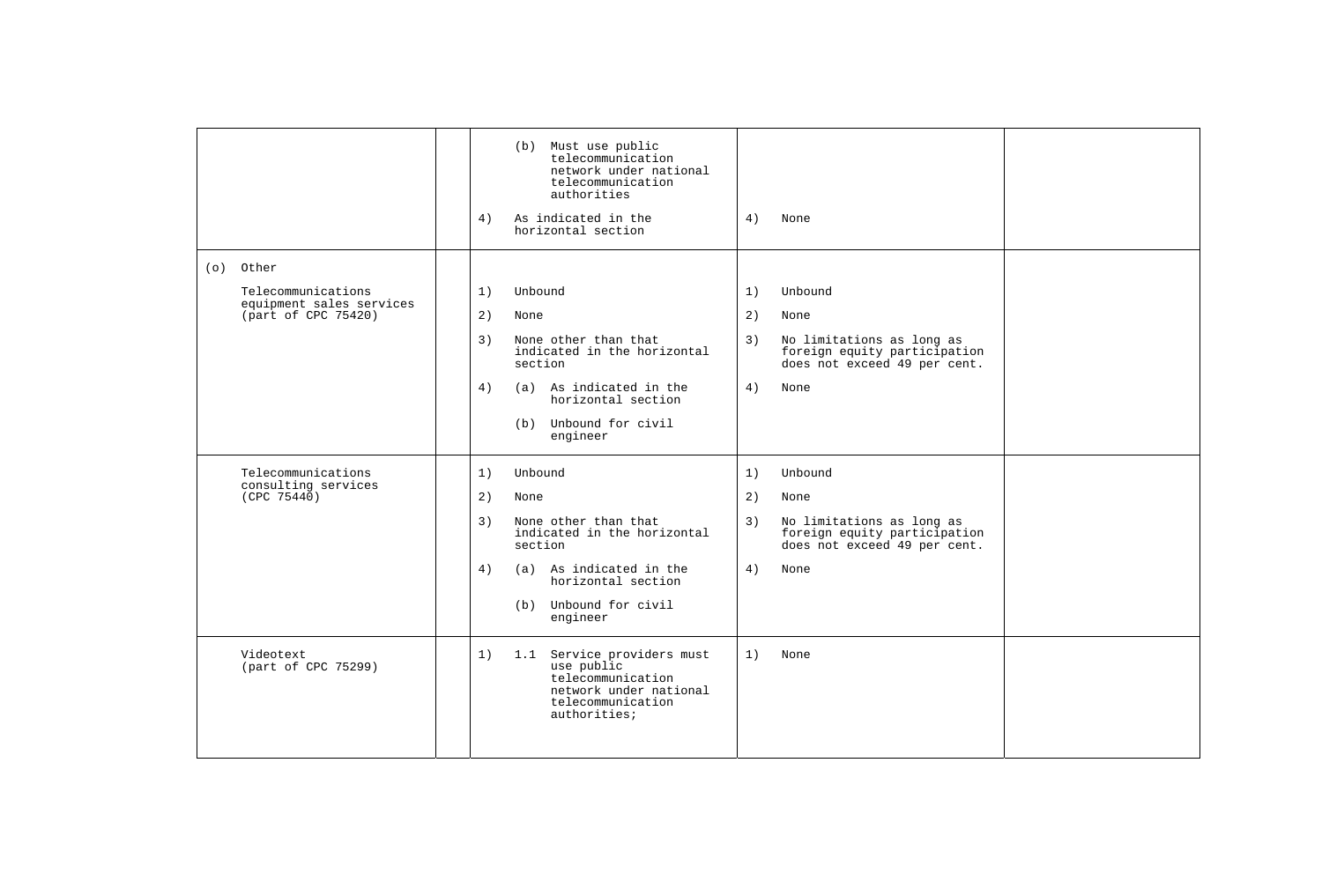| | | | | |
|---|---|---|---|---|
| | | (b) Must use public telecommunication network under national telecommunication authorities<br><br>4) As indicated in the horizontal section | <br><br><br><br>4) None | |
| (o) Other<br><br>Telecommunications equipment sales services (part of CPC 75420) | | 1) Unbound<br><br>2) None<br><br>3) None other than that indicated in the horizontal section<br><br>4) (a) As indicated in the horizontal section<br><br>(b) Unbound for civil engineer | 1) Unbound<br><br>2) None<br><br>3) No limitations as long as foreign equity participation does not exceed 49 per cent.<br><br>4) None | |
| Telecommunications consulting services (CPC 75440) | | 1) Unbound<br><br>2) None<br><br>3) None other than that indicated in the horizontal section<br><br>4) (a) As indicated in the horizontal section<br><br>(b) Unbound for civil engineer | 1) Unbound<br><br>2) None<br><br>3) No limitations as long as foreign equity participation does not exceed 49 per cent.<br><br>4) None | |
| Videotext (part of CPC 75299) | | 1) 1.1 Service providers must use public telecommunication network under national telecommunication authorities; | 1) None | |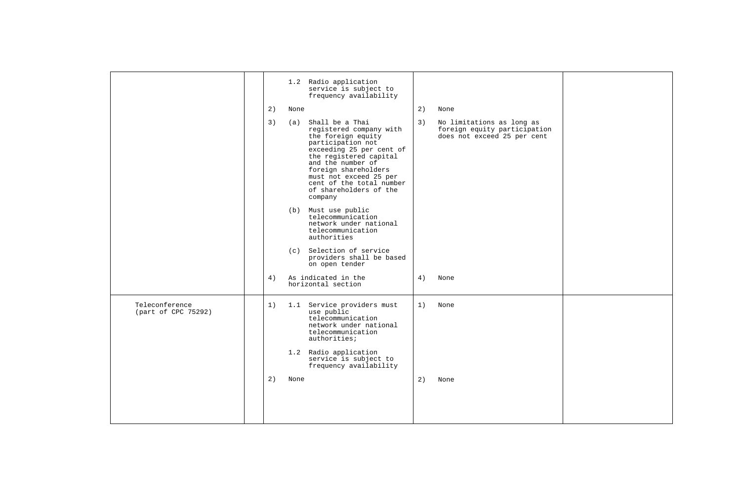| | | | | |
|---|---|---|---|---|
| | | 1.2 Radio application service is subject to frequency availability | | |
| | | 2) None | 2) None | |
| | | 3) (a) Shall be a Thai registered company with the foreign equity participation not exceeding 25 per cent of the registered capital and the number of foreign shareholders must not exceed 25 per cent of the total number of shareholders of the company<br><br>(b) Must use public telecommunication network under national telecommunication authorities<br><br>(c) Selection of service providers shall be based on open tender | 3) No limitations as long as foreign equity participation does not exceed 25 per cent | |
| | | 4) As indicated in the horizontal section | 4) None | |
| Teleconference (part of CPC 75292) | | 1) 1.1 Service providers must use public telecommunication network under national telecommunication authorities;<br><br>1.2 Radio application service is subject to frequency availability | 1) None | |
| | | 2) None | 2) None | |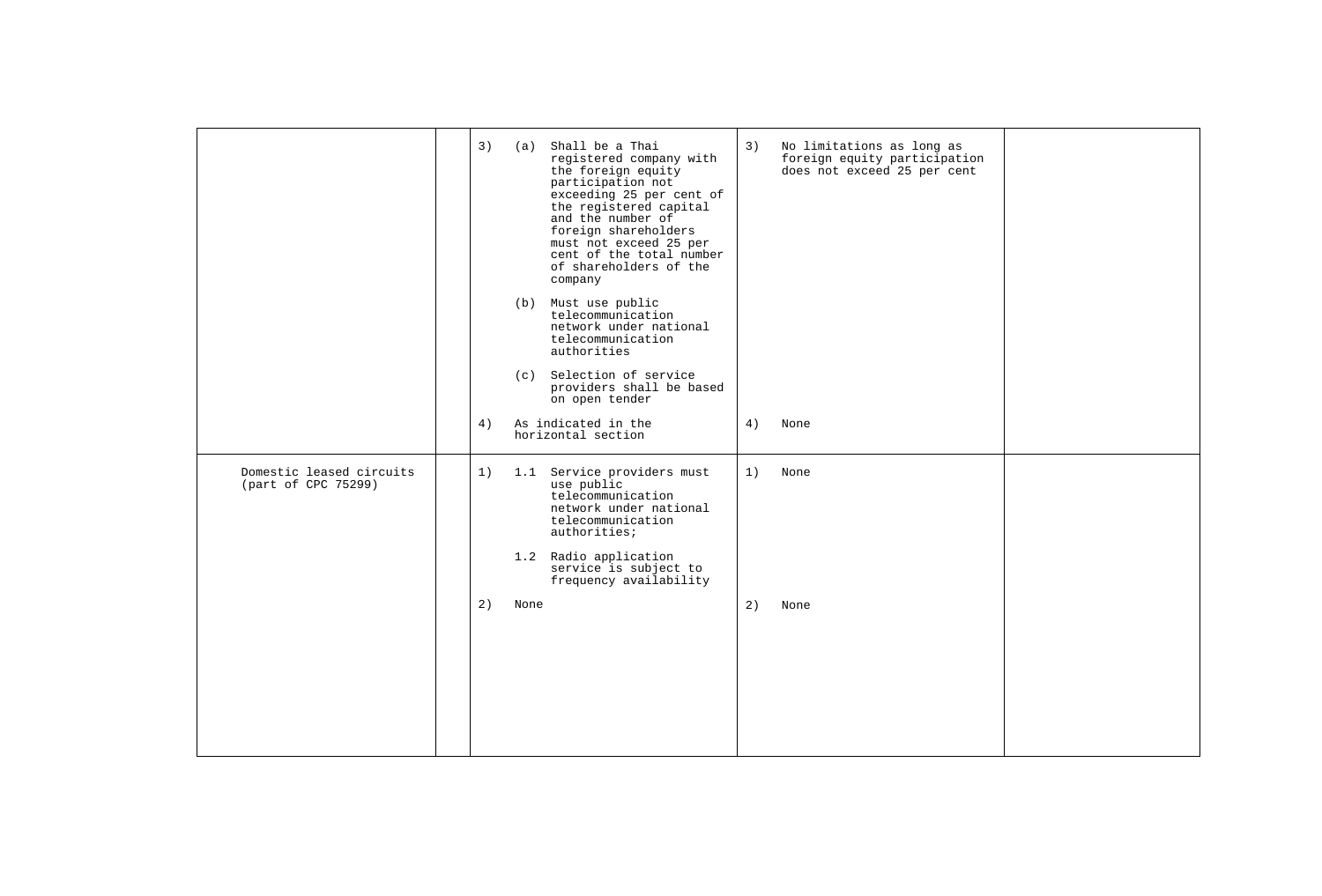| | | | | |
|---|---|---|---|---|
| | | 3) (a) Shall be a Thai registered company with the foreign equity participation not exceeding 25 per cent of the registered capital and the number of foreign shareholders must not exceed 25 per cent of the total number of shareholders of the company<br><br>(b) Must use public telecommunication network under national telecommunication authorities<br><br>(c) Selection of service providers shall be based on open tender<br><br>4) As indicated in the horizontal section | 3) No limitations as long as foreign equity participation does not exceed 25 per cent<br><br>4) None | |
| Domestic leased circuits (part of CPC 75299) | | 1) 1.1 Service providers must use public telecommunication network under national telecommunication authorities;<br><br>1.2 Radio application service is subject to frequency availability<br><br>2) None | 1) None<br><br>2) None | |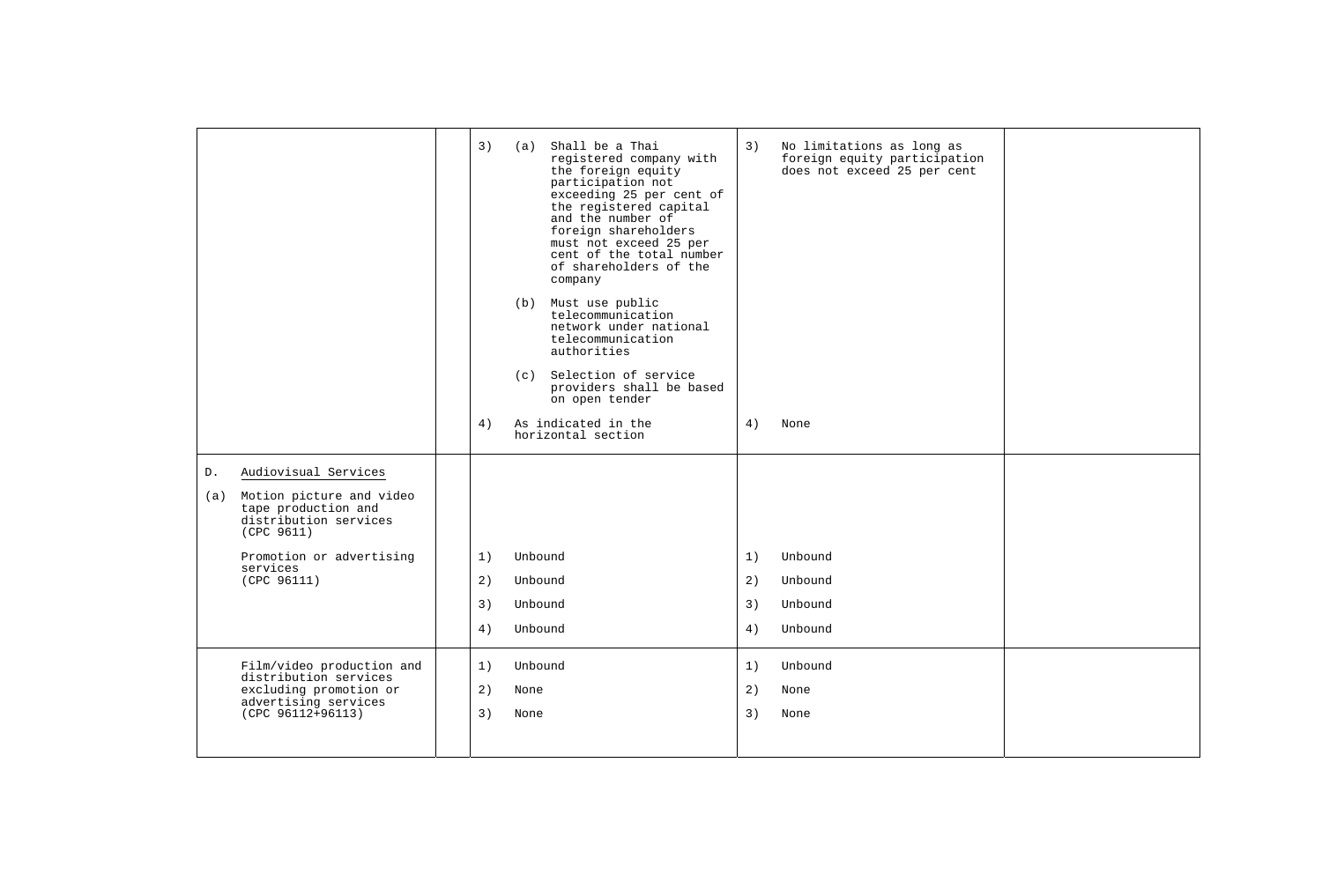| | | | | |
|---|---|---|---|---|
| | | 3) (a) Shall be a Thai registered company with the foreign equity participation not exceeding 25 per cent of the registered capital and the number of foreign shareholders must not exceed 25 per cent of the total number of shareholders of the company<br><br>(b) Must use public telecommunication network under national telecommunication authorities<br><br>(c) Selection of service providers shall be based on open tender<br><br>4) As indicated in the horizontal section | 3) No limitations as long as foreign equity participation does not exceed 25 per cent<br><br>4) None | |
| D. <u>Audiovisual Services</u><br><br>(a) Motion picture and video tape production and distribution services (CPC 9611)<br><br>Promotion or advertising services (CPC 96111) | | 1) Unbound<br><br>2) Unbound<br><br>3) Unbound<br><br>4) Unbound | 1) Unbound<br><br>2) Unbound<br><br>3) Unbound<br><br>4) Unbound | |
| Film/video production and distribution services excluding promotion or advertising services (CPC 96112+96113) | | 1) Unbound<br><br>2) None<br><br>3) None | 1) Unbound<br><br>2) None<br><br>3) None | |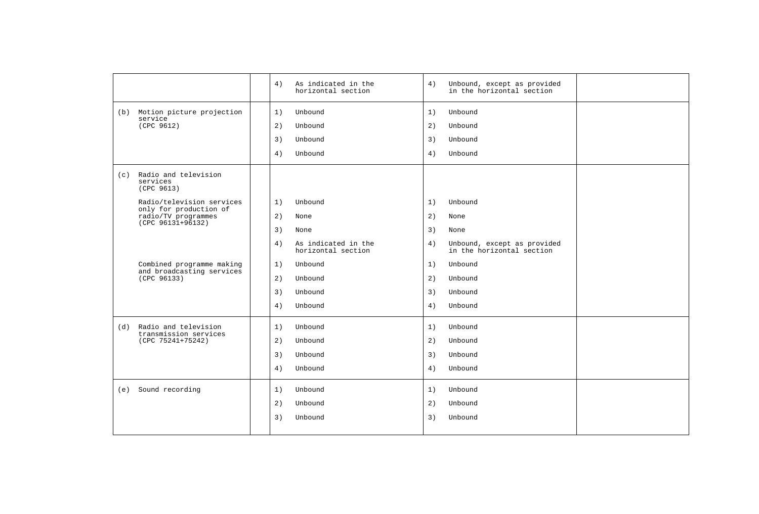| | | | | |
|---|---|---|---|---|
| | | 4) As indicated in the horizontal section | 4) Unbound, except as provided in the horizontal section | |
| (b) Motion picture projection service (CPC 9612) | | 1) Unbound<br>2) Unbound<br>3) Unbound<br>4) Unbound | 1) Unbound<br>2) Unbound<br>3) Unbound<br>4) Unbound | |
| (c) Radio and television services (CPC 9613) | | | | |
| Radio/television services only for production of radio/TV programmes (CPC 96131+96132) | | 1) Unbound<br>2) None<br>3) None<br>4) As indicated in the horizontal section | 1) Unbound<br>2) None<br>3) None<br>4) Unbound, except as provided in the horizontal section | |
| Combined programme making and broadcasting services (CPC 96133) | | 1) Unbound<br>2) Unbound<br>3) Unbound<br>4) Unbound | 1) Unbound<br>2) Unbound<br>3) Unbound<br>4) Unbound | |
| (d) Radio and television transmission services (CPC 75241+75242) | | 1) Unbound<br>2) Unbound<br>3) Unbound<br>4) Unbound | 1) Unbound<br>2) Unbound<br>3) Unbound<br>4) Unbound | |
| (e) Sound recording | | 1) Unbound<br>2) Unbound<br>3) Unbound | 1) Unbound<br>2) Unbound<br>3) Unbound | |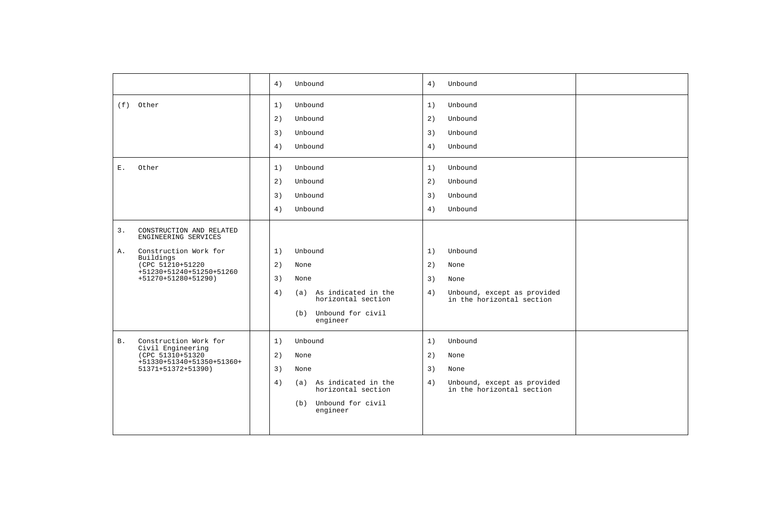| | | | | |
|---|---|---|---|---|
| | | 4) Unbound | 4) Unbound | |
| (f) Other | | 1) Unbound<br>2) Unbound<br>3) Unbound<br>4) Unbound | 1) Unbound<br>2) Unbound<br>3) Unbound<br>4) Unbound | |
| E. Other | | 1) Unbound<br>2) Unbound<br>3) Unbound<br>4) Unbound | 1) Unbound<br>2) Unbound<br>3) Unbound<br>4) Unbound | |
| 3. CONSTRUCTION AND RELATED ENGINEERING SERVICES<br>A. Construction Work for Buildings (CPC 51210+51220 +51230+51240+51250+51260 +51270+51280+51290) | | 1) Unbound<br>2) None<br>3) None<br>4) (a) As indicated in the horizontal section<br>(b) Unbound for civil engineer | 1) Unbound<br>2) None<br>3) None<br>4) Unbound, except as provided in the horizontal section | |
| B. Construction Work for Civil Engineering (CPC 51310+51320 +51330+51340+51350+51360+ 51371+51372+51390) | | 1) Unbound<br>2) None<br>3) None<br>4) (a) As indicated in the horizontal section<br>(b) Unbound for civil engineer | 1) Unbound<br>2) None<br>3) None<br>4) Unbound, except as provided in the horizontal section | |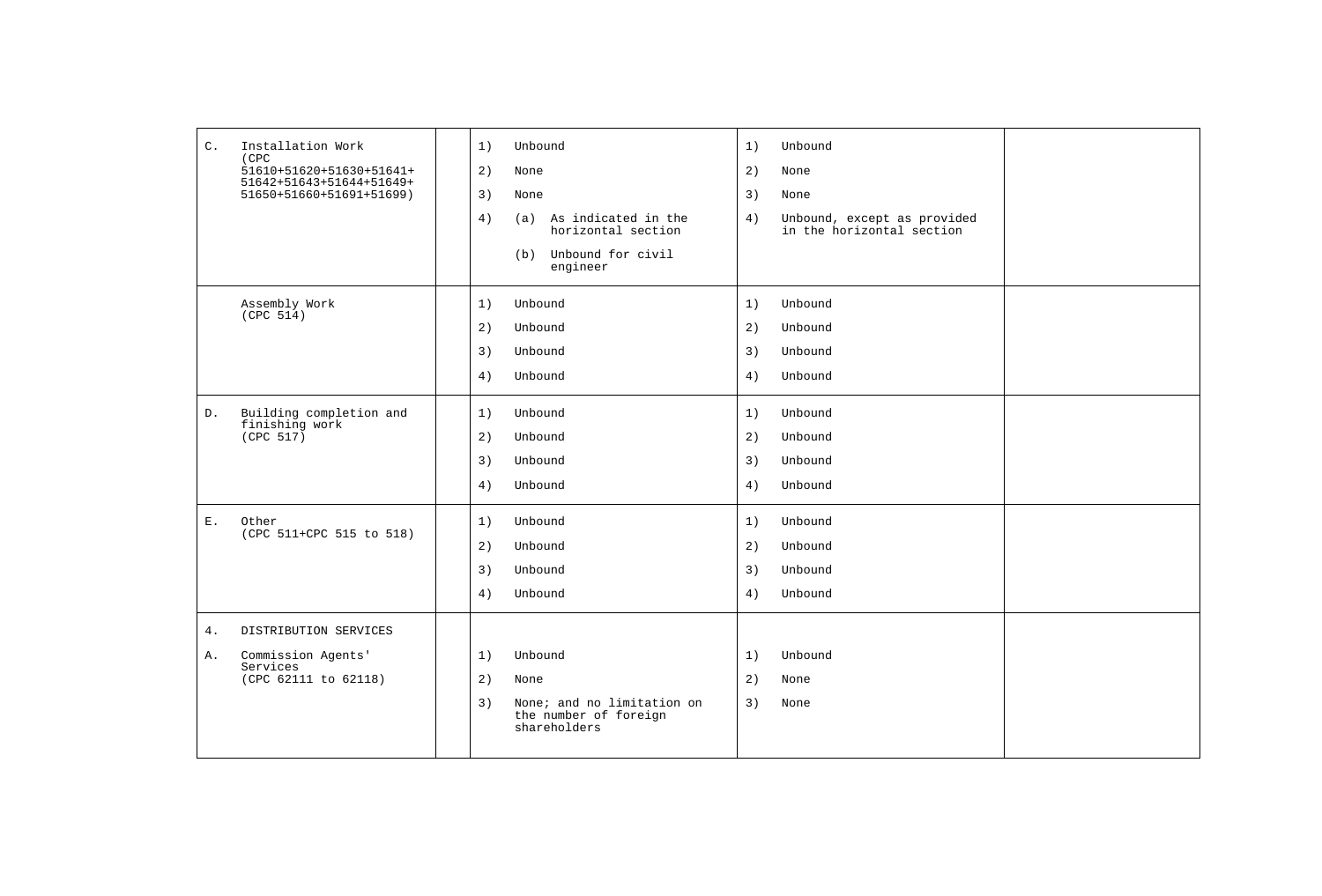| Sector or subsector | | Limitations on market access | Limitations on national treatment | Additional commitments |
|---|---|---|---|---|
| C. Installation Work (CPC 51610+51620+51630+51641+ 51642+51643+51644+51649+ 51650+51660+51691+51699) | | 1) Unbound<br>2) None<br>3) None<br>4) (a) As indicated in the horizontal section<br>(b) Unbound for civil engineer | 1) Unbound<br>2) None<br>3) None<br>4) Unbound, except as provided in the horizontal section | |
| Assembly Work (CPC 514) | | 1) Unbound<br>2) Unbound<br>3) Unbound<br>4) Unbound | 1) Unbound<br>2) Unbound<br>3) Unbound<br>4) Unbound | |
| D. Building completion and finishing work (CPC 517) | | 1) Unbound<br>2) Unbound<br>3) Unbound<br>4) Unbound | 1) Unbound<br>2) Unbound<br>3) Unbound<br>4) Unbound | |
| E. Other (CPC 511+CPC 515 to 518) | | 1) Unbound<br>2) Unbound<br>3) Unbound<br>4) Unbound | 1) Unbound<br>2) Unbound<br>3) Unbound<br>4) Unbound | |
| 4. DISTRIBUTION SERVICES<br>A. Commission Agents' Services (CPC 62111 to 62118) | | 1) Unbound<br>2) None<br>3) None; and no limitation on the number of foreign shareholders | 1) Unbound<br>2) None<br>3) None | |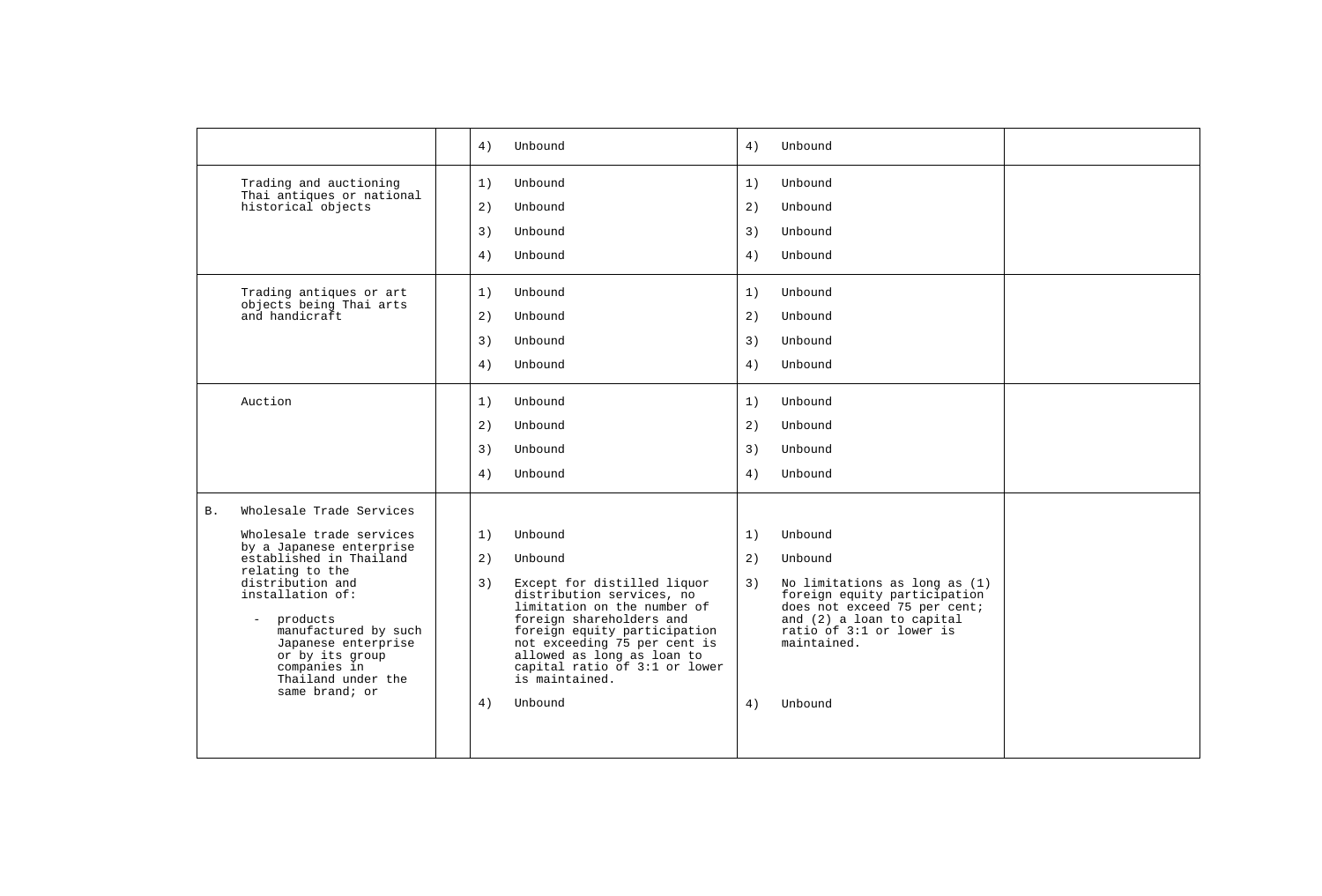| | | | | |
|---|---|---|---|---|
| | | 4) Unbound | 4) Unbound | |
| Trading and auctioning Thai antiques or national historical objects | | 1) Unbound<br>2) Unbound<br>3) Unbound<br>4) Unbound | 1) Unbound<br>2) Unbound<br>3) Unbound<br>4) Unbound | |
| Trading antiques or art objects being Thai arts and handicraft | | 1) Unbound<br>2) Unbound<br>3) Unbound<br>4) Unbound | 1) Unbound<br>2) Unbound<br>3) Unbound<br>4) Unbound | |
| Auction | | 1) Unbound<br>2) Unbound<br>3) Unbound<br>4) Unbound | 1) Unbound<br>2) Unbound<br>3) Unbound<br>4) Unbound | |
| B. Wholesale Trade Services<br><br>Wholesale trade services by a Japanese enterprise established in Thailand relating to the distribution and installation of:<br><br>- products manufactured by such Japanese enterprise or by its group companies in Thailand under the same brand; or | | 1) Unbound<br>2) Unbound<br>3) Except for distilled liquor distribution services, no limitation on the number of foreign shareholders and foreign equity participation not exceeding 75 per cent is allowed as long as loan to capital ratio of 3:1 or lower is maintained.<br>4) Unbound | 1) Unbound<br>2) Unbound<br>3) No limitations as long as (1) foreign equity participation does not exceed 75 per cent; and (2) a loan to capital ratio of 3:1 or lower is maintained.<br>4) Unbound | |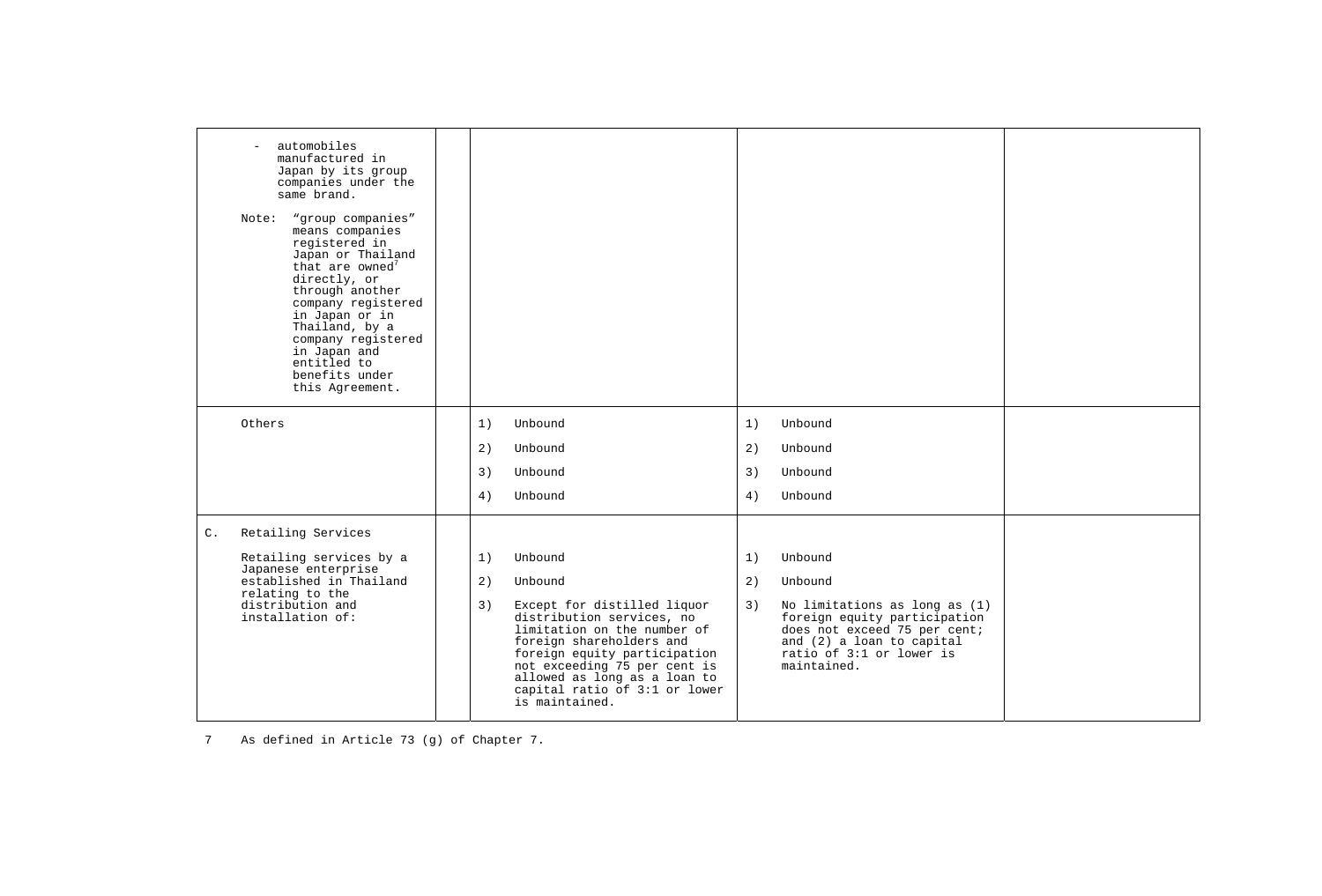| | | | |
|---|---|---|---|
| - automobiles manufactured in Japan by its group companies under the same brand.<br><br>Note: "group companies" means companies registered in Japan or Thailand that are owned[7] directly, or through another company registered in Japan or in Thailand, by a company registered in Japan and entitled to benefits under this Agreement. | | | |
| Others | 1) Unbound<br>2) Unbound<br>3) Unbound<br>4) Unbound | 1) Unbound<br>2) Unbound<br>3) Unbound<br>4) Unbound | |
| C. Retailing Services<br><br>Retailing services by a Japanese enterprise established in Thailand relating to the distribution and installation of: | 1) Unbound<br>2) Unbound<br>3) Except for distilled liquor distribution services, no limitation on the number of foreign shareholders and foreign equity participation not exceeding 75 per cent is allowed as long as a loan to capital ratio of 3:1 or lower is maintained. | 1) Unbound<br>2) Unbound<br>3) No limitations as long as (1) foreign equity participation does not exceed 75 per cent; and (2) a loan to capital ratio of 3:1 or lower is maintained. | |

7 As defined in Article 73 (g) of Chapter 7.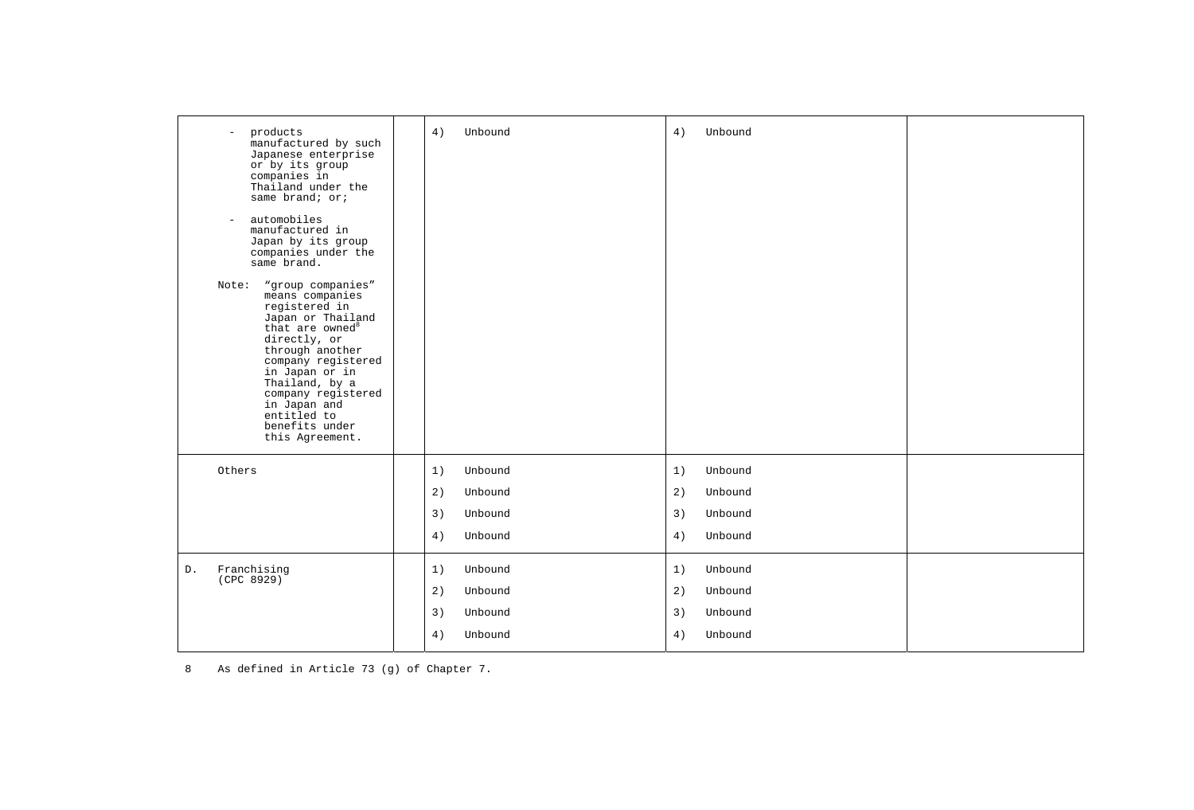| | | | |
|---|---|---|---|
| - products manufactured by such Japanese enterprise or by its group companies in Thailand under the same brand; or;<br><br>- automobiles manufactured in Japan by its group companies under the same brand.<br><br>Note: "group companies" means companies registered in Japan or Thailand that are owned[8] directly, or through another company registered in Japan or in Thailand, by a company registered in Japan and entitled to benefits under this Agreement. | 4) Unbound | 4) Unbound | |
| Others | 1) Unbound<br>2) Unbound<br>3) Unbound<br>4) Unbound | 1) Unbound<br>2) Unbound<br>3) Unbound<br>4) Unbound | |
| D. Franchising (CPC 8929) | 1) Unbound<br>2) Unbound<br>3) Unbound<br>4) Unbound | 1) Unbound<br>2) Unbound<br>3) Unbound<br>4) Unbound | |

8 As defined in Article 73 (g) of Chapter 7.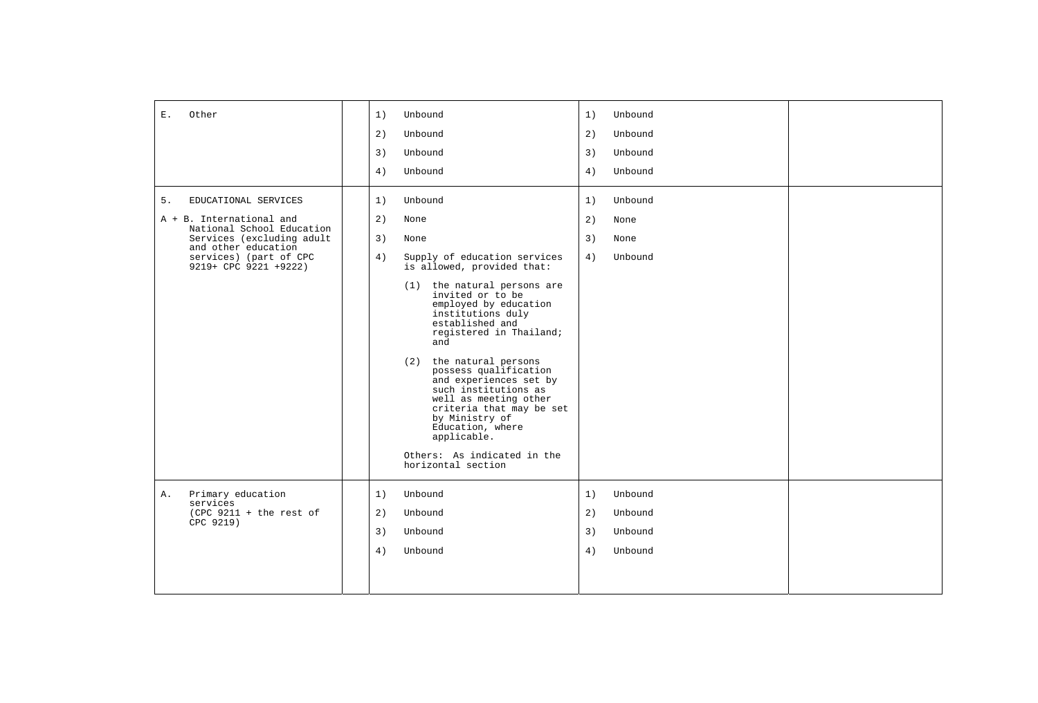| | | | | |
|---|---|---|---|---|
| E. Other | | 1) Unbound<br>2) Unbound<br>3) Unbound<br>4) Unbound | 1) Unbound<br>2) Unbound<br>3) Unbound<br>4) Unbound | |
| 5. EDUCATIONAL SERVICES<br>A + B. International and National School Education Services (excluding adult and other education services) (part of CPC 9219+ CPC 9221 +9222) | | 1) Unbound<br>2) None<br>3) None<br>4) Supply of education services is allowed, provided that:<br>(1) the natural persons are invited or to be employed by education institutions duly established and registered in Thailand; and<br>(2) the natural persons possess qualification and experiences set by such institutions as well as meeting other criteria that may be set by Ministry of Education, where applicable.<br>Others: As indicated in the horizontal section | 1) Unbound<br>2) None<br>3) None<br>4) Unbound | |
| A. Primary education services (CPC 9211 + the rest of CPC 9219) | | 1) Unbound<br>2) Unbound<br>3) Unbound<br>4) Unbound | 1) Unbound<br>2) Unbound<br>3) Unbound<br>4) Unbound | |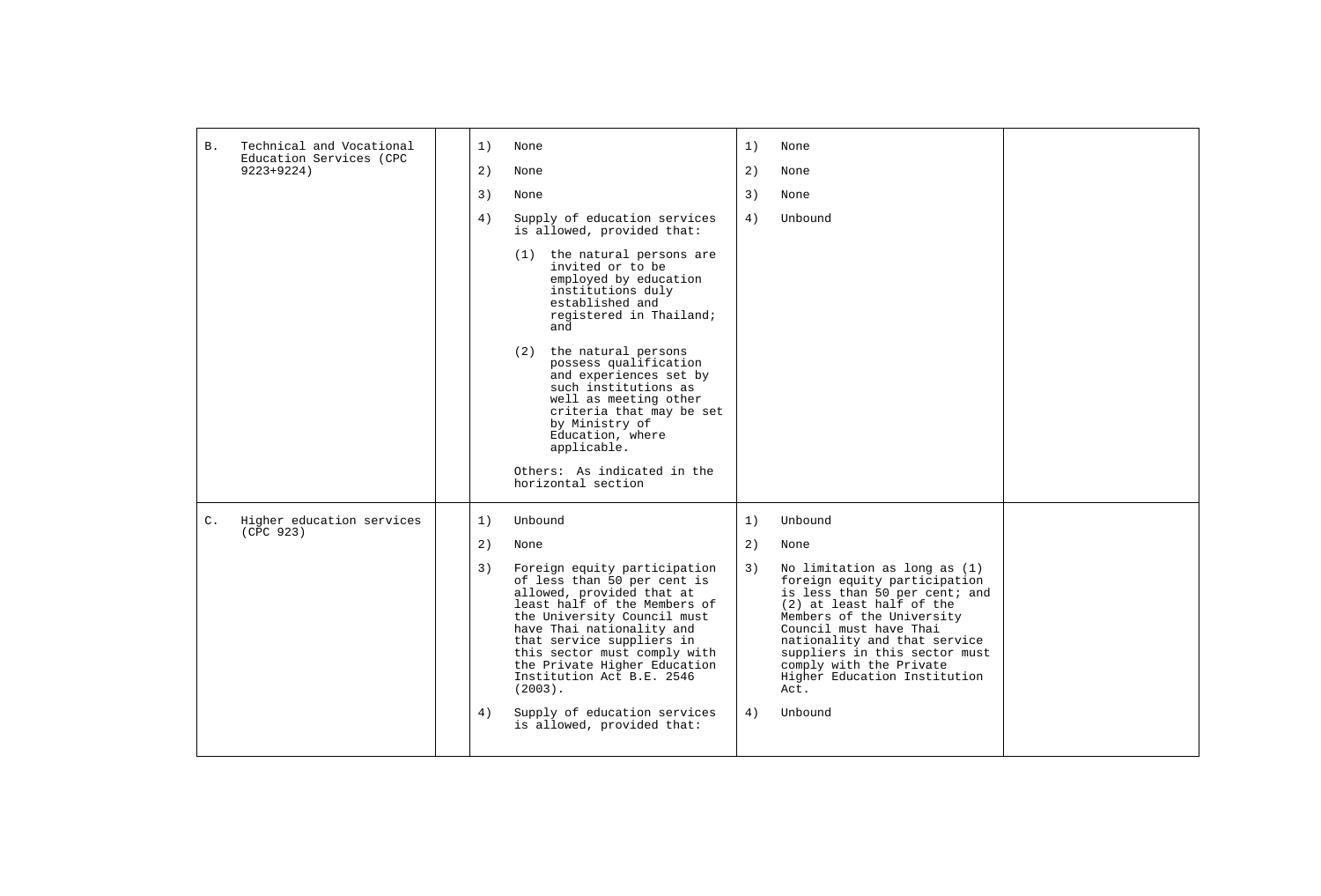| | | | | |
|---|---|---|---|---|
| B. Technical and Vocational Education Services (CPC 9223+9224) | | 1) None<br><br>2) None<br><br>3) None<br><br>4) Supply of education services is allowed, provided that:<br><br>(1) the natural persons are invited or to be employed by education institutions duly established and registered in Thailand; and<br><br>(2) the natural persons possess qualification and experiences set by such institutions as well as meeting other criteria that may be set by Ministry of Education, where applicable.<br><br>Others: As indicated in the horizontal section | 1) None<br><br>2) None<br><br>3) None<br><br>4) Unbound | |
| C. Higher education services (CPC 923) | | 1) Unbound<br><br>2) None<br><br>3) Foreign equity participation of less than 50 per cent is allowed, provided that at least half of the Members of the University Council must have Thai nationality and that service suppliers in this sector must comply with the Private Higher Education Institution Act B.E. 2546 (2003).<br><br>4) Supply of education services is allowed, provided that: | 1) Unbound<br><br>2) None<br><br>3) No limitation as long as (1) foreign equity participation is less than 50 per cent; and (2) at least half of the Members of the University Council must have Thai nationality and that service suppliers in this sector must comply with the Private Higher Education Institution Act.<br><br>4) Unbound | |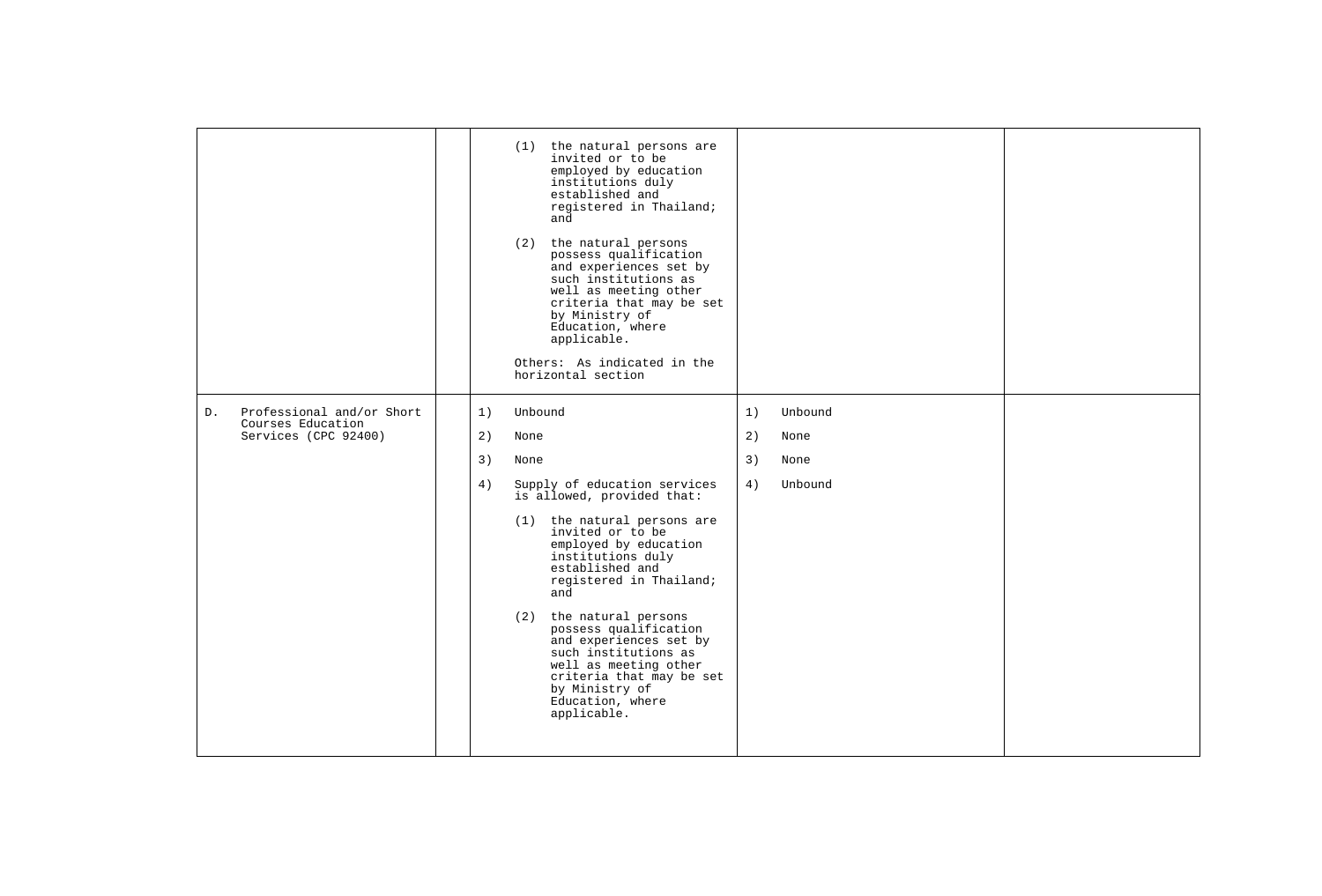| | | | | |
|---|---|---|---|---|
| | | (1) the natural persons are invited or to be employed by education institutions duly established and registered in Thailand; and<br><br>(2) the natural persons possess qualification and experiences set by such institutions as well as meeting other criteria that may be set by Ministry of Education, where applicable.<br><br>Others: As indicated in the horizontal section | | |
| D. Professional and/or Short Courses Education Services (CPC 92400) | | 1) Unbound<br><br>2) None<br><br>3) None<br><br>4) Supply of education services is allowed, provided that:<br><br>(1) the natural persons are invited or to be employed by education institutions duly established and registered in Thailand; and<br><br>(2) the natural persons possess qualification and experiences set by such institutions as well as meeting other criteria that may be set by Ministry of Education, where applicable. | 1) Unbound<br><br>2) None<br><br>3) None<br><br>4) Unbound | |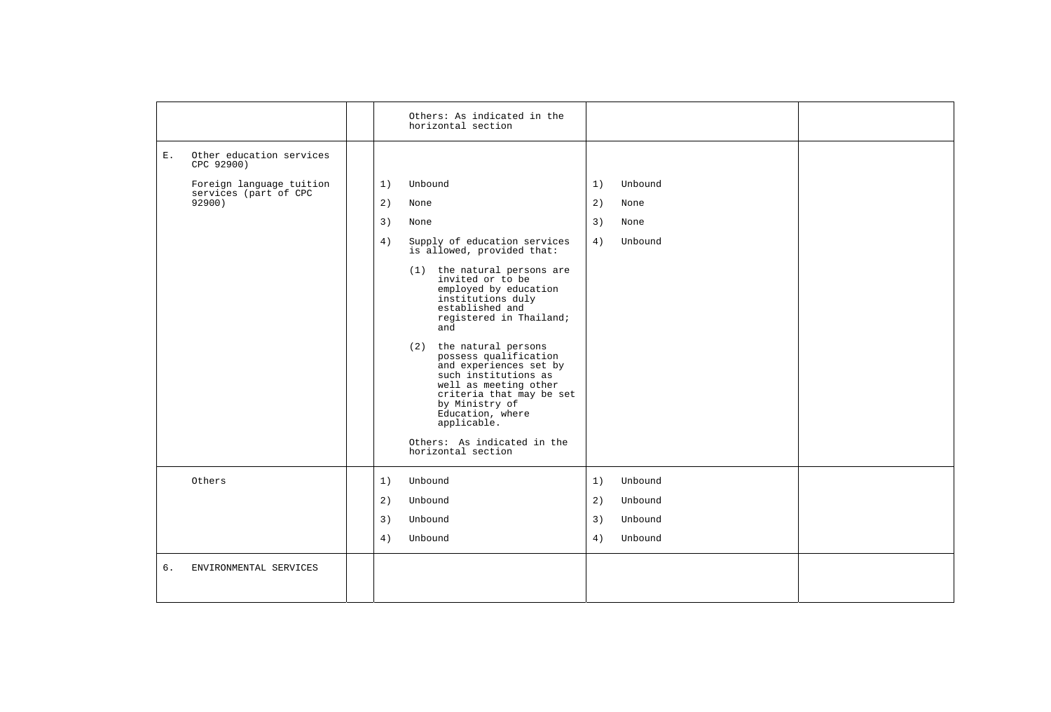| | | | | |
|---|---|---|---|---|
| | | Others: As indicated in the horizontal section | | |
| E. Other education services CPC 92900)<br><br>Foreign language tuition services (part of CPC 92900) | | 1) Unbound<br>2) None<br>3) None<br>4) Supply of education services is allowed, provided that:<br>(1) the natural persons are invited or to be employed by education institutions duly established and registered in Thailand; and<br>(2) the natural persons possess qualification and experiences set by such institutions as well as meeting other criteria that may be set by Ministry of Education, where applicable.<br>Others: As indicated in the horizontal section | 1) Unbound<br>2) None<br>3) None<br>4) Unbound | |
| Others | | 1) Unbound<br>2) Unbound<br>3) Unbound<br>4) Unbound | 1) Unbound<br>2) Unbound<br>3) Unbound<br>4) Unbound | |
| 6. ENVIRONMENTAL SERVICES | | | | |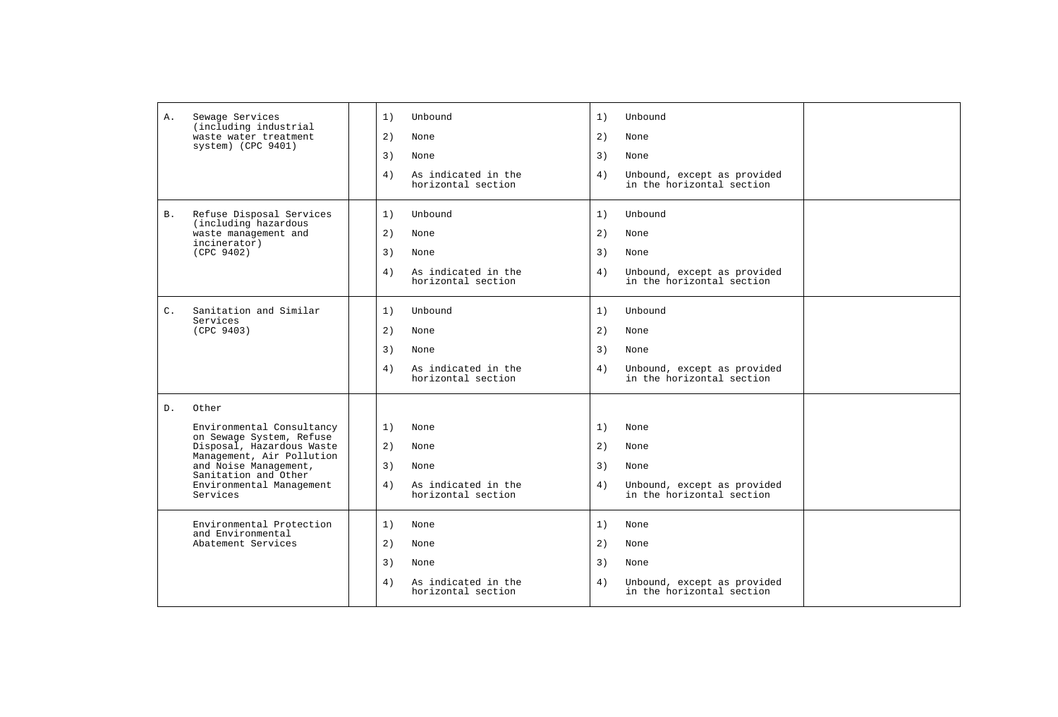| | | | |
|---|---|---|---|
| A. Sewage Services (including industrial waste water treatment system) (CPC 9401) | 1) Unbound<br>2) None<br>3) None<br>4) As indicated in the horizontal section | 1) Unbound<br>2) None<br>3) None<br>4) Unbound, except as provided in the horizontal section | |
| B. Refuse Disposal Services (including hazardous waste management and incinerator) (CPC 9402) | 1) Unbound<br>2) None<br>3) None<br>4) As indicated in the horizontal section | 1) Unbound<br>2) None<br>3) None<br>4) Unbound, except as provided in the horizontal section | |
| C. Sanitation and Similar Services (CPC 9403) | 1) Unbound<br>2) None<br>3) None<br>4) As indicated in the horizontal section | 1) Unbound<br>2) None<br>3) None<br>4) Unbound, except as provided in the horizontal section | |
| D. Other<br>Environmental Consultancy on Sewage System, Refuse Disposal, Hazardous Waste Management, Air Pollution and Noise Management, Sanitation and Other Environmental Management Services | 1) None<br>2) None<br>3) None<br>4) As indicated in the horizontal section | 1) None<br>2) None<br>3) None<br>4) Unbound, except as provided in the horizontal section | |
| Environmental Protection and Environmental Abatement Services | 1) None<br>2) None<br>3) None<br>4) As indicated in the horizontal section | 1) None<br>2) None<br>3) None<br>4) Unbound, except as provided in the horizontal section | |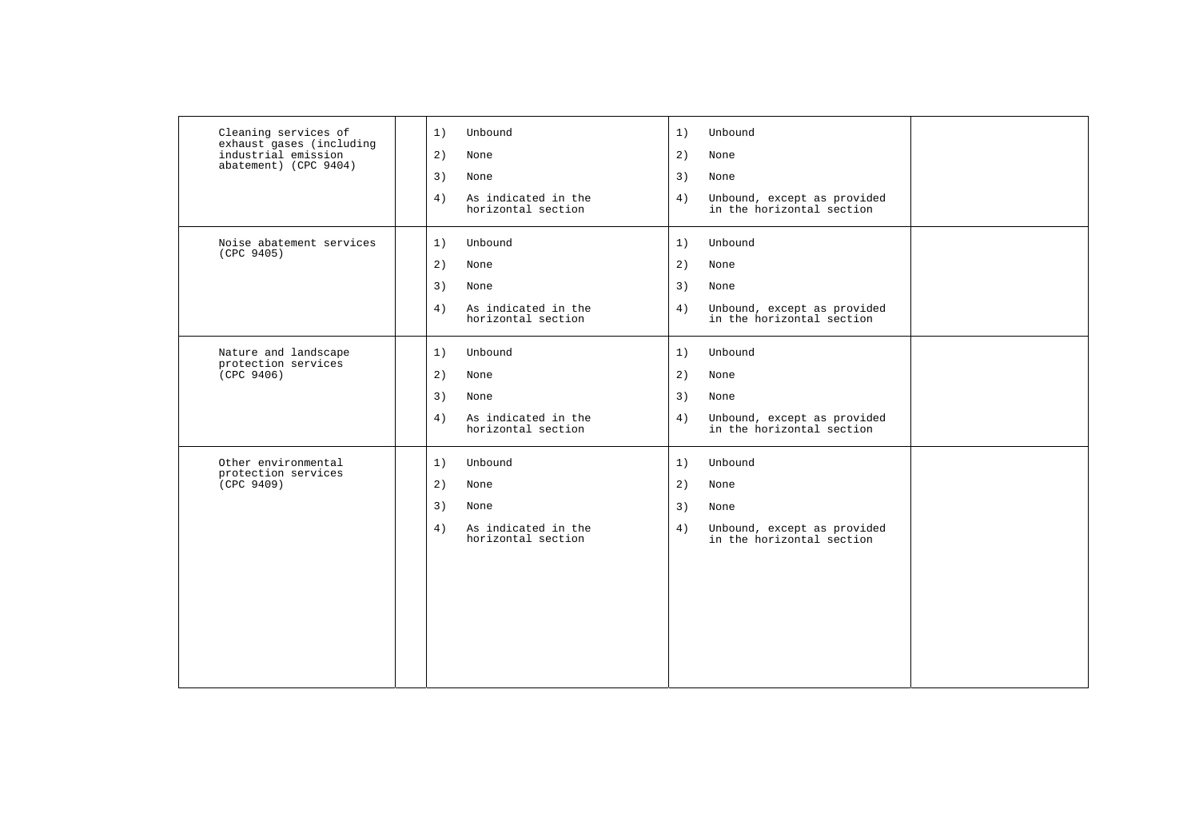| | | | | |
|---|---|---|---|---|
| Cleaning services of exhaust gases (including industrial emission abatement) (CPC 9404) | | 1) Unbound<br>2) None<br>3) None<br>4) As indicated in the horizontal section | 1) Unbound<br>2) None<br>3) None<br>4) Unbound, except as provided in the horizontal section | |
| Noise abatement services (CPC 9405) | | 1) Unbound<br>2) None<br>3) None<br>4) As indicated in the horizontal section | 1) Unbound<br>2) None<br>3) None<br>4) Unbound, except as provided in the horizontal section | |
| Nature and landscape protection services (CPC 9406) | | 1) Unbound<br>2) None<br>3) None<br>4) As indicated in the horizontal section | 1) Unbound<br>2) None<br>3) None<br>4) Unbound, except as provided in the horizontal section | |
| Other environmental protection services (CPC 9409) | | 1) Unbound<br>2) None<br>3) None<br>4) As indicated in the horizontal section | 1) Unbound<br>2) None<br>3) None<br>4) Unbound, except as provided in the horizontal section | |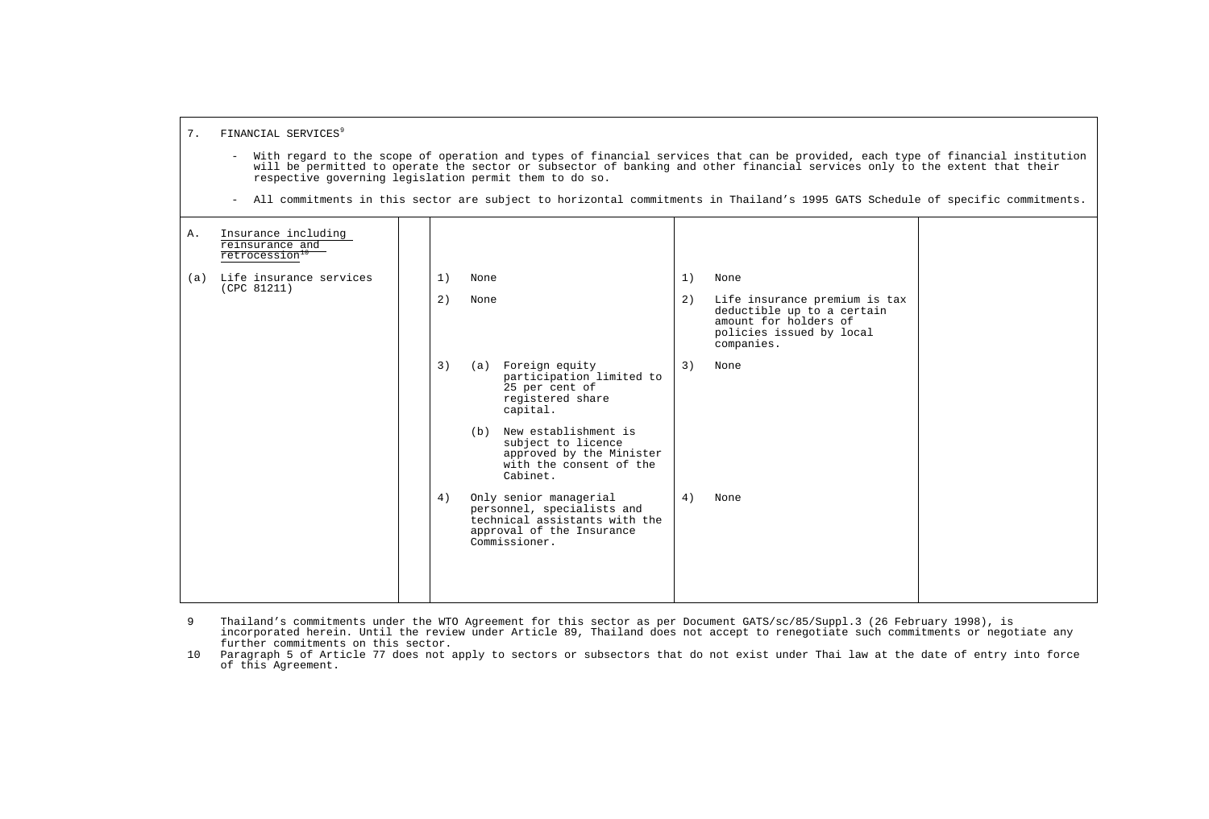7. FINANCIAL SERVICES[9]

- With regard to the scope of operation and types of financial services that can be provided, each type of financial institution will be permitted to operate the sector or subsector of banking and other financial services only to the extent that their respective governing legislation permit them to do so.
- All commitments in this sector are subject to horizontal commitments in Thailand's 1995 GATS Schedule of specific commitments.

| | | | | |
|---|---|---|---|---|
| A. Insurance including reinsurance and retrocession[10] | | | | |
| (a) Life insurance services (CPC 81211) | | 1) None<br><br>2) None<br><br>3) (a) Foreign equity participation limited to 25 per cent of registered share capital.<br><br>(b) New establishment is subject to licence approved by the Minister with the consent of the Cabinet.<br><br>4) Only senior managerial personnel, specialists and technical assistants with the approval of the Insurance Commissioner. | 1) None<br><br>2) Life insurance premium is tax deductible up to a certain amount for holders of policies issued by local companies.<br><br>3) None<br><br>4) None | |

9 Thailand's commitments under the WTO Agreement for this sector as per Document GATS/sc/85/Suppl.3 (26 February 1998), is incorporated herein. Until the review under Article 89, Thailand does not accept to renegotiate such commitments or negotiate any further commitments on this sector.

10 Paragraph 5 of Article 77 does not apply to sectors or subsectors that do not exist under Thai law at the date of entry into force of this Agreement.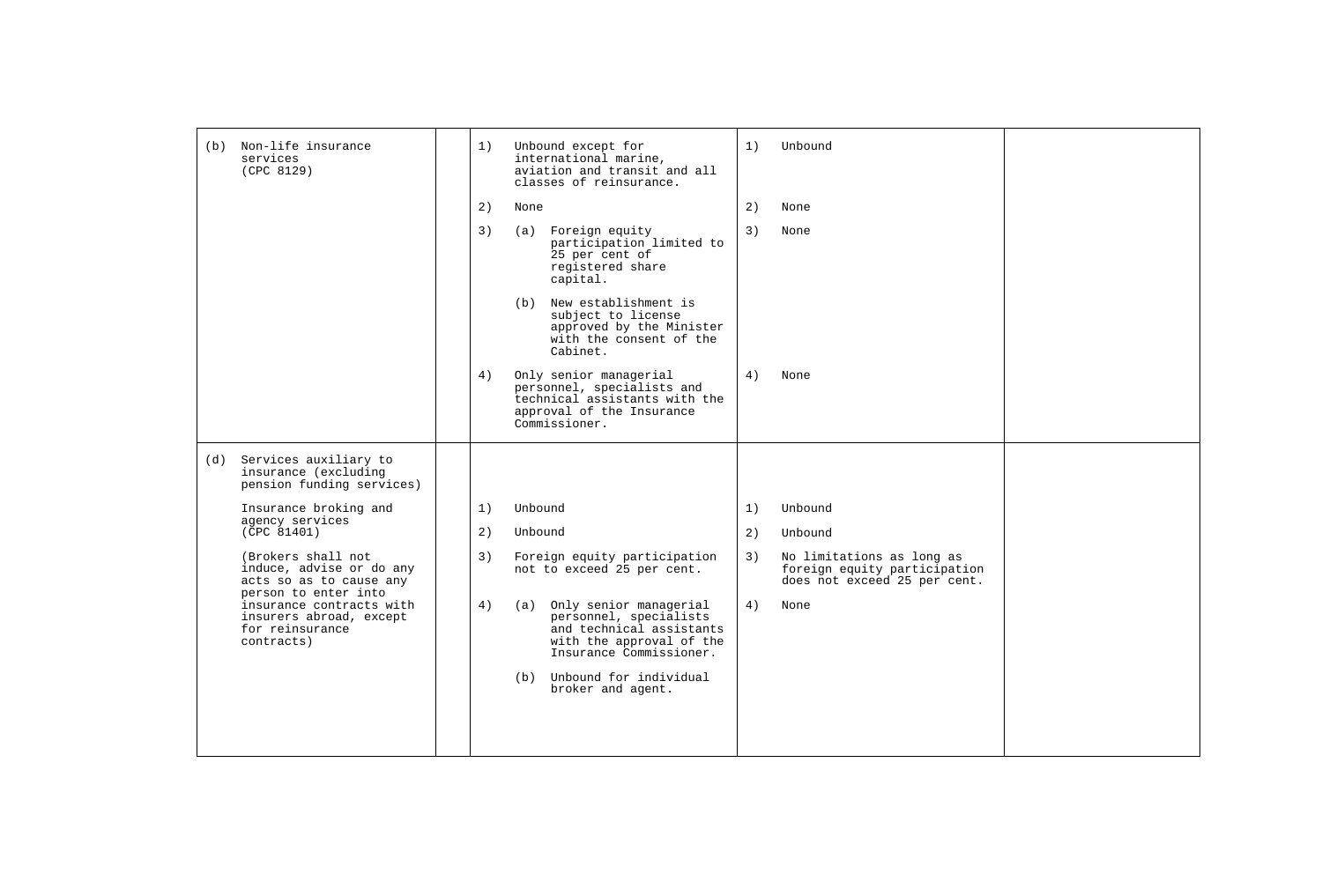| | | | | |
|---|---|---|---|---|
| (b) Non-life insurance services (CPC 8129) | | 1) Unbound except for international marine, aviation and transit and all classes of reinsurance.<br><br>2) None<br><br>3) (a) Foreign equity participation limited to 25 per cent of registered share capital.<br>(b) New establishment is subject to license approved by the Minister with the consent of the Cabinet.<br><br>4) Only senior managerial personnel, specialists and technical assistants with the approval of the Insurance Commissioner. | 1) Unbound<br><br>2) None<br><br>3) None<br><br>4) None | |
| (d) Services auxiliary to insurance (excluding pension funding services)<br><br>Insurance broking and agency services (CPC 81401)<br><br>(Brokers shall not induce, advise or do any acts so as to cause any person to enter into insurance contracts with insurers abroad, except for reinsurance contracts) | | 1) Unbound<br><br>2) Unbound<br><br>3) Foreign equity participation not to exceed 25 per cent.<br><br>4) (a) Only senior managerial personnel, specialists and technical assistants with the approval of the Insurance Commissioner.<br>(b) Unbound for individual broker and agent. | 1) Unbound<br><br>2) Unbound<br><br>3) No limitations as long as foreign equity participation does not exceed 25 per cent.<br><br>4) None | |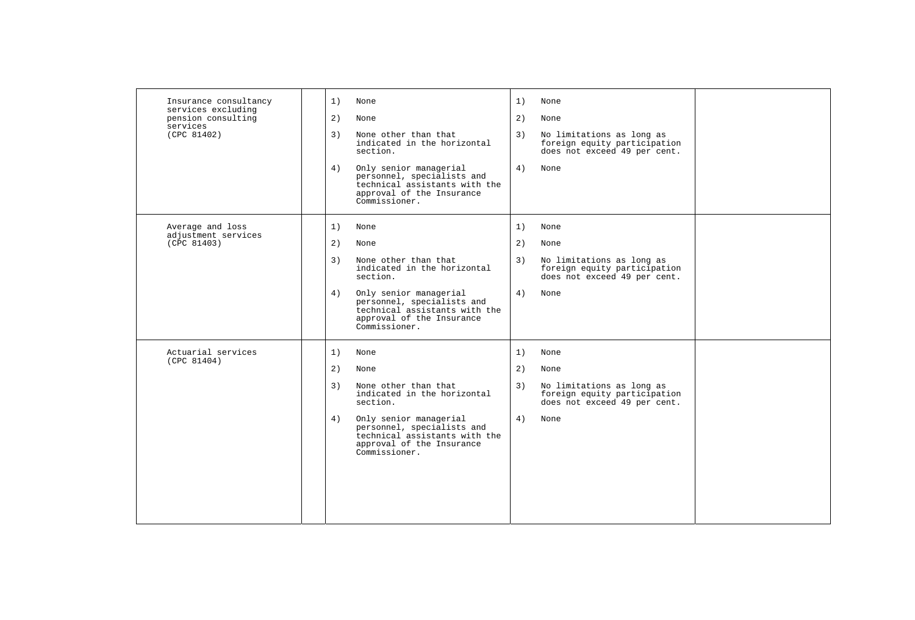| | | | | |
|---|---|---|---|---|
| Insurance consultancy services excluding pension consulting services (CPC 81402) | | 1) None<br><br>2) None<br><br>3) None other than that indicated in the horizontal section.<br><br>4) Only senior managerial personnel, specialists and technical assistants with the approval of the Insurance Commissioner. | 1) None<br><br>2) None<br><br>3) No limitations as long as foreign equity participation does not exceed 49 per cent.<br><br>4) None | |
| Average and loss adjustment services (CPC 81403) | | 1) None<br><br>2) None<br><br>3) None other than that indicated in the horizontal section.<br><br>4) Only senior managerial personnel, specialists and technical assistants with the approval of the Insurance Commissioner. | 1) None<br><br>2) None<br><br>3) No limitations as long as foreign equity participation does not exceed 49 per cent.<br><br>4) None | |
| Actuarial services (CPC 81404) | | 1) None<br><br>2) None<br><br>3) None other than that indicated in the horizontal section.<br><br>4) Only senior managerial personnel, specialists and technical assistants with the approval of the Insurance Commissioner. | 1) None<br><br>2) None<br><br>3) No limitations as long as foreign equity participation does not exceed 49 per cent.<br><br>4) None | |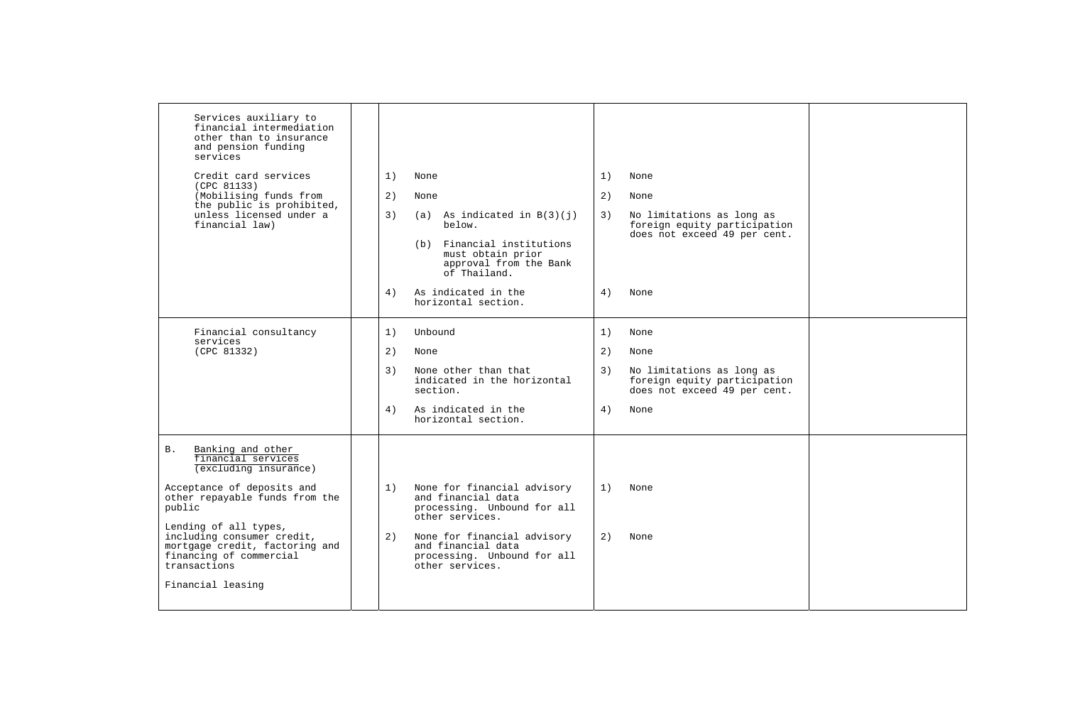| | | | | |
|---|---|---|---|---|
| Services auxiliary to financial intermediation other than to insurance and pension funding services<br><br>Credit card services (CPC 81133)<br>(Mobilising funds from the public is prohibited, unless licensed under a financial law) | | 1) None<br><br>2) None<br><br>3) (a) As indicated in B(3)(j) below.<br>(b) Financial institutions must obtain prior approval from the Bank of Thailand.<br><br>4) As indicated in the horizontal section. | 1) None<br><br>2) None<br><br>3) No limitations as long as foreign equity participation does not exceed 49 per cent.<br><br>4) None | |
| Financial consultancy services (CPC 81332) | | 1) Unbound<br><br>2) None<br><br>3) None other than that indicated in the horizontal section.<br><br>4) As indicated in the horizontal section. | 1) None<br><br>2) None<br><br>3) No limitations as long as foreign equity participation does not exceed 49 per cent.<br><br>4) None | |
| B. Banking and other financial services (excluding insurance)<br><br>Acceptance of deposits and other repayable funds from the public<br><br>Lending of all types, including consumer credit, mortgage credit, factoring and financing of commercial transactions<br><br>Financial leasing | | 1) None for financial advisory and financial data processing. Unbound for all other services.<br><br>2) None for financial advisory and financial data processing. Unbound for all other services. | 1) None<br><br>2) None | |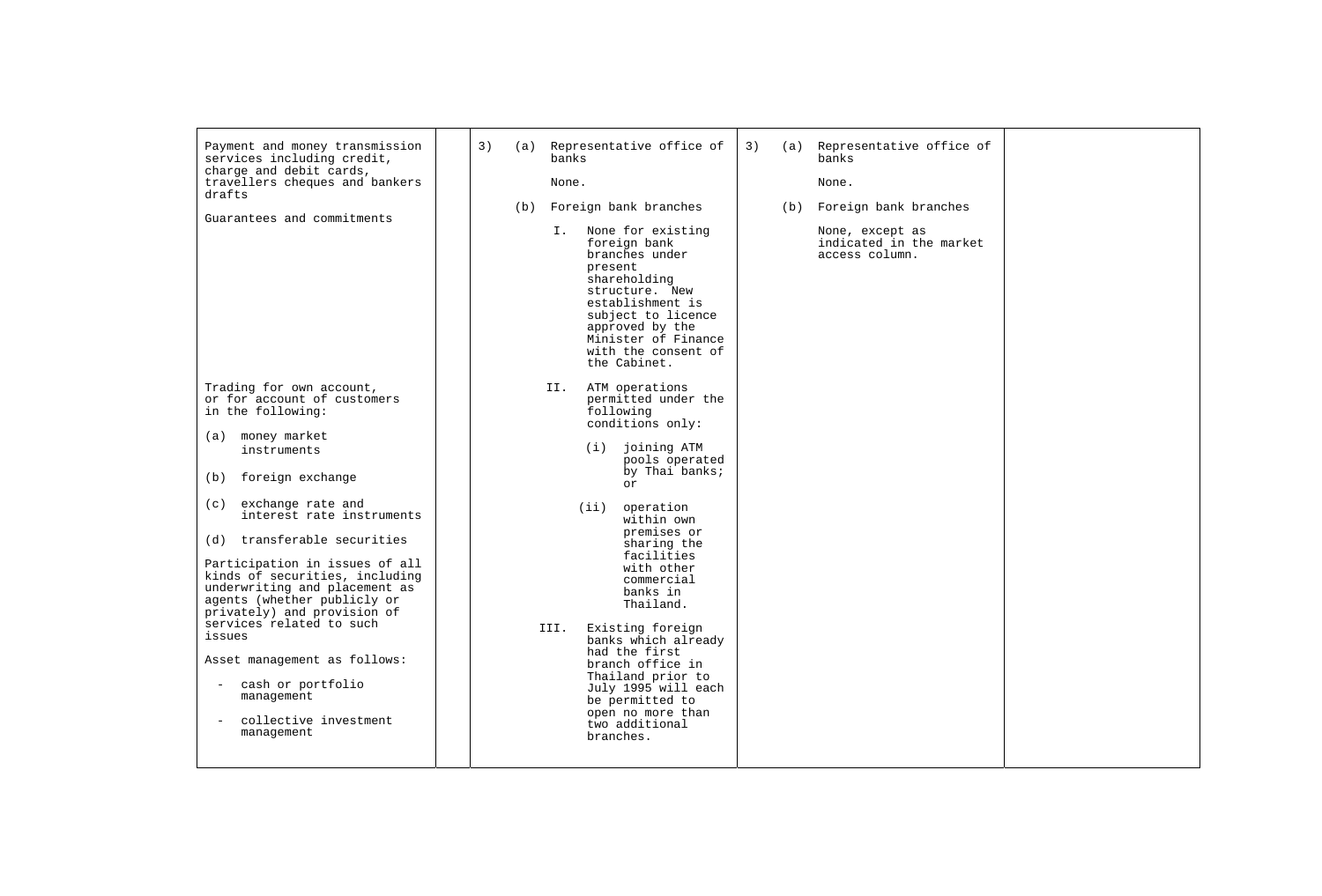| | | | | |
|---|---|---|---|---|
| Payment and money transmission services including credit, charge and debit cards, travellers cheques and bankers drafts<br><br>Guarantees and commitments<br><br>Trading for own account, or for account of customers in the following:<br><br>(a) money market instruments<br><br>(b) foreign exchange<br><br>(c) exchange rate and interest rate instruments<br><br>(d) transferable securities<br><br>Participation in issues of all kinds of securities, including underwriting and placement as agents (whether publicly or privately) and provision of services related to such issues<br><br>Asset management as follows:<br><br>- cash or portfolio management<br><br>- collective investment management | | 3) (a) Representative office of banks<br><br>None.<br><br>(b) Foreign bank branches<br><br>I. None for existing foreign bank branches under present shareholding structure. New establishment is subject to licence approved by the Minister of Finance with the consent of the Cabinet.<br><br>II. ATM operations permitted under the following conditions only:<br><br>(i) joining ATM pools operated by Thai banks; or<br><br>(ii) operation within own premises or sharing the facilities with other commercial banks in Thailand.<br><br>III. Existing foreign banks which already had the first branch office in Thailand prior to July 1995 will each be permitted to open no more than two additional branches. | 3) (a) Representative office of banks<br><br>None.<br><br>(b) Foreign bank branches<br><br>None, except as indicated in the market access column. | |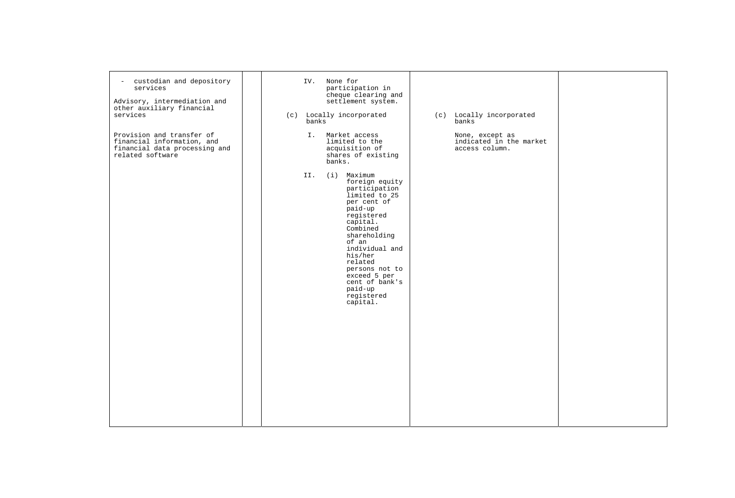| | | | | |
|---|---|---|---|---|
| - custodian and depository services<br><br>Advisory, intermediation and other auxiliary financial services<br><br>Provision and transfer of financial information, and financial data processing and related software | | IV. None for participation in cheque clearing and settlement system.<br><br>(c) Locally incorporated banks<br><br>I. Market access limited to the acquisition of shares of existing banks.<br><br>II. (i) Maximum foreign equity participation limited to 25 per cent of paid-up registered capital. Combined shareholding of an individual and his/her related persons not to exceed 5 per cent of bank's paid-up registered capital. | (c) Locally incorporated banks<br><br>None, except as indicated in the market access column. | |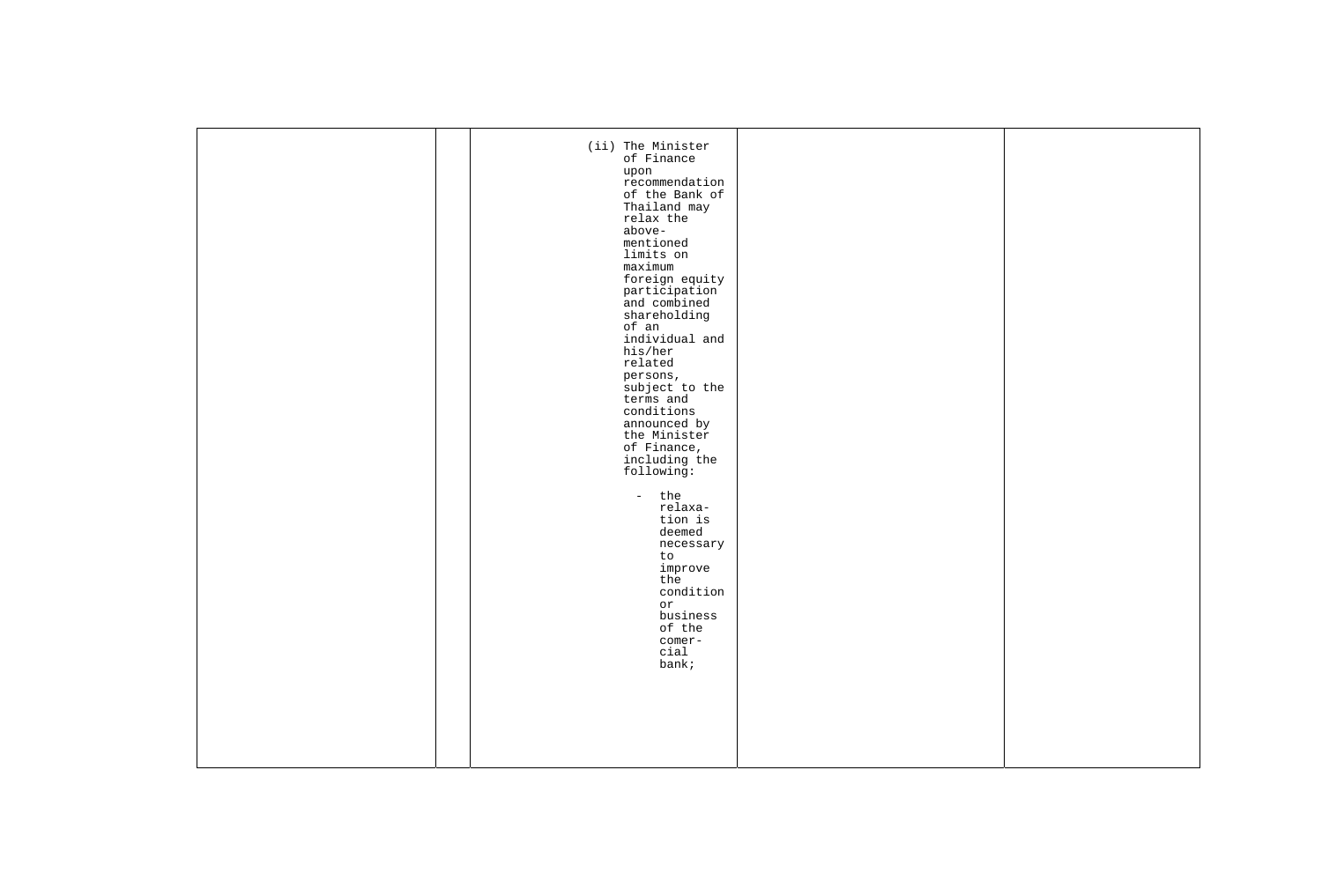| | | | | |
|---|---|---|---|---|
| | | (ii) The Minister of Finance upon recommendation of the Bank of Thailand may relax the above-mentioned limits on maximum foreign equity participation and combined shareholding of an individual and his/her related persons, subject to the terms and conditions announced by the Minister of Finance, including the following:<br><br>- the relaxation is deemed necessary to improve the condition or business of the comercial bank; | | |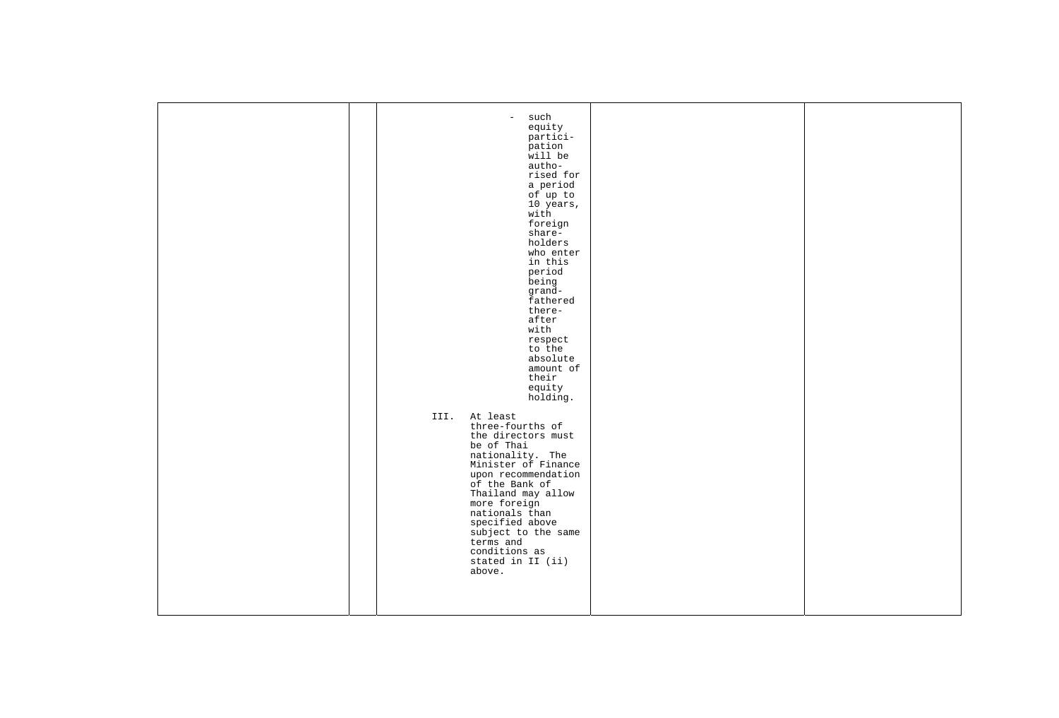| | | | | |
|---|---|---|---|---|
| | | - such equity participation will be authorised for a period of up to 10 years, with foreign shareholders who enter in this period being grandfathered thereafter with respect to the absolute amount of their equity holding.<br><br>III. At least three-fourths of the directors must be of Thai nationality. The Minister of Finance upon recommendation of the Bank of Thailand may allow more foreign nationals than specified above subject to the same terms and conditions as stated in II (ii) above. | | |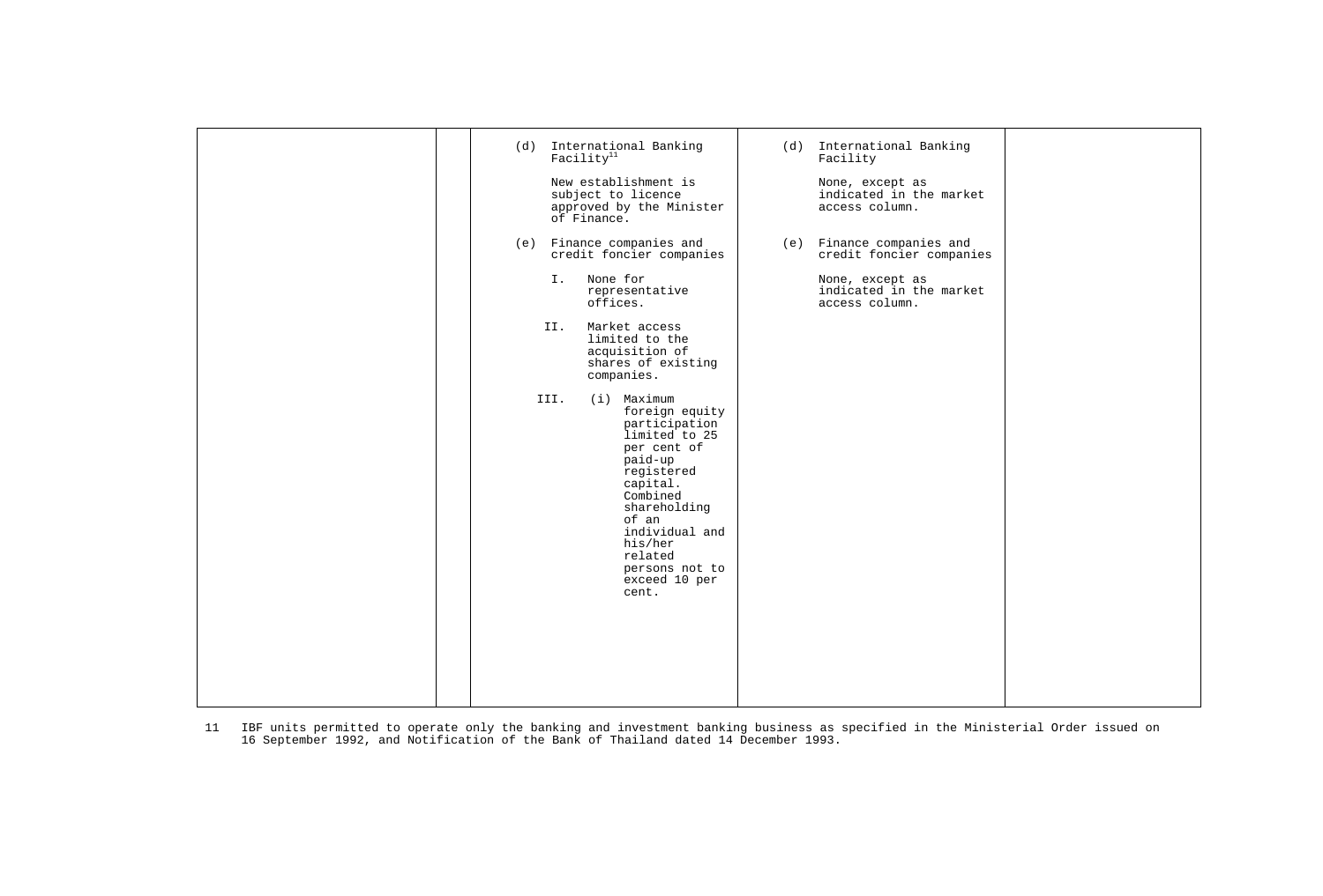|  |  | (d) International Banking Facility[11]<br><br>New establishment is subject to licence approved by the Minister of Finance.<br><br>(e) Finance companies and credit foncier companies<br><br>I. None for representative offices.<br><br>II. Market access limited to the acquisition of shares of existing companies.<br><br>III. (i) Maximum foreign equity participation limited to 25 per cent of paid-up registered capital. Combined shareholding of an individual and his/her related persons not to exceed 10 per cent. | (d) International Banking Facility<br><br>None, except as indicated in the market access column.<br><br>(e) Finance companies and credit foncier companies<br><br>None, except as indicated in the market access column. |  |
|---|---|---|---|---|

11 IBF units permitted to operate only the banking and investment banking business as specified in the Ministerial Order issued on 16 September 1992, and Notification of the Bank of Thailand dated 14 December 1993.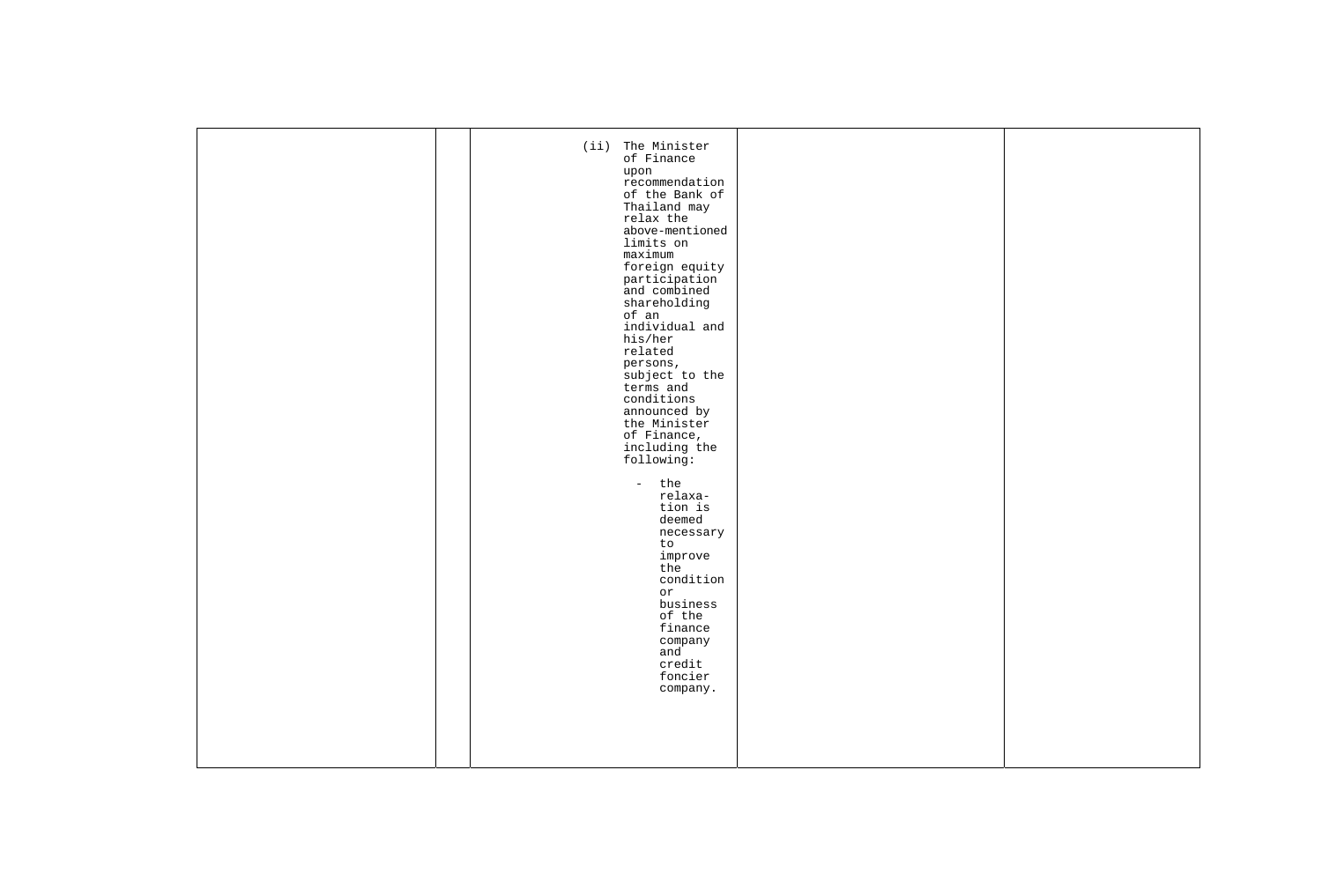| | | | | |
|---|---|---|---|---|
| | | (ii) The Minister of Finance upon recommendation of the Bank of Thailand may relax the above-mentioned limits on maximum foreign equity participation and combined shareholding of an individual and his/her related persons, subject to the terms and conditions announced by the Minister of Finance, including the following:<br><br>- the relaxation is deemed necessary to improve the condition or business of the finance company and credit foncier company. | | |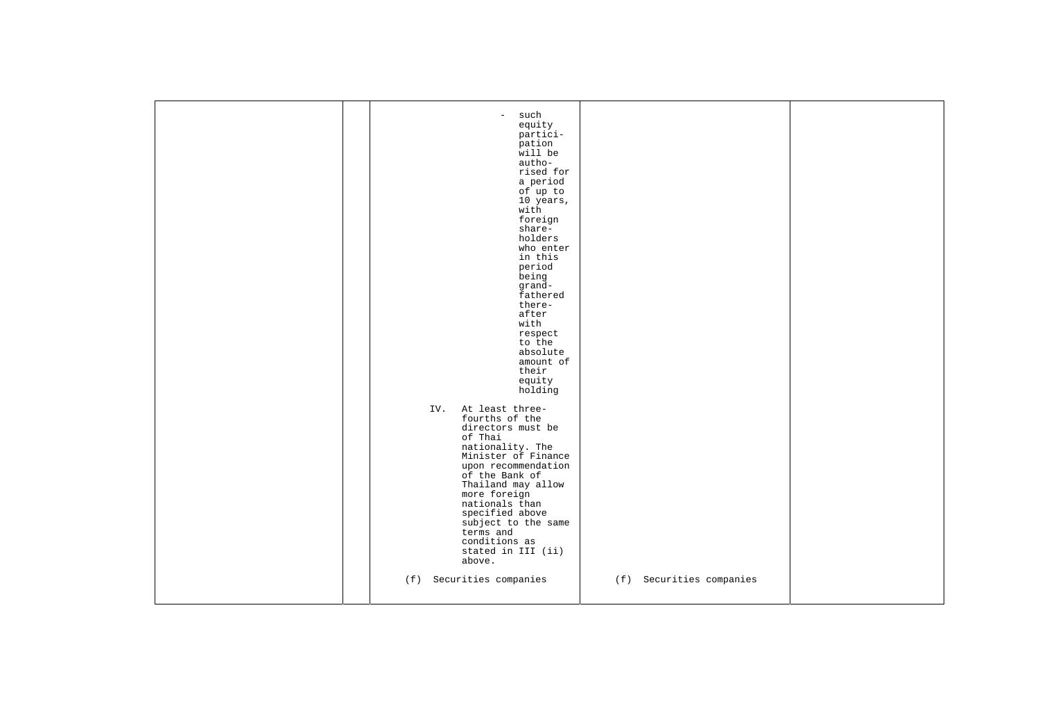| | | | | |
|---|---|---|---|---|
| | | - such equity participation will be authorised for a period of up to 10 years, with foreign shareholders who enter in this period being grandfathered thereafter with respect to the absolute amount of their equity holding<br><br>IV. At least three-fourths of the directors must be of Thai nationality. The Minister of Finance upon recommendation of the Bank of Thailand may allow more foreign nationals than specified above subject to the same terms and conditions as stated in III (ii) above.<br><br>(f) Securities companies | (f) Securities companies | |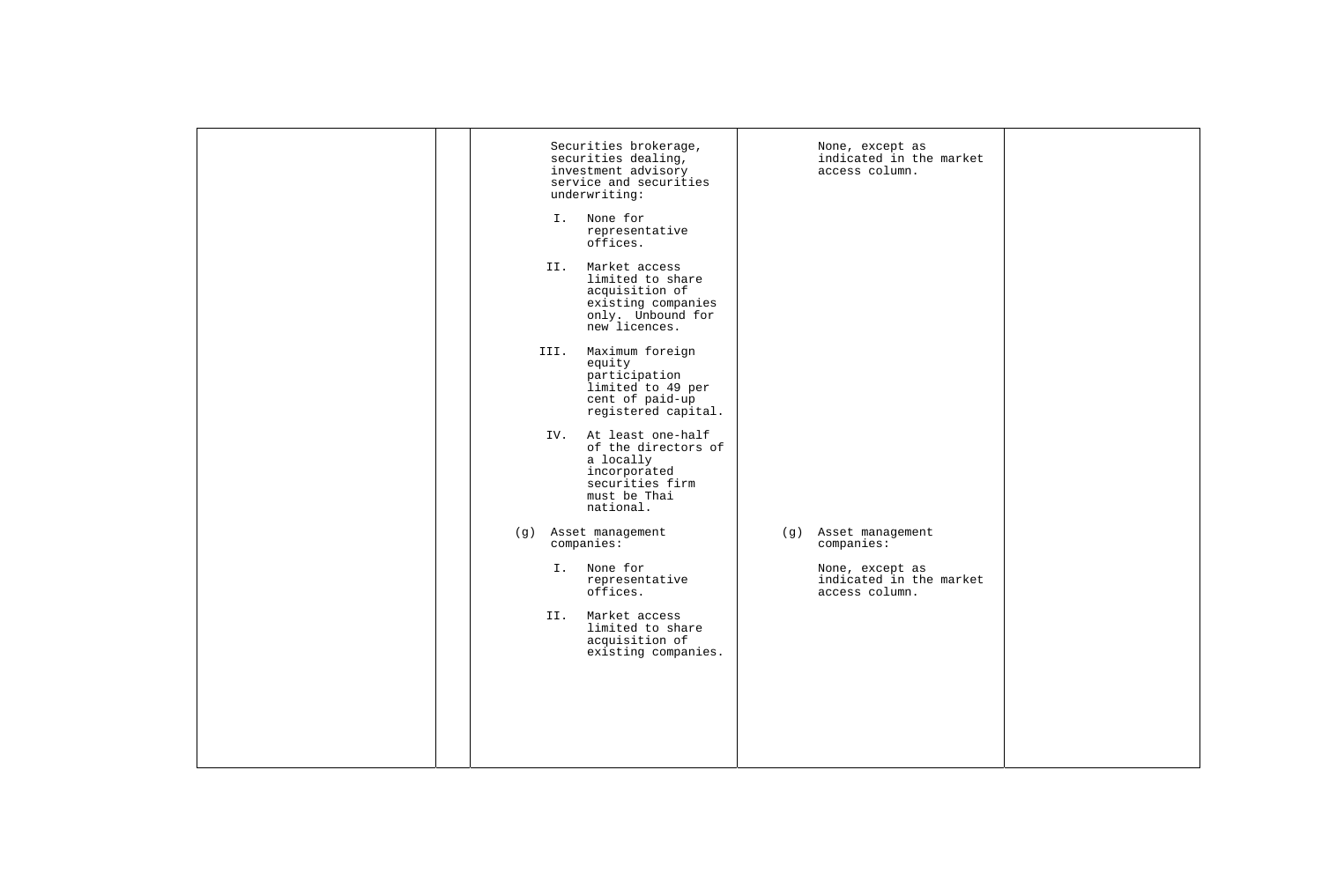| | | | | |
|---|---|---|---|---|
| | | Securities brokerage, securities dealing, investment advisory service and securities underwriting:<br><br>I. None for representative offices.<br><br>II. Market access limited to share acquisition of existing companies only. Unbound for new licences.<br><br>III. Maximum foreign equity participation limited to 49 per cent of paid-up registered capital.<br><br>IV. At least one-half of the directors of a locally incorporated securities firm must be Thai national. | None, except as indicated in the market access column. | |
| | | (g) Asset management companies:<br><br>I. None for representative offices.<br><br>II. Market access limited to share acquisition of existing companies. | (g) Asset management companies:<br><br>None, except as indicated in the market access column. | |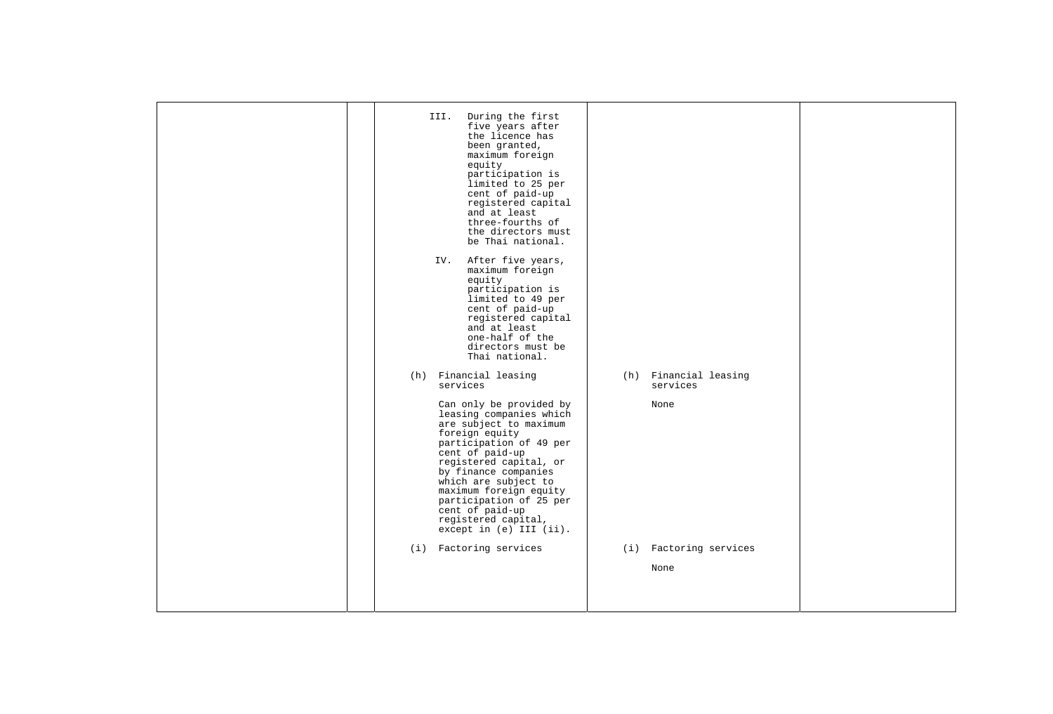| | | | | |
|---|---|---|---|---|
| | | III. During the first five years after the licence has been granted, maximum foreign equity participation is limited to 25 per cent of paid-up registered capital and at least three-fourths of the directors must be Thai national.<br><br>IV. After five years, maximum foreign equity participation is limited to 49 per cent of paid-up registered capital and at least one-half of the directors must be Thai national.<br><br>(h) Financial leasing services<br><br>Can only be provided by leasing companies which are subject to maximum foreign equity participation of 49 per cent of paid-up registered capital, or by finance companies which are subject to maximum foreign equity participation of 25 per cent of paid-up registered capital, except in (e) III (ii).<br><br>(i) Factoring services | <br><br><br><br><br><br><br><br><br><br><br><br><br><br>(h) Financial leasing services<br><br>None<br><br><br><br><br><br><br><br><br><br><br>(i) Factoring services<br><br>None | |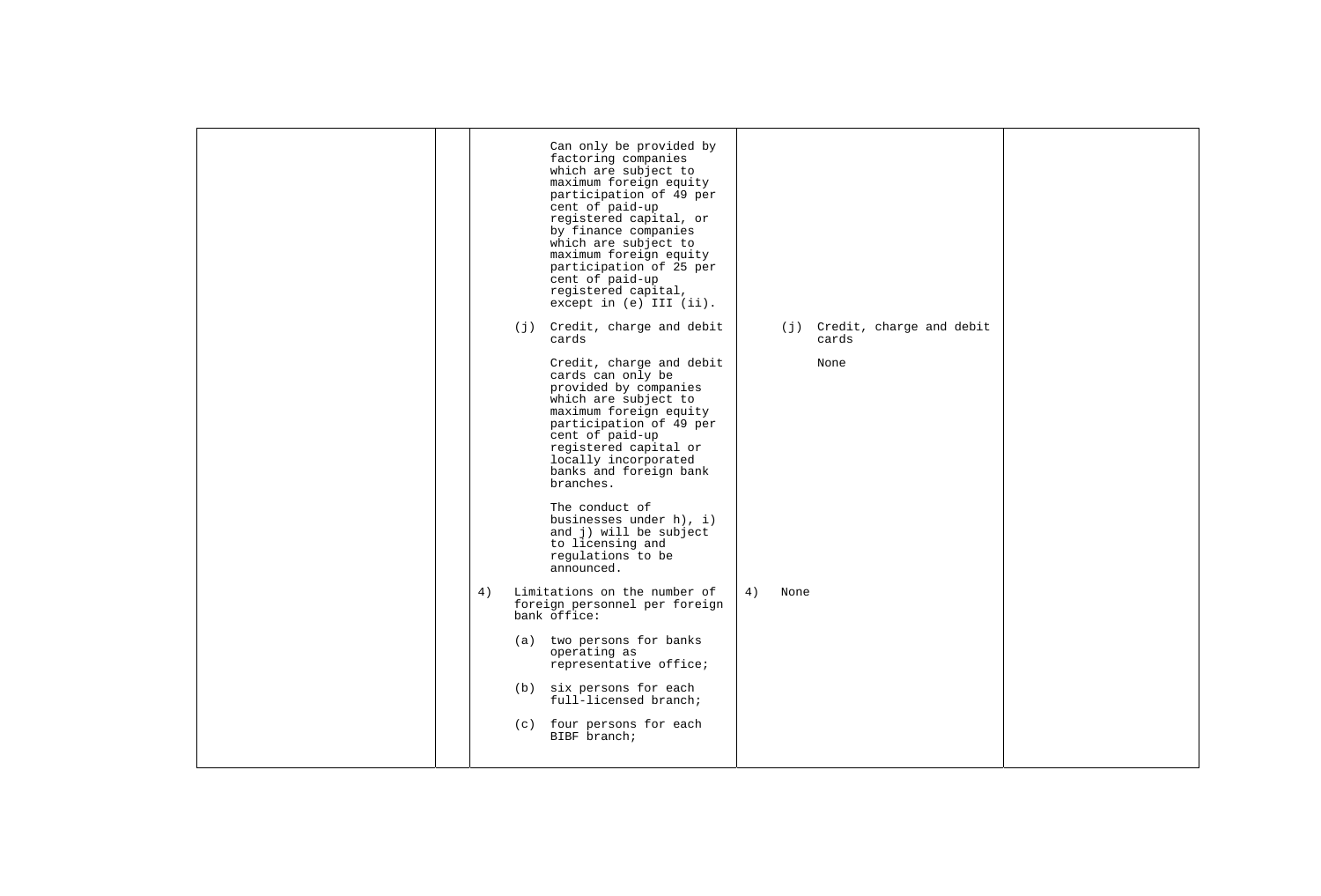| | | | | |
|---|---|---|---|---|
| | | Can only be provided by factoring companies which are subject to maximum foreign equity participation of 49 per cent of paid-up registered capital, or by finance companies which are subject to maximum foreign equity participation of 25 per cent of paid-up registered capital, except in (e) III (ii).<br><br>(j) Credit, charge and debit cards<br><br>Credit, charge and debit cards can only be provided by companies which are subject to maximum foreign equity participation of 49 per cent of paid-up registered capital or locally incorporated banks and foreign bank branches.<br><br>The conduct of businesses under h), i) and j) will be subject to licensing and regulations to be announced.<br><br>4) Limitations on the number of foreign personnel per foreign bank office:<br><br>(a) two persons for banks operating as representative office;<br><br>(b) six persons for each full-licensed branch;<br><br>(c) four persons for each BIBF branch; | (j) Credit, charge and debit cards<br><br>None<br><br>4) None | |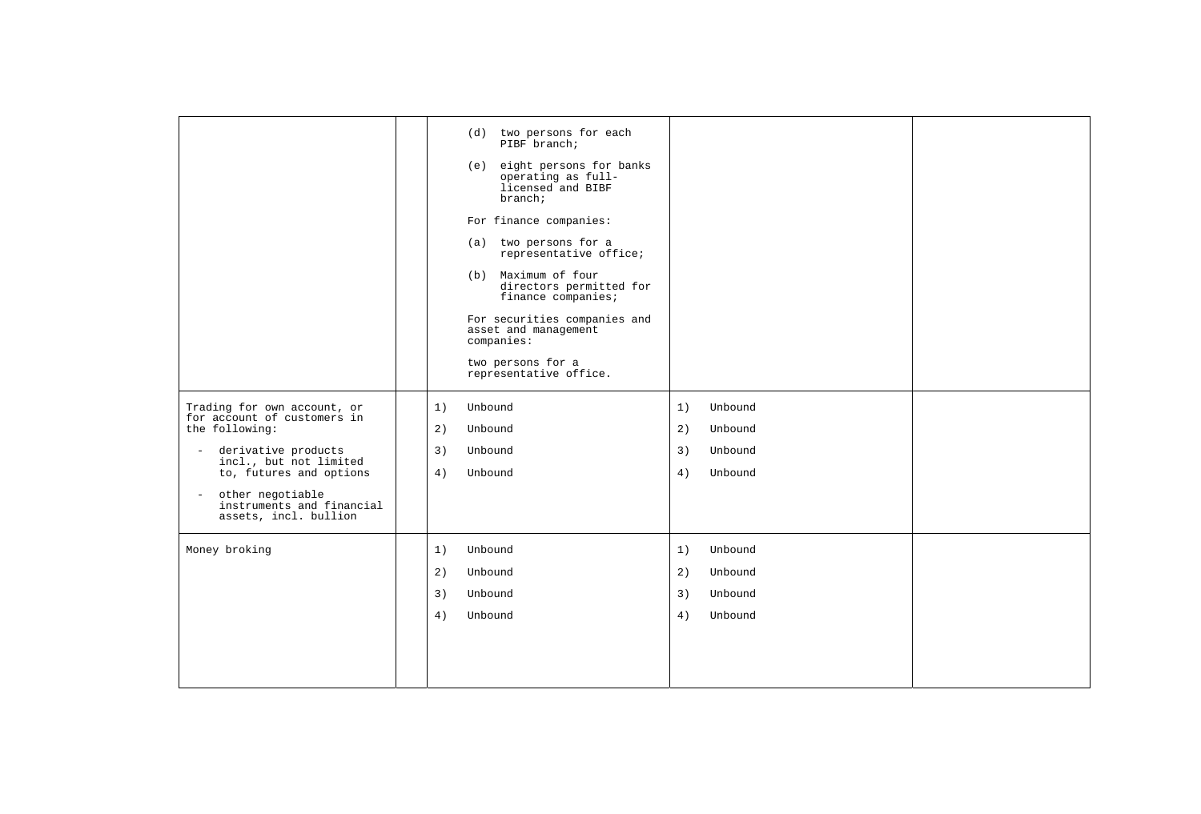| | | | | |
|---|---|---|---|---|
| | | (d) two persons for each PIBF branch;<br><br>(e) eight persons for banks operating as full-licensed and BIBF branch;<br><br>For finance companies:<br><br>(a) two persons for a representative office;<br><br>(b) Maximum of four directors permitted for finance companies;<br><br>For securities companies and asset and management companies:<br><br>two persons for a representative office. | | |
| Trading for own account, or for account of customers in the following:<br><br>- derivative products incl., but not limited to, futures and options<br><br>- other negotiable instruments and financial assets, incl. bullion | | 1) Unbound<br><br>2) Unbound<br><br>3) Unbound<br><br>4) Unbound | 1) Unbound<br><br>2) Unbound<br><br>3) Unbound<br><br>4) Unbound | |
| Money broking | | 1) Unbound<br><br>2) Unbound<br><br>3) Unbound<br><br>4) Unbound | 1) Unbound<br><br>2) Unbound<br><br>3) Unbound<br><br>4) Unbound | |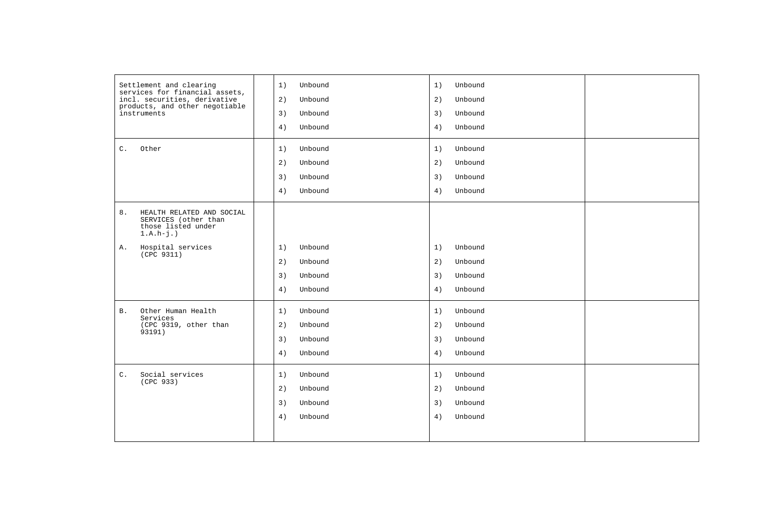| | | | | |
|---|---|---|---|---|
| Settlement and clearing services for financial assets, incl. securities, derivative products, and other negotiable instruments | | 1) Unbound<br>2) Unbound<br>3) Unbound<br>4) Unbound | 1) Unbound<br>2) Unbound<br>3) Unbound<br>4) Unbound | |
| C. Other | | 1) Unbound<br>2) Unbound<br>3) Unbound<br>4) Unbound | 1) Unbound<br>2) Unbound<br>3) Unbound<br>4) Unbound | |
| 8. HEALTH RELATED AND SOCIAL SERVICES (other than those listed under 1.A.h-j.)<br><br>A. Hospital services (CPC 9311) | | 1) Unbound<br>2) Unbound<br>3) Unbound<br>4) Unbound | 1) Unbound<br>2) Unbound<br>3) Unbound<br>4) Unbound | |
| B. Other Human Health Services (CPC 9319, other than 93191) | | 1) Unbound<br>2) Unbound<br>3) Unbound<br>4) Unbound | 1) Unbound<br>2) Unbound<br>3) Unbound<br>4) Unbound | |
| C. Social services (CPC 933) | | 1) Unbound<br>2) Unbound<br>3) Unbound<br>4) Unbound | 1) Unbound<br>2) Unbound<br>3) Unbound<br>4) Unbound | |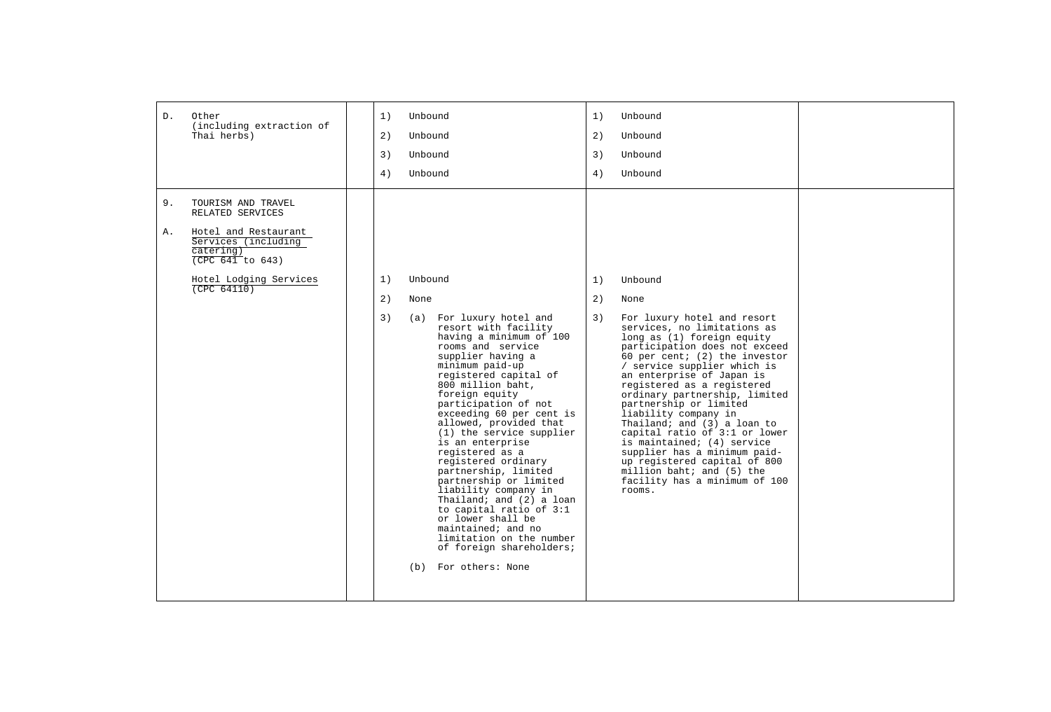| | | | | |
|---|---|---|---|---|
| D. Other (including extraction of Thai herbs) | | 1) Unbound<br>2) Unbound<br>3) Unbound<br>4) Unbound | 1) Unbound<br>2) Unbound<br>3) Unbound<br>4) Unbound | |
| 9. TOURISM AND TRAVEL RELATED SERVICES<br><br>A. Hotel and Restaurant Services (including catering) (CPC 641 to 643)<br><br>Hotel Lodging Services (CPC 64110) | | 1) Unbound<br>2) None<br>3) (a) For luxury hotel and resort with facility having a minimum of 100 rooms and service supplier having a minimum paid-up registered capital of 800 million baht, foreign equity participation of not exceeding 60 per cent is allowed, provided that (1) the service supplier is an enterprise registered as a registered ordinary partnership, limited partnership or limited liability company in Thailand; and (2) a loan to capital ratio of 3:1 or lower shall be maintained; and no limitation on the number of foreign shareholders;<br>(b) For others: None | 1) Unbound<br>2) None<br>3) For luxury hotel and resort services, no limitations as long as (1) foreign equity participation does not exceed 60 per cent; (2) the investor / service supplier which is an enterprise of Japan is registered as a registered ordinary partnership, limited partnership or limited liability company in Thailand; and (3) a loan to capital ratio of 3:1 or lower is maintained; (4) service supplier has a minimum paid-up registered capital of 800 million baht; and (5) the facility has a minimum of 100 rooms. | |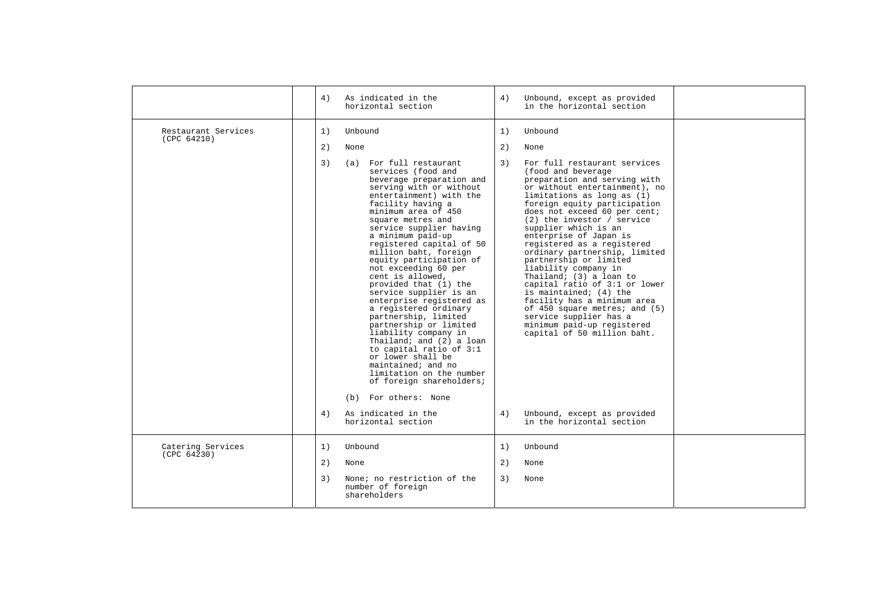| | | | | |
|---|---|---|---|---|
| | | 4) As indicated in the horizontal section | 4) Unbound, except as provided in the horizontal section | |
| Restaurant Services (CPC 64210) | | 1) Unbound<br><br>2) None<br><br>3) (a) For full restaurant services (food and beverage preparation and serving with or without entertainment) with the facility having a minimum area of 450 square metres and service supplier having a minimum paid-up registered capital of 50 million baht, foreign equity participation of not exceeding 60 per cent is allowed, provided that (1) the service supplier is an enterprise registered as a registered ordinary partnership, limited partnership or limited liability company in Thailand; and (2) a loan to capital ratio of 3:1 or lower shall be maintained; and no limitation on the number of foreign shareholders;<br><br>(b) For others: None<br><br>4) As indicated in the horizontal section | 1) Unbound<br><br>2) None<br><br>3) For full restaurant services (food and beverage preparation and serving with or without entertainment), no limitations as long as (1) foreign equity participation does not exceed 60 per cent; (2) the investor / service supplier which is an enterprise of Japan is registered as a registered ordinary partnership, limited partnership or limited liability company in Thailand; (3) a loan to capital ratio of 3:1 or lower is maintained; (4) the facility has a minimum area of 450 square metres; and (5) service supplier has a minimum paid-up registered capital of 50 million baht.<br><br>4) Unbound, except as provided in the horizontal section | |
| Catering Services (CPC 64230) | | 1) Unbound<br><br>2) None<br><br>3) None; no restriction of the number of foreign shareholders | 1) Unbound<br><br>2) None<br><br>3) None | |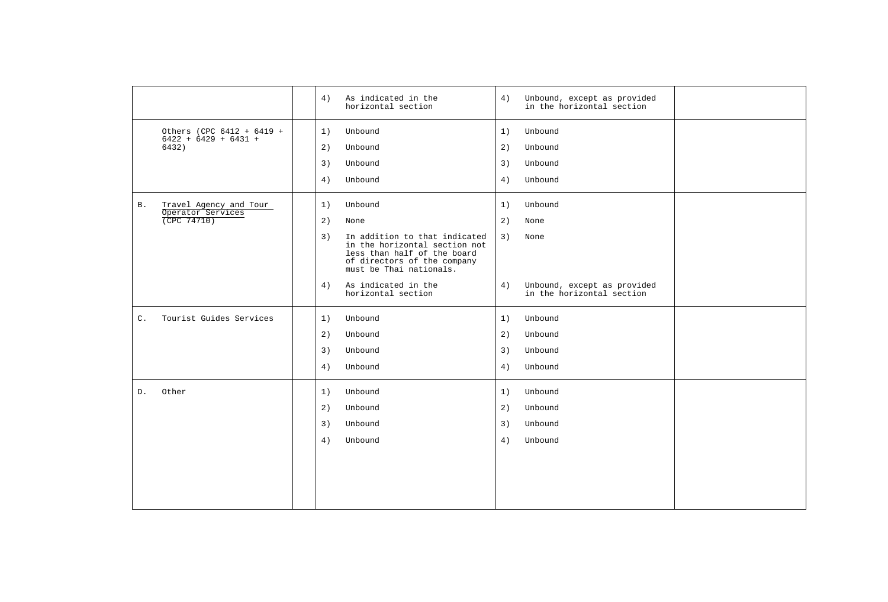| | | | | |
|---|---|---|---|---|
| | | 4) As indicated in the horizontal section | 4) Unbound, except as provided in the horizontal section | |
| Others (CPC 6412 + 6419 + 6422 + 6429 + 6431 + 6432) | | 1) Unbound<br>2) Unbound<br>3) Unbound<br>4) Unbound | 1) Unbound<br>2) Unbound<br>3) Unbound<br>4) Unbound | |
| B. Travel Agency and Tour Operator Services (CPC 74710) | | 1) Unbound<br>2) None<br>3) In addition to that indicated in the horizontal section not less than half of the board of directors of the company must be Thai nationals.<br>4) As indicated in the horizontal section | 1) Unbound<br>2) None<br>3) None<br>4) Unbound, except as provided in the horizontal section | |
| C. Tourist Guides Services | | 1) Unbound<br>2) Unbound<br>3) Unbound<br>4) Unbound | 1) Unbound<br>2) Unbound<br>3) Unbound<br>4) Unbound | |
| D. Other | | 1) Unbound<br>2) Unbound<br>3) Unbound<br>4) Unbound | 1) Unbound<br>2) Unbound<br>3) Unbound<br>4) Unbound | |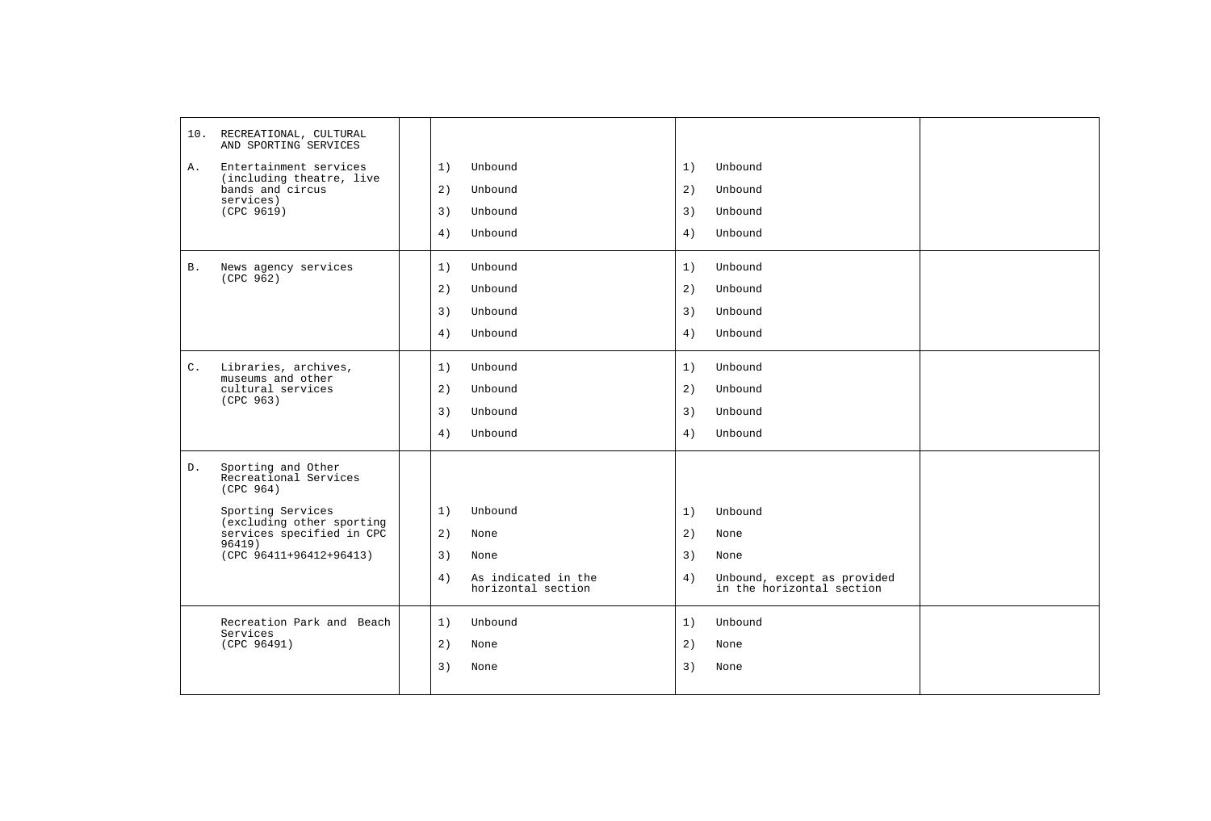| | | | | |
|---|---|---|---|---|
| 10. RECREATIONAL, CULTURAL AND SPORTING SERVICES | | | | |
| A. Entertainment services (including theatre, live bands and circus services) (CPC 9619) | | 1) Unbound<br>2) Unbound<br>3) Unbound<br>4) Unbound | 1) Unbound<br>2) Unbound<br>3) Unbound<br>4) Unbound | |
| B. News agency services (CPC 962) | | 1) Unbound<br>2) Unbound<br>3) Unbound<br>4) Unbound | 1) Unbound<br>2) Unbound<br>3) Unbound<br>4) Unbound | |
| C. Libraries, archives, museums and other cultural services (CPC 963) | | 1) Unbound<br>2) Unbound<br>3) Unbound<br>4) Unbound | 1) Unbound<br>2) Unbound<br>3) Unbound<br>4) Unbound | |
| D. Sporting and Other Recreational Services (CPC 964)<br><br>Sporting Services (excluding other sporting services specified in CPC 96419) (CPC 96411+96412+96413) | | 1) Unbound<br>2) None<br>3) None<br>4) As indicated in the horizontal section | 1) Unbound<br>2) None<br>3) None<br>4) Unbound, except as provided in the horizontal section | |
| Recreation Park and Beach Services (CPC 96491) | | 1) Unbound<br>2) None<br>3) None | 1) Unbound<br>2) None<br>3) None | |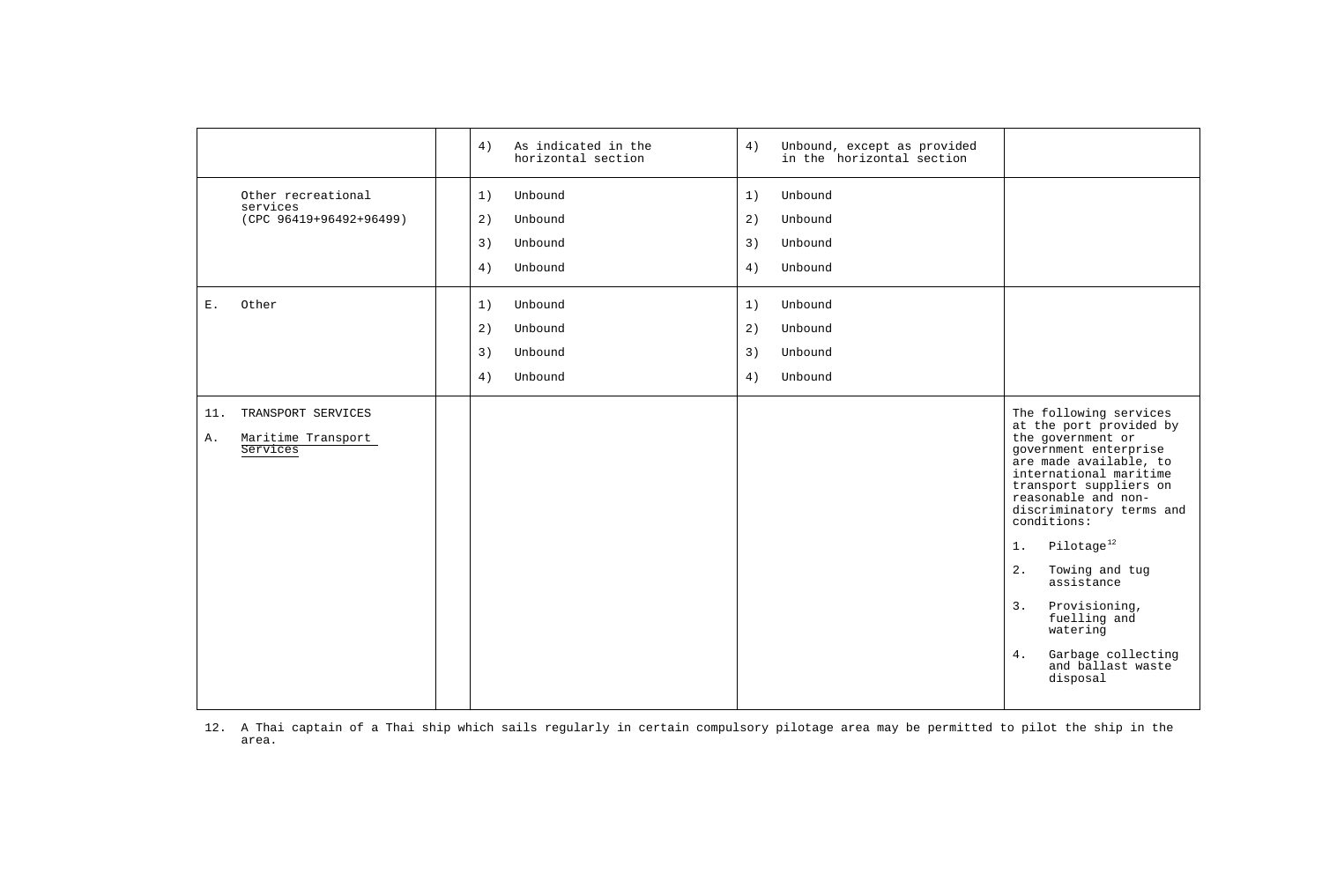| | | | | |
|---|---|---|---|---|
| | | 4) As indicated in the horizontal section | 4) Unbound, except as provided in the horizontal section | |
| Other recreational services (CPC 96419+96492+96499) | | 1) Unbound<br>2) Unbound<br>3) Unbound<br>4) Unbound | 1) Unbound<br>2) Unbound<br>3) Unbound<br>4) Unbound | |
| E. Other | | 1) Unbound<br>2) Unbound<br>3) Unbound<br>4) Unbound | 1) Unbound<br>2) Unbound<br>3) Unbound<br>4) Unbound | |
| 11. TRANSPORT SERVICES<br>A. Maritime Transport Services | | | | The following services at the port provided by the government or government enterprise are made available, to international maritime transport suppliers on reasonable and non-discriminatory terms and conditions:<br>1. Pilotage[12]<br>2. Towing and tug assistance<br>3. Provisioning, fuelling and watering<br>4. Garbage collecting and ballast waste disposal |

12. A Thai captain of a Thai ship which sails regularly in certain compulsory pilotage area may be permitted to pilot the ship in the area.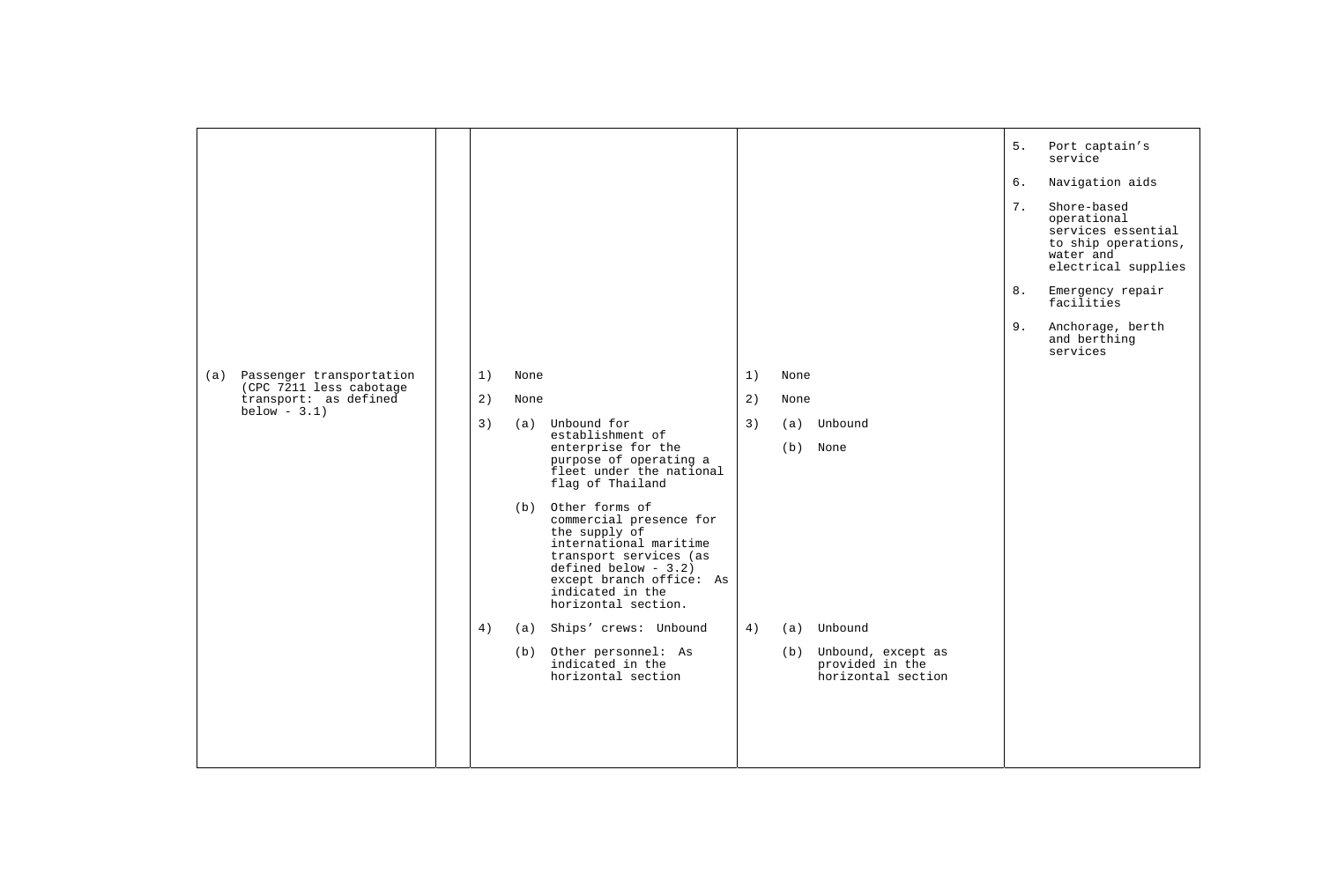| | | | | |
|---|---|---|---|---|
| | | | | 5. Port captain's service<br><br>6. Navigation aids<br><br>7. Shore-based operational services essential to ship operations, water and electrical supplies<br><br>8. Emergency repair facilities<br><br>9. Anchorage, berth and berthing services |
| (a) Passenger transportation (CPC 7211 less cabotage transport: as defined below - 3.1) | | 1) None<br><br>2) None<br><br>3) (a) Unbound for establishment of enterprise for the purpose of operating a fleet under the national flag of Thailand<br><br>(b) Other forms of commercial presence for the supply of international maritime transport services (as defined below - 3.2) except branch office: As indicated in the horizontal section.<br><br>4) (a) Ships' crews: Unbound<br><br>(b) Other personnel: As indicated in the horizontal section | 1) None<br><br>2) None<br><br>3) (a) Unbound<br><br>(b) None<br><br>4) (a) Unbound<br><br>(b) Unbound, except as provided in the horizontal section | |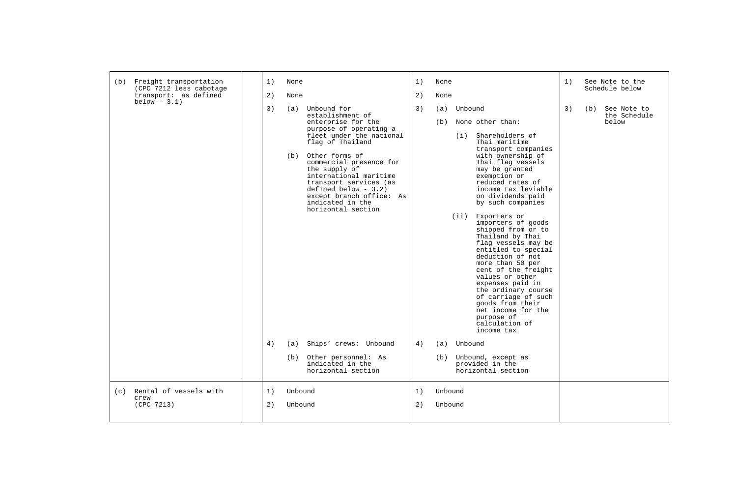| | | | | |
|---|---|---|---|---|
| (b) Freight transportation (CPC 7212 less cabotage transport: as defined below - 3.1) | | 1) None<br><br>2) None<br><br>3) (a) Unbound for establishment of enterprise for the purpose of operating a fleet under the national flag of Thailand<br><br>(b) Other forms of commercial presence for the supply of international maritime transport services (as defined below - 3.2) except branch office: As indicated in the horizontal section<br><br>4) (a) Ships' crews: Unbound<br><br>(b) Other personnel: As indicated in the horizontal section | 1) None<br><br>2) None<br><br>3) (a) Unbound<br><br>(b) None other than:<br><br>(i) Shareholders of Thai maritime transport companies with ownership of Thai flag vessels may be granted exemption or reduced rates of income tax leviable on dividends paid by such companies<br><br>(ii) Exporters or importers of goods shipped from or to Thailand by Thai flag vessels may be entitled to special deduction of not more than 50 per cent of the freight values or other expenses paid in the ordinary course of carriage of such goods from their net income for the purpose of calculation of income tax<br><br>4) (a) Unbound<br><br>(b) Unbound, except as provided in the horizontal section | 1) See Note to the Schedule below<br><br>3) (b) See Note to the Schedule below |
| (c) Rental of vessels with crew (CPC 7213) | | 1) Unbound<br><br>2) Unbound | 1) Unbound<br><br>2) Unbound | |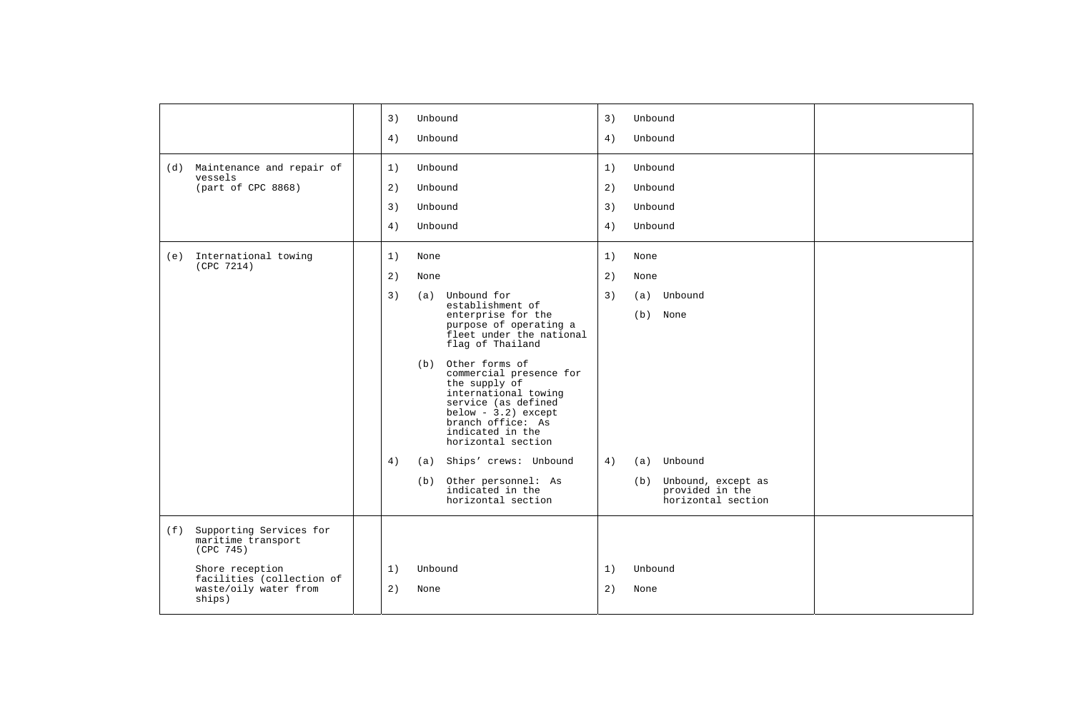| | | | | |
|---|---|---|---|---|
| | | 3) Unbound<br>4) Unbound | 3) Unbound<br>4) Unbound | |
| (d) Maintenance and repair of vessels (part of CPC 8868) | | 1) Unbound<br>2) Unbound<br>3) Unbound<br>4) Unbound | 1) Unbound<br>2) Unbound<br>3) Unbound<br>4) Unbound | |
| (e) International towing (CPC 7214) | | 1) None<br>2) None<br>3) (a) Unbound for establishment of enterprise for the purpose of operating a fleet under the national flag of Thailand<br>(b) Other forms of commercial presence for the supply of international towing service (as defined below - 3.2) except branch office: As indicated in the horizontal section<br>4) (a) Ships' crews: Unbound<br>(b) Other personnel: As indicated in the horizontal section | 1) None<br>2) None<br>3) (a) Unbound<br>(b) None<br>4) (a) Unbound<br>(b) Unbound, except as provided in the horizontal section | |
| (f) Supporting Services for maritime transport (CPC 745)<br><br>Shore reception facilities (collection of waste/oily water from ships) | | 1) Unbound<br>2) None | 1) Unbound<br>2) None | |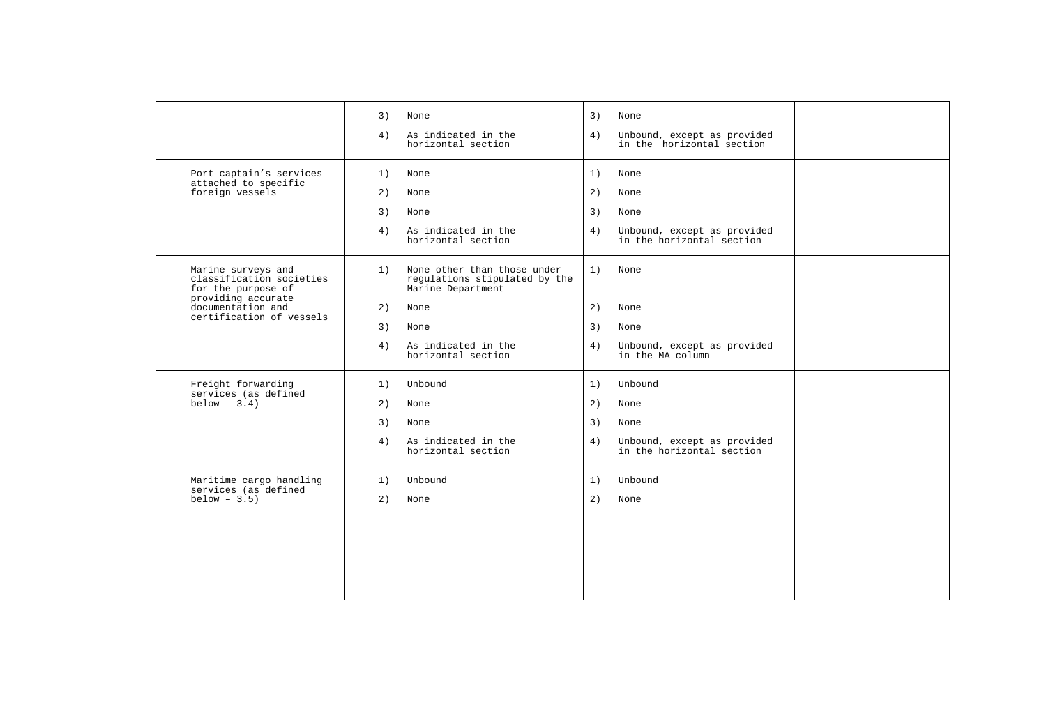| | | | | |
|---|---|---|---|---|
| | | 3) None<br><br>4) As indicated in the horizontal section | 3) None<br><br>4) Unbound, except as provided in the horizontal section | |
| Port captain's services attached to specific foreign vessels | | 1) None<br><br>2) None<br><br>3) None<br><br>4) As indicated in the horizontal section | 1) None<br><br>2) None<br><br>3) None<br><br>4) Unbound, except as provided in the horizontal section | |
| Marine surveys and classification societies for the purpose of providing accurate documentation and certification of vessels | | 1) None other than those under regulations stipulated by the Marine Department<br><br>2) None<br><br>3) None<br><br>4) As indicated in the horizontal section | 1) None<br><br>2) None<br><br>3) None<br><br>4) Unbound, except as provided in the MA column | |
| Freight forwarding services (as defined below – 3.4) | | 1) Unbound<br><br>2) None<br><br>3) None<br><br>4) As indicated in the horizontal section | 1) Unbound<br><br>2) None<br><br>3) None<br><br>4) Unbound, except as provided in the horizontal section | |
| Maritime cargo handling services (as defined below – 3.5) | | 1) Unbound<br><br>2) None | 1) Unbound<br><br>2) None | |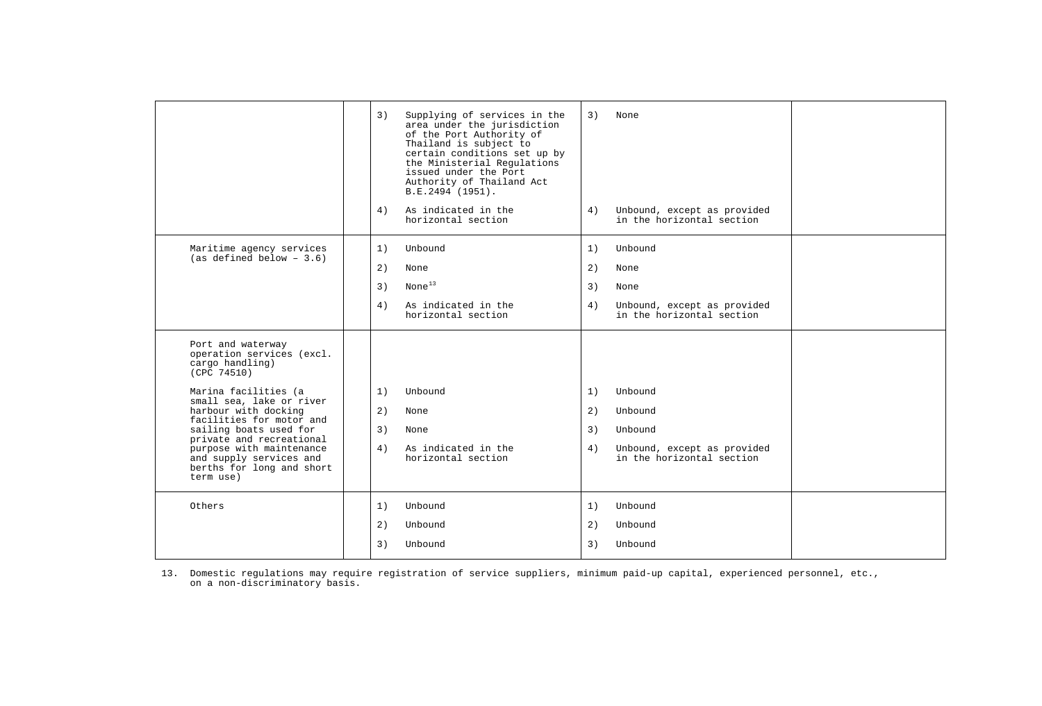| | | | | |
|---|---|---|---|---|
| | | 3) Supplying of services in the area under the jurisdiction of the Port Authority of Thailand is subject to certain conditions set up by the Ministerial Regulations issued under the Port Authority of Thailand Act B.E.2494 (1951).<br><br>4) As indicated in the horizontal section | 3) None<br><br>4) Unbound, except as provided in the horizontal section | |
| Maritime agency services (as defined below – 3.6) | | 1) Unbound<br>2) None<br>3) None[13]<br>4) As indicated in the horizontal section | 1) Unbound<br>2) None<br>3) None<br>4) Unbound, except as provided in the horizontal section | |
| Port and waterway operation services (excl. cargo handling) (CPC 74510)<br><br>Marina facilities (a small sea, lake or river harbour with docking facilities for motor and sailing boats used for private and recreational purpose with maintenance and supply services and berths for long and short term use) | | 1) Unbound<br>2) None<br>3) None<br>4) As indicated in the horizontal section | 1) Unbound<br>2) Unbound<br>3) Unbound<br>4) Unbound, except as provided in the horizontal section | |
| Others | | 1) Unbound<br>2) Unbound<br>3) Unbound | 1) Unbound<br>2) Unbound<br>3) Unbound | |

13. Domestic regulations may require registration of service suppliers, minimum paid-up capital, experienced personnel, etc., on a non-discriminatory basis.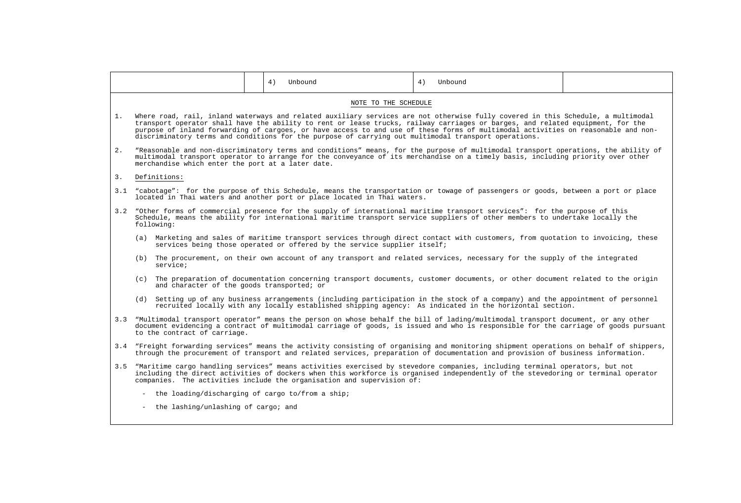| | | 4) Unbound | 4) Unbound | |
|---|---|---|---|---|

NOTE TO THE SCHEDULE

1. Where road, rail, inland waterways and related auxiliary services are not otherwise fully covered in this Schedule, a multimodal transport operator shall have the ability to rent or lease trucks, railway carriages or barges, and related equipment, for the purpose of inland forwarding of cargoes, or have access to and use of these forms of multimodal activities on reasonable and non-discriminatory terms and conditions for the purpose of carrying out multimodal transport operations.

2. "Reasonable and non-discriminatory terms and conditions" means, for the purpose of multimodal transport operations, the ability of multimodal transport operator to arrange for the conveyance of its merchandise on a timely basis, including priority over other merchandise which enter the port at a later date.

3. Definitions:

3.1 "cabotage": for the purpose of this Schedule, means the transportation or towage of passengers or goods, between a port or place located in Thai waters and another port or place located in Thai waters.

3.2 "Other forms of commercial presence for the supply of international maritime transport services": for the purpose of this Schedule, means the ability for international maritime transport service suppliers of other members to undertake locally the following:

(a) Marketing and sales of maritime transport services through direct contact with customers, from quotation to invoicing, these services being those operated or offered by the service supplier itself;

(b) The procurement, on their own account of any transport and related services, necessary for the supply of the integrated service;

(c) The preparation of documentation concerning transport documents, customer documents, or other document related to the origin and character of the goods transported; or

(d) Setting up of any business arrangements (including participation in the stock of a company) and the appointment of personnel recruited locally with any locally established shipping agency: As indicated in the horizontal section.

3.3 "Multimodal transport operator" means the person on whose behalf the bill of lading/multimodal transport document, or any other document evidencing a contract of multimodal carriage of goods, is issued and who is responsible for the carriage of goods pursuant to the contract of carriage.

3.4 "Freight forwarding services" means the activity consisting of organising and monitoring shipment operations on behalf of shippers, through the procurement of transport and related services, preparation of documentation and provision of business information.

3.5 "Maritime cargo handling services" means activities exercised by stevedore companies, including terminal operators, but not including the direct activities of dockers when this workforce is organised independently of the stevedoring or terminal operator companies. The activities include the organisation and supervision of:

- the loading/discharging of cargo to/from a ship;
- the lashing/unlashing of cargo; and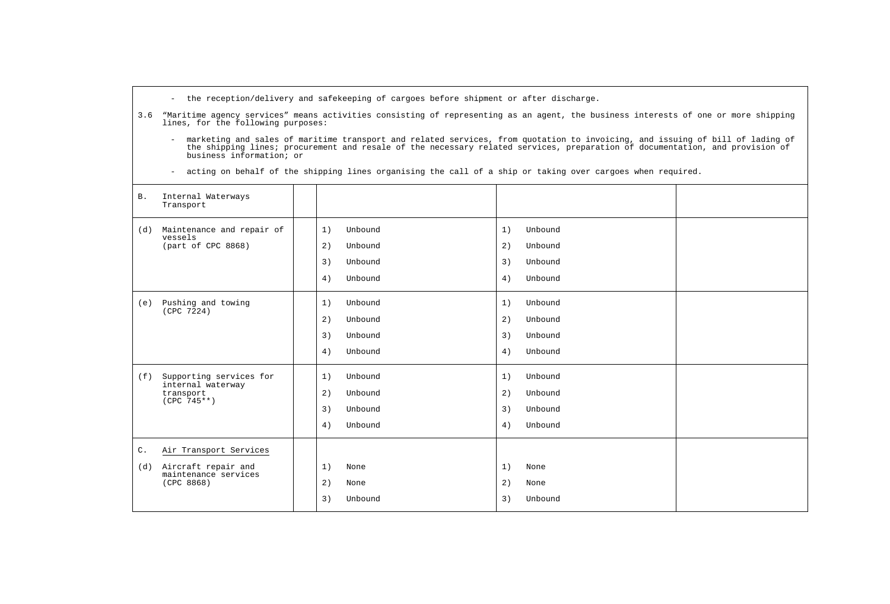- the reception/delivery and safekeeping of cargoes before shipment or after discharge.

3.6 "Maritime agency services" means activities consisting of representing as an agent, the business interests of one or more shipping lines, for the following purposes:

- marketing and sales of maritime transport and related services, from quotation to invoicing, and issuing of bill of lading of the shipping lines; procurement and resale of the necessary related services, preparation of documentation, and provision of business information; or

- acting on behalf of the shipping lines organising the call of a ship or taking over cargoes when required.

| | | | | |
|---|---|---|---|---|
| B. Internal Waterways Transport | | | | |
| (d) Maintenance and repair of vessels (part of CPC 8868) | | 1) Unbound<br>2) Unbound<br>3) Unbound<br>4) Unbound | 1) Unbound<br>2) Unbound<br>3) Unbound<br>4) Unbound | |
| (e) Pushing and towing (CPC 7224) | | 1) Unbound<br>2) Unbound<br>3) Unbound<br>4) Unbound | 1) Unbound<br>2) Unbound<br>3) Unbound<br>4) Unbound | |
| (f) Supporting services for internal waterway transport (CPC 745**) | | 1) Unbound<br>2) Unbound<br>3) Unbound<br>4) Unbound | 1) Unbound<br>2) Unbound<br>3) Unbound<br>4) Unbound | |
| C. Air Transport Services<br><br>(d) Aircraft repair and maintenance services (CPC 8868) | | 1) None<br>2) None<br>3) Unbound | 1) None<br>2) None<br>3) Unbound | |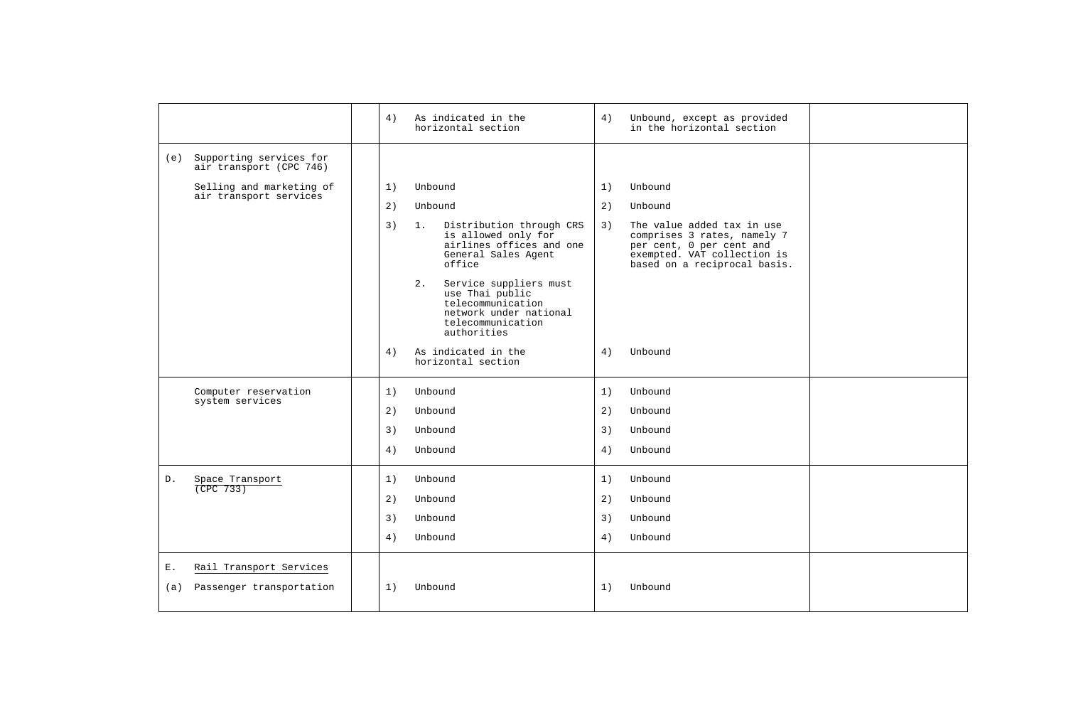| | | | | |
|---|---|---|---|---|
| | | 4) As indicated in the horizontal section | 4) Unbound, except as provided in the horizontal section | |
| (e) Supporting services for air transport (CPC 746)<br><br>Selling and marketing of air transport services | | 1) Unbound<br>2) Unbound<br>3) 1. Distribution through CRS is allowed only for airlines offices and one General Sales Agent office<br>2. Service suppliers must use Thai public telecommunication network under national telecommunication authorities<br>4) As indicated in the horizontal section | 1) Unbound<br>2) Unbound<br>3) The value added tax in use comprises 3 rates, namely 7 per cent, 0 per cent and exempted. VAT collection is based on a reciprocal basis.<br>4) Unbound | |
| Computer reservation system services | | 1) Unbound<br>2) Unbound<br>3) Unbound<br>4) Unbound | 1) Unbound<br>2) Unbound<br>3) Unbound<br>4) Unbound | |
| D. Space Transport (CPC 733) | | 1) Unbound<br>2) Unbound<br>3) Unbound<br>4) Unbound | 1) Unbound<br>2) Unbound<br>3) Unbound<br>4) Unbound | |
| E. Rail Transport Services<br>(a) Passenger transportation | | 1) Unbound | 1) Unbound | |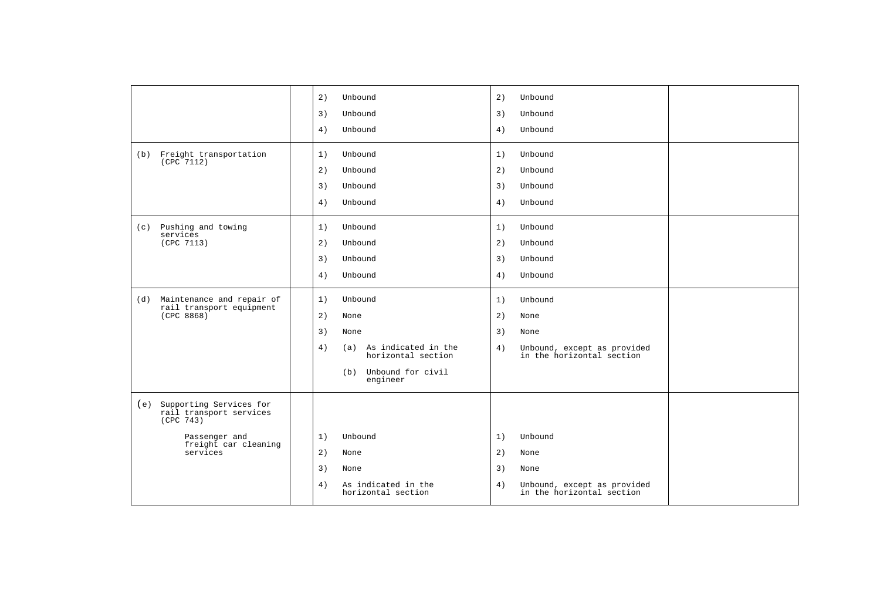| | | | | |
|---|---|---|---|---|
| | | 2) Unbound<br>3) Unbound<br>4) Unbound | 2) Unbound<br>3) Unbound<br>4) Unbound | |
| (b) Freight transportation (CPC 7112) | | 1) Unbound<br>2) Unbound<br>3) Unbound<br>4) Unbound | 1) Unbound<br>2) Unbound<br>3) Unbound<br>4) Unbound | |
| (c) Pushing and towing services (CPC 7113) | | 1) Unbound<br>2) Unbound<br>3) Unbound<br>4) Unbound | 1) Unbound<br>2) Unbound<br>3) Unbound<br>4) Unbound | |
| (d) Maintenance and repair of rail transport equipment (CPC 8868) | | 1) Unbound<br>2) None<br>3) None<br>4) (a) As indicated in the horizontal section<br>(b) Unbound for civil engineer | 1) Unbound<br>2) None<br>3) None<br>4) Unbound, except as provided in the horizontal section | |
| (e) Supporting Services for rail transport services (CPC 743)<br><br>Passenger and freight car cleaning services | | 1) Unbound<br>2) None<br>3) None<br>4) As indicated in the horizontal section | 1) Unbound<br>2) None<br>3) None<br>4) Unbound, except as provided in the horizontal section | |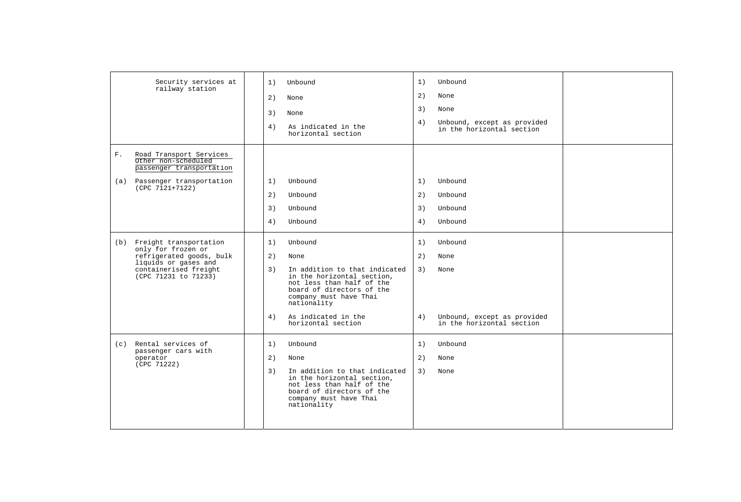| | | | | |
|---|---|---|---|---|
| Security services at railway station | | 1) Unbound<br>2) None<br>3) None<br>4) As indicated in the horizontal section | 1) Unbound<br>2) None<br>3) None<br>4) Unbound, except as provided in the horizontal section | |
| F. Road Transport Services<br>Other non-scheduled passenger transportation<br>(a) Passenger transportation (CPC 7121+7122) | | 1) Unbound<br>2) Unbound<br>3) Unbound<br>4) Unbound | 1) Unbound<br>2) Unbound<br>3) Unbound<br>4) Unbound | |
| (b) Freight transportation only for frozen or refrigerated goods, bulk liquids or gases and containerised freight (CPC 71231 to 71233) | | 1) Unbound<br>2) None<br>3) In addition to that indicated in the horizontal section, not less than half of the board of directors of the company must have Thai nationality<br>4) As indicated in the horizontal section | 1) Unbound<br>2) None<br>3) None<br>4) Unbound, except as provided in the horizontal section | |
| (c) Rental services of passenger cars with operator (CPC 71222) | | 1) Unbound<br>2) None<br>3) In addition to that indicated in the horizontal section, not less than half of the board of directors of the company must have Thai nationality | 1) Unbound<br>2) None<br>3) None | |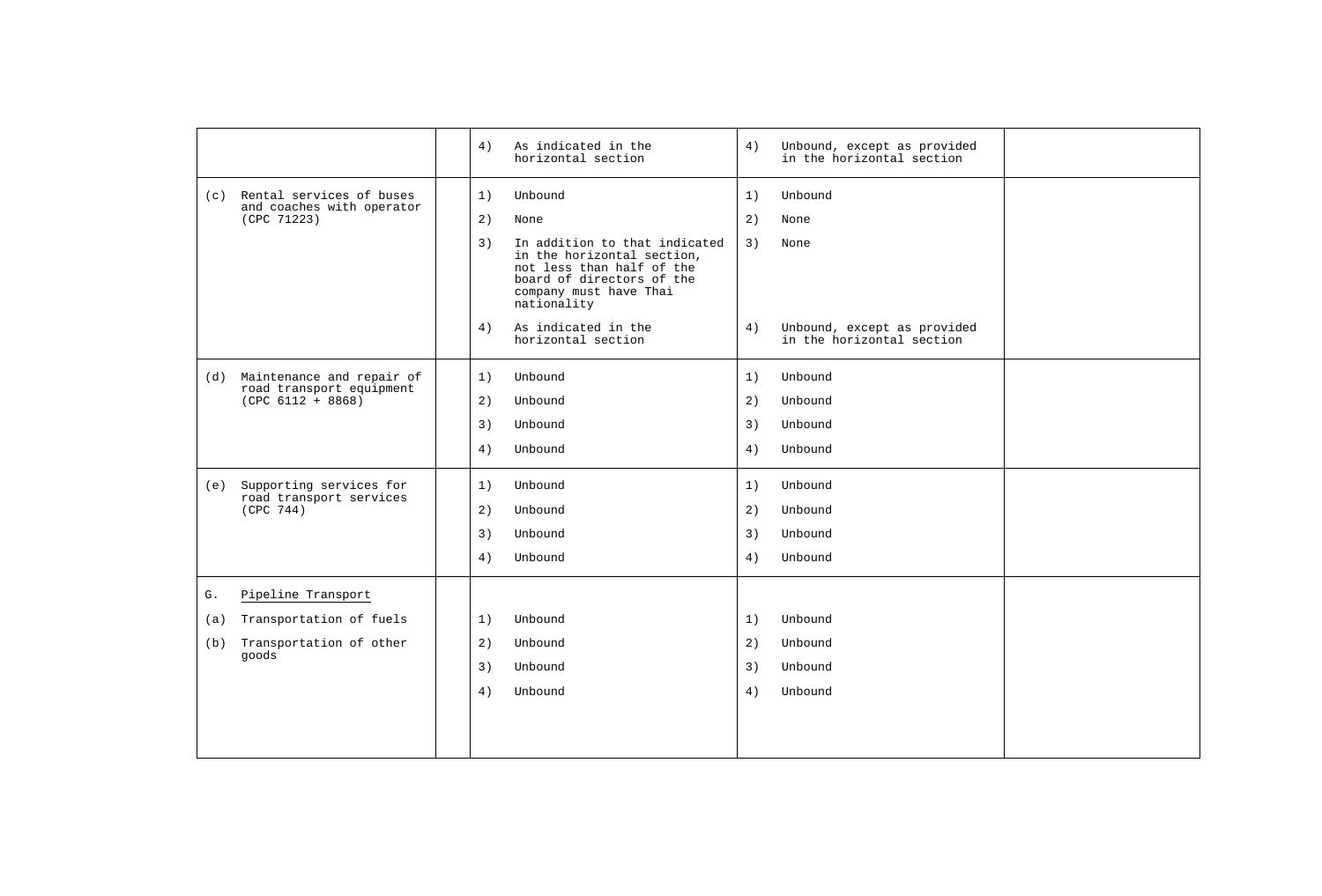| | | | | |
|---|---|---|---|---|
| | | 4) As indicated in the horizontal section | 4) Unbound, except as provided in the horizontal section | |
| (c) Rental services of buses and coaches with operator (CPC 71223) | | 1) Unbound<br>2) None<br>3) In addition to that indicated in the horizontal section, not less than half of the board of directors of the company must have Thai nationality<br>4) As indicated in the horizontal section | 1) Unbound<br>2) None<br>3) None<br>4) Unbound, except as provided in the horizontal section | |
| (d) Maintenance and repair of road transport equipment (CPC 6112 + 8868) | | 1) Unbound<br>2) Unbound<br>3) Unbound<br>4) Unbound | 1) Unbound<br>2) Unbound<br>3) Unbound<br>4) Unbound | |
| (e) Supporting services for road transport services (CPC 744) | | 1) Unbound<br>2) Unbound<br>3) Unbound<br>4) Unbound | 1) Unbound<br>2) Unbound<br>3) Unbound<br>4) Unbound | |
| G. <u>Pipeline Transport</u><br>(a) Transportation of fuels<br>(b) Transportation of other goods | | 1) Unbound<br>2) Unbound<br>3) Unbound<br>4) Unbound | 1) Unbound<br>2) Unbound<br>3) Unbound<br>4) Unbound | |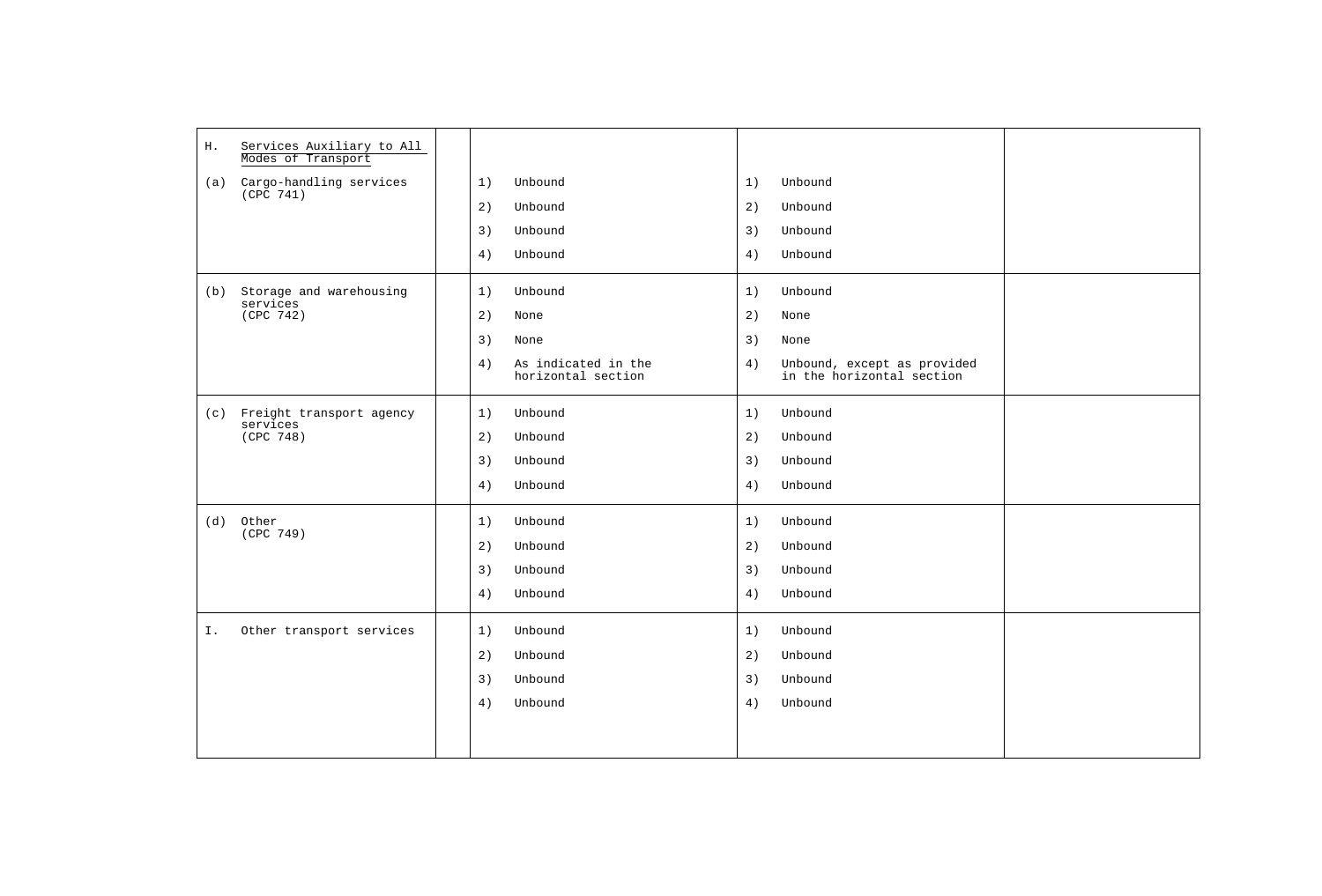| | | | | |
|---|---|---|---|---|
| H. Services Auxiliary to All Modes of Transport | | | | |
| (a) Cargo-handling services (CPC 741) | | 1) Unbound<br>2) Unbound<br>3) Unbound<br>4) Unbound | 1) Unbound<br>2) Unbound<br>3) Unbound<br>4) Unbound | |
| (b) Storage and warehousing services (CPC 742) | | 1) Unbound<br>2) None<br>3) None<br>4) As indicated in the horizontal section | 1) Unbound<br>2) None<br>3) None<br>4) Unbound, except as provided in the horizontal section | |
| (c) Freight transport agency services (CPC 748) | | 1) Unbound<br>2) Unbound<br>3) Unbound<br>4) Unbound | 1) Unbound<br>2) Unbound<br>3) Unbound<br>4) Unbound | |
| (d) Other (CPC 749) | | 1) Unbound<br>2) Unbound<br>3) Unbound<br>4) Unbound | 1) Unbound<br>2) Unbound<br>3) Unbound<br>4) Unbound | |
| I. Other transport services | | 1) Unbound<br>2) Unbound<br>3) Unbound<br>4) Unbound | 1) Unbound<br>2) Unbound<br>3) Unbound<br>4) Unbound | |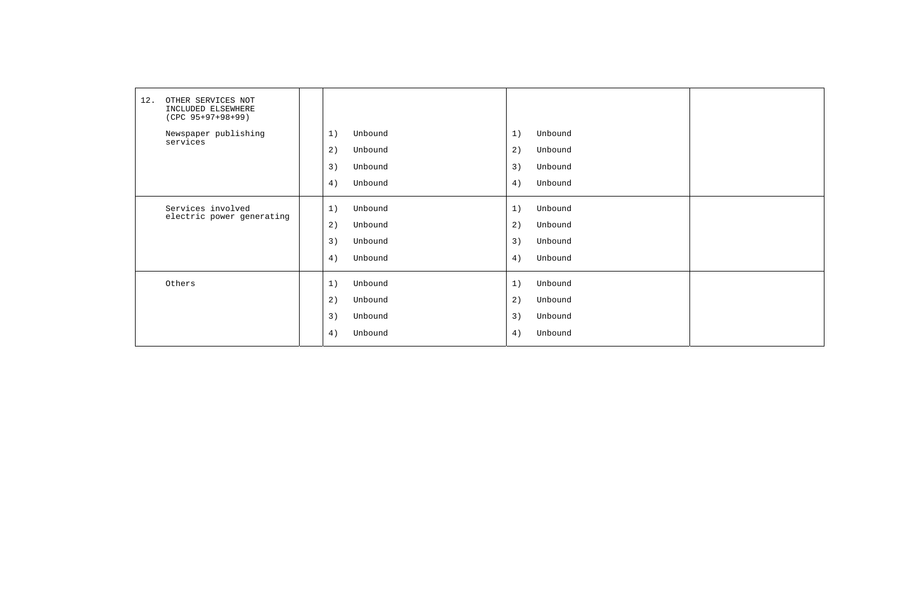| | | | | |
|---|---|---|---|---|
| 12. OTHER SERVICES NOT INCLUDED ELSEWHERE (CPC 95+97+98+99) | | | | |
| Newspaper publishing services | | 1) Unbound<br>2) Unbound<br>3) Unbound<br>4) Unbound | 1) Unbound<br>2) Unbound<br>3) Unbound<br>4) Unbound | |
| Services involved electric power generating | | 1) Unbound<br>2) Unbound<br>3) Unbound<br>4) Unbound | 1) Unbound<br>2) Unbound<br>3) Unbound<br>4) Unbound | |
| Others | | 1) Unbound<br>2) Unbound<br>3) Unbound<br>4) Unbound | 1) Unbound<br>2) Unbound<br>3) Unbound<br>4) Unbound | |